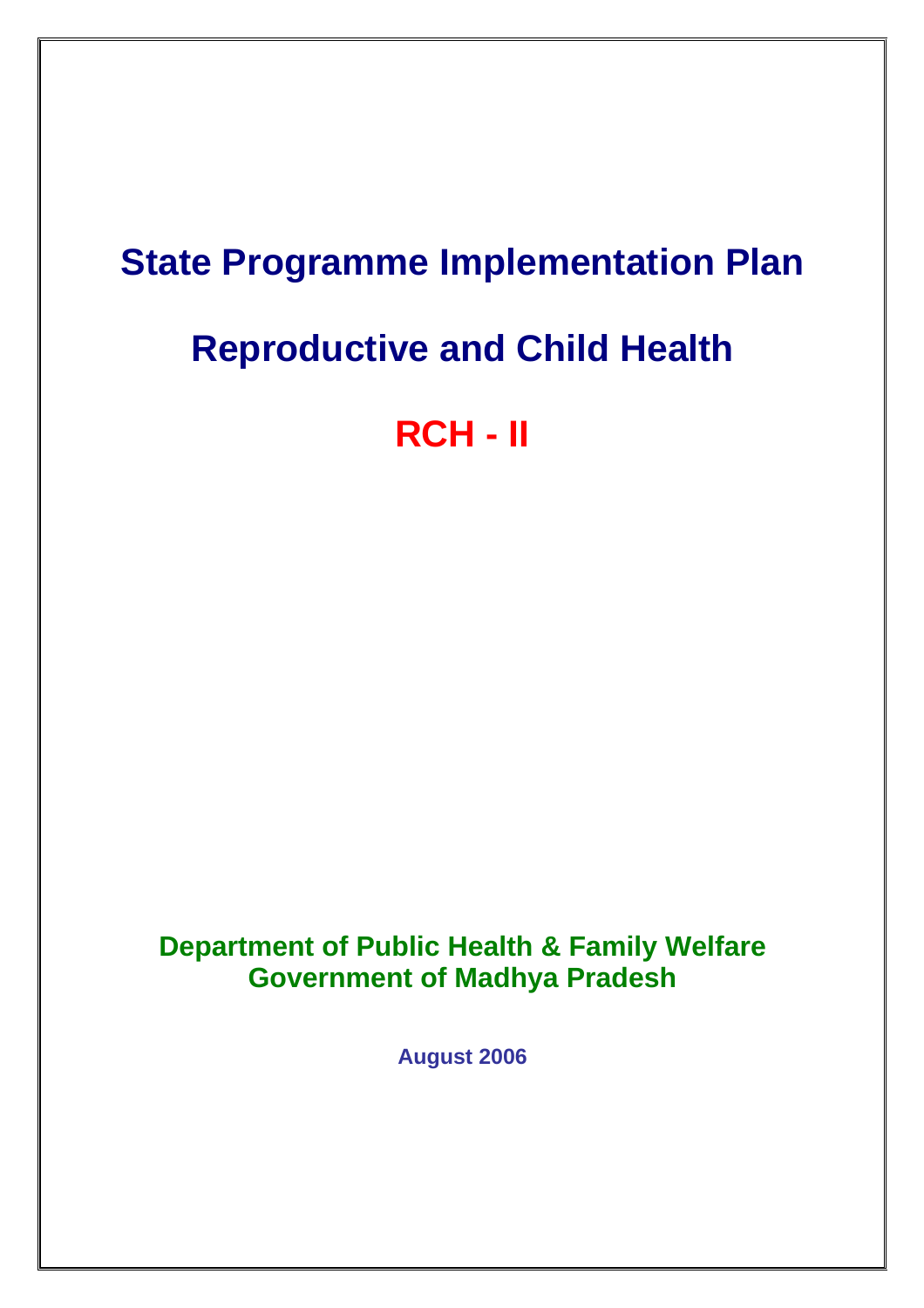# State Programme Implementation Plan

# Reproductive and Child Health

# RCH - II

**Department of Public Health & Family Welfare**
**Government of Madhya Pradesh**

**August 2006**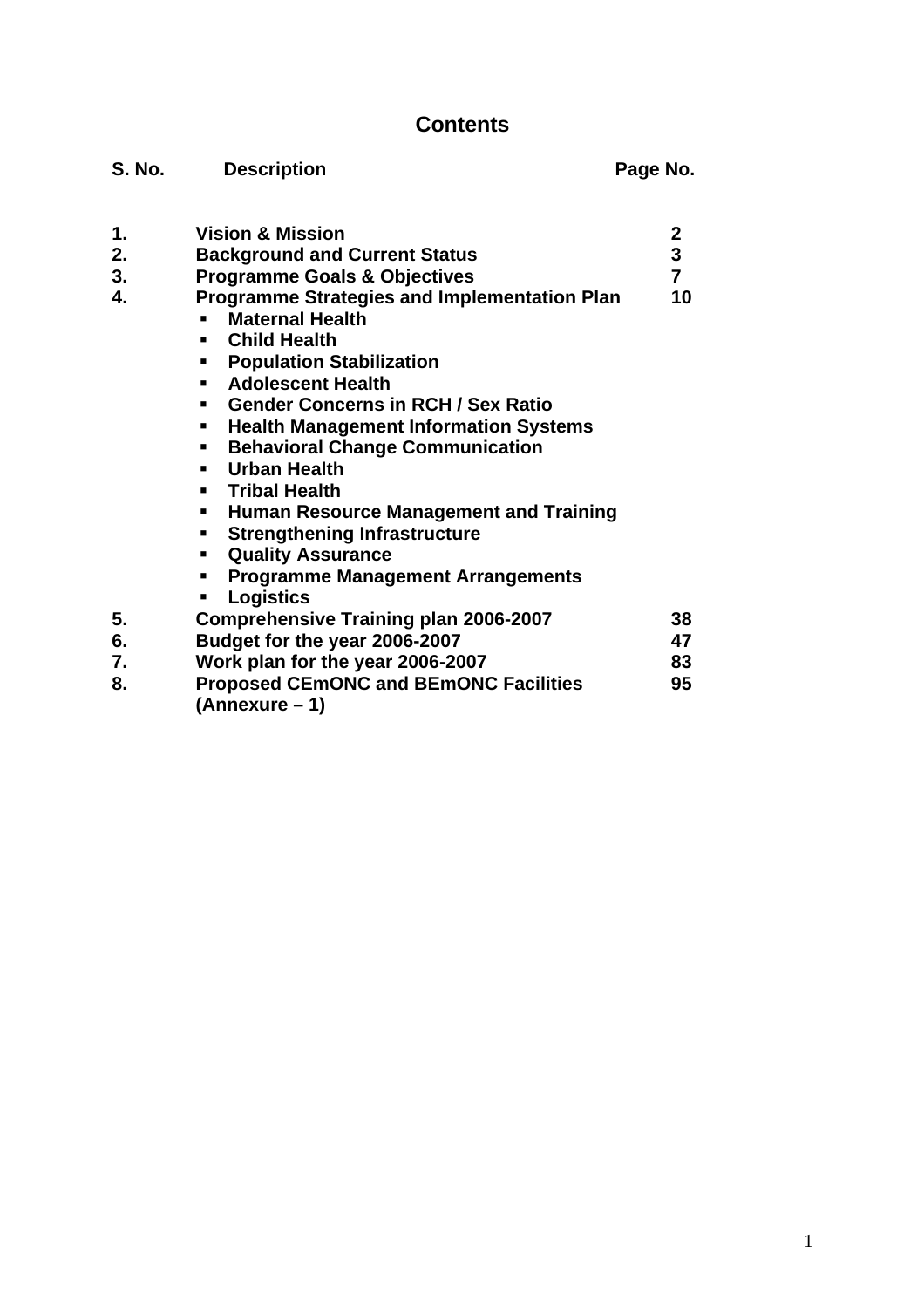# Contents

| S. No. | Description | Page No. |
|---|---|---|
| 1. | Vision & Mission | 2 |
| 2. | Background and Current Status | 3 |
| 3. | Programme Goals & Objectives | 7 |
| 4. | Programme Strategies and Implementation Plan<br>▪ Maternal Health<br>▪ Child Health<br>▪ Population Stabilization<br>▪ Adolescent Health<br>▪ Gender Concerns in RCH / Sex Ratio<br>▪ Health Management Information Systems<br>▪ Behavioral Change Communication<br>▪ Urban Health<br>▪ Tribal Health<br>▪ Human Resource Management and Training<br>▪ Strengthening Infrastructure<br>▪ Quality Assurance<br>▪ Programme Management Arrangements<br>▪ Logistics | 10 |
| 5. | Comprehensive Training plan 2006-2007 | 38 |
| 6. | Budget for the year 2006-2007 | 47 |
| 7. | Work plan for the year 2006-2007 | 83 |
| 8. | Proposed CEmONC and BEmONC Facilities (Annexure – 1) | 95 |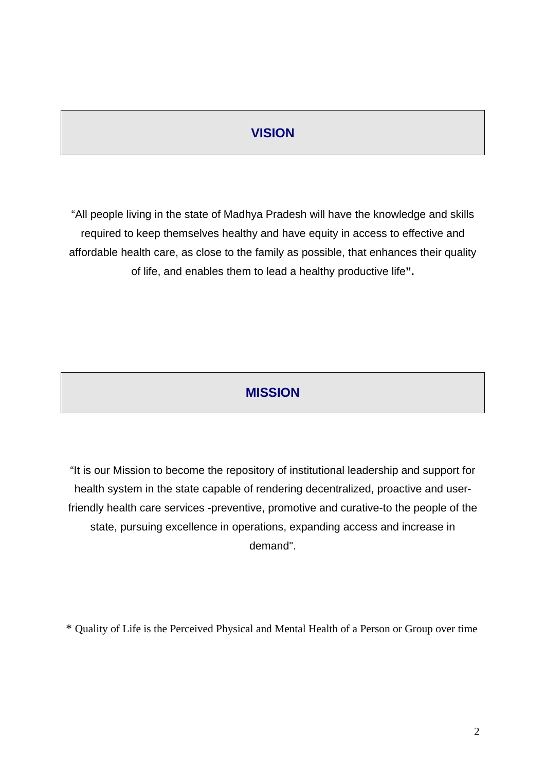## VISION

"All people living in the state of Madhya Pradesh will have the knowledge and skills required to keep themselves healthy and have equity in access to effective and affordable health care, as close to the family as possible, that enhances their quality of life, and enables them to lead a healthy productive life**".**

## MISSION

"It is our Mission to become the repository of institutional leadership and support for health system in the state capable of rendering decentralized, proactive and user-friendly health care services -preventive, promotive and curative-to the people of the state, pursuing excellence in operations, expanding access and increase in demand".

\* Quality of Life is the Perceived Physical and Mental Health of a Person or Group over time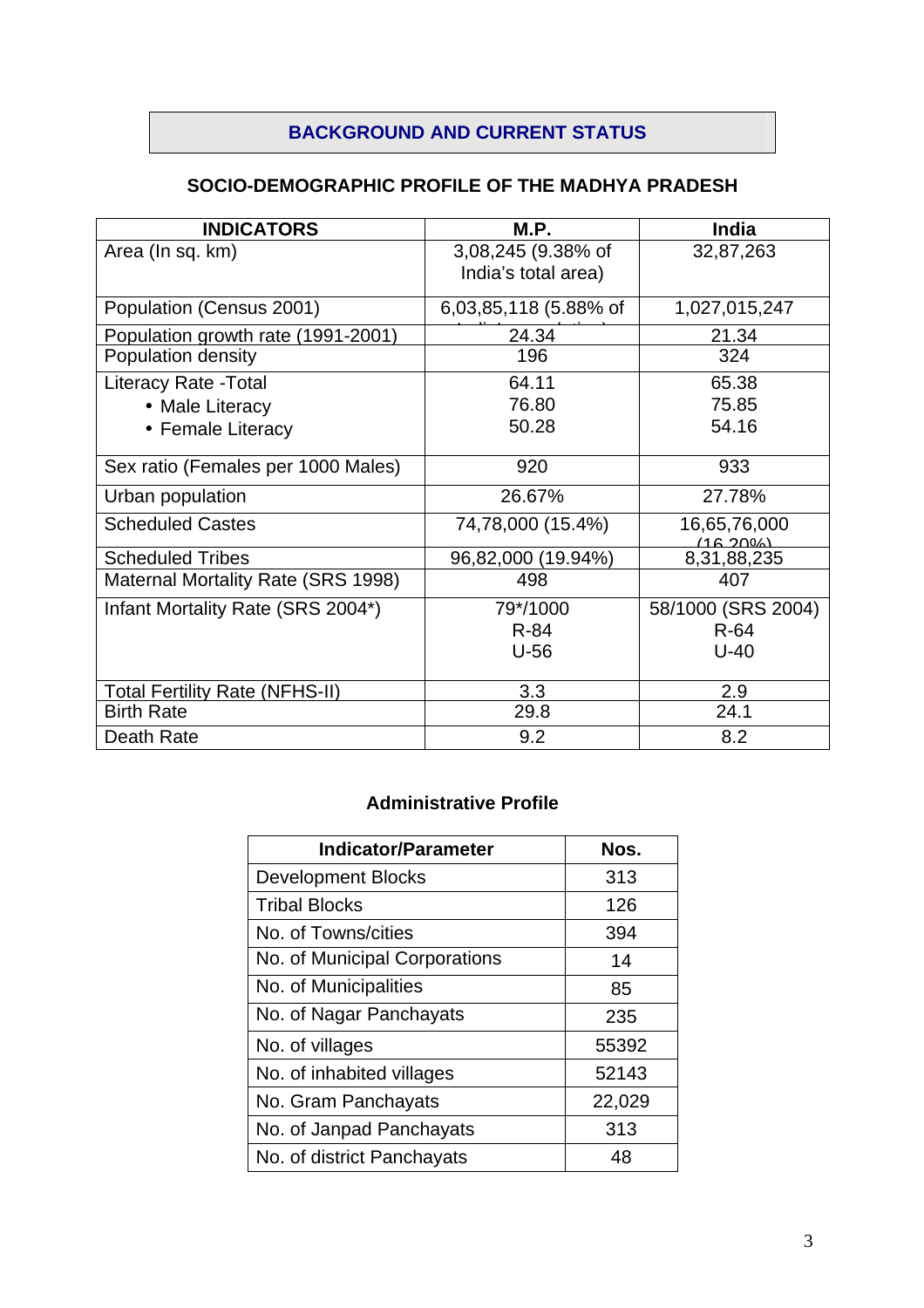## BACKGROUND AND CURRENT STATUS

### SOCIO-DEMOGRAPHIC PROFILE OF THE MADHYA PRADESH

| INDICATORS | M.P. | India |
|---|---|---|
| Area (In sq. km) | 3,08,245 (9.38% of India's total area) | 32,87,263 |
| Population (Census 2001) | 6,03,85,118 (5.88% of India's population) | 1,027,015,247 |
| Population growth rate (1991-2001) | 24.34 | 21.34 |
| Population density | 196 | 324 |
| Literacy Rate -Total<br>• Male Literacy<br>• Female Literacy | 64.11<br>76.80<br>50.28 | 65.38<br>75.85<br>54.16 |
| Sex ratio (Females per 1000 Males) | 920 | 933 |
| Urban population | 26.67% | 27.78% |
| Scheduled Castes | 74,78,000 (15.4%) | 16,65,76,000 (16.20%) |
| Scheduled Tribes | 96,82,000 (19.94%) | 8,31,88,235 |
| Maternal Mortality Rate (SRS 1998) | 498 | 407 |
| Infant Mortality Rate (SRS 2004*) | 79*/1000<br>R-84<br>U-56 | 58/1000 (SRS 2004)<br>R-64<br>U-40 |
| Total Fertility Rate (NFHS-II) | 3.3 | 2.9 |
| Birth Rate | 29.8 | 24.1 |
| Death Rate | 9.2 | 8.2 |

### Administrative Profile

| Indicator/Parameter | Nos. |
|---|---|
| Development Blocks | 313 |
| Tribal Blocks | 126 |
| No. of Towns/cities | 394 |
| No. of Municipal Corporations | 14 |
| No. of Municipalities | 85 |
| No. of Nagar Panchayats | 235 |
| No. of villages | 55392 |
| No. of inhabited villages | 52143 |
| No. Gram Panchayats | 22,029 |
| No. of Janpad Panchayats | 313 |
| No. of district Panchayats | 48 |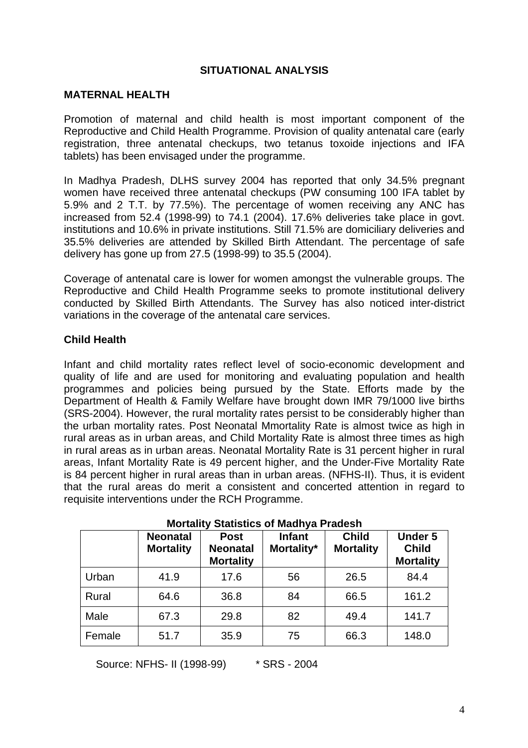# SITUATIONAL ANALYSIS

## MATERNAL HEALTH

Promotion of maternal and child health is most important component of the Reproductive and Child Health Programme. Provision of quality antenatal care (early registration, three antenatal checkups, two tetanus toxoide injections and IFA tablets) has been envisaged under the programme.

In Madhya Pradesh, DLHS survey 2004 has reported that only 34.5% pregnant women have received three antenatal checkups (PW consuming 100 IFA tablet by 5.9% and 2 T.T. by 77.5%). The percentage of women receiving any ANC has increased from 52.4 (1998-99) to 74.1 (2004). 17.6% deliveries take place in govt. institutions and 10.6% in private institutions. Still 71.5% are domiciliary deliveries and 35.5% deliveries are attended by Skilled Birth Attendant. The percentage of safe delivery has gone up from 27.5 (1998-99) to 35.5 (2004).

Coverage of antenatal care is lower for women amongst the vulnerable groups. The Reproductive and Child Health Programme seeks to promote institutional delivery conducted by Skilled Birth Attendants. The Survey has also noticed inter-district variations in the coverage of the antenatal care services.

## Child Health

Infant and child mortality rates reflect level of socio-economic development and quality of life and are used for monitoring and evaluating population and health programmes and policies being pursued by the State. Efforts made by the Department of Health & Family Welfare have brought down IMR 79/1000 live births (SRS-2004). However, the rural mortality rates persist to be considerably higher than the urban mortality rates. Post Neonatal Mmortality Rate is almost twice as high in rural areas as in urban areas, and Child Mortality Rate is almost three times as high in rural areas as in urban areas. Neonatal Mortality Rate is 31 percent higher in rural areas, Infant Mortality Rate is 49 percent higher, and the Under-Five Mortality Rate is 84 percent higher in rural areas than in urban areas. (NFHS-II). Thus, it is evident that the rural areas do merit a consistent and concerted attention in regard to requisite interventions under the RCH Programme.

**Mortality Statistics of Madhya Pradesh**

| | Neonatal Mortality | Post Neonatal Mortality | Infant Mortality* | Child Mortality | Under 5 Child Mortality |
|---|---|---|---|---|---|
| Urban | 41.9 | 17.6 | 56 | 26.5 | 84.4 |
| Rural | 64.6 | 36.8 | 84 | 66.5 | 161.2 |
| Male | 67.3 | 29.8 | 82 | 49.4 | 141.7 |
| Female | 51.7 | 35.9 | 75 | 66.3 | 148.0 |

Source: NFHS- II (1998-99) &nbsp;&nbsp;&nbsp;&nbsp;&nbsp;&nbsp; * SRS - 2004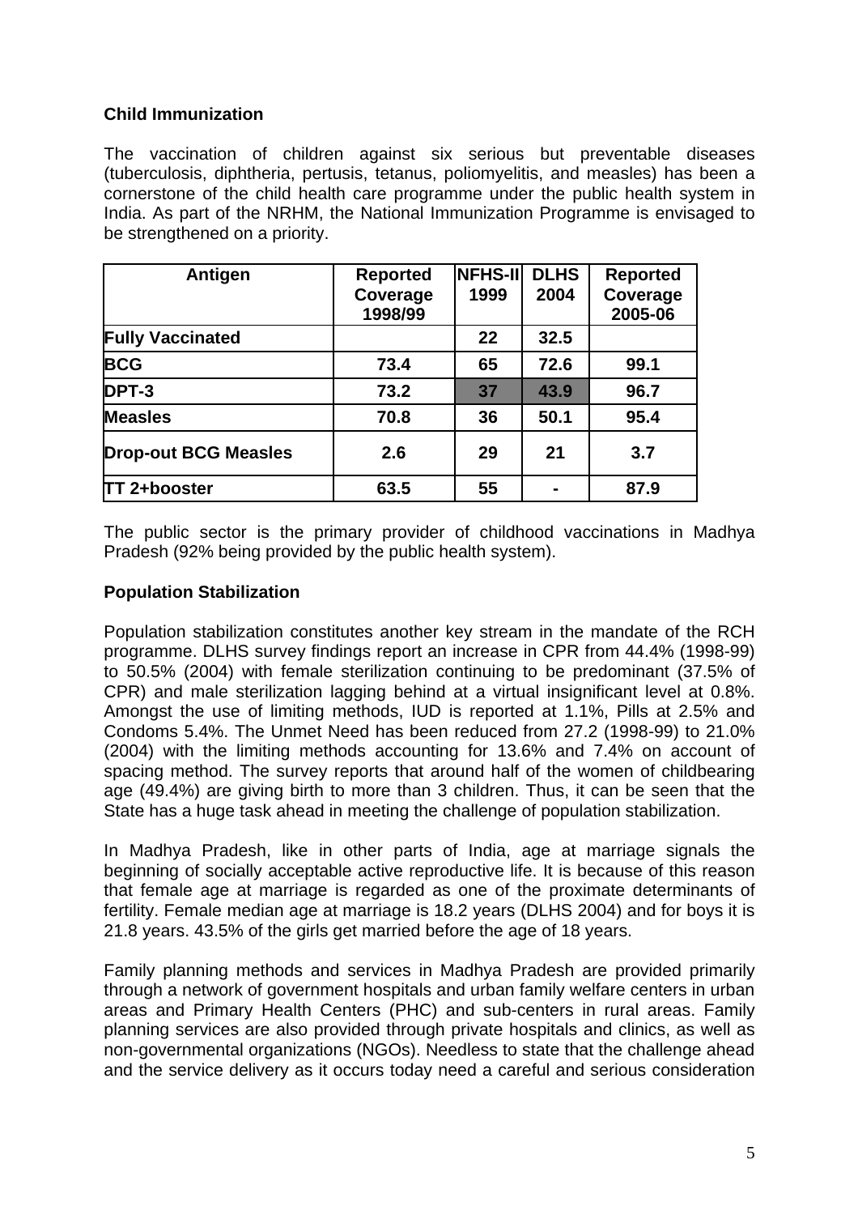**Child Immunization**

The vaccination of children against six serious but preventable diseases (tuberculosis, diphtheria, pertusis, tetanus, poliomyelitis, and measles) has been a cornerstone of the child health care programme under the public health system in India. As part of the NRHM, the National Immunization Programme is envisaged to be strengthened on a priority.

| Antigen | Reported Coverage 1998/99 | NFHS-II 1999 | DLHS 2004 | Reported Coverage 2005-06 |
|---|---|---|---|---|
| **Fully Vaccinated** | | **22** | **32.5** | |
| **BCG** | **73.4** | **65** | **72.6** | **99.1** |
| **DPT-3** | **73.2** | **37** | **43.9** | **96.7** |
| **Measles** | **70.8** | **36** | **50.1** | **95.4** |
| **Drop-out BCG Measles** | **2.6** | **29** | **21** | **3.7** |
| **TT 2+booster** | **63.5** | **55** | **-** | **87.9** |

The public sector is the primary provider of childhood vaccinations in Madhya Pradesh (92% being provided by the public health system).

**Population Stabilization**

Population stabilization constitutes another key stream in the mandate of the RCH programme. DLHS survey findings report an increase in CPR from 44.4% (1998-99) to 50.5% (2004) with female sterilization continuing to be predominant (37.5% of CPR) and male sterilization lagging behind at a virtual insignificant level at 0.8%. Amongst the use of limiting methods, IUD is reported at 1.1%, Pills at 2.5% and Condoms 5.4%. The Unmet Need has been reduced from 27.2 (1998-99) to 21.0% (2004) with the limiting methods accounting for 13.6% and 7.4% on account of spacing method. The survey reports that around half of the women of childbearing age (49.4%) are giving birth to more than 3 children. Thus, it can be seen that the State has a huge task ahead in meeting the challenge of population stabilization.

In Madhya Pradesh, like in other parts of India, age at marriage signals the beginning of socially acceptable active reproductive life. It is because of this reason that female age at marriage is regarded as one of the proximate determinants of fertility. Female median age at marriage is 18.2 years (DLHS 2004) and for boys it is 21.8 years. 43.5% of the girls get married before the age of 18 years.

Family planning methods and services in Madhya Pradesh are provided primarily through a network of government hospitals and urban family welfare centers in urban areas and Primary Health Centers (PHC) and sub-centers in rural areas. Family planning services are also provided through private hospitals and clinics, as well as non-governmental organizations (NGOs). Needless to state that the challenge ahead and the service delivery as it occurs today need a careful and serious consideration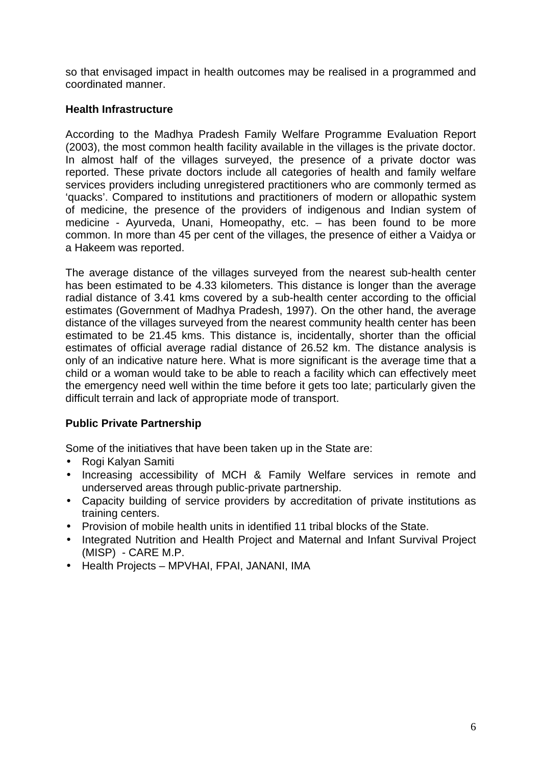so that envisaged impact in health outcomes may be realised in a programmed and coordinated manner.

**Health Infrastructure**

According to the Madhya Pradesh Family Welfare Programme Evaluation Report (2003), the most common health facility available in the villages is the private doctor. In almost half of the villages surveyed, the presence of a private doctor was reported. These private doctors include all categories of health and family welfare services providers including unregistered practitioners who are commonly termed as 'quacks'. Compared to institutions and practitioners of modern or allopathic system of medicine, the presence of the providers of indigenous and Indian system of medicine - Ayurveda, Unani, Homeopathy, etc. – has been found to be more common. In more than 45 per cent of the villages, the presence of either a Vaidya or a Hakeem was reported.

The average distance of the villages surveyed from the nearest sub-health center has been estimated to be 4.33 kilometers. This distance is longer than the average radial distance of 3.41 kms covered by a sub-health center according to the official estimates (Government of Madhya Pradesh, 1997). On the other hand, the average distance of the villages surveyed from the nearest community health center has been estimated to be 21.45 kms. This distance is, incidentally, shorter than the official estimates of official average radial distance of 26.52 km. The distance analysis is only of an indicative nature here. What is more significant is the average time that a child or a woman would take to be able to reach a facility which can effectively meet the emergency need well within the time before it gets too late; particularly given the difficult terrain and lack of appropriate mode of transport.

**Public Private Partnership**

Some of the initiatives that have been taken up in the State are:

- Rogi Kalyan Samiti
- Increasing accessibility of MCH & Family Welfare services in remote and underserved areas through public-private partnership.
- Capacity building of service providers by accreditation of private institutions as training centers.
- Provision of mobile health units in identified 11 tribal blocks of the State.
- Integrated Nutrition and Health Project and Maternal and Infant Survival Project (MISP) - CARE M.P.
- Health Projects – MPVHAI, FPAI, JANANI, IMA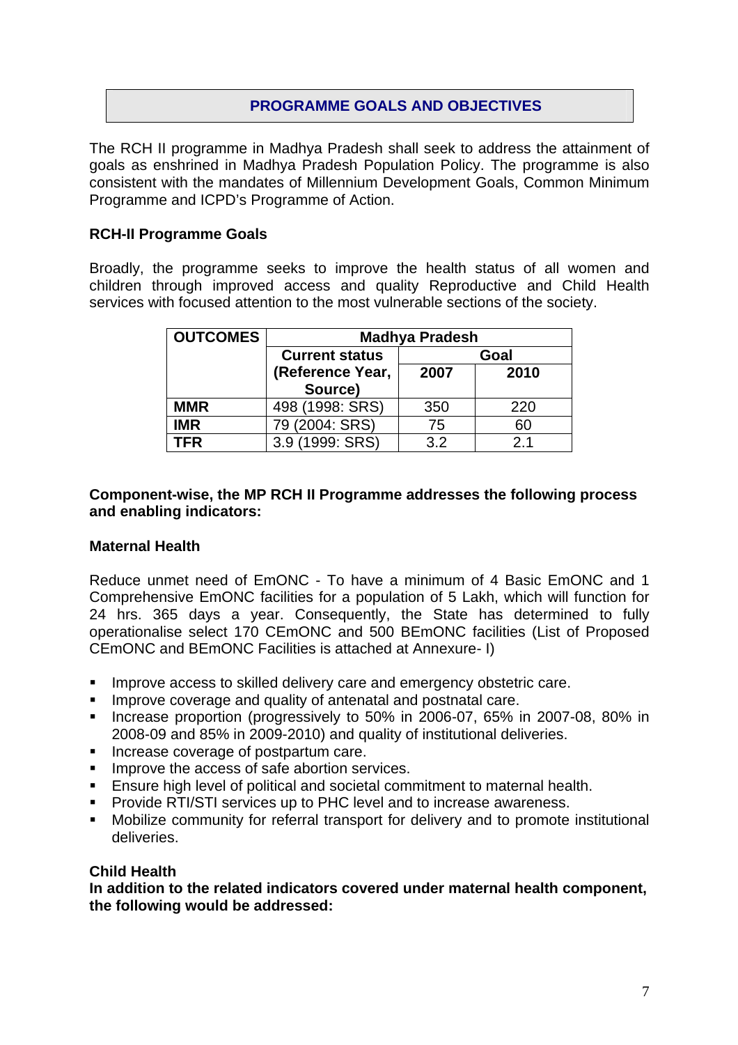## PROGRAMME GOALS AND OBJECTIVES

The RCH II programme in Madhya Pradesh shall seek to address the attainment of goals as enshrined in Madhya Pradesh Population Policy. The programme is also consistent with the mandates of Millennium Development Goals, Common Minimum Programme and ICPD's Programme of Action.

### RCH-II Programme Goals

Broadly, the programme seeks to improve the health status of all women and children through improved access and quality Reproductive and Child Health services with focused attention to the most vulnerable sections of the society.

| OUTCOMES | Madhya Pradesh | | |
|---|---|---|---|
| | Current status (Reference Year, Source) | Goal | |
| | | 2007 | 2010 |
| MMR | 498 (1998: SRS) | 350 | 220 |
| IMR | 79 (2004: SRS) | 75 | 60 |
| TFR | 3.9 (1999: SRS) | 3.2 | 2.1 |

**Component-wise, the MP RCH II Programme addresses the following process and enabling indicators:**

### Maternal Health

Reduce unmet need of EmONC - To have a minimum of 4 Basic EmONC and 1 Comprehensive EmONC facilities for a population of 5 Lakh, which will function for 24 hrs. 365 days a year. Consequently, the State has determined to fully operationalise select 170 CEmONC and 500 BEmONC facilities (List of Proposed CEmONC and BEmONC Facilities is attached at Annexure- I)

- Improve access to skilled delivery care and emergency obstetric care.
- Improve coverage and quality of antenatal and postnatal care.
- Increase proportion (progressively to 50% in 2006-07, 65% in 2007-08, 80% in 2008-09 and 85% in 2009-2010) and quality of institutional deliveries.
- Increase coverage of postpartum care.
- Improve the access of safe abortion services.
- Ensure high level of political and societal commitment to maternal health.
- Provide RTI/STI services up to PHC level and to increase awareness.
- Mobilize community for referral transport for delivery and to promote institutional deliveries.

### Child Health

**In addition to the related indicators covered under maternal health component, the following would be addressed:**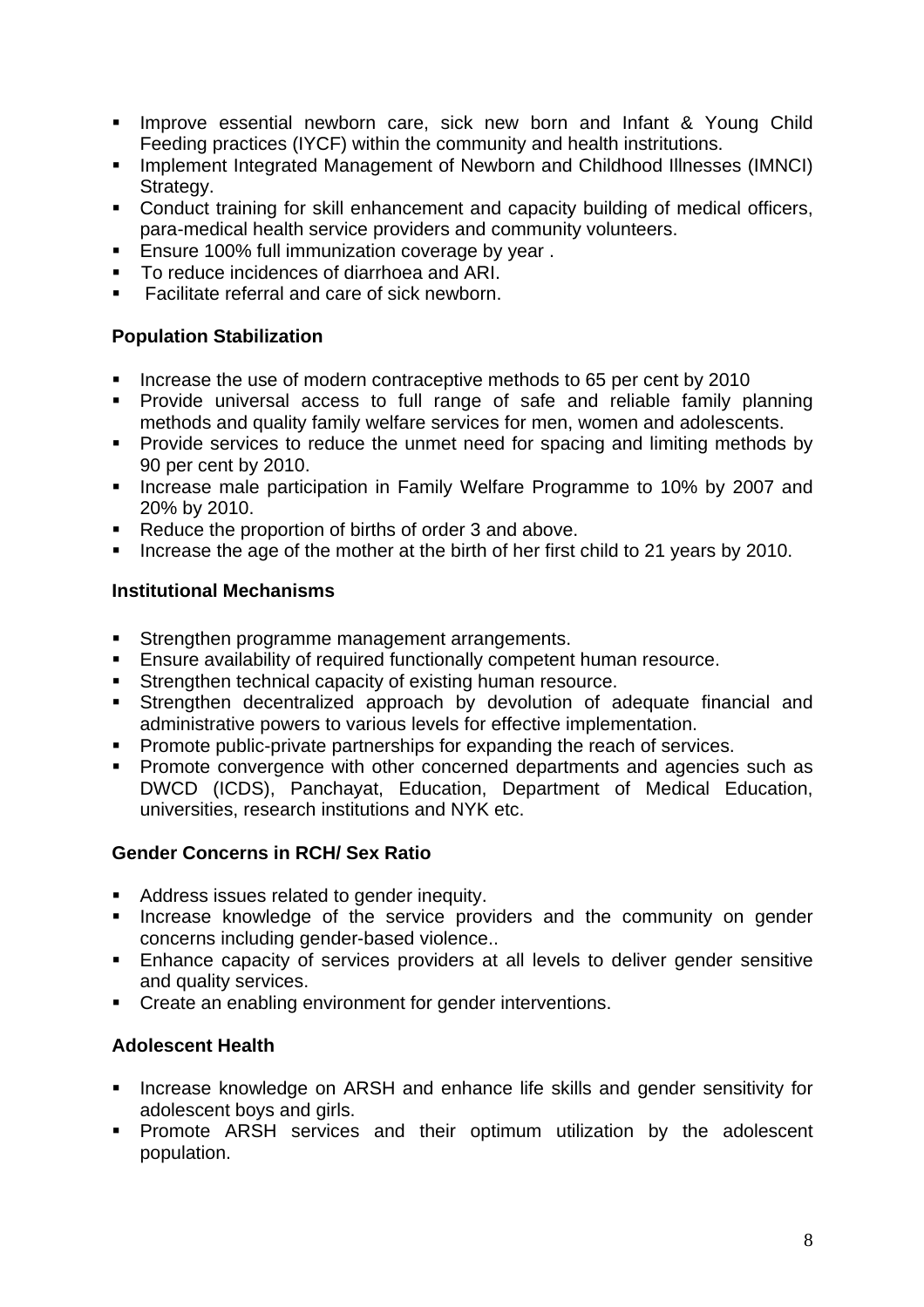- Improve essential newborn care, sick new born and Infant & Young Child Feeding practices (IYCF) within the community and health instritutions.
- Implement Integrated Management of Newborn and Childhood Illnesses (IMNCI) Strategy.
- Conduct training for skill enhancement and capacity building of medical officers, para-medical health service providers and community volunteers.
- Ensure 100% full immunization coverage by year .
- To reduce incidences of diarrhoea and ARI.
- Facilitate referral and care of sick newborn.

**Population Stabilization**

- Increase the use of modern contraceptive methods to 65 per cent by 2010
- Provide universal access to full range of safe and reliable family planning methods and quality family welfare services for men, women and adolescents.
- Provide services to reduce the unmet need for spacing and limiting methods by 90 per cent by 2010.
- Increase male participation in Family Welfare Programme to 10% by 2007 and 20% by 2010.
- Reduce the proportion of births of order 3 and above.
- Increase the age of the mother at the birth of her first child to 21 years by 2010.

**Institutional Mechanisms**

- Strengthen programme management arrangements.
- Ensure availability of required functionally competent human resource.
- Strengthen technical capacity of existing human resource.
- Strengthen decentralized approach by devolution of adequate financial and administrative powers to various levels for effective implementation.
- Promote public-private partnerships for expanding the reach of services.
- Promote convergence with other concerned departments and agencies such as DWCD (ICDS), Panchayat, Education, Department of Medical Education, universities, research institutions and NYK etc.

**Gender Concerns in RCH/ Sex Ratio**

- Address issues related to gender inequity.
- Increase knowledge of the service providers and the community on gender concerns including gender-based violence..
- Enhance capacity of services providers at all levels to deliver gender sensitive and quality services.
- Create an enabling environment for gender interventions.

**Adolescent Health**

- Increase knowledge on ARSH and enhance life skills and gender sensitivity for adolescent boys and girls.
- Promote ARSH services and their optimum utilization by the adolescent population.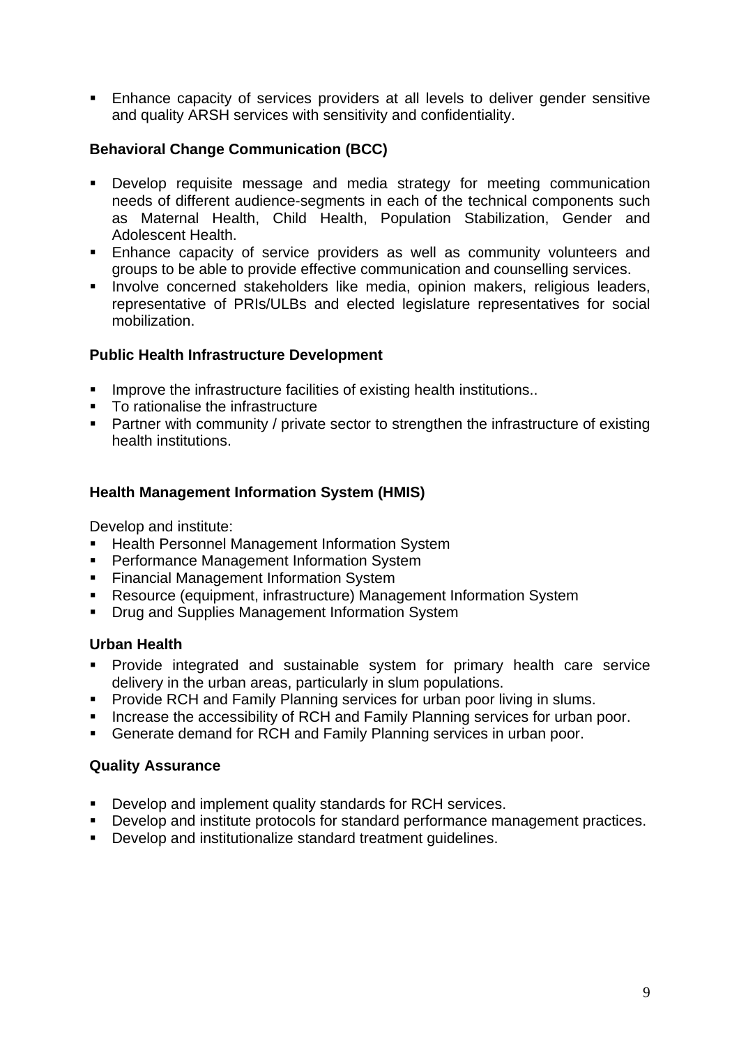- Enhance capacity of services providers at all levels to deliver gender sensitive and quality ARSH services with sensitivity and confidentiality.

**Behavioral Change Communication (BCC)**

- Develop requisite message and media strategy for meeting communication needs of different audience-segments in each of the technical components such as Maternal Health, Child Health, Population Stabilization, Gender and Adolescent Health.
- Enhance capacity of service providers as well as community volunteers and groups to be able to provide effective communication and counselling services.
- Involve concerned stakeholders like media, opinion makers, religious leaders, representative of PRIs/ULBs and elected legislature representatives for social mobilization.

**Public Health Infrastructure Development**

- Improve the infrastructure facilities of existing health institutions..
- To rationalise the infrastructure
- Partner with community / private sector to strengthen the infrastructure of existing health institutions.

**Health Management Information System (HMIS)**

Develop and institute:

- Health Personnel Management Information System
- Performance Management Information System
- Financial Management Information System
- Resource (equipment, infrastructure) Management Information System
- Drug and Supplies Management Information System

**Urban Health**

- Provide integrated and sustainable system for primary health care service delivery in the urban areas, particularly in slum populations.
- Provide RCH and Family Planning services for urban poor living in slums.
- Increase the accessibility of RCH and Family Planning services for urban poor.
- Generate demand for RCH and Family Planning services in urban poor.

**Quality Assurance**

- Develop and implement quality standards for RCH services.
- Develop and institute protocols for standard performance management practices.
- Develop and institutionalize standard treatment guidelines.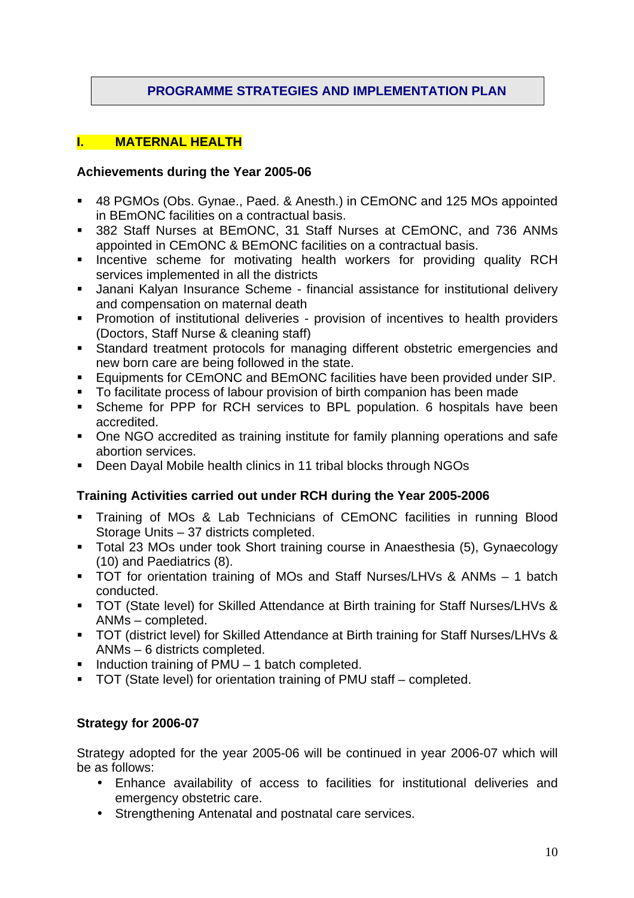## PROGRAMME STRATEGIES AND IMPLEMENTATION PLAN

### I. MATERNAL HEALTH

**Achievements during the Year 2005-06**

- 48 PGMOs (Obs. Gynae., Paed. & Anesth.) in CEmONC and 125 MOs appointed in BEmONC facilities on a contractual basis.
- 382 Staff Nurses at BEmONC, 31 Staff Nurses at CEmONC, and 736 ANMs appointed in CEmONC & BEmONC facilities on a contractual basis.
- Incentive scheme for motivating health workers for providing quality RCH services implemented in all the districts
- Janani Kalyan Insurance Scheme - financial assistance for institutional delivery and compensation on maternal death
- Promotion of institutional deliveries - provision of incentives to health providers (Doctors, Staff Nurse & cleaning staff)
- Standard treatment protocols for managing different obstetric emergencies and new born care are being followed in the state.
- Equipments for CEmONC and BEmONC facilities have been provided under SIP.
- To facilitate process of labour provision of birth companion has been made
- Scheme for PPP for RCH services to BPL population. 6 hospitals have been accredited.
- One NGO accredited as training institute for family planning operations and safe abortion services.
- Deen Dayal Mobile health clinics in 11 tribal blocks through NGOs

**Training Activities carried out under RCH during the Year 2005-2006**

- Training of MOs & Lab Technicians of CEmONC facilities in running Blood Storage Units – 37 districts completed.
- Total 23 MOs under took Short training course in Anaesthesia (5), Gynaecology (10) and Paediatrics (8).
- TOT for orientation training of MOs and Staff Nurses/LHVs & ANMs – 1 batch conducted.
- TOT (State level) for Skilled Attendance at Birth training for Staff Nurses/LHVs & ANMs – completed.
- TOT (district level) for Skilled Attendance at Birth training for Staff Nurses/LHVs & ANMs – 6 districts completed.
- Induction training of PMU – 1 batch completed.
- TOT (State level) for orientation training of PMU staff – completed.

**Strategy for 2006-07**

Strategy adopted for the year 2005-06 will be continued in year 2006-07 which will be as follows:

- Enhance availability of access to facilities for institutional deliveries and emergency obstetric care.
- Strengthening Antenatal and postnatal care services.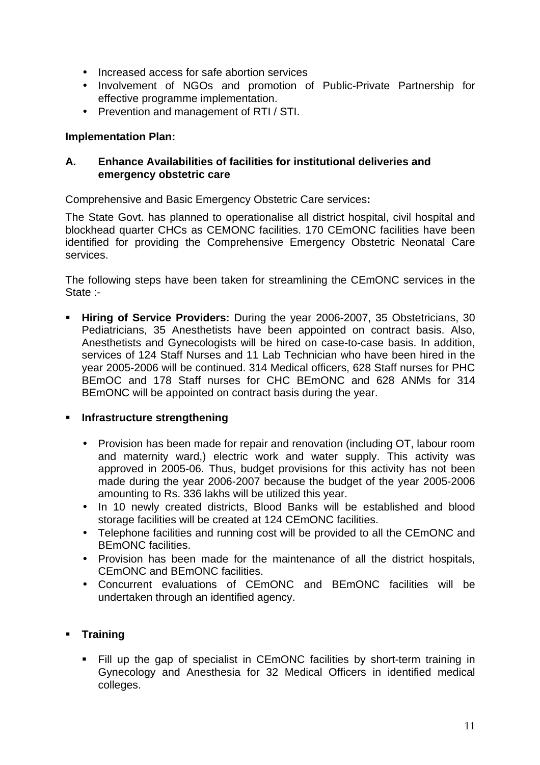- Increased access for safe abortion services
- Involvement of NGOs and promotion of Public-Private Partnership for effective programme implementation.
- Prevention and management of RTI / STI.

**Implementation Plan:**

**A. Enhance Availabilities of facilities for institutional deliveries and emergency obstetric care**

Comprehensive and Basic Emergency Obstetric Care services**:**

The State Govt. has planned to operationalise all district hospital, civil hospital and blockhead quarter CHCs as CEMONC facilities. 170 CEmONC facilities have been identified for providing the Comprehensive Emergency Obstetric Neonatal Care services.

The following steps have been taken for streamlining the CEmONC services in the State :-

- **Hiring of Service Providers:** During the year 2006-2007, 35 Obstetricians, 30 Pediatricians, 35 Anesthetists have been appointed on contract basis. Also, Anesthetists and Gynecologists will be hired on case-to-case basis. In addition, services of 124 Staff Nurses and 11 Lab Technician who have been hired in the year 2005-2006 will be continued. 314 Medical officers, 628 Staff nurses for PHC BEmOC and 178 Staff nurses for CHC BEmONC and 628 ANMs for 314 BEmONC will be appointed on contract basis during the year.

- **Infrastructure strengthening**

  - Provision has been made for repair and renovation (including OT, labour room and maternity ward,) electric work and water supply. This activity was approved in 2005-06. Thus, budget provisions for this activity has not been made during the year 2006-2007 because the budget of the year 2005-2006 amounting to Rs. 336 lakhs will be utilized this year.
  - In 10 newly created districts, Blood Banks will be established and blood storage facilities will be created at 124 CEmONC facilities.
  - Telephone facilities and running cost will be provided to all the CEmONC and BEmONC facilities.
  - Provision has been made for the maintenance of all the district hospitals, CEmONC and BEmONC facilities.
  - Concurrent evaluations of CEmONC and BEmONC facilities will be undertaken through an identified agency.

- **Training**

  - Fill up the gap of specialist in CEmONC facilities by short-term training in Gynecology and Anesthesia for 32 Medical Officers in identified medical colleges.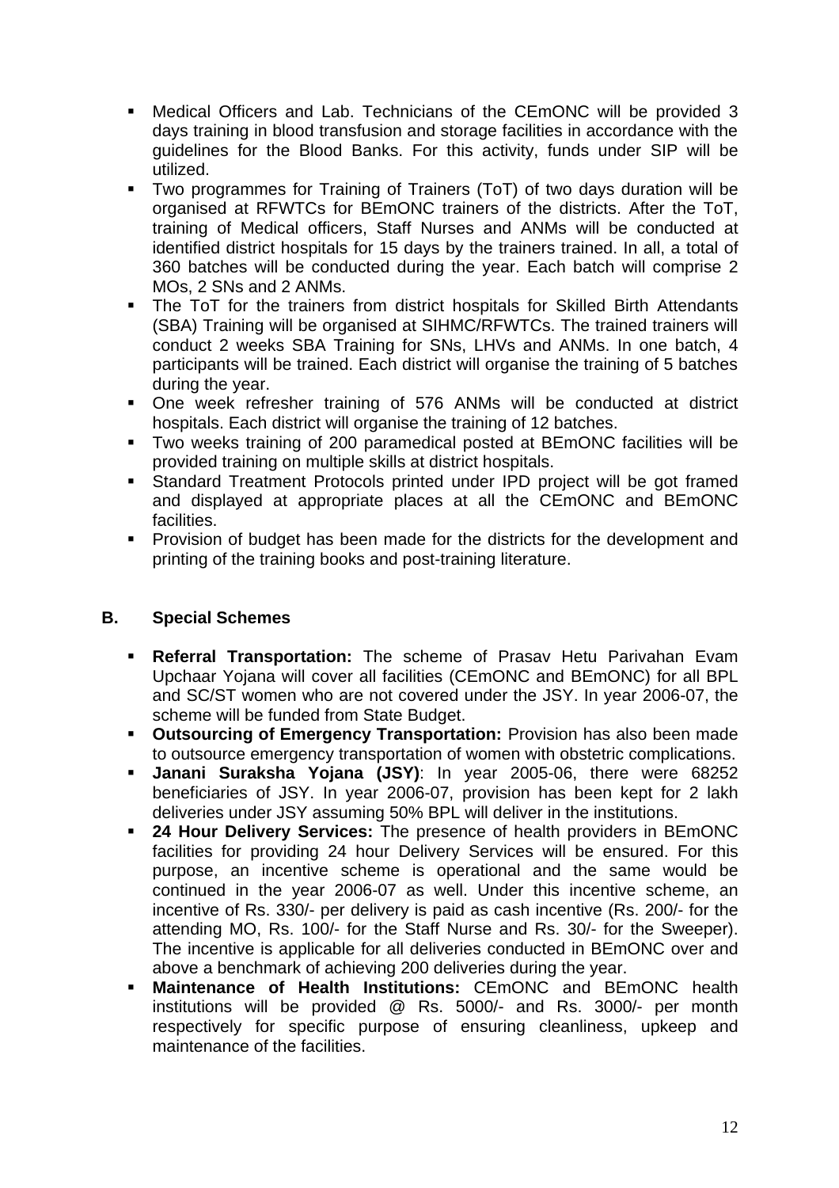- Medical Officers and Lab. Technicians of the CEmONC will be provided 3 days training in blood transfusion and storage facilities in accordance with the guidelines for the Blood Banks. For this activity, funds under SIP will be utilized.
- Two programmes for Training of Trainers (ToT) of two days duration will be organised at RFWTCs for BEmONC trainers of the districts. After the ToT, training of Medical officers, Staff Nurses and ANMs will be conducted at identified district hospitals for 15 days by the trainers trained. In all, a total of 360 batches will be conducted during the year. Each batch will comprise 2 MOs, 2 SNs and 2 ANMs.
- The ToT for the trainers from district hospitals for Skilled Birth Attendants (SBA) Training will be organised at SIHMC/RFWTCs. The trained trainers will conduct 2 weeks SBA Training for SNs, LHVs and ANMs. In one batch, 4 participants will be trained. Each district will organise the training of 5 batches during the year.
- One week refresher training of 576 ANMs will be conducted at district hospitals. Each district will organise the training of 12 batches.
- Two weeks training of 200 paramedical posted at BEmONC facilities will be provided training on multiple skills at district hospitals.
- Standard Treatment Protocols printed under IPD project will be got framed and displayed at appropriate places at all the CEmONC and BEmONC facilities.
- Provision of budget has been made for the districts for the development and printing of the training books and post-training literature.

## B. Special Schemes

- **Referral Transportation:** The scheme of Prasav Hetu Parivahan Evam Upchaar Yojana will cover all facilities (CEmONC and BEmONC) for all BPL and SC/ST women who are not covered under the JSY. In year 2006-07, the scheme will be funded from State Budget.
- **Outsourcing of Emergency Transportation:** Provision has also been made to outsource emergency transportation of women with obstetric complications.
- **Janani Suraksha Yojana (JSY)**: In year 2005-06, there were 68252 beneficiaries of JSY. In year 2006-07, provision has been kept for 2 lakh deliveries under JSY assuming 50% BPL will deliver in the institutions.
- **24 Hour Delivery Services:** The presence of health providers in BEmONC facilities for providing 24 hour Delivery Services will be ensured. For this purpose, an incentive scheme is operational and the same would be continued in the year 2006-07 as well. Under this incentive scheme, an incentive of Rs. 330/- per delivery is paid as cash incentive (Rs. 200/- for the attending MO, Rs. 100/- for the Staff Nurse and Rs. 30/- for the Sweeper). The incentive is applicable for all deliveries conducted in BEmONC over and above a benchmark of achieving 200 deliveries during the year.
- **Maintenance of Health Institutions:** CEmONC and BEmONC health institutions will be provided @ Rs. 5000/- and Rs. 3000/- per month respectively for specific purpose of ensuring cleanliness, upkeep and maintenance of the facilities.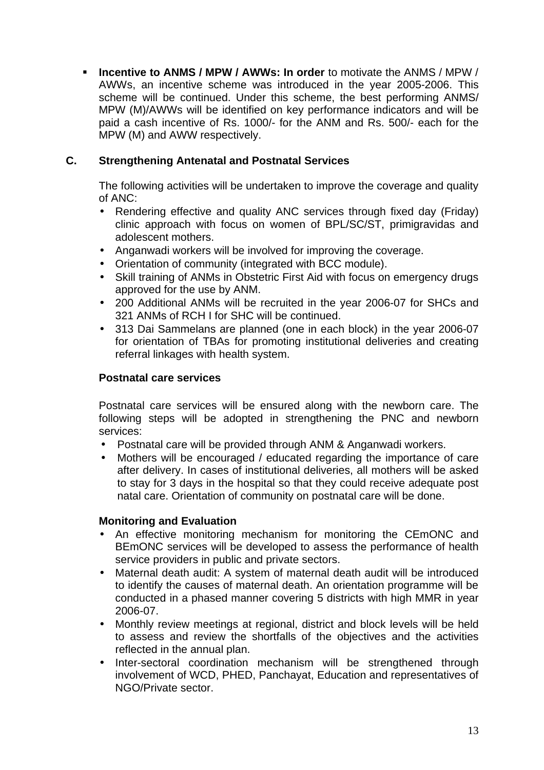- **Incentive to ANMS / MPW / AWWs: In order** to motivate the ANMS / MPW / AWWs, an incentive scheme was introduced in the year 2005-2006. This scheme will be continued. Under this scheme, the best performing ANMS/ MPW (M)/AWWs will be identified on key performance indicators and will be paid a cash incentive of Rs. 1000/- for the ANM and Rs. 500/- each for the MPW (M) and AWW respectively.

## C. Strengthening Antenatal and Postnatal Services

The following activities will be undertaken to improve the coverage and quality of ANC:

- Rendering effective and quality ANC services through fixed day (Friday) clinic approach with focus on women of BPL/SC/ST, primigravidas and adolescent mothers.
- Anganwadi workers will be involved for improving the coverage.
- Orientation of community (integrated with BCC module).
- Skill training of ANMs in Obstetric First Aid with focus on emergency drugs approved for the use by ANM.
- 200 Additional ANMs will be recruited in the year 2006-07 for SHCs and 321 ANMs of RCH I for SHC will be continued.
- 313 Dai Sammelans are planned (one in each block) in the year 2006-07 for orientation of TBAs for promoting institutional deliveries and creating referral linkages with health system.

### Postnatal care services

Postnatal care services will be ensured along with the newborn care. The following steps will be adopted in strengthening the PNC and newborn services:

- Postnatal care will be provided through ANM & Anganwadi workers.
- Mothers will be encouraged / educated regarding the importance of care after delivery. In cases of institutional deliveries, all mothers will be asked to stay for 3 days in the hospital so that they could receive adequate post natal care. Orientation of community on postnatal care will be done.

### Monitoring and Evaluation

- An effective monitoring mechanism for monitoring the CEmONC and BEmONC services will be developed to assess the performance of health service providers in public and private sectors.
- Maternal death audit: A system of maternal death audit will be introduced to identify the causes of maternal death. An orientation programme will be conducted in a phased manner covering 5 districts with high MMR in year 2006-07.
- Monthly review meetings at regional, district and block levels will be held to assess and review the shortfalls of the objectives and the activities reflected in the annual plan.
- Inter-sectoral coordination mechanism will be strengthened through involvement of WCD, PHED, Panchayat, Education and representatives of NGO/Private sector.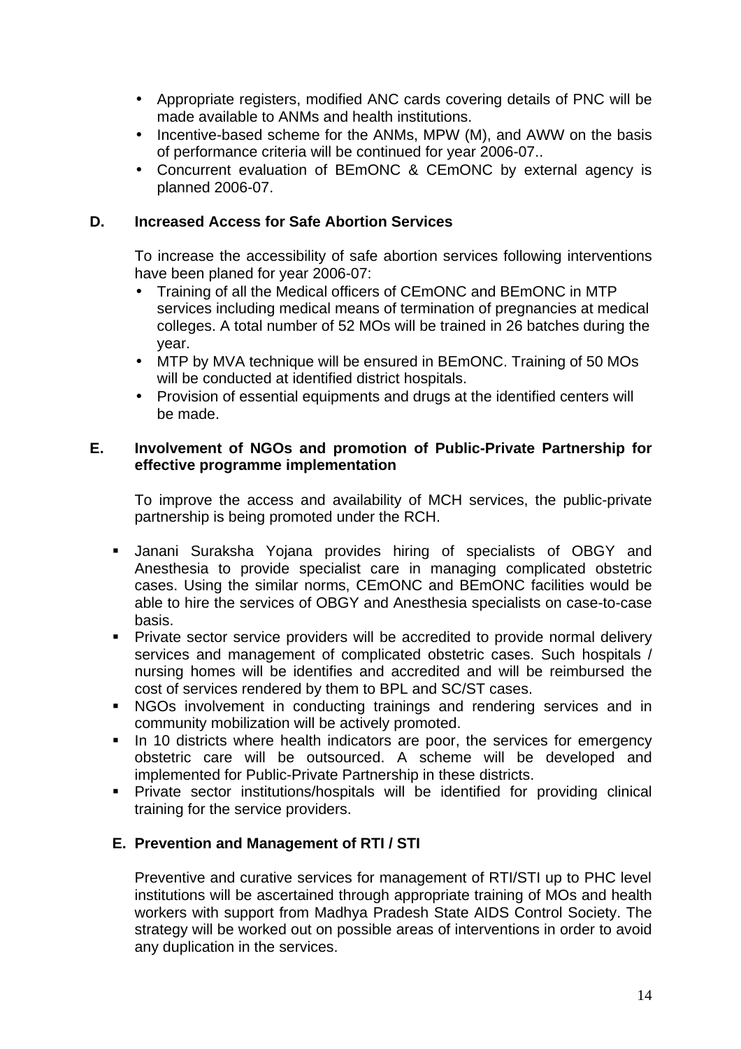- Appropriate registers, modified ANC cards covering details of PNC will be made available to ANMs and health institutions.
- Incentive-based scheme for the ANMs, MPW (M), and AWW on the basis of performance criteria will be continued for year 2006-07..
- Concurrent evaluation of BEmONC & CEmONC by external agency is planned 2006-07.

**D. Increased Access for Safe Abortion Services**

To increase the accessibility of safe abortion services following interventions have been planed for year 2006-07:

- Training of all the Medical officers of CEmONC and BEmONC in MTP services including medical means of termination of pregnancies at medical colleges. A total number of 52 MOs will be trained in 26 batches during the year.
- MTP by MVA technique will be ensured in BEmONC. Training of 50 MOs will be conducted at identified district hospitals.
- Provision of essential equipments and drugs at the identified centers will be made.

**E. Involvement of NGOs and promotion of Public-Private Partnership for effective programme implementation**

To improve the access and availability of MCH services, the public-private partnership is being promoted under the RCH.

- Janani Suraksha Yojana provides hiring of specialists of OBGY and Anesthesia to provide specialist care in managing complicated obstetric cases. Using the similar norms, CEmONC and BEmONC facilities would be able to hire the services of OBGY and Anesthesia specialists on case-to-case basis.
- Private sector service providers will be accredited to provide normal delivery services and management of complicated obstetric cases. Such hospitals / nursing homes will be identifies and accredited and will be reimbursed the cost of services rendered by them to BPL and SC/ST cases.
- NGOs involvement in conducting trainings and rendering services and in community mobilization will be actively promoted.
- In 10 districts where health indicators are poor, the services for emergency obstetric care will be outsourced. A scheme will be developed and implemented for Public-Private Partnership in these districts.
- Private sector institutions/hospitals will be identified for providing clinical training for the service providers.

**E. Prevention and Management of RTI / STI**

Preventive and curative services for management of RTI/STI up to PHC level institutions will be ascertained through appropriate training of MOs and health workers with support from Madhya Pradesh State AIDS Control Society. The strategy will be worked out on possible areas of interventions in order to avoid any duplication in the services.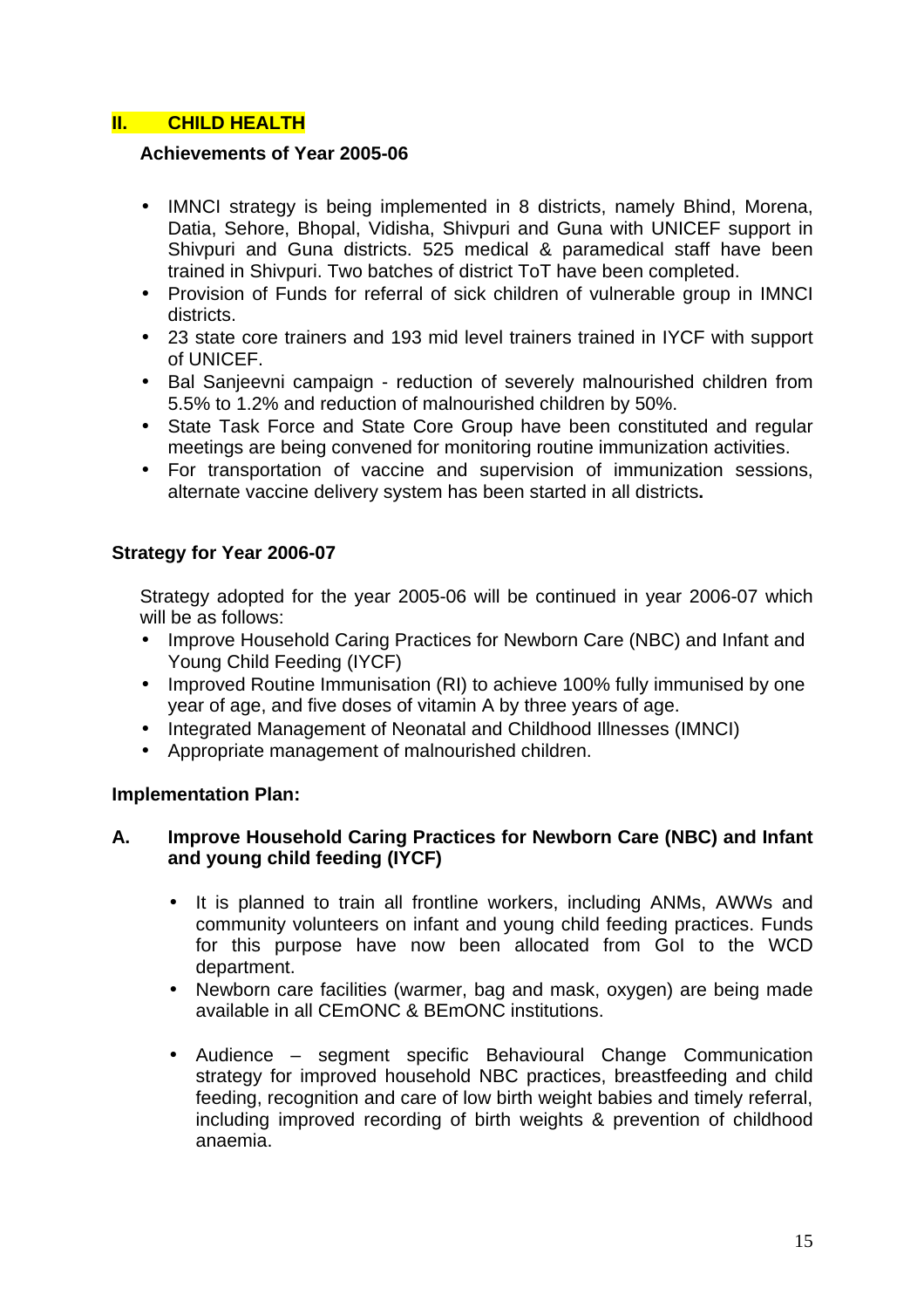## II. CHILD HEALTH

### Achievements of Year 2005-06

- IMNCI strategy is being implemented in 8 districts, namely Bhind, Morena, Datia, Sehore, Bhopal, Vidisha, Shivpuri and Guna with UNICEF support in Shivpuri and Guna districts. 525 medical & paramedical staff have been trained in Shivpuri. Two batches of district ToT have been completed.
- Provision of Funds for referral of sick children of vulnerable group in IMNCI districts.
- 23 state core trainers and 193 mid level trainers trained in IYCF with support of UNICEF.
- Bal Sanjeevni campaign - reduction of severely malnourished children from 5.5% to 1.2% and reduction of malnourished children by 50%.
- State Task Force and State Core Group have been constituted and regular meetings are being convened for monitoring routine immunization activities.
- For transportation of vaccine and supervision of immunization sessions, alternate vaccine delivery system has been started in all districts**.**

### Strategy for Year 2006-07

Strategy adopted for the year 2005-06 will be continued in year 2006-07 which will be as follows:

- Improve Household Caring Practices for Newborn Care (NBC) and Infant and Young Child Feeding (IYCF)
- Improved Routine Immunisation (RI) to achieve 100% fully immunised by one year of age, and five doses of vitamin A by three years of age.
- Integrated Management of Neonatal and Childhood Illnesses (IMNCI)
- Appropriate management of malnourished children.

### Implementation Plan:

**A. Improve Household Caring Practices for Newborn Care (NBC) and Infant and young child feeding (IYCF)**

- It is planned to train all frontline workers, including ANMs, AWWs and community volunteers on infant and young child feeding practices. Funds for this purpose have now been allocated from GoI to the WCD department.
- Newborn care facilities (warmer, bag and mask, oxygen) are being made available in all CEmONC & BEmONC institutions.
- Audience – segment specific Behavioural Change Communication strategy for improved household NBC practices, breastfeeding and child feeding, recognition and care of low birth weight babies and timely referral, including improved recording of birth weights & prevention of childhood anaemia.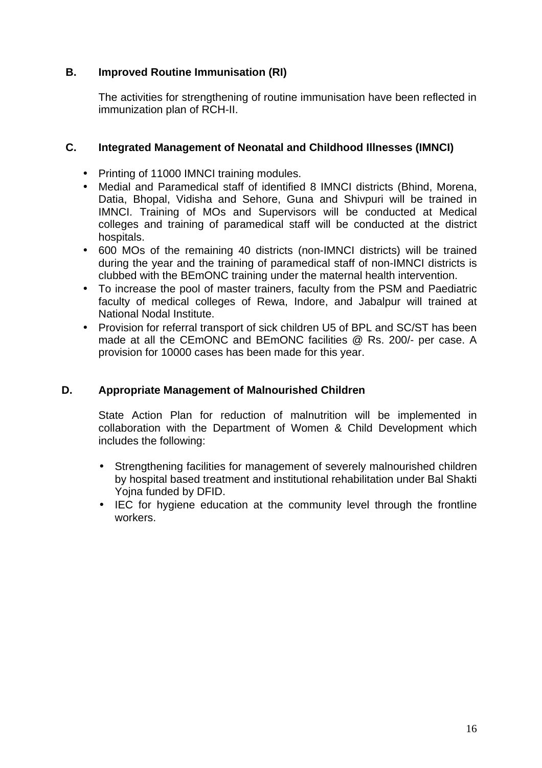### B. Improved Routine Immunisation (RI)

The activities for strengthening of routine immunisation have been reflected in immunization plan of RCH-II.

### C. Integrated Management of Neonatal and Childhood Illnesses (IMNCI)

- Printing of 11000 IMNCI training modules.
- Medial and Paramedical staff of identified 8 IMNCI districts (Bhind, Morena, Datia, Bhopal, Vidisha and Sehore, Guna and Shivpuri will be trained in IMNCI. Training of MOs and Supervisors will be conducted at Medical colleges and training of paramedical staff will be conducted at the district hospitals.
- 600 MOs of the remaining 40 districts (non-IMNCI districts) will be trained during the year and the training of paramedical staff of non-IMNCI districts is clubbed with the BEmONC training under the maternal health intervention.
- To increase the pool of master trainers, faculty from the PSM and Paediatric faculty of medical colleges of Rewa, Indore, and Jabalpur will trained at National Nodal Institute.
- Provision for referral transport of sick children U5 of BPL and SC/ST has been made at all the CEmONC and BEmONC facilities @ Rs. 200/- per case. A provision for 10000 cases has been made for this year.

### D. Appropriate Management of Malnourished Children

State Action Plan for reduction of malnutrition will be implemented in collaboration with the Department of Women & Child Development which includes the following:

- Strengthening facilities for management of severely malnourished children by hospital based treatment and institutional rehabilitation under Bal Shakti Yojna funded by DFID.
- IEC for hygiene education at the community level through the frontline workers.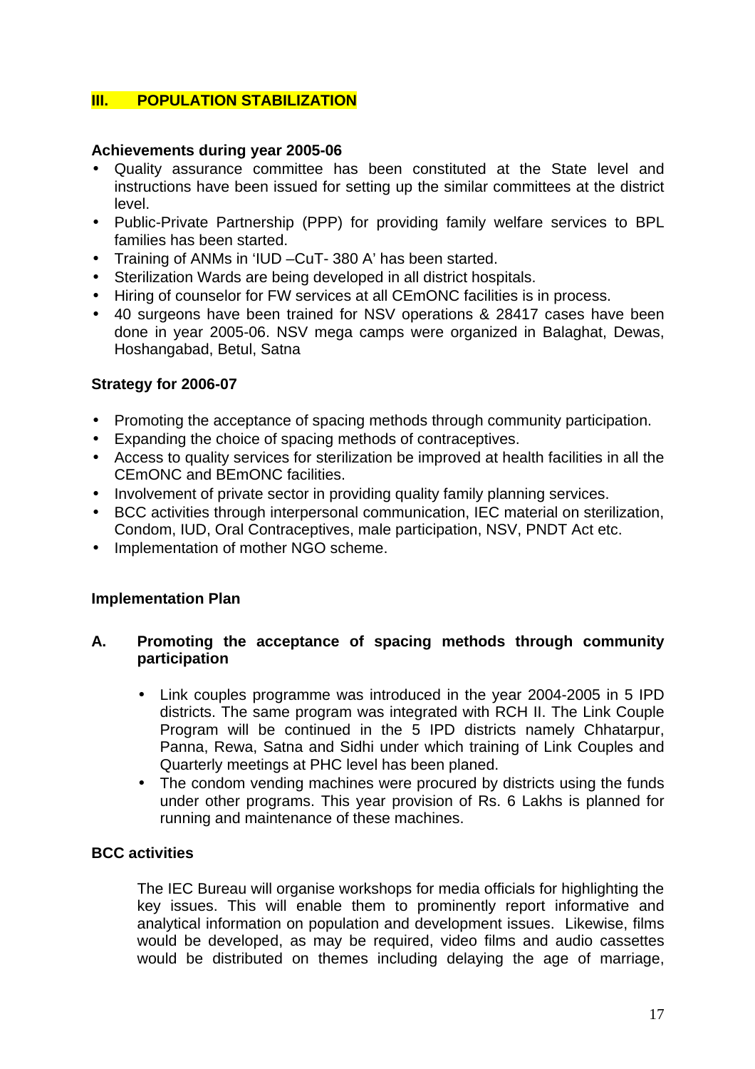## III. POPULATION STABILIZATION

**Achievements during year 2005-06**

- Quality assurance committee has been constituted at the State level and instructions have been issued for setting up the similar committees at the district level.
- Public-Private Partnership (PPP) for providing family welfare services to BPL families has been started.
- Training of ANMs in 'IUD –CuT- 380 A' has been started.
- Sterilization Wards are being developed in all district hospitals.
- Hiring of counselor for FW services at all CEmONC facilities is in process.
- 40 surgeons have been trained for NSV operations & 28417 cases have been done in year 2005-06. NSV mega camps were organized in Balaghat, Dewas, Hoshangabad, Betul, Satna

**Strategy for 2006-07**

- Promoting the acceptance of spacing methods through community participation.
- Expanding the choice of spacing methods of contraceptives.
- Access to quality services for sterilization be improved at health facilities in all the CEmONC and BEmONC facilities.
- Involvement of private sector in providing quality family planning services.
- BCC activities through interpersonal communication, IEC material on sterilization, Condom, IUD, Oral Contraceptives, male participation, NSV, PNDT Act etc.
- Implementation of mother NGO scheme.

**Implementation Plan**

**A. Promoting the acceptance of spacing methods through community participation**

- Link couples programme was introduced in the year 2004-2005 in 5 IPD districts. The same program was integrated with RCH II. The Link Couple Program will be continued in the 5 IPD districts namely Chhatarpur, Panna, Rewa, Satna and Sidhi under which training of Link Couples and Quarterly meetings at PHC level has been planed.
- The condom vending machines were procured by districts using the funds under other programs. This year provision of Rs. 6 Lakhs is planned for running and maintenance of these machines.

**BCC activities**

The IEC Bureau will organise workshops for media officials for highlighting the key issues. This will enable them to prominently report informative and analytical information on population and development issues. Likewise, films would be developed, as may be required, video films and audio cassettes would be distributed on themes including delaying the age of marriage,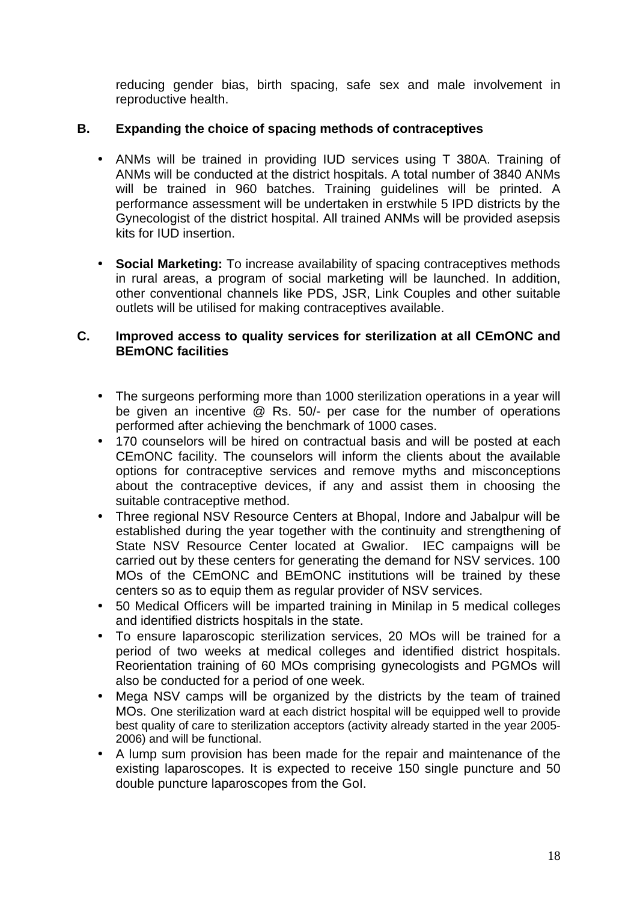reducing gender bias, birth spacing, safe sex and male involvement in reproductive health.

**B. Expanding the choice of spacing methods of contraceptives**

- ANMs will be trained in providing IUD services using T 380A. Training of ANMs will be conducted at the district hospitals. A total number of 3840 ANMs will be trained in 960 batches. Training guidelines will be printed. A performance assessment will be undertaken in erstwhile 5 IPD districts by the Gynecologist of the district hospital. All trained ANMs will be provided asepsis kits for IUD insertion.

- **Social Marketing:** To increase availability of spacing contraceptives methods in rural areas, a program of social marketing will be launched. In addition, other conventional channels like PDS, JSR, Link Couples and other suitable outlets will be utilised for making contraceptives available.

**C. Improved access to quality services for sterilization at all CEmONC and BEmONC facilities**

- The surgeons performing more than 1000 sterilization operations in a year will be given an incentive @ Rs. 50/- per case for the number of operations performed after achieving the benchmark of 1000 cases.
- 170 counselors will be hired on contractual basis and will be posted at each CEmONC facility. The counselors will inform the clients about the available options for contraceptive services and remove myths and misconceptions about the contraceptive devices, if any and assist them in choosing the suitable contraceptive method.
- Three regional NSV Resource Centers at Bhopal, Indore and Jabalpur will be established during the year together with the continuity and strengthening of State NSV Resource Center located at Gwalior. IEC campaigns will be carried out by these centers for generating the demand for NSV services. 100 MOs of the CEmONC and BEmONC institutions will be trained by these centers so as to equip them as regular provider of NSV services.
- 50 Medical Officers will be imparted training in Minilap in 5 medical colleges and identified districts hospitals in the state.
- To ensure laparoscopic sterilization services, 20 MOs will be trained for a period of two weeks at medical colleges and identified district hospitals. Reorientation training of 60 MOs comprising gynecologists and PGMOs will also be conducted for a period of one week.
- Mega NSV camps will be organized by the districts by the team of trained MOs. One sterilization ward at each district hospital will be equipped well to provide best quality of care to sterilization acceptors (activity already started in the year 2005-2006) and will be functional.
- A lump sum provision has been made for the repair and maintenance of the existing laparoscopes. It is expected to receive 150 single puncture and 50 double puncture laparoscopes from the GoI.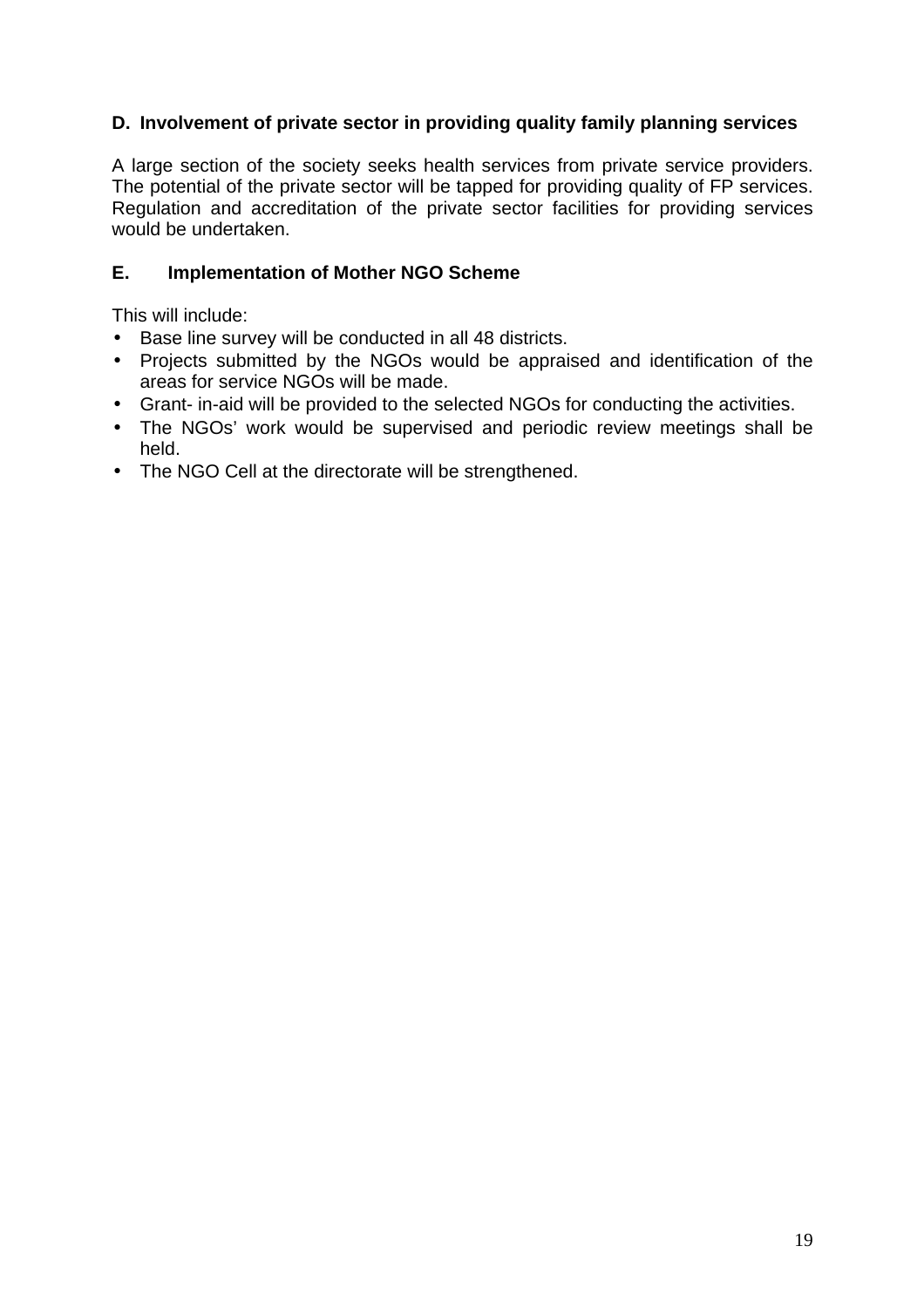### D. Involvement of private sector in providing quality family planning services

A large section of the society seeks health services from private service providers. The potential of the private sector will be tapped for providing quality of FP services. Regulation and accreditation of the private sector facilities for providing services would be undertaken.

### E. Implementation of Mother NGO Scheme

This will include:

- Base line survey will be conducted in all 48 districts.
- Projects submitted by the NGOs would be appraised and identification of the areas for service NGOs will be made.
- Grant- in-aid will be provided to the selected NGOs for conducting the activities.
- The NGOs' work would be supervised and periodic review meetings shall be held.
- The NGO Cell at the directorate will be strengthened.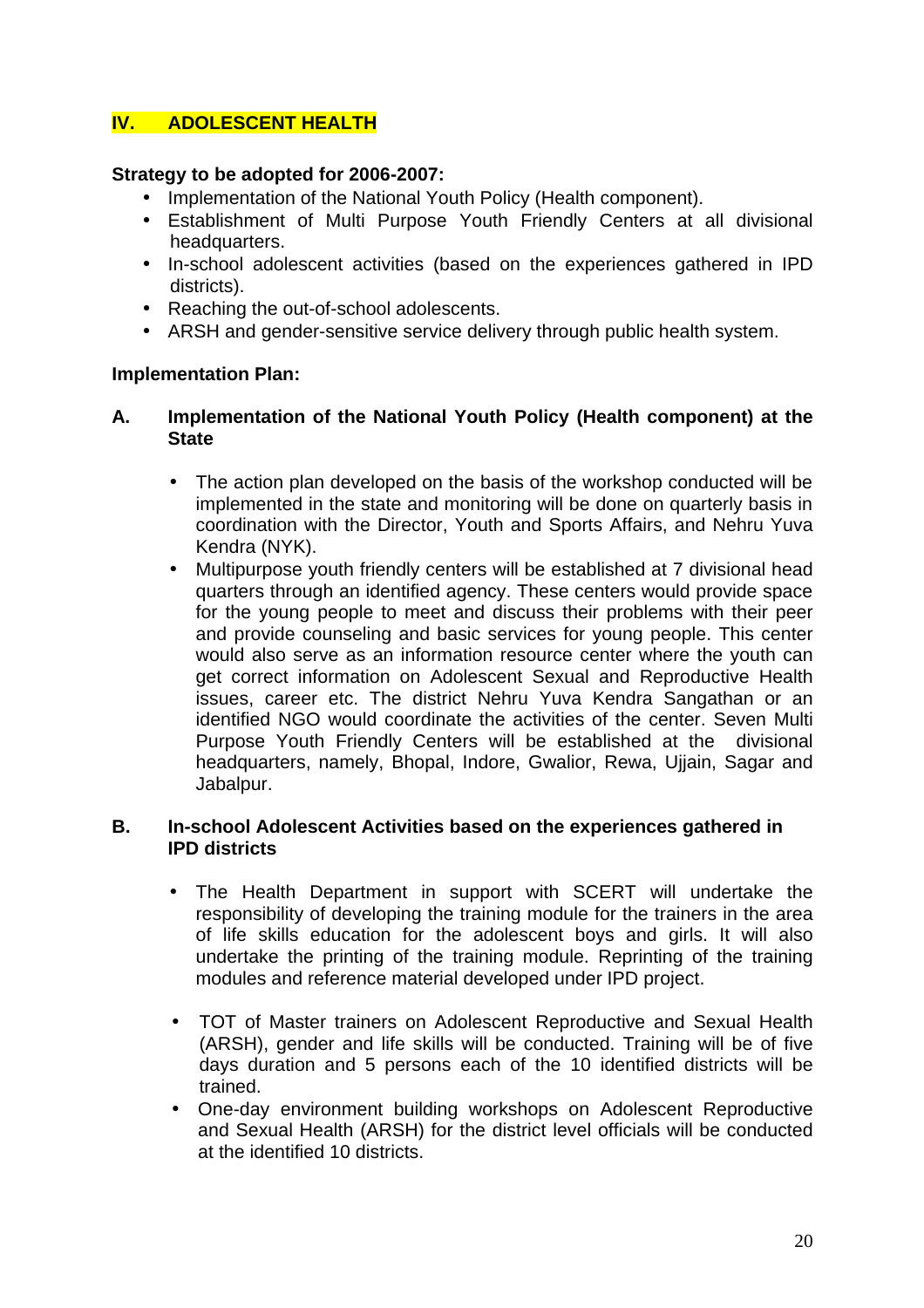## IV. ADOLESCENT HEALTH

**Strategy to be adopted for 2006-2007:**

- Implementation of the National Youth Policy (Health component).
- Establishment of Multi Purpose Youth Friendly Centers at all divisional headquarters.
- In-school adolescent activities (based on the experiences gathered in IPD districts).
- Reaching the out-of-school adolescents.
- ARSH and gender-sensitive service delivery through public health system.

**Implementation Plan:**

### A. Implementation of the National Youth Policy (Health component) at the State

- The action plan developed on the basis of the workshop conducted will be implemented in the state and monitoring will be done on quarterly basis in coordination with the Director, Youth and Sports Affairs, and Nehru Yuva Kendra (NYK).
- Multipurpose youth friendly centers will be established at 7 divisional head quarters through an identified agency. These centers would provide space for the young people to meet and discuss their problems with their peer and provide counseling and basic services for young people. This center would also serve as an information resource center where the youth can get correct information on Adolescent Sexual and Reproductive Health issues, career etc. The district Nehru Yuva Kendra Sangathan or an identified NGO would coordinate the activities of the center. Seven Multi Purpose Youth Friendly Centers will be established at the divisional headquarters, namely, Bhopal, Indore, Gwalior, Rewa, Ujjain, Sagar and Jabalpur.

### B. In-school Adolescent Activities based on the experiences gathered in IPD districts

- The Health Department in support with SCERT will undertake the responsibility of developing the training module for the trainers in the area of life skills education for the adolescent boys and girls. It will also undertake the printing of the training module. Reprinting of the training modules and reference material developed under IPD project.

- TOT of Master trainers on Adolescent Reproductive and Sexual Health (ARSH), gender and life skills will be conducted. Training will be of five days duration and 5 persons each of the 10 identified districts will be trained.
- One-day environment building workshops on Adolescent Reproductive and Sexual Health (ARSH) for the district level officials will be conducted at the identified 10 districts.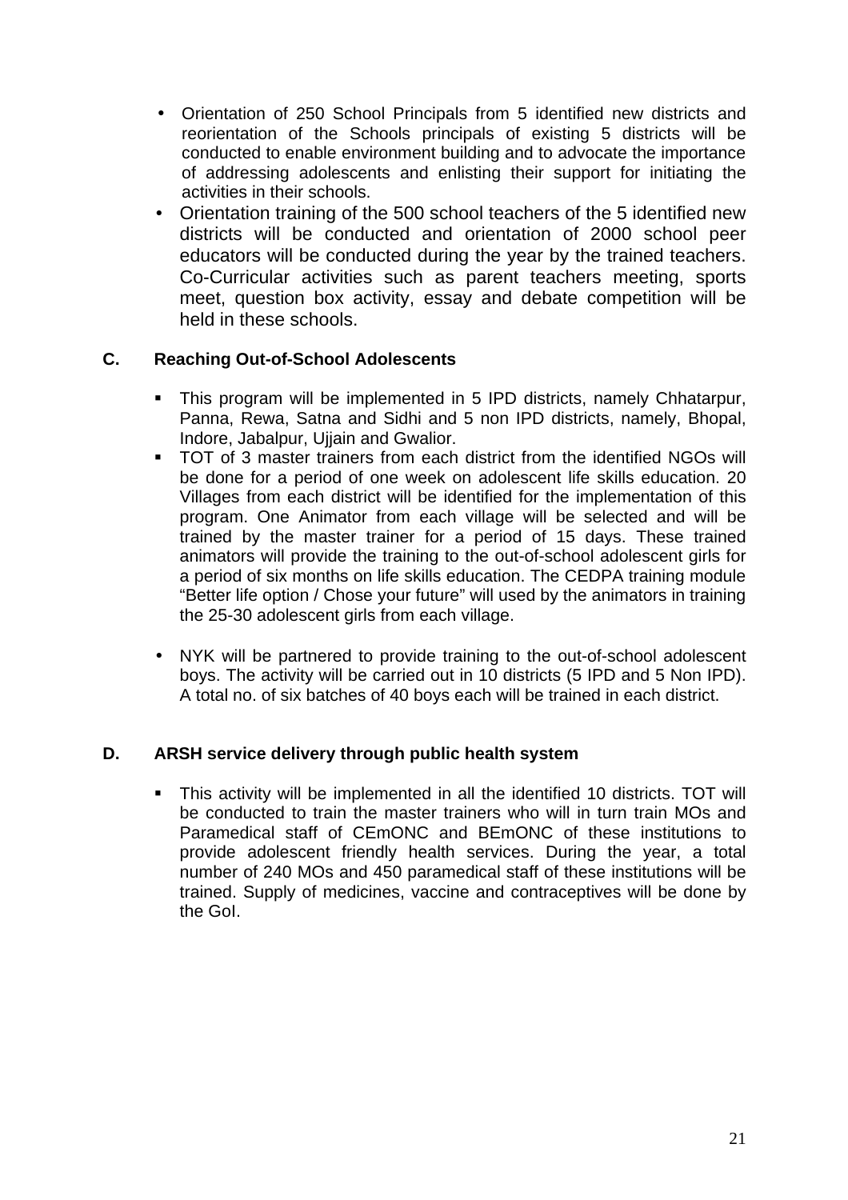- Orientation of 250 School Principals from 5 identified new districts and reorientation of the Schools principals of existing 5 districts will be conducted to enable environment building and to advocate the importance of addressing adolescents and enlisting their support for initiating the activities in their schools.
- Orientation training of the 500 school teachers of the 5 identified new districts will be conducted and orientation of 2000 school peer educators will be conducted during the year by the trained teachers. Co-Curricular activities such as parent teachers meeting, sports meet, question box activity, essay and debate competition will be held in these schools.

**C. Reaching Out-of-School Adolescents**

- This program will be implemented in 5 IPD districts, namely Chhatarpur, Panna, Rewa, Satna and Sidhi and 5 non IPD districts, namely, Bhopal, Indore, Jabalpur, Ujjain and Gwalior.
- TOT of 3 master trainers from each district from the identified NGOs will be done for a period of one week on adolescent life skills education. 20 Villages from each district will be identified for the implementation of this program. One Animator from each village will be selected and will be trained by the master trainer for a period of 15 days. These trained animators will provide the training to the out-of-school adolescent girls for a period of six months on life skills education. The CEDPA training module "Better life option / Chose your future" will used by the animators in training the 25-30 adolescent girls from each village.

- NYK will be partnered to provide training to the out-of-school adolescent boys. The activity will be carried out in 10 districts (5 IPD and 5 Non IPD). A total no. of six batches of 40 boys each will be trained in each district.

**D. ARSH service delivery through public health system**

- This activity will be implemented in all the identified 10 districts. TOT will be conducted to train the master trainers who will in turn train MOs and Paramedical staff of CEmONC and BEmONC of these institutions to provide adolescent friendly health services. During the year, a total number of 240 MOs and 450 paramedical staff of these institutions will be trained. Supply of medicines, vaccine and contraceptives will be done by the GoI.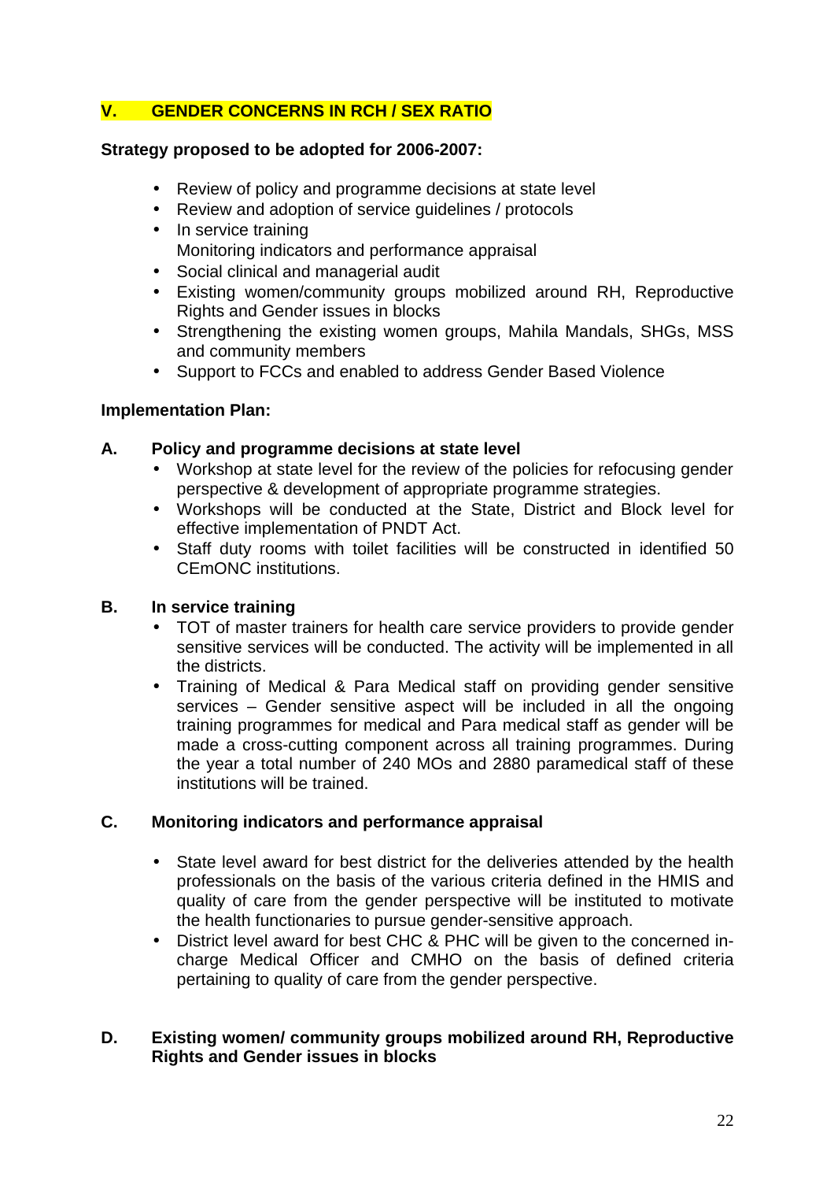## V. GENDER CONCERNS IN RCH / SEX RATIO

**Strategy proposed to be adopted for 2006-2007:**

- Review of policy and programme decisions at state level
- Review and adoption of service guidelines / protocols
- In service training
  Monitoring indicators and performance appraisal
- Social clinical and managerial audit
- Existing women/community groups mobilized around RH, Reproductive Rights and Gender issues in blocks
- Strengthening the existing women groups, Mahila Mandals, SHGs, MSS and community members
- Support to FCCs and enabled to address Gender Based Violence

**Implementation Plan:**

### A. Policy and programme decisions at state level

- Workshop at state level for the review of the policies for refocusing gender perspective & development of appropriate programme strategies.
- Workshops will be conducted at the State, District and Block level for effective implementation of PNDT Act.
- Staff duty rooms with toilet facilities will be constructed in identified 50 CEmONC institutions.

### B. In service training

- TOT of master trainers for health care service providers to provide gender sensitive services will be conducted. The activity will be implemented in all the districts.
- Training of Medical & Para Medical staff on providing gender sensitive services – Gender sensitive aspect will be included in all the ongoing training programmes for medical and Para medical staff as gender will be made a cross-cutting component across all training programmes. During the year a total number of 240 MOs and 2880 paramedical staff of these institutions will be trained.

### C. Monitoring indicators and performance appraisal

- State level award for best district for the deliveries attended by the health professionals on the basis of the various criteria defined in the HMIS and quality of care from the gender perspective will be instituted to motivate the health functionaries to pursue gender-sensitive approach.
- District level award for best CHC & PHC will be given to the concerned in-charge Medical Officer and CMHO on the basis of defined criteria pertaining to quality of care from the gender perspective.

### D. Existing women/ community groups mobilized around RH, Reproductive Rights and Gender issues in blocks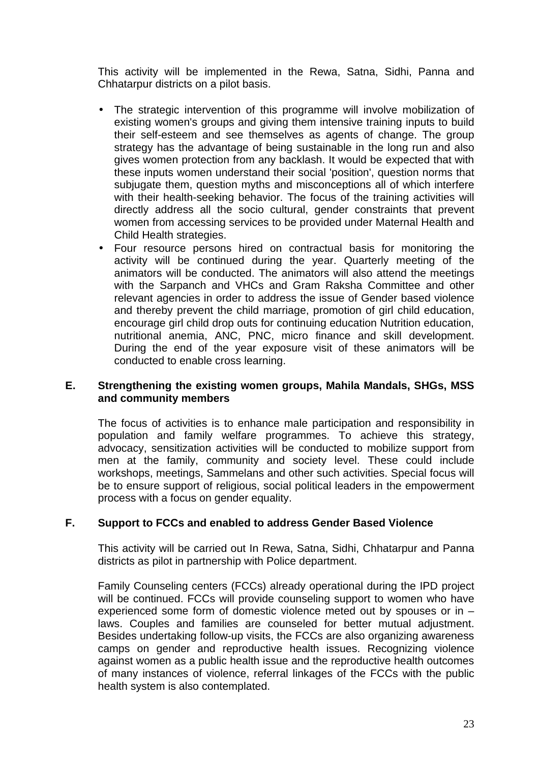This activity will be implemented in the Rewa, Satna, Sidhi, Panna and Chhatarpur districts on a pilot basis.

- The strategic intervention of this programme will involve mobilization of existing women's groups and giving them intensive training inputs to build their self-esteem and see themselves as agents of change. The group strategy has the advantage of being sustainable in the long run and also gives women protection from any backlash. It would be expected that with these inputs women understand their social 'position', question norms that subjugate them, question myths and misconceptions all of which interfere with their health-seeking behavior. The focus of the training activities will directly address all the socio cultural, gender constraints that prevent women from accessing services to be provided under Maternal Health and Child Health strategies.
- Four resource persons hired on contractual basis for monitoring the activity will be continued during the year. Quarterly meeting of the animators will be conducted. The animators will also attend the meetings with the Sarpanch and VHCs and Gram Raksha Committee and other relevant agencies in order to address the issue of Gender based violence and thereby prevent the child marriage, promotion of girl child education, encourage girl child drop outs for continuing education Nutrition education, nutritional anemia, ANC, PNC, micro finance and skill development. During the end of the year exposure visit of these animators will be conducted to enable cross learning.

**E. Strengthening the existing women groups, Mahila Mandals, SHGs, MSS and community members**

The focus of activities is to enhance male participation and responsibility in population and family welfare programmes. To achieve this strategy, advocacy, sensitization activities will be conducted to mobilize support from men at the family, community and society level. These could include workshops, meetings, Sammelans and other such activities. Special focus will be to ensure support of religious, social political leaders in the empowerment process with a focus on gender equality.

**F. Support to FCCs and enabled to address Gender Based Violence**

This activity will be carried out In Rewa, Satna, Sidhi, Chhatarpur and Panna districts as pilot in partnership with Police department.

Family Counseling centers (FCCs) already operational during the IPD project will be continued. FCCs will provide counseling support to women who have experienced some form of domestic violence meted out by spouses or in – laws. Couples and families are counseled for better mutual adjustment. Besides undertaking follow-up visits, the FCCs are also organizing awareness camps on gender and reproductive health issues. Recognizing violence against women as a public health issue and the reproductive health outcomes of many instances of violence, referral linkages of the FCCs with the public health system is also contemplated.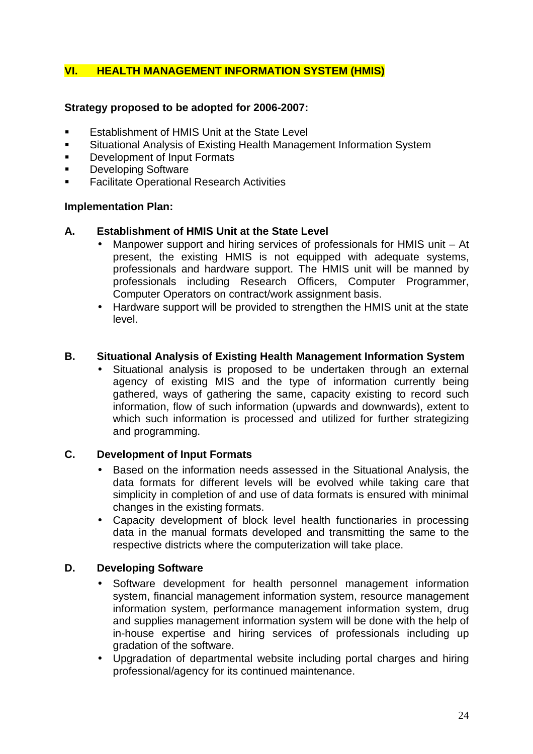## VI. HEALTH MANAGEMENT INFORMATION SYSTEM (HMIS)

**Strategy proposed to be adopted for 2006-2007:**

- Establishment of HMIS Unit at the State Level
- Situational Analysis of Existing Health Management Information System
- Development of Input Formats
- Developing Software
- Facilitate Operational Research Activities

**Implementation Plan:**

### A. Establishment of HMIS Unit at the State Level

- Manpower support and hiring services of professionals for HMIS unit – At present, the existing HMIS is not equipped with adequate systems, professionals and hardware support. The HMIS unit will be manned by professionals including Research Officers, Computer Programmer, Computer Operators on contract/work assignment basis.
- Hardware support will be provided to strengthen the HMIS unit at the state level.

### B. Situational Analysis of Existing Health Management Information System

- Situational analysis is proposed to be undertaken through an external agency of existing MIS and the type of information currently being gathered, ways of gathering the same, capacity existing to record such information, flow of such information (upwards and downwards), extent to which such information is processed and utilized for further strategizing and programming.

### C. Development of Input Formats

- Based on the information needs assessed in the Situational Analysis, the data formats for different levels will be evolved while taking care that simplicity in completion of and use of data formats is ensured with minimal changes in the existing formats.
- Capacity development of block level health functionaries in processing data in the manual formats developed and transmitting the same to the respective districts where the computerization will take place.

### D. Developing Software

- Software development for health personnel management information system, financial management information system, resource management information system, performance management information system, drug and supplies management information system will be done with the help of in-house expertise and hiring services of professionals including up gradation of the software.
- Upgradation of departmental website including portal charges and hiring professional/agency for its continued maintenance.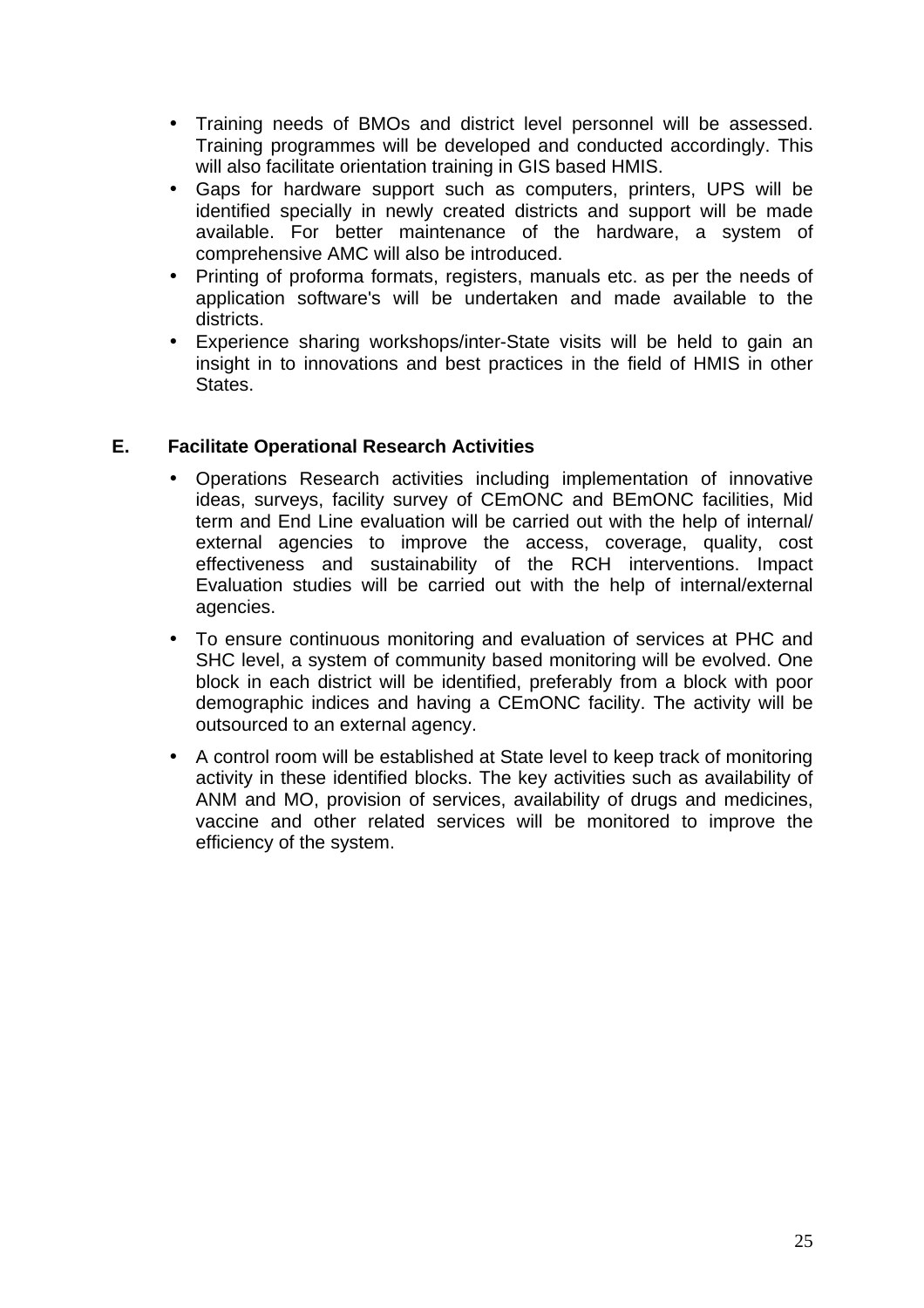- Training needs of BMOs and district level personnel will be assessed. Training programmes will be developed and conducted accordingly. This will also facilitate orientation training in GIS based HMIS.
- Gaps for hardware support such as computers, printers, UPS will be identified specially in newly created districts and support will be made available. For better maintenance of the hardware, a system of comprehensive AMC will also be introduced.
- Printing of proforma formats, registers, manuals etc. as per the needs of application software's will be undertaken and made available to the districts.
- Experience sharing workshops/inter-State visits will be held to gain an insight in to innovations and best practices in the field of HMIS in other States.

## E. Facilitate Operational Research Activities

- Operations Research activities including implementation of innovative ideas, surveys, facility survey of CEmONC and BEmONC facilities, Mid term and End Line evaluation will be carried out with the help of internal/ external agencies to improve the access, coverage, quality, cost effectiveness and sustainability of the RCH interventions. Impact Evaluation studies will be carried out with the help of internal/external agencies.

- To ensure continuous monitoring and evaluation of services at PHC and SHC level, a system of community based monitoring will be evolved. One block in each district will be identified, preferably from a block with poor demographic indices and having a CEmONC facility. The activity will be outsourced to an external agency.

- A control room will be established at State level to keep track of monitoring activity in these identified blocks. The key activities such as availability of ANM and MO, provision of services, availability of drugs and medicines, vaccine and other related services will be monitored to improve the efficiency of the system.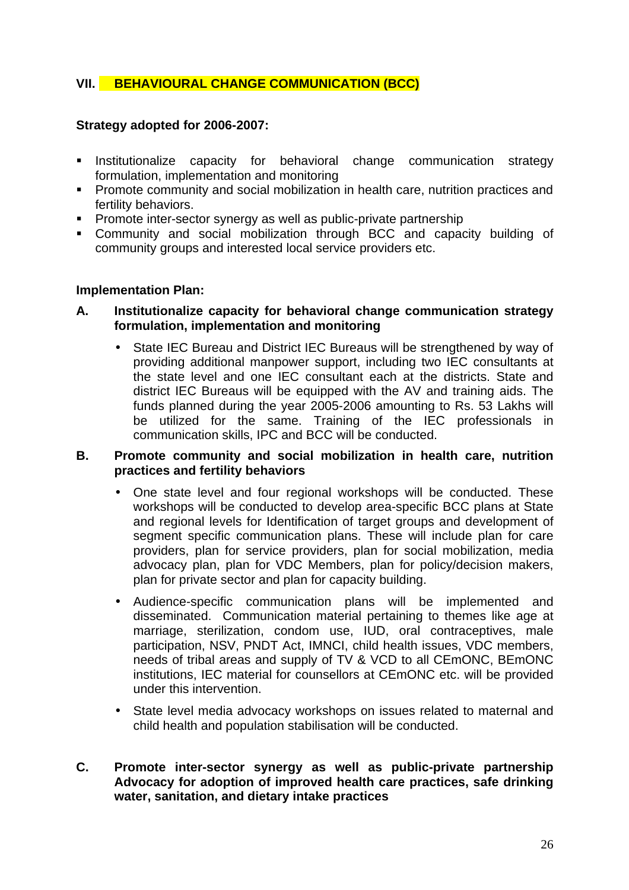## VII. BEHAVIOURAL CHANGE COMMUNICATION (BCC)

**Strategy adopted for 2006-2007:**

- Institutionalize capacity for behavioral change communication strategy formulation, implementation and monitoring
- Promote community and social mobilization in health care, nutrition practices and fertility behaviors.
- Promote inter-sector synergy as well as public-private partnership
- Community and social mobilization through BCC and capacity building of community groups and interested local service providers etc.

**Implementation Plan:**

**A. Institutionalize capacity for behavioral change communication strategy formulation, implementation and monitoring**

- State IEC Bureau and District IEC Bureaus will be strengthened by way of providing additional manpower support, including two IEC consultants at the state level and one IEC consultant each at the districts. State and district IEC Bureaus will be equipped with the AV and training aids. The funds planned during the year 2005-2006 amounting to Rs. 53 Lakhs will be utilized for the same. Training of the IEC professionals in communication skills, IPC and BCC will be conducted.

**B. Promote community and social mobilization in health care, nutrition practices and fertility behaviors**

- One state level and four regional workshops will be conducted. These workshops will be conducted to develop area-specific BCC plans at State and regional levels for Identification of target groups and development of segment specific communication plans. These will include plan for care providers, plan for service providers, plan for social mobilization, media advocacy plan, plan for VDC Members, plan for policy/decision makers, plan for private sector and plan for capacity building.

- Audience-specific communication plans will be implemented and disseminated. Communication material pertaining to themes like age at marriage, sterilization, condom use, IUD, oral contraceptives, male participation, NSV, PNDT Act, IMNCI, child health issues, VDC members, needs of tribal areas and supply of TV & VCD to all CEmONC, BEmONC institutions, IEC material for counsellors at CEmONC etc. will be provided under this intervention.

- State level media advocacy workshops on issues related to maternal and child health and population stabilisation will be conducted.

**C. Promote inter-sector synergy as well as public-private partnership Advocacy for adoption of improved health care practices, safe drinking water, sanitation, and dietary intake practices**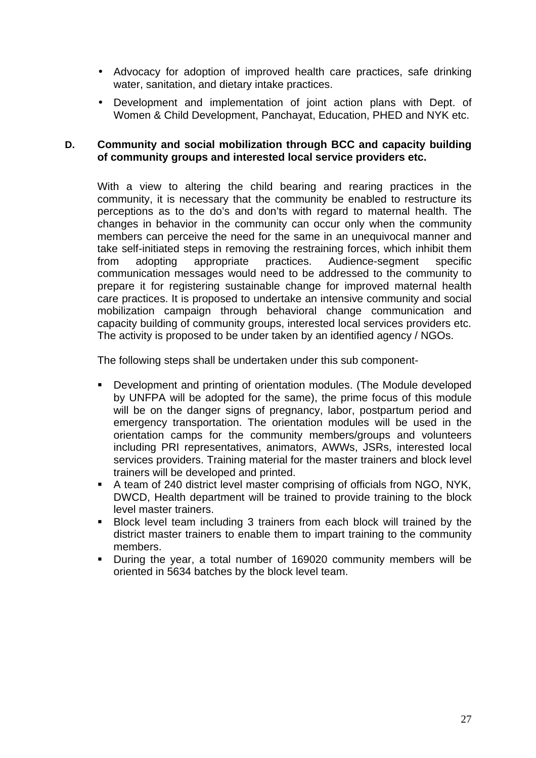- Advocacy for adoption of improved health care practices, safe drinking water, sanitation, and dietary intake practices.
- Development and implementation of joint action plans with Dept. of Women & Child Development, Panchayat, Education, PHED and NYK etc.

**D. Community and social mobilization through BCC and capacity building of community groups and interested local service providers etc.**

With a view to altering the child bearing and rearing practices in the community, it is necessary that the community be enabled to restructure its perceptions as to the do's and don'ts with regard to maternal health. The changes in behavior in the community can occur only when the community members can perceive the need for the same in an unequivocal manner and take self-initiated steps in removing the restraining forces, which inhibit them from adopting appropriate practices. Audience-segment specific communication messages would need to be addressed to the community to prepare it for registering sustainable change for improved maternal health care practices. It is proposed to undertake an intensive community and social mobilization campaign through behavioral change communication and capacity building of community groups, interested local services providers etc. The activity is proposed to be under taken by an identified agency / NGOs.

The following steps shall be undertaken under this sub component-

- Development and printing of orientation modules. (The Module developed by UNFPA will be adopted for the same), the prime focus of this module will be on the danger signs of pregnancy, labor, postpartum period and emergency transportation. The orientation modules will be used in the orientation camps for the community members/groups and volunteers including PRI representatives, animators, AWWs, JSRs, interested local services providers. Training material for the master trainers and block level trainers will be developed and printed.
- A team of 240 district level master comprising of officials from NGO, NYK, DWCD, Health department will be trained to provide training to the block level master trainers.
- Block level team including 3 trainers from each block will trained by the district master trainers to enable them to impart training to the community members.
- During the year, a total number of 169020 community members will be oriented in 5634 batches by the block level team.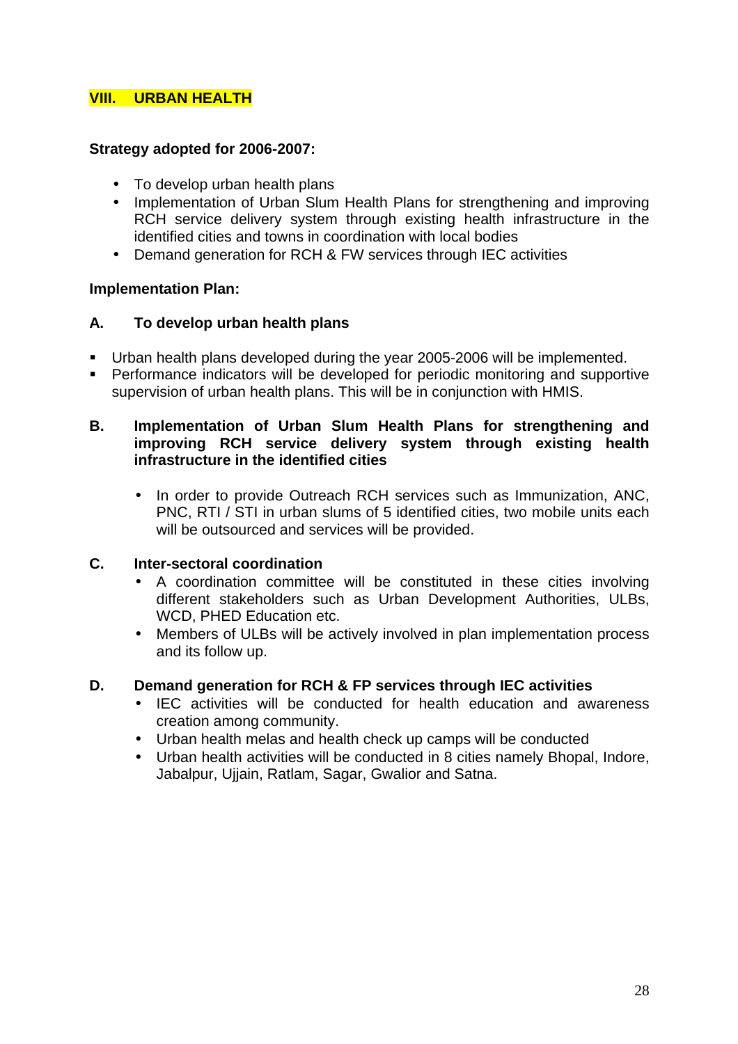## VIII. URBAN HEALTH

**Strategy adopted for 2006-2007:**

- To develop urban health plans
- Implementation of Urban Slum Health Plans for strengthening and improving RCH service delivery system through existing health infrastructure in the identified cities and towns in coordination with local bodies
- Demand generation for RCH & FW services through IEC activities

**Implementation Plan:**

### A. To develop urban health plans

- Urban health plans developed during the year 2005-2006 will be implemented.
- Performance indicators will be developed for periodic monitoring and supportive supervision of urban health plans. This will be in conjunction with HMIS.

### B. Implementation of Urban Slum Health Plans for strengthening and improving RCH service delivery system through existing health infrastructure in the identified cities

- In order to provide Outreach RCH services such as Immunization, ANC, PNC, RTI / STI in urban slums of 5 identified cities, two mobile units each will be outsourced and services will be provided.

### C. Inter-sectoral coordination

- A coordination committee will be constituted in these cities involving different stakeholders such as Urban Development Authorities, ULBs, WCD, PHED Education etc.
- Members of ULBs will be actively involved in plan implementation process and its follow up.

### D. Demand generation for RCH & FP services through IEC activities

- IEC activities will be conducted for health education and awareness creation among community.
- Urban health melas and health check up camps will be conducted
- Urban health activities will be conducted in 8 cities namely Bhopal, Indore, Jabalpur, Ujjain, Ratlam, Sagar, Gwalior and Satna.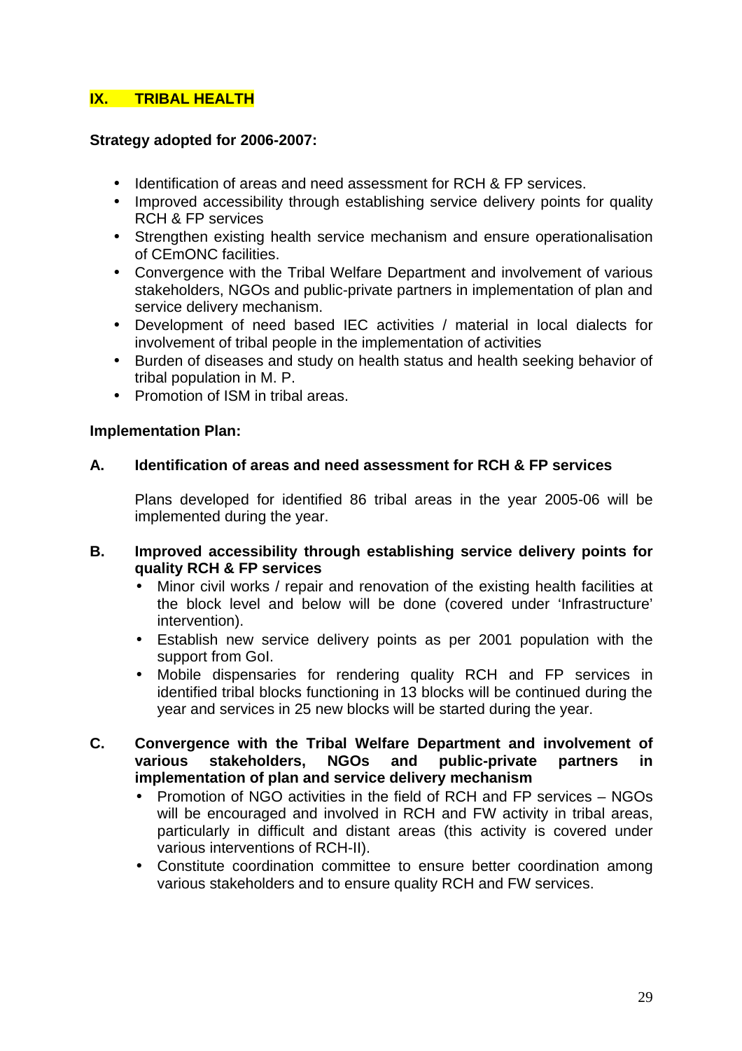## IX. TRIBAL HEALTH

**Strategy adopted for 2006-2007:**

- Identification of areas and need assessment for RCH & FP services.
- Improved accessibility through establishing service delivery points for quality RCH & FP services
- Strengthen existing health service mechanism and ensure operationalisation of CEmONC facilities.
- Convergence with the Tribal Welfare Department and involvement of various stakeholders, NGOs and public-private partners in implementation of plan and service delivery mechanism.
- Development of need based IEC activities / material in local dialects for involvement of tribal people in the implementation of activities
- Burden of diseases and study on health status and health seeking behavior of tribal population in M. P.
- Promotion of ISM in tribal areas.

**Implementation Plan:**

**A. Identification of areas and need assessment for RCH & FP services**

Plans developed for identified 86 tribal areas in the year 2005-06 will be implemented during the year.

**B. Improved accessibility through establishing service delivery points for quality RCH & FP services**

- Minor civil works / repair and renovation of the existing health facilities at the block level and below will be done (covered under 'Infrastructure' intervention).
- Establish new service delivery points as per 2001 population with the support from GoI.
- Mobile dispensaries for rendering quality RCH and FP services in identified tribal blocks functioning in 13 blocks will be continued during the year and services in 25 new blocks will be started during the year.

**C. Convergence with the Tribal Welfare Department and involvement of various stakeholders, NGOs and public-private partners in implementation of plan and service delivery mechanism**

- Promotion of NGO activities in the field of RCH and FP services – NGOs will be encouraged and involved in RCH and FW activity in tribal areas, particularly in difficult and distant areas (this activity is covered under various interventions of RCH-II).
- Constitute coordination committee to ensure better coordination among various stakeholders and to ensure quality RCH and FW services.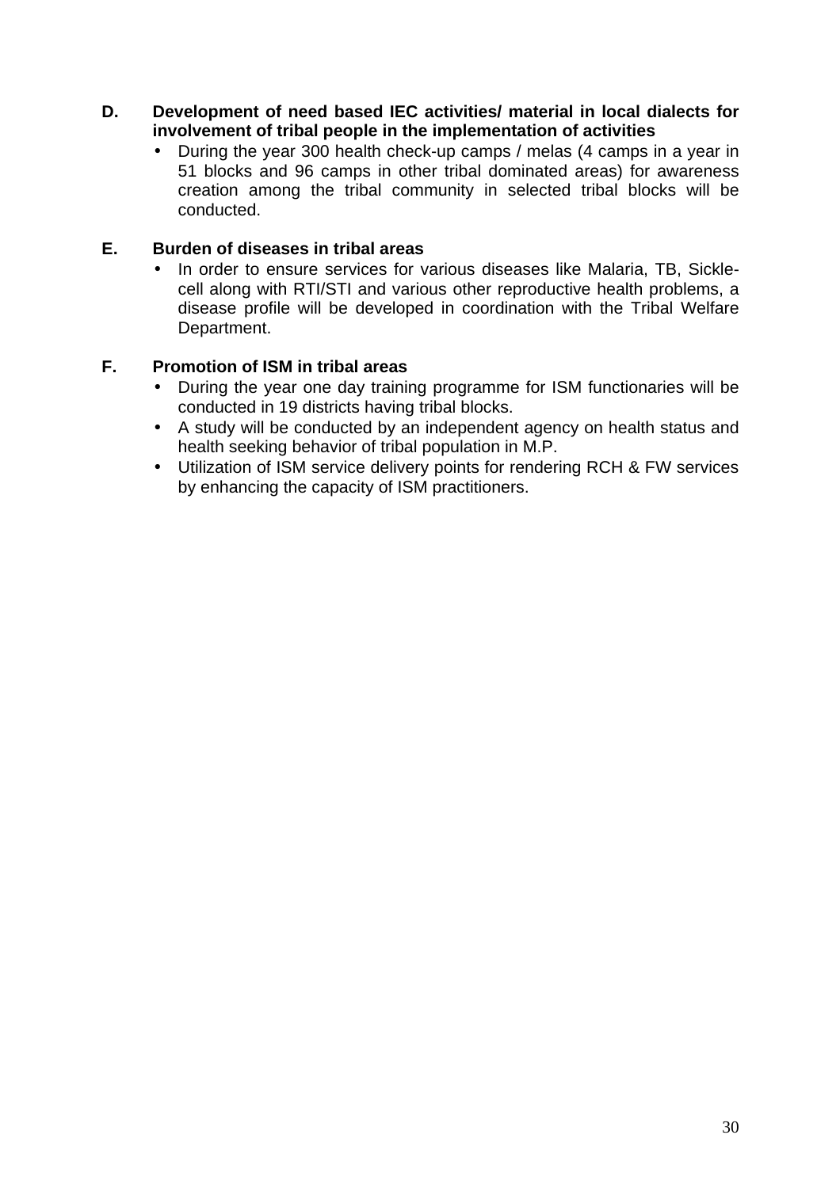**D. Development of need based IEC activities/ material in local dialects for involvement of tribal people in the implementation of activities**

- During the year 300 health check-up camps / melas (4 camps in a year in 51 blocks and 96 camps in other tribal dominated areas) for awareness creation among the tribal community in selected tribal blocks will be conducted.

**E. Burden of diseases in tribal areas**

- In order to ensure services for various diseases like Malaria, TB, Sickle-cell along with RTI/STI and various other reproductive health problems, a disease profile will be developed in coordination with the Tribal Welfare Department.

**F. Promotion of ISM in tribal areas**

- During the year one day training programme for ISM functionaries will be conducted in 19 districts having tribal blocks.
- A study will be conducted by an independent agency on health status and health seeking behavior of tribal population in M.P.
- Utilization of ISM service delivery points for rendering RCH & FW services by enhancing the capacity of ISM practitioners.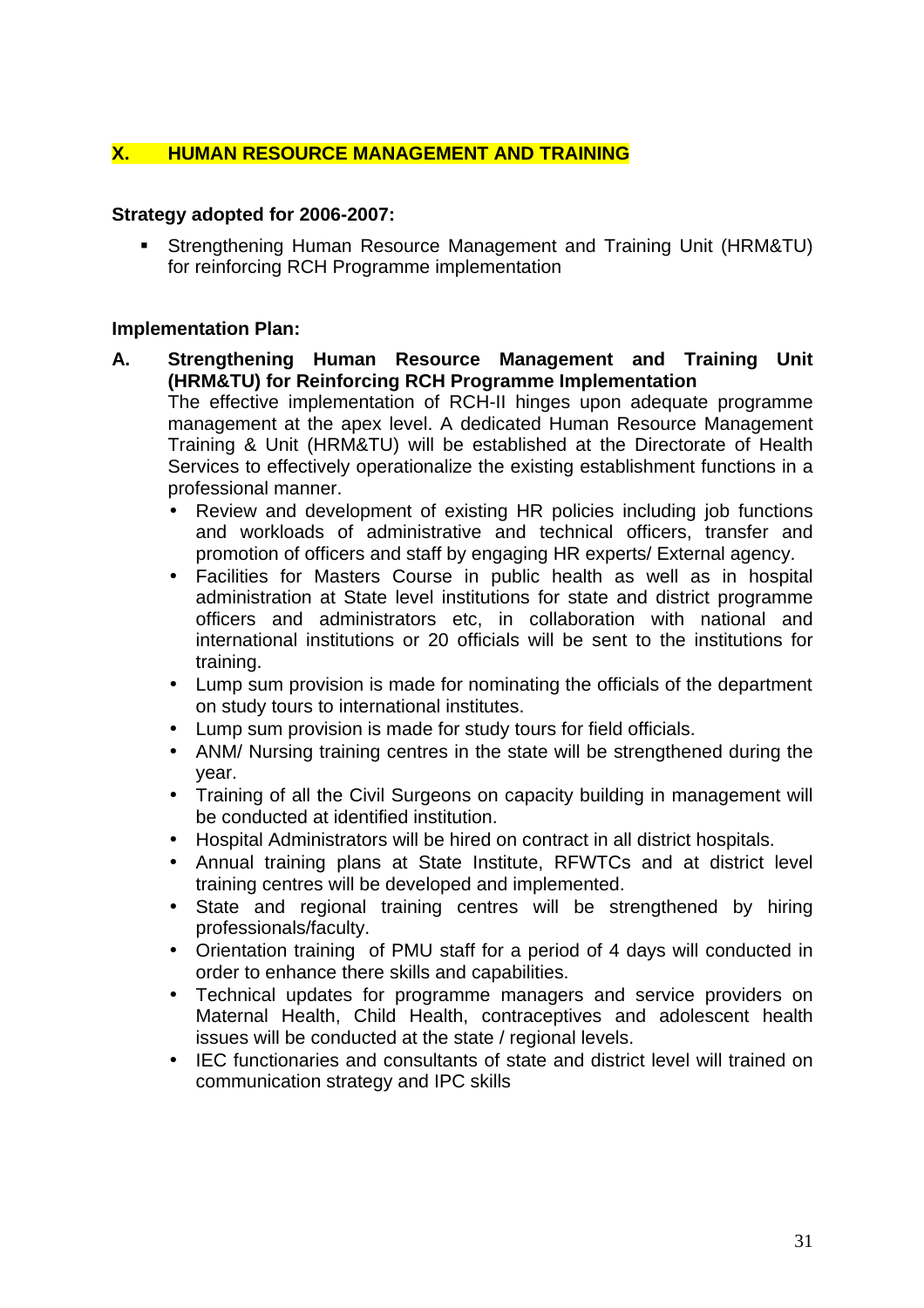## X. HUMAN RESOURCE MANAGEMENT AND TRAINING

**Strategy adopted for 2006-2007:**

- Strengthening Human Resource Management and Training Unit (HRM&TU) for reinforcing RCH Programme implementation

**Implementation Plan:**

**A. Strengthening Human Resource Management and Training Unit (HRM&TU) for Reinforcing RCH Programme Implementation**

The effective implementation of RCH-II hinges upon adequate programme management at the apex level. A dedicated Human Resource Management Training & Unit (HRM&TU) will be established at the Directorate of Health Services to effectively operationalize the existing establishment functions in a professional manner.

- Review and development of existing HR policies including job functions and workloads of administrative and technical officers, transfer and promotion of officers and staff by engaging HR experts/ External agency.
- Facilities for Masters Course in public health as well as in hospital administration at State level institutions for state and district programme officers and administrators etc, in collaboration with national and international institutions or 20 officials will be sent to the institutions for training.
- Lump sum provision is made for nominating the officials of the department on study tours to international institutes.
- Lump sum provision is made for study tours for field officials.
- ANM/ Nursing training centres in the state will be strengthened during the year.
- Training of all the Civil Surgeons on capacity building in management will be conducted at identified institution.
- Hospital Administrators will be hired on contract in all district hospitals.
- Annual training plans at State Institute, RFWTCs and at district level training centres will be developed and implemented.
- State and regional training centres will be strengthened by hiring professionals/faculty.
- Orientation training of PMU staff for a period of 4 days will conducted in order to enhance there skills and capabilities.
- Technical updates for programme managers and service providers on Maternal Health, Child Health, contraceptives and adolescent health issues will be conducted at the state / regional levels.
- IEC functionaries and consultants of state and district level will trained on communication strategy and IPC skills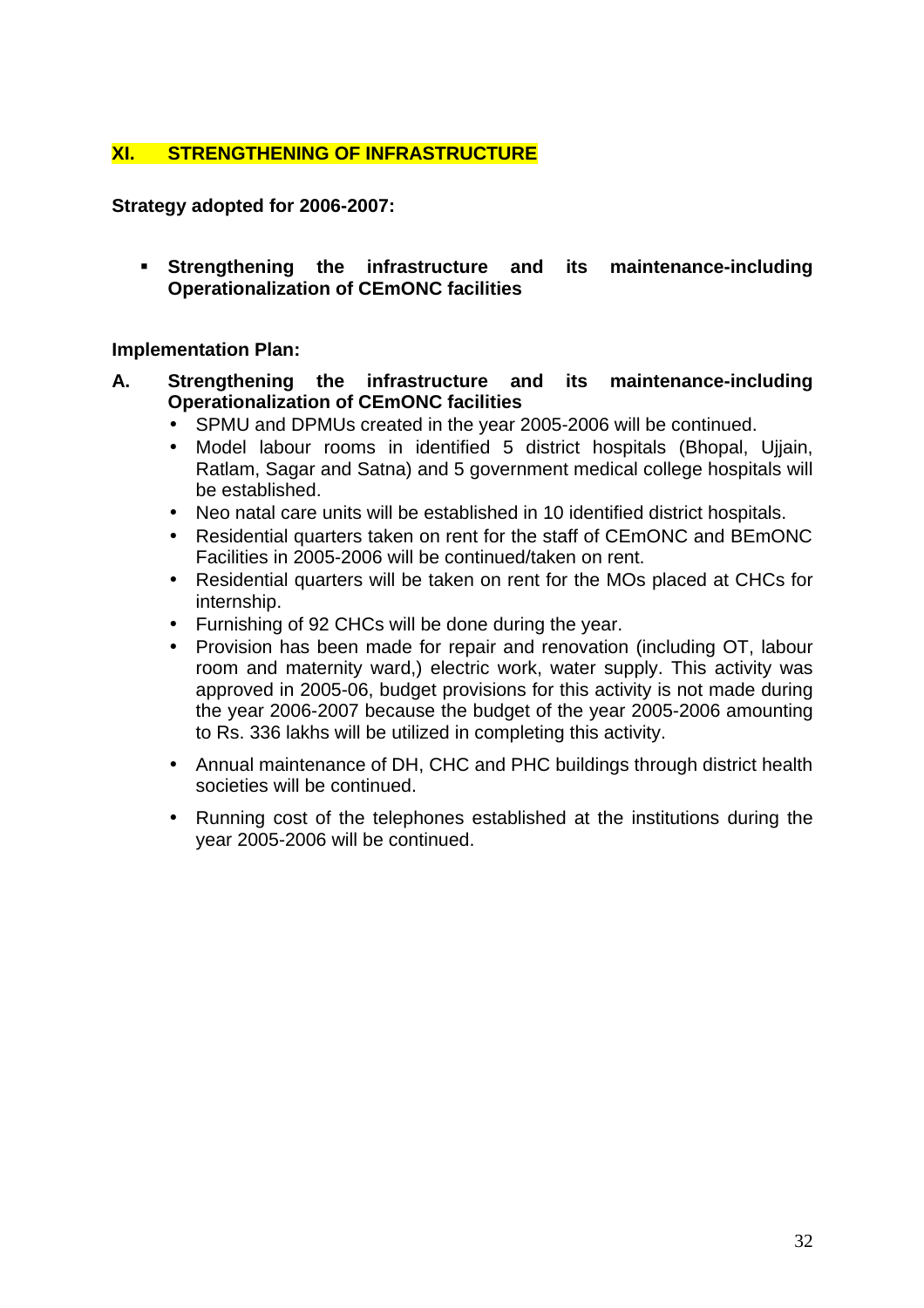## XI. STRENGTHENING OF INFRASTRUCTURE

**Strategy adopted for 2006-2007:**

- **Strengthening the infrastructure and its maintenance-including Operationalization of CEmONC facilities**

**Implementation Plan:**

**A. Strengthening the infrastructure and its maintenance-including Operationalization of CEmONC facilities**

- SPMU and DPMUs created in the year 2005-2006 will be continued.
- Model labour rooms in identified 5 district hospitals (Bhopal, Ujjain, Ratlam, Sagar and Satna) and 5 government medical college hospitals will be established.
- Neo natal care units will be established in 10 identified district hospitals.
- Residential quarters taken on rent for the staff of CEmONC and BEmONC Facilities in 2005-2006 will be continued/taken on rent.
- Residential quarters will be taken on rent for the MOs placed at CHCs for internship.
- Furnishing of 92 CHCs will be done during the year.
- Provision has been made for repair and renovation (including OT, labour room and maternity ward,) electric work, water supply. This activity was approved in 2005-06, budget provisions for this activity is not made during the year 2006-2007 because the budget of the year 2005-2006 amounting to Rs. 336 lakhs will be utilized in completing this activity.
- Annual maintenance of DH, CHC and PHC buildings through district health societies will be continued.
- Running cost of the telephones established at the institutions during the year 2005-2006 will be continued.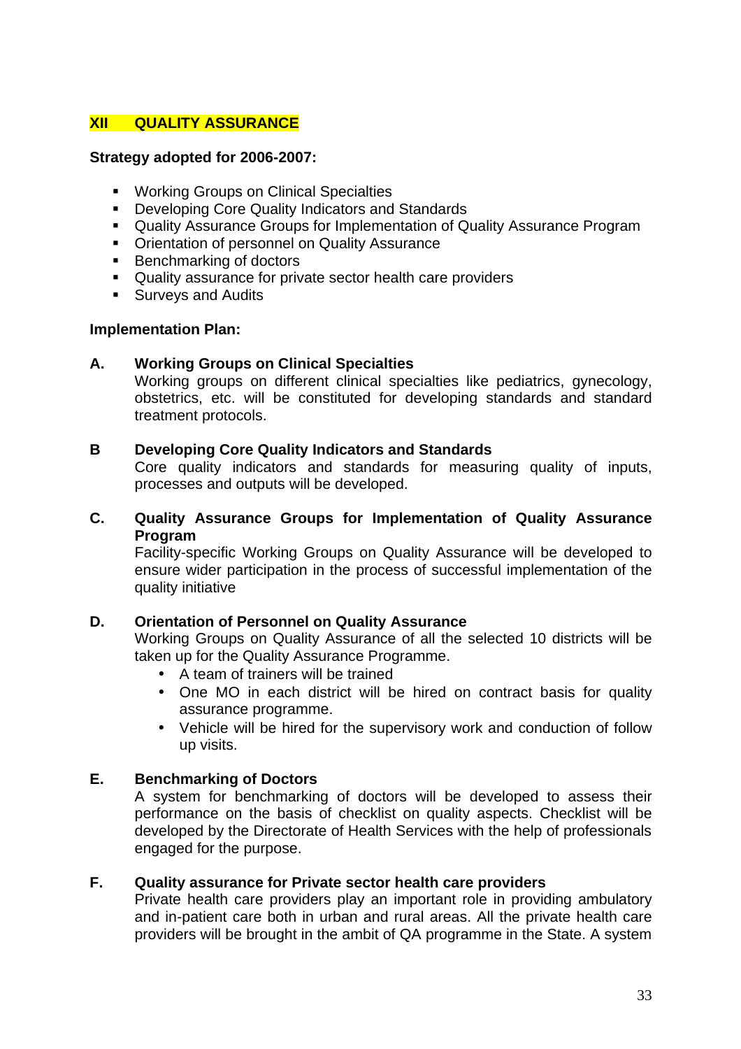## XII QUALITY ASSURANCE

**Strategy adopted for 2006-2007:**

- Working Groups on Clinical Specialties
- Developing Core Quality Indicators and Standards
- Quality Assurance Groups for Implementation of Quality Assurance Program
- Orientation of personnel on Quality Assurance
- Benchmarking of doctors
- Quality assurance for private sector health care providers
- Surveys and Audits

**Implementation Plan:**

**A. Working Groups on Clinical Specialties**

Working groups on different clinical specialties like pediatrics, gynecology, obstetrics, etc. will be constituted for developing standards and standard treatment protocols.

**B Developing Core Quality Indicators and Standards**

Core quality indicators and standards for measuring quality of inputs, processes and outputs will be developed.

**C. Quality Assurance Groups for Implementation of Quality Assurance Program**

Facility-specific Working Groups on Quality Assurance will be developed to ensure wider participation in the process of successful implementation of the quality initiative

**D. Orientation of Personnel on Quality Assurance**

Working Groups on Quality Assurance of all the selected 10 districts will be taken up for the Quality Assurance Programme.

- A team of trainers will be trained
- One MO in each district will be hired on contract basis for quality assurance programme.
- Vehicle will be hired for the supervisory work and conduction of follow up visits.

**E. Benchmarking of Doctors**

A system for benchmarking of doctors will be developed to assess their performance on the basis of checklist on quality aspects. Checklist will be developed by the Directorate of Health Services with the help of professionals engaged for the purpose.

**F. Quality assurance for Private sector health care providers**

Private health care providers play an important role in providing ambulatory and in-patient care both in urban and rural areas. All the private health care providers will be brought in the ambit of QA programme in the State. A system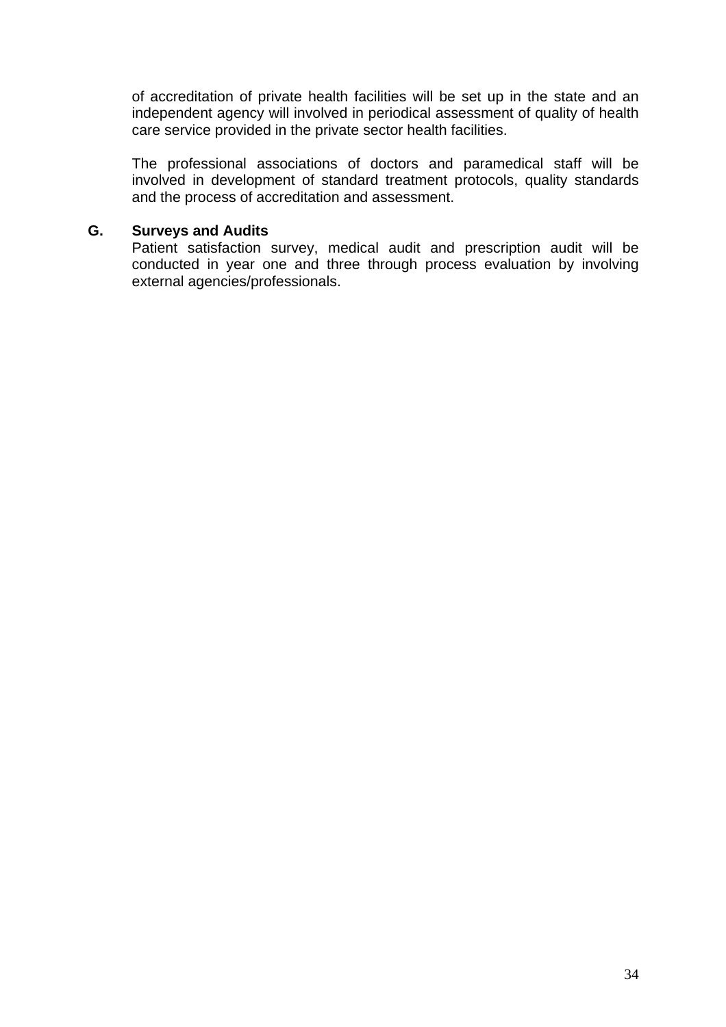of accreditation of private health facilities will be set up in the state and an independent agency will involved in periodical assessment of quality of health care service provided in the private sector health facilities.

The professional associations of doctors and paramedical staff will be involved in development of standard treatment protocols, quality standards and the process of accreditation and assessment.

**G. Surveys and Audits**

Patient satisfaction survey, medical audit and prescription audit will be conducted in year one and three through process evaluation by involving external agencies/professionals.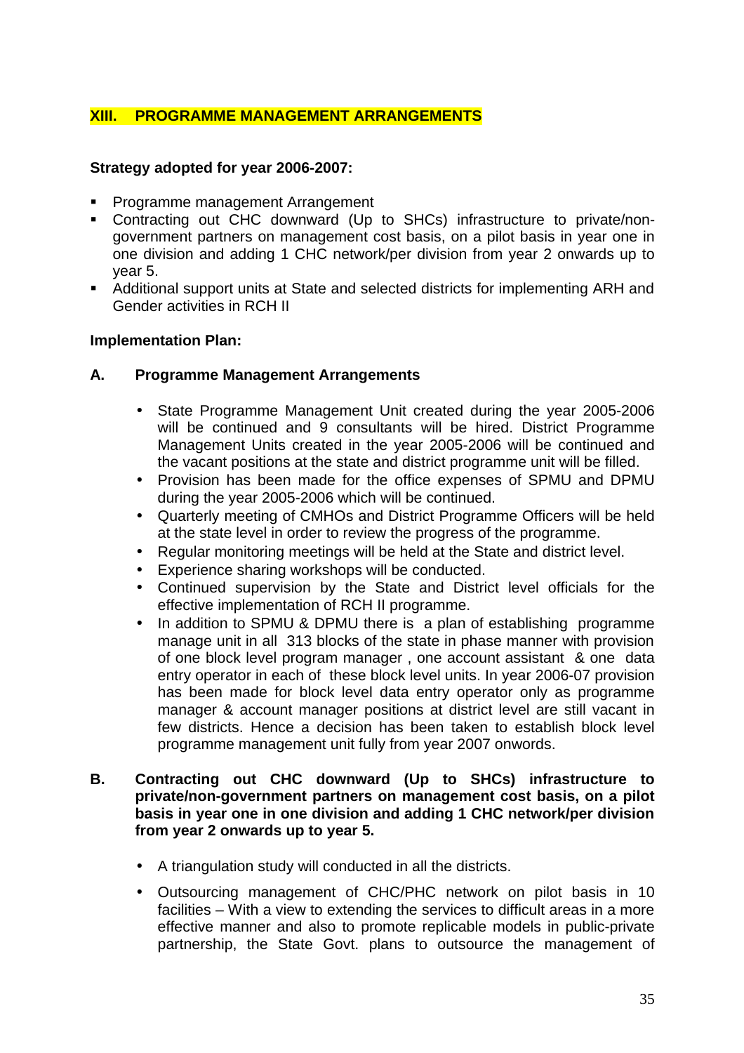## XIII. PROGRAMME MANAGEMENT ARRANGEMENTS

**Strategy adopted for year 2006-2007:**

- Programme management Arrangement
- Contracting out CHC downward (Up to SHCs) infrastructure to private/non-government partners on management cost basis, on a pilot basis in year one in one division and adding 1 CHC network/per division from year 2 onwards up to year 5.
- Additional support units at State and selected districts for implementing ARH and Gender activities in RCH II

**Implementation Plan:**

### A. Programme Management Arrangements

- State Programme Management Unit created during the year 2005-2006 will be continued and 9 consultants will be hired. District Programme Management Units created in the year 2005-2006 will be continued and the vacant positions at the state and district programme unit will be filled.
- Provision has been made for the office expenses of SPMU and DPMU during the year 2005-2006 which will be continued.
- Quarterly meeting of CMHOs and District Programme Officers will be held at the state level in order to review the progress of the programme.
- Regular monitoring meetings will be held at the State and district level.
- Experience sharing workshops will be conducted.
- Continued supervision by the State and District level officials for the effective implementation of RCH II programme.
- In addition to SPMU & DPMU there is a plan of establishing programme manage unit in all 313 blocks of the state in phase manner with provision of one block level program manager , one account assistant & one data entry operator in each of these block level units. In year 2006-07 provision has been made for block level data entry operator only as programme manager & account manager positions at district level are still vacant in few districts. Hence a decision has been taken to establish block level programme management unit fully from year 2007 onwords.

### B. Contracting out CHC downward (Up to SHCs) infrastructure to private/non-government partners on management cost basis, on a pilot basis in year one in one division and adding 1 CHC network/per division from year 2 onwards up to year 5.

- A triangulation study will conducted in all the districts.
- Outsourcing management of CHC/PHC network on pilot basis in 10 facilities – With a view to extending the services to difficult areas in a more effective manner and also to promote replicable models in public-private partnership, the State Govt. plans to outsource the management of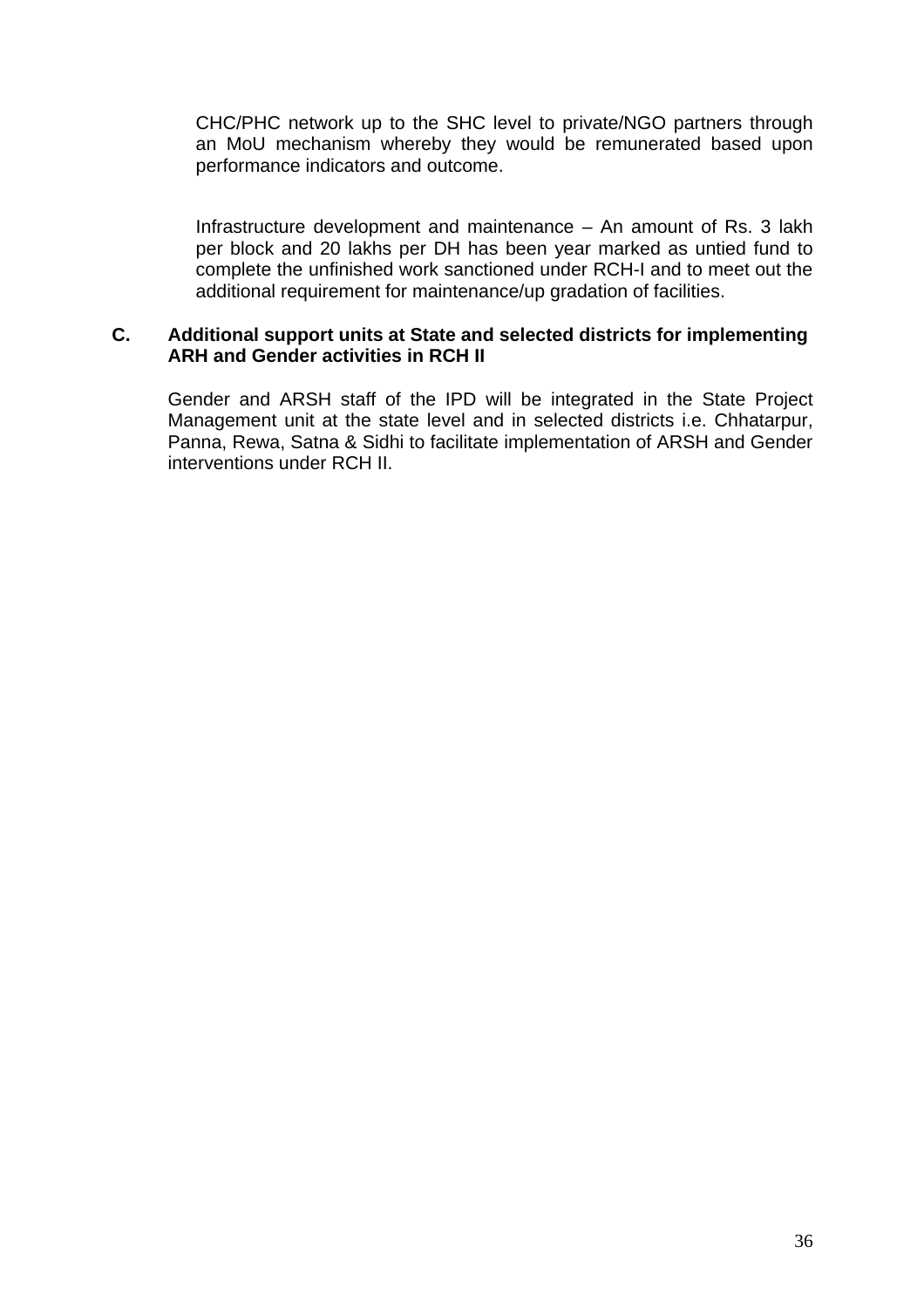CHC/PHC network up to the SHC level to private/NGO partners through an MoU mechanism whereby they would be remunerated based upon performance indicators and outcome.

Infrastructure development and maintenance – An amount of Rs. 3 lakh per block and 20 lakhs per DH has been year marked as untied fund to complete the unfinished work sanctioned under RCH-I and to meet out the additional requirement for maintenance/up gradation of facilities.

**C. Additional support units at State and selected districts for implementing ARH and Gender activities in RCH II**

Gender and ARSH staff of the IPD will be integrated in the State Project Management unit at the state level and in selected districts i.e. Chhatarpur, Panna, Rewa, Satna & Sidhi to facilitate implementation of ARSH and Gender interventions under RCH II.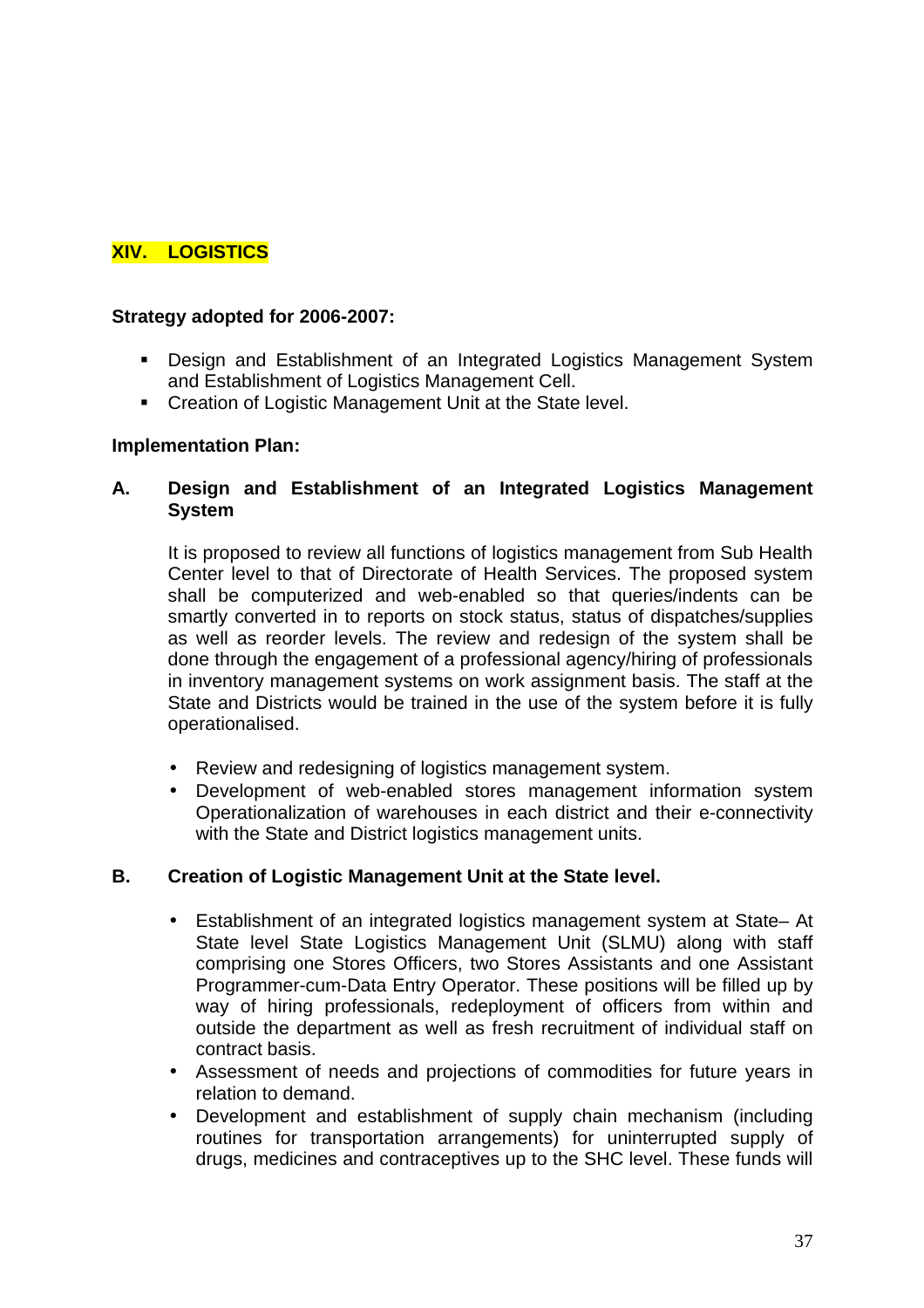## XIV. LOGISTICS

**Strategy adopted for 2006-2007:**

- Design and Establishment of an Integrated Logistics Management System and Establishment of Logistics Management Cell.
- Creation of Logistic Management Unit at the State level.

**Implementation Plan:**

### A. Design and Establishment of an Integrated Logistics Management System

It is proposed to review all functions of logistics management from Sub Health Center level to that of Directorate of Health Services. The proposed system shall be computerized and web-enabled so that queries/indents can be smartly converted in to reports on stock status, status of dispatches/supplies as well as reorder levels. The review and redesign of the system shall be done through the engagement of a professional agency/hiring of professionals in inventory management systems on work assignment basis. The staff at the State and Districts would be trained in the use of the system before it is fully operationalised.

- Review and redesigning of logistics management system.
- Development of web-enabled stores management information system Operationalization of warehouses in each district and their e-connectivity with the State and District logistics management units.

### B. Creation of Logistic Management Unit at the State level.

- Establishment of an integrated logistics management system at State– At State level State Logistics Management Unit (SLMU) along with staff comprising one Stores Officers, two Stores Assistants and one Assistant Programmer-cum-Data Entry Operator. These positions will be filled up by way of hiring professionals, redeployment of officers from within and outside the department as well as fresh recruitment of individual staff on contract basis.
- Assessment of needs and projections of commodities for future years in relation to demand.
- Development and establishment of supply chain mechanism (including routines for transportation arrangements) for uninterrupted supply of drugs, medicines and contraceptives up to the SHC level. These funds will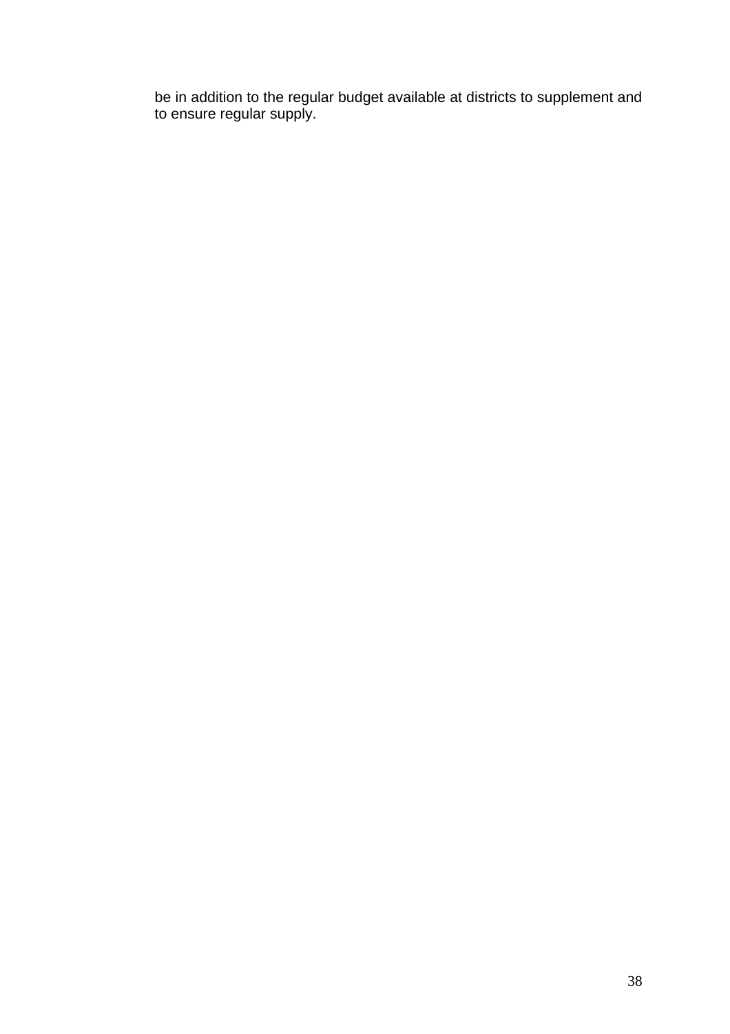be in addition to the regular budget available at districts to supplement and to ensure regular supply.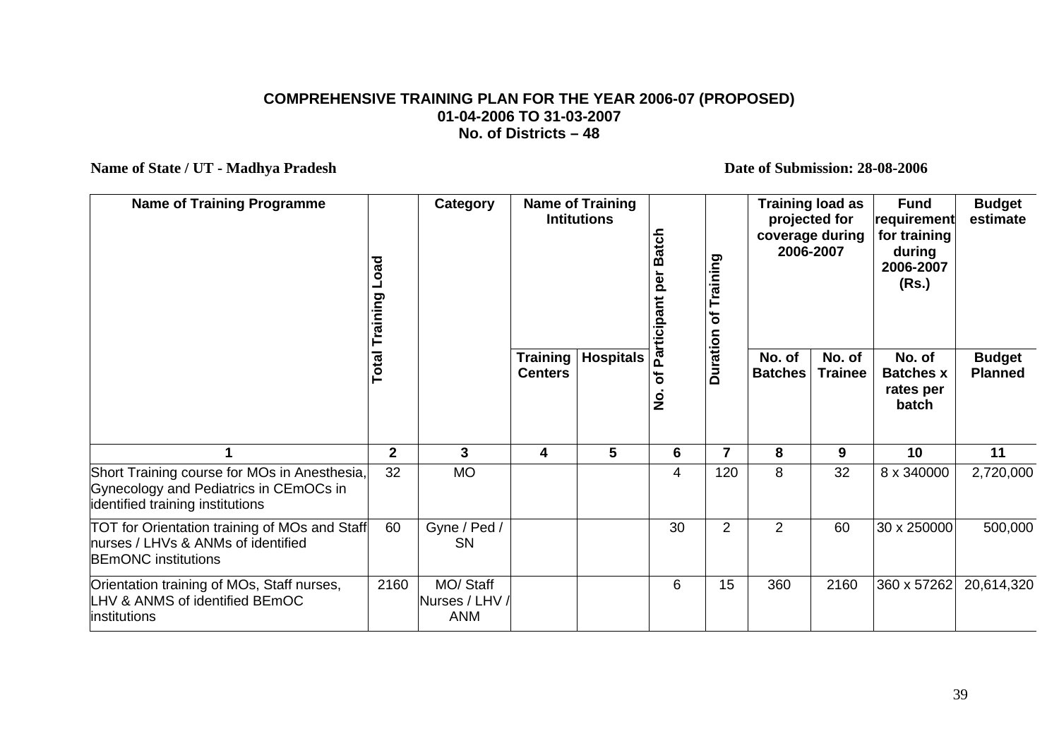**COMPREHENSIVE TRAINING PLAN FOR THE YEAR 2006-07 (PROPOSED)**
**01-04-2006 TO 31-03-2007**
**No. of Districts – 48**

**Name of State / UT - Madhya Pradesh** **Date of Submission: 28-08-2006**

| Name of Training Programme | Total Training Load | Category | Name of Training Intitutions | | No. of Participant per Batch | Duration of Training | Training load as projected for coverage during 2006-2007 | | Fund requirement for training during 2006-2007 (Rs.) | Budget estimate |
|---|---|---|---|---|---|---|---|---|---|---|
| | | | Training Centers | Hospitals | | | No. of Batches | No. of Trainee | No. of Batches x rates per batch | Budget Planned |
| 1 | 2 | 3 | 4 | 5 | 6 | 7 | 8 | 9 | 10 | 11 |
| Short Training course for MOs in Anesthesia, Gynecology and Pediatrics in CEmOCs in identified training institutions | 32 | MO | | | 4 | 120 | 8 | 32 | 8 x 340000 | 2,720,000 |
| TOT for Orientation training of MOs and Staff nurses / LHVs & ANMs of identified BEmONC institutions | 60 | Gyne / Ped / SN | | | 30 | 2 | 2 | 60 | 30 x 250000 | 500,000 |
| Orientation training of MOs, Staff nurses, LHV & ANMS of identified BEmOC institutions | 2160 | MO/ Staff Nurses / LHV / ANM | | | 6 | 15 | 360 | 2160 | 360 x 57262 | 20,614,320 |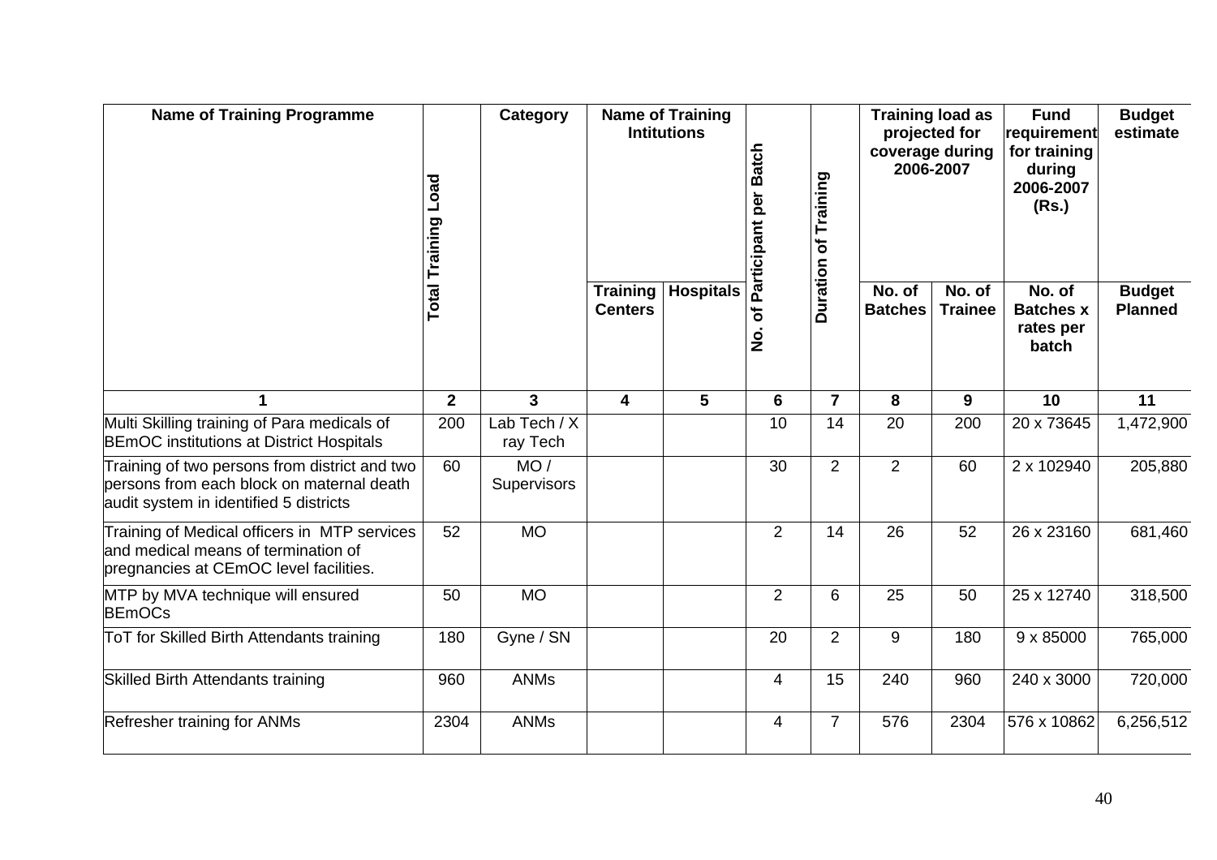| Name of Training Programme | Total Training Load | Category | Name of Training Intitutions | | No. of Participant per Batch | Duration of Training | Training load as projected for coverage during 2006-2007 | | Fund requirement for training during 2006-2007 (Rs.) | Budget estimate |
|---|---|---|---|---|---|---|---|---|---|---|
| | | | Training Centers | Hospitals | | | No. of Batches | No. of Trainee | No. of Batches x rates per batch | Budget Planned |
| 1 | 2 | 3 | 4 | 5 | 6 | 7 | 8 | 9 | 10 | 11 |
| Multi Skilling training of Para medicals of BEmOC institutions at District Hospitals | 200 | Lab Tech / X ray Tech | | | 10 | 14 | 20 | 200 | 20 x 73645 | 1,472,900 |
| Training of two persons from district and two persons from each block on maternal death audit system in identified 5 districts | 60 | MO / Supervisors | | | 30 | 2 | 2 | 60 | 2 x 102940 | 205,880 |
| Training of Medical officers in MTP services and medical means of termination of pregnancies at CEmOC level facilities. | 52 | MO | | | 2 | 14 | 26 | 52 | 26 x 23160 | 681,460 |
| MTP by MVA technique will ensured BEmOCs | 50 | MO | | | 2 | 6 | 25 | 50 | 25 x 12740 | 318,500 |
| ToT for Skilled Birth Attendants training | 180 | Gyne / SN | | | 20 | 2 | 9 | 180 | 9 x 85000 | 765,000 |
| Skilled Birth Attendants training | 960 | ANMs | | | 4 | 15 | 240 | 960 | 240 x 3000 | 720,000 |
| Refresher training for ANMs | 2304 | ANMs | | | 4 | 7 | 576 | 2304 | 576 x 10862 | 6,256,512 |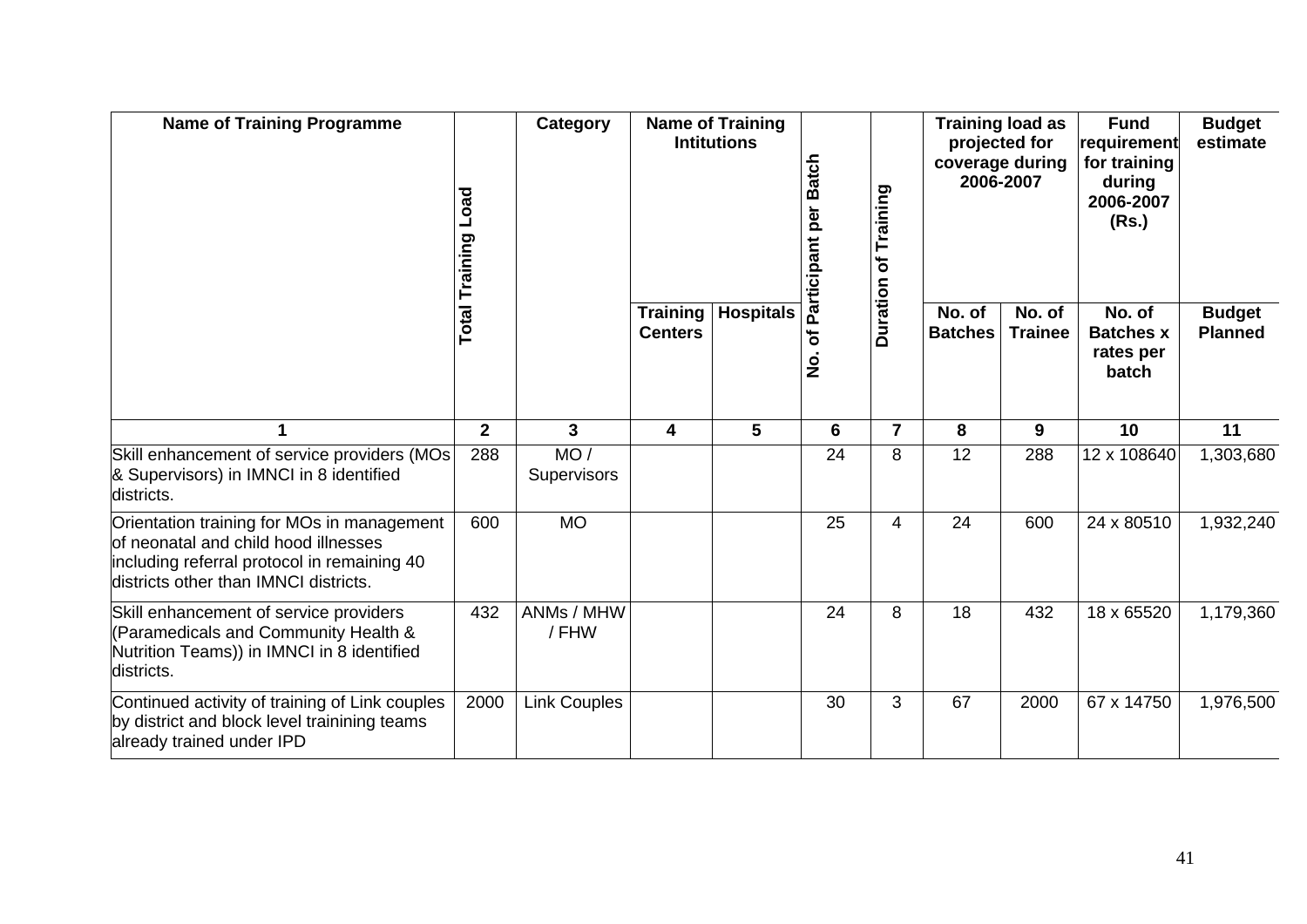| Name of Training Programme | Total Training Load | Category | Name of Training Intitutions | | No. of Participant per Batch | Duration of Training | Training load as projected for coverage during 2006-2007 | | Fund requirement for training during 2006-2007 (Rs.) | Budget estimate |
|---|---|---|---|---|---|---|---|---|---|---|
| | | | Training Centers | Hospitals | | | No. of Batches | No. of Trainee | No. of Batches x rates per batch | Budget Planned |
| 1 | 2 | 3 | 4 | 5 | 6 | 7 | 8 | 9 | 10 | 11 |
| Skill enhancement of service providers (MOs & Supervisors) in IMNCI in 8 identified districts. | 288 | MO / Supervisors | | | 24 | 8 | 12 | 288 | 12 x 108640 | 1,303,680 |
| Orientation training for MOs in management of neonatal and child hood illnesses including referral protocol in remaining 40 districts other than IMNCI districts. | 600 | MO | | | 25 | 4 | 24 | 600 | 24 x 80510 | 1,932,240 |
| Skill enhancement of service providers (Paramedicals and Community Health & Nutrition Teams)) in IMNCI in 8 identified districts. | 432 | ANMs / MHW / FHW | | | 24 | 8 | 18 | 432 | 18 x 65520 | 1,179,360 |
| Continued activity of training of Link couples by district and block level trainining teams already trained under IPD | 2000 | Link Couples | | | 30 | 3 | 67 | 2000 | 67 x 14750 | 1,976,500 |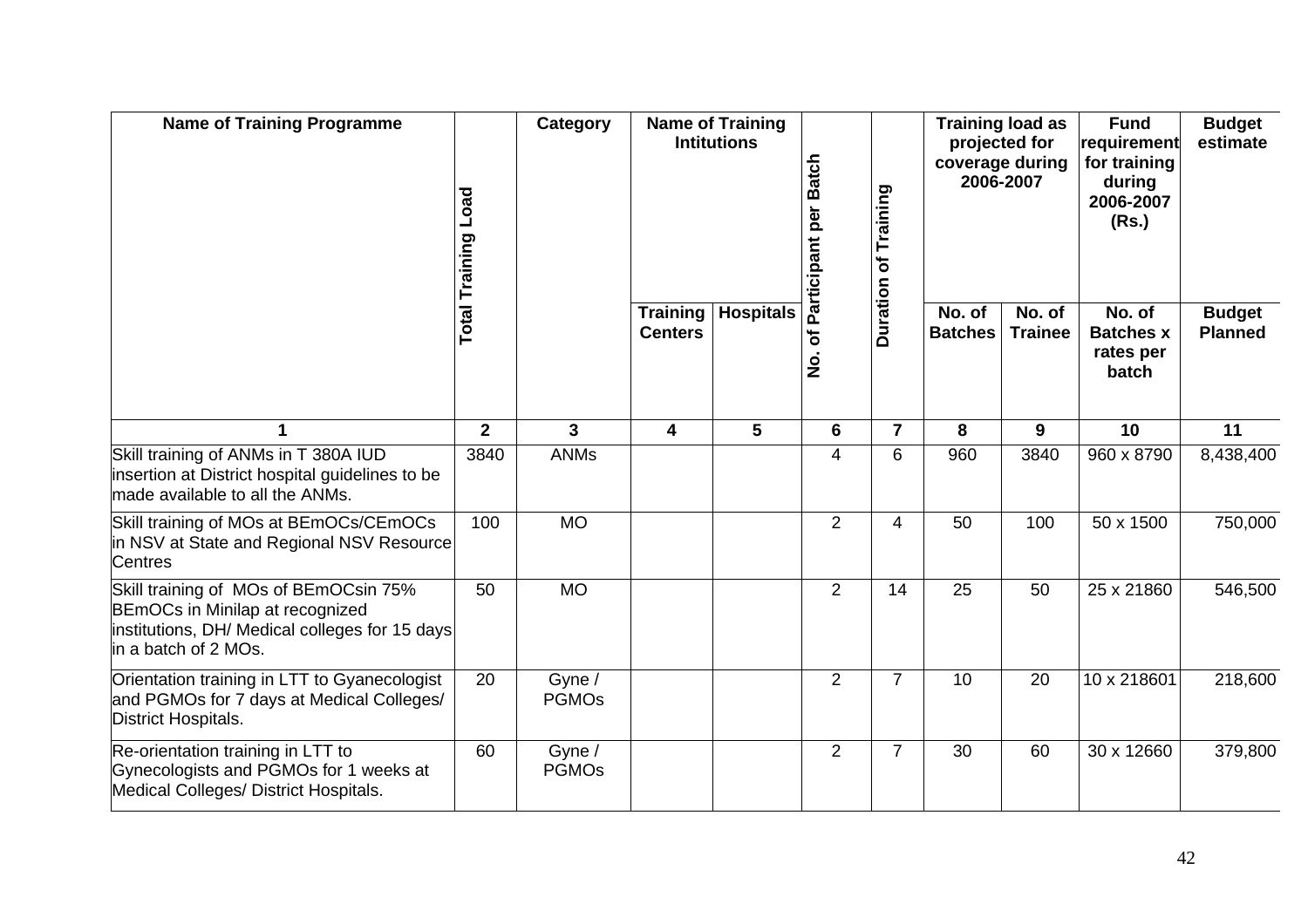| Name of Training Programme | Total Training Load | Category | Name of Training Intitutions | | No. of Participant per Batch | Duration of Training | Training load as projected for coverage during 2006-2007 | | Fund requirement for training during 2006-2007 (Rs.) | Budget estimate |
|---|---|---|---|---|---|---|---|---|---|---|
| | | | Training Centers | Hospitals | | | No. of Batches | No. of Trainee | No. of Batches x rates per batch | Budget Planned |
| 1 | 2 | 3 | 4 | 5 | 6 | 7 | 8 | 9 | 10 | 11 |
| Skill training of ANMs in T 380A IUD insertion at District hospital guidelines to be made available to all the ANMs. | 3840 | ANMs | | | 4 | 6 | 960 | 3840 | 960 x 8790 | 8,438,400 |
| Skill training of MOs at BEmOCs/CEmOCs in NSV at State and Regional NSV Resource Centres | 100 | MO | | | 2 | 4 | 50 | 100 | 50 x 1500 | 750,000 |
| Skill training of MOs of BEmOCsin 75% BEmOCs in Minilap at recognized institutions, DH/ Medical colleges for 15 days in a batch of 2 MOs. | 50 | MO | | | 2 | 14 | 25 | 50 | 25 x 21860 | 546,500 |
| Orientation training in LTT to Gyanecologist and PGMOs for 7 days at Medical Colleges/ District Hospitals. | 20 | Gyne / PGMOs | | | 2 | 7 | 10 | 20 | 10 x 218601 | 218,600 |
| Re-orientation training in LTT to Gynecologists and PGMOs for 1 weeks at Medical Colleges/ District Hospitals. | 60 | Gyne / PGMOs | | | 2 | 7 | 30 | 60 | 30 x 12660 | 379,800 |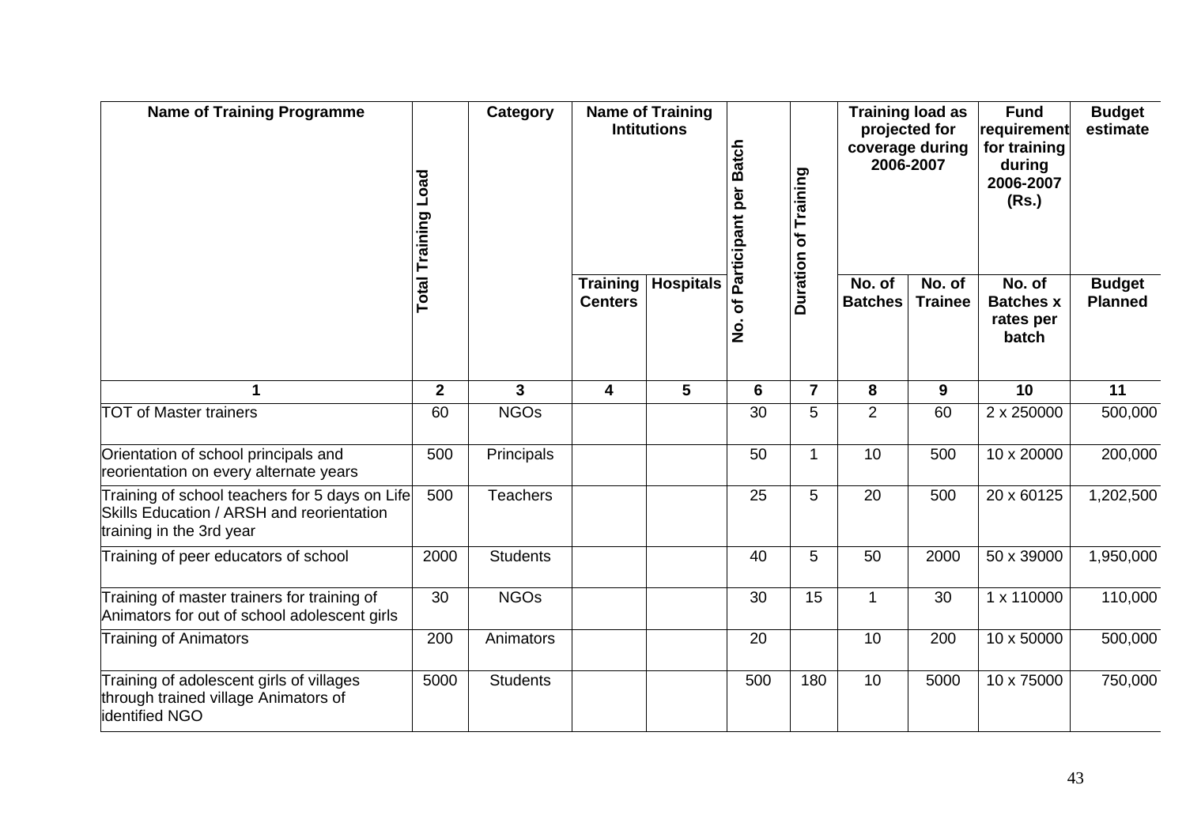| Name of Training Programme | Total Training Load | Category | Name of Training Intitutions | | No. of Participant per Batch | Duration of Training | Training load as projected for coverage during 2006-2007 | | Fund requirement for training during 2006-2007 (Rs.) | Budget estimate |
|---|---|---|---|---|---|---|---|---|---|---|
| | | | Training Centers | Hospitals | | | No. of Batches | No. of Trainee | No. of Batches x rates per batch | Budget Planned |
| 1 | 2 | 3 | 4 | 5 | 6 | 7 | 8 | 9 | 10 | 11 |
| TOT of Master trainers | 60 | NGOs | | | 30 | 5 | 2 | 60 | 2 x 250000 | 500,000 |
| Orientation of school principals and reorientation on every alternate years | 500 | Principals | | | 50 | 1 | 10 | 500 | 10 x 20000 | 200,000 |
| Training of school teachers for 5 days on Life Skills Education / ARSH and reorientation training in the 3rd year | 500 | Teachers | | | 25 | 5 | 20 | 500 | 20 x 60125 | 1,202,500 |
| Training of peer educators of school | 2000 | Students | | | 40 | 5 | 50 | 2000 | 50 x 39000 | 1,950,000 |
| Training of master trainers for training of Animators for out of school adolescent girls | 30 | NGOs | | | 30 | 15 | 1 | 30 | 1 x 110000 | 110,000 |
| Training of Animators | 200 | Animators | | | 20 | | 10 | 200 | 10 x 50000 | 500,000 |
| Training of adolescent girls of villages through trained village Animators of identified NGO | 5000 | Students | | | 500 | 180 | 10 | 5000 | 10 x 75000 | 750,000 |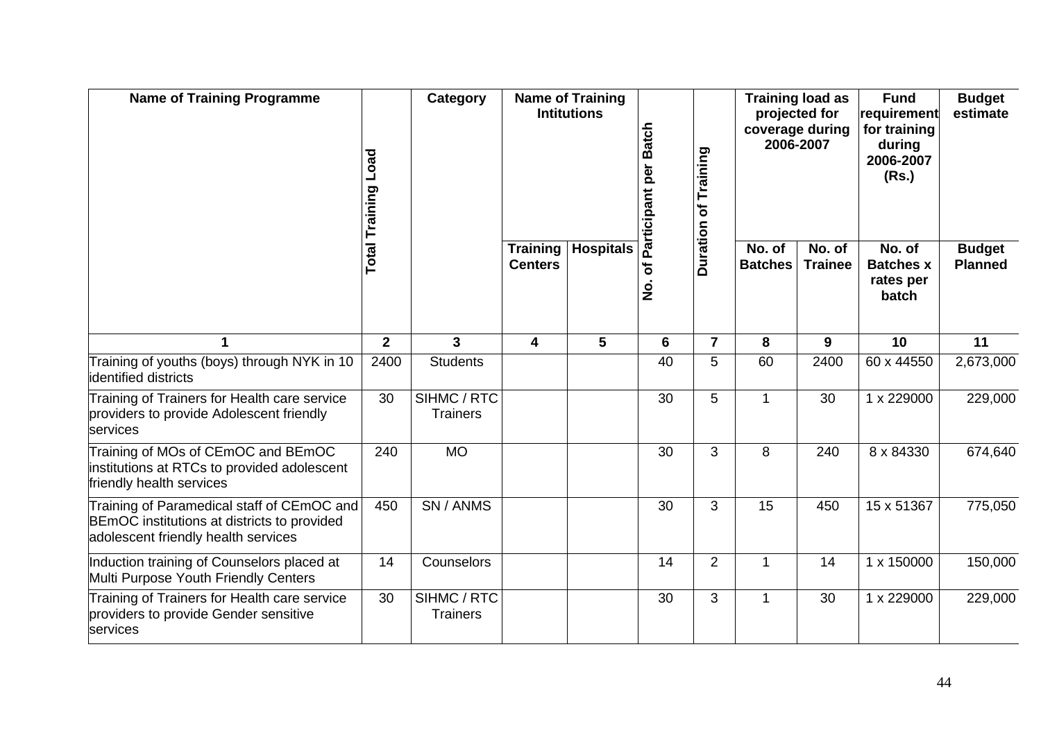| Name of Training Programme | Total Training Load | Category | Name of Training Intitutions | | No. of Participant per Batch | Duration of Training | Training load as projected for coverage during 2006-2007 | | Fund requirement for training during 2006-2007 (Rs.) | Budget estimate |
|---|---|---|---|---|---|---|---|---|---|---|
| | | | Training Centers | Hospitals | | | No. of Batches | No. of Trainee | No. of Batches x rates per batch | Budget Planned |
| 1 | 2 | 3 | 4 | 5 | 6 | 7 | 8 | 9 | 10 | 11 |
| Training of youths (boys) through NYK in 10 identified districts | 2400 | Students | | | 40 | 5 | 60 | 2400 | 60 x 44550 | 2,673,000 |
| Training of Trainers for Health care service providers to provide Adolescent friendly services | 30 | SIHMC / RTC Trainers | | | 30 | 5 | 1 | 30 | 1 x 229000 | 229,000 |
| Training of MOs of CEmOC and BEmOC institutions at RTCs to provided adolescent friendly health services | 240 | MO | | | 30 | 3 | 8 | 240 | 8 x 84330 | 674,640 |
| Training of Paramedical staff of CEmOC and BEmOC institutions at districts to provided adolescent friendly health services | 450 | SN / ANMS | | | 30 | 3 | 15 | 450 | 15 x 51367 | 775,050 |
| Induction training of Counselors placed at Multi Purpose Youth Friendly Centers | 14 | Counselors | | | 14 | 2 | 1 | 14 | 1 x 150000 | 150,000 |
| Training of Trainers for Health care service providers to provide Gender sensitive services | 30 | SIHMC / RTC Trainers | | | 30 | 3 | 1 | 30 | 1 x 229000 | 229,000 |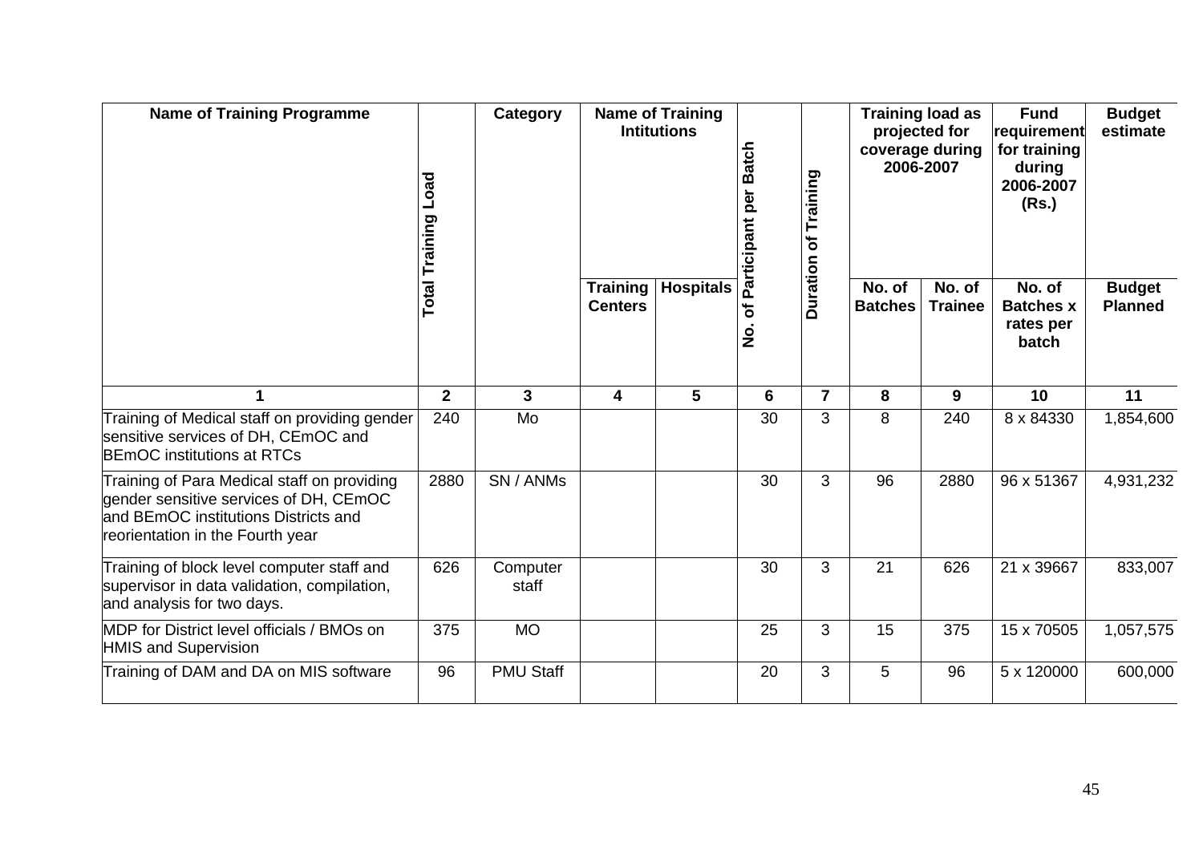| Name of Training Programme | Total Training Load | Category | Name of Training Intitutions | | No. of Participant per Batch | Duration of Training | Training load as projected for coverage during 2006-2007 | | Fund requirement for training during 2006-2007 (Rs.) | Budget estimate |
|---|---|---|---|---|---|---|---|---|---|---|
| | | | Training Centers | Hospitals | | | No. of Batches | No. of Trainee | No. of Batches x rates per batch | Budget Planned |
| 1 | 2 | 3 | 4 | 5 | 6 | 7 | 8 | 9 | 10 | 11 |
| Training of Medical staff on providing gender sensitive services of DH, CEmOC and BEmOC institutions at RTCs | 240 | Mo | | | 30 | 3 | 8 | 240 | 8 x 84330 | 1,854,600 |
| Training of Para Medical staff on providing gender sensitive services of DH, CEmOC and BEmOC institutions Districts and reorientation in the Fourth year | 2880 | SN / ANMs | | | 30 | 3 | 96 | 2880 | 96 x 51367 | 4,931,232 |
| Training of block level computer staff and supervisor in data validation, compilation, and analysis for two days. | 626 | Computer staff | | | 30 | 3 | 21 | 626 | 21 x 39667 | 833,007 |
| MDP for District level officials / BMOs on HMIS and Supervision | 375 | MO | | | 25 | 3 | 15 | 375 | 15 x 70505 | 1,057,575 |
| Training of DAM and DA on MIS software | 96 | PMU Staff | | | 20 | 3 | 5 | 96 | 5 x 120000 | 600,000 |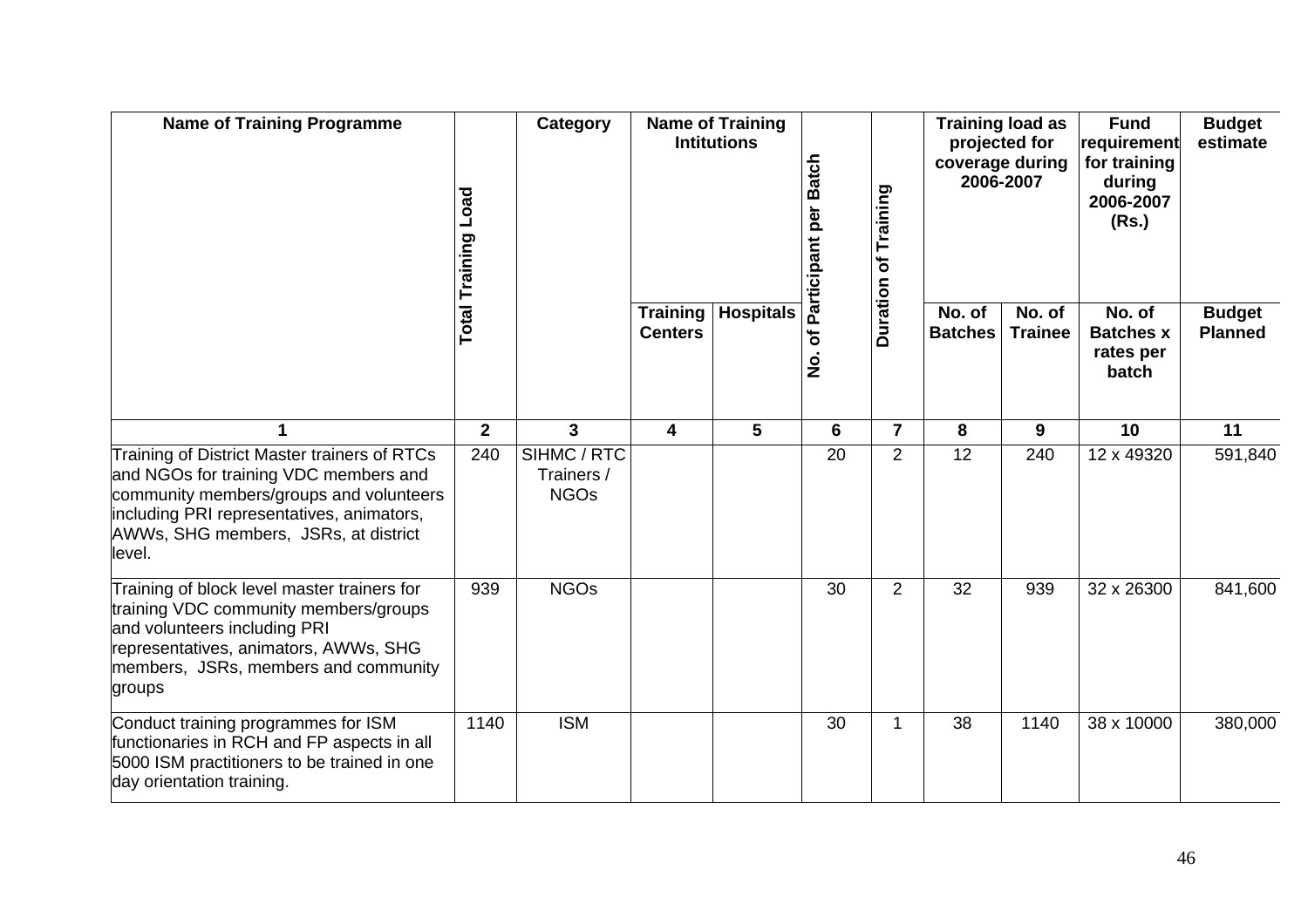| Name of Training Programme | Total Training Load | Category | Name of Training Intitutions | | No. of Participant per Batch | Duration of Training | Training load as projected for coverage during 2006-2007 | | Fund requirement for training during 2006-2007 (Rs.) | Budget estimate |
|---|---|---|---|---|---|---|---|---|---|---|
| | | | Training Centers | Hospitals | | | No. of Batches | No. of Trainee | No. of Batches x rates per batch | Budget Planned |
| 1 | 2 | 3 | 4 | 5 | 6 | 7 | 8 | 9 | 10 | 11 |
| Training of District Master trainers of RTCs and NGOs for training VDC members and community members/groups and volunteers including PRI representatives, animators, AWWs, SHG members, JSRs, at district level. | 240 | SIHMC / RTC Trainers / NGOs | | | 20 | 2 | 12 | 240 | 12 x 49320 | 591,840 |
| Training of block level master trainers for training VDC community members/groups and volunteers including PRI representatives, animators, AWWs, SHG members, JSRs, members and community groups | 939 | NGOs | | | 30 | 2 | 32 | 939 | 32 x 26300 | 841,600 |
| Conduct training programmes for ISM functionaries in RCH and FP aspects in all 5000 ISM practitioners to be trained in one day orientation training. | 1140 | ISM | | | 30 | 1 | 38 | 1140 | 38 x 10000 | 380,000 |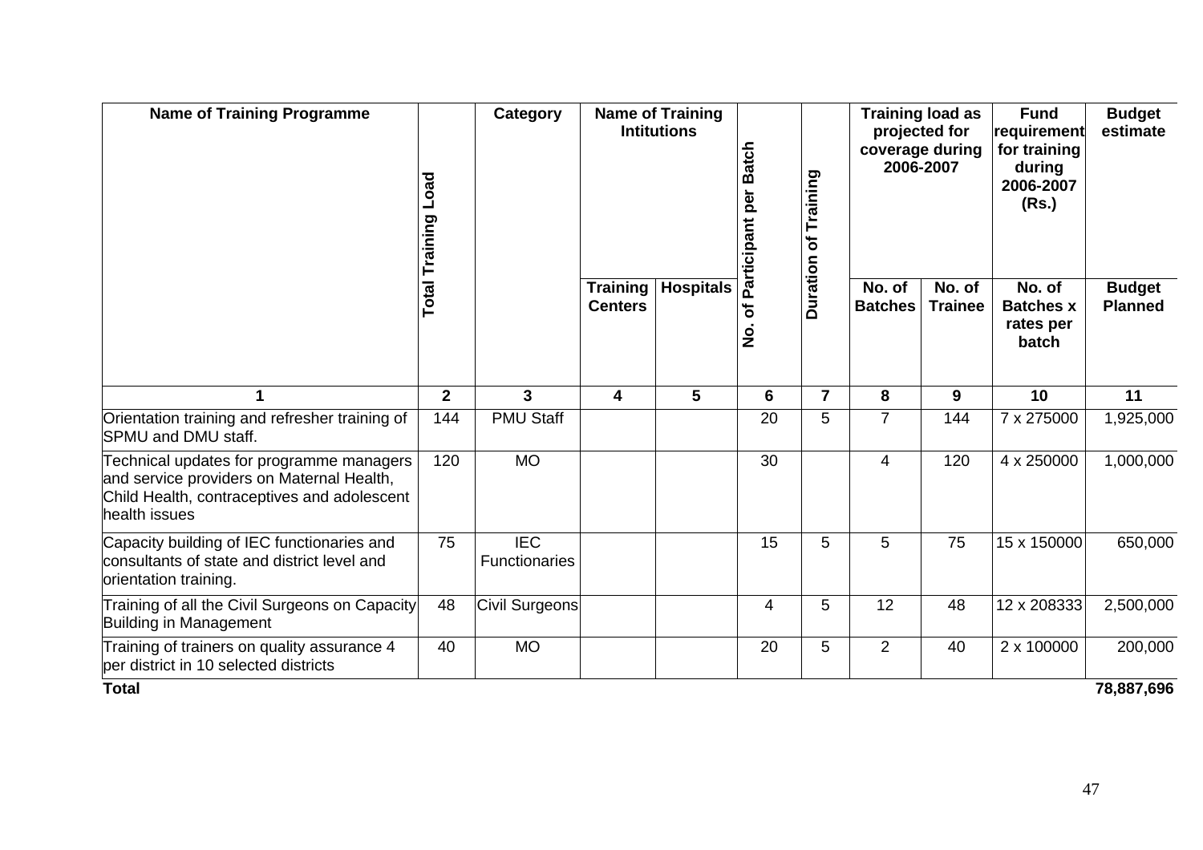| Name of Training Programme | Total Training Load | Category | Name of Training Intitutions | | No. of Participant per Batch | Duration of Training | Training load as projected for coverage during 2006-2007 | | Fund requirement for training during 2006-2007 (Rs.) | Budget estimate |
|---|---|---|---|---|---|---|---|---|---|---|
| | | | Training Centers | Hospitals | | | No. of Batches | No. of Trainee | No. of Batches x rates per batch | Budget Planned |
| 1 | 2 | 3 | 4 | 5 | 6 | 7 | 8 | 9 | 10 | 11 |
| Orientation training and refresher training of SPMU and DMU staff. | 144 | PMU Staff | | | 20 | 5 | 7 | 144 | 7 x 275000 | 1,925,000 |
| Technical updates for programme managers and service providers on Maternal Health, Child Health, contraceptives and adolescent health issues | 120 | MO | | | 30 | | 4 | 120 | 4 x 250000 | 1,000,000 |
| Capacity building of IEC functionaries and consultants of state and district level and orientation training. | 75 | IEC Functionaries | | | 15 | 5 | 5 | 75 | 15 x 150000 | 650,000 |
| Training of all the Civil Surgeons on Capacity Building in Management | 48 | Civil Surgeons | | | 4 | 5 | 12 | 48 | 12 x 208333 | 2,500,000 |
| Training of trainers on quality assurance 4 per district in 10 selected districts | 40 | MO | | | 20 | 5 | 2 | 40 | 2 x 100000 | 200,000 |
| **Total** | | | | | | | | | | **78,887,696** |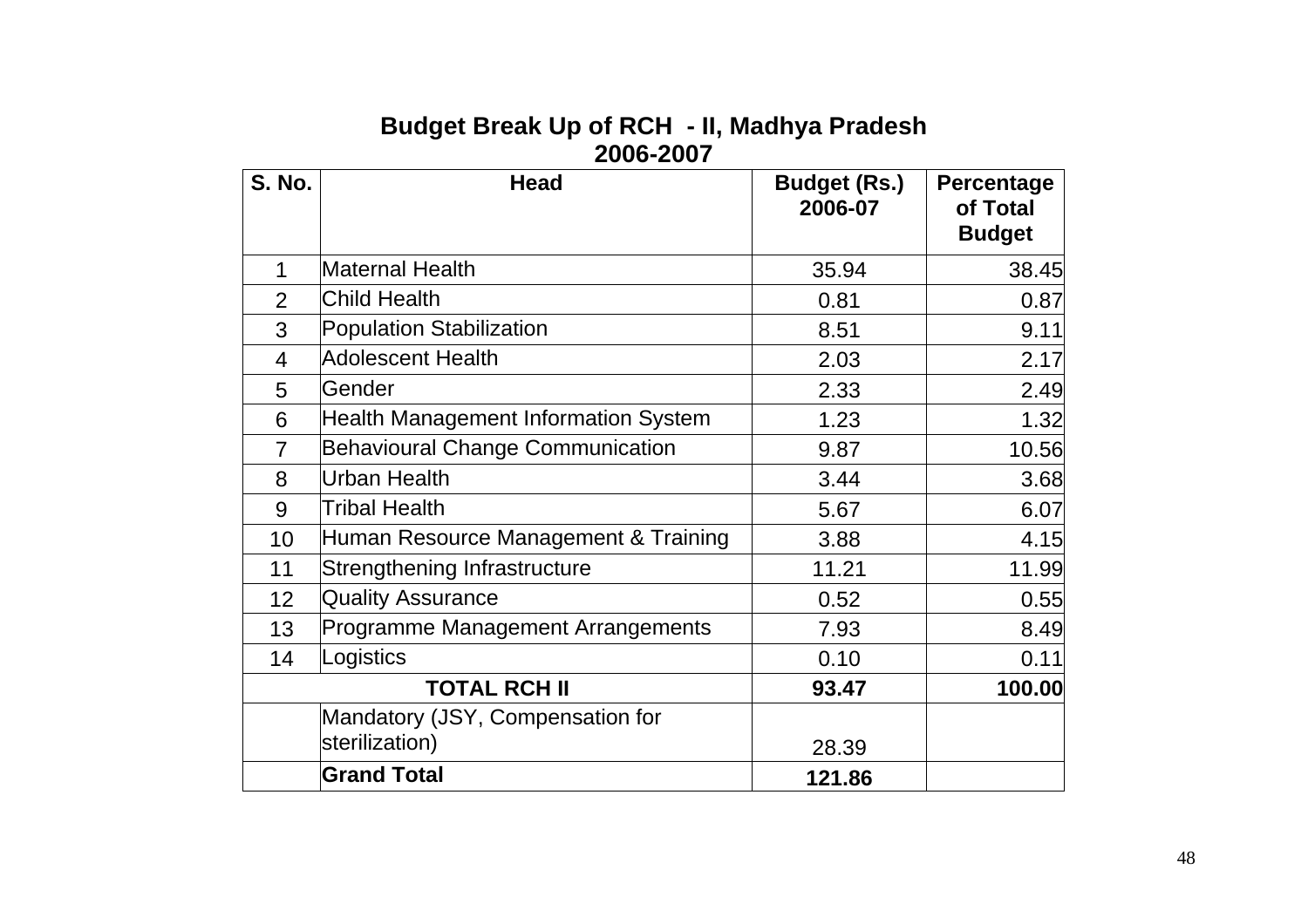## Budget Break Up of RCH - II, Madhya Pradesh
## 2006-2007

| S. No. | Head | Budget (Rs.) 2006-07 | Percentage of Total Budget |
|---|---|---|---|
| 1 | Maternal Health | 35.94 | 38.45 |
| 2 | Child Health | 0.81 | 0.87 |
| 3 | Population Stabilization | 8.51 | 9.11 |
| 4 | Adolescent Health | 2.03 | 2.17 |
| 5 | Gender | 2.33 | 2.49 |
| 6 | Health Management Information System | 1.23 | 1.32 |
| 7 | Behavioural Change Communication | 9.87 | 10.56 |
| 8 | Urban Health | 3.44 | 3.68 |
| 9 | Tribal Health | 5.67 | 6.07 |
| 10 | Human Resource Management & Training | 3.88 | 4.15 |
| 11 | Strengthening Infrastructure | 11.21 | 11.99 |
| 12 | Quality Assurance | 0.52 | 0.55 |
| 13 | Programme Management Arrangements | 7.93 | 8.49 |
| 14 | Logistics | 0.10 | 0.11 |
| **TOTAL RCH II** | | **93.47** | **100.00** |
| | Mandatory (JSY, Compensation for sterilization) | 28.39 | |
| | **Grand Total** | **121.86** | |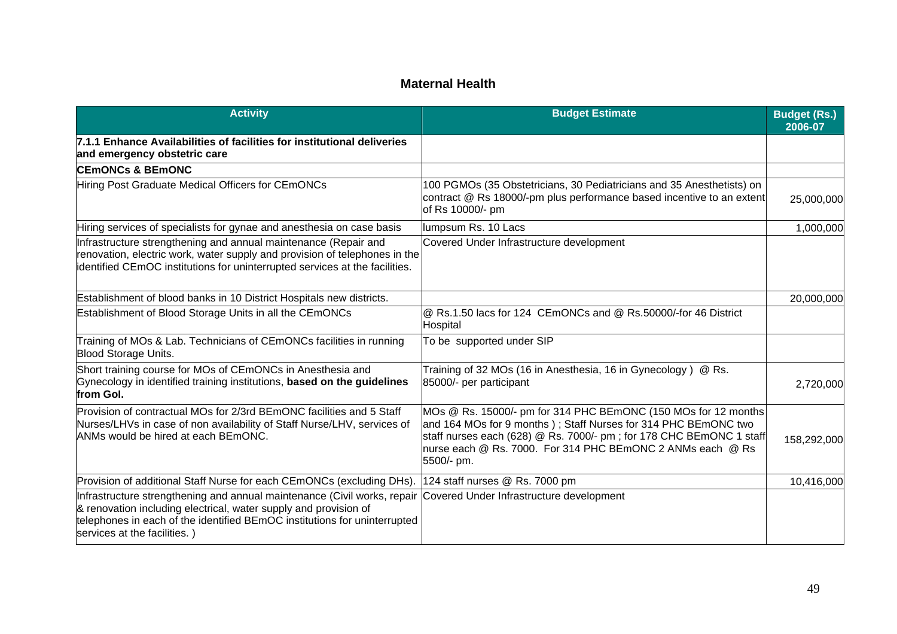## Maternal Health

| Activity | Budget Estimate | Budget (Rs.) 2006-07 |
|---|---|---|
| **7.1.1 Enhance Availabilities of facilities for institutional deliveries and emergency obstetric care** | | |
| **CEmONCs & BEmONC** | | |
| Hiring Post Graduate Medical Officers for CEmONCs | 100 PGMOs (35 Obstetricians, 30 Pediatricians and 35 Anesthetists) on contract @ Rs 18000/-pm plus performance based incentive to an extent of Rs 10000/- pm | 25,000,000 |
| Hiring services of specialists for gynae and anesthesia on case basis | lumpsum Rs. 10 Lacs | 1,000,000 |
| Infrastructure strengthening and annual maintenance (Repair and renovation, electric work, water supply and provision of telephones in the identified CEmOC institutions for uninterrupted services at the facilities. | Covered Under Infrastructure development | |
| Establishment of blood banks in 10 District Hospitals new districts. | | 20,000,000 |
| Establishment of Blood Storage Units in all the CEmONCs | @ Rs.1.50 lacs for 124 CEmONCs and @ Rs.50000/-for 46 District Hospital | |
| Training of MOs & Lab. Technicians of CEmONCs facilities in running Blood Storage Units. | To be supported under SIP | |
| Short training course for MOs of CEmONCs in Anesthesia and Gynecology in identified training institutions, **based on the guidelines from GoI.** | Training of 32 MOs (16 in Anesthesia, 16 in Gynecology ) @ Rs. 85000/- per participant | 2,720,000 |
| Provision of contractual MOs for 2/3rd BEmONC facilities and 5 Staff Nurses/LHVs in case of non availability of Staff Nurse/LHV, services of ANMs would be hired at each BEmONC. | MOs @ Rs. 15000/- pm for 314 PHC BEmONC (150 MOs for 12 months and 164 MOs for 9 months ) ; Staff Nurses for 314 PHC BEmONC two staff nurses each (628) @ Rs. 7000/- pm ; for 178 CHC BEmONC 1 staff nurse each @ Rs. 7000. For 314 PHC BEmONC 2 ANMs each @ Rs 5500/- pm. | 158,292,000 |
| Provision of additional Staff Nurse for each CEmONCs (excluding DHs). | 124 staff nurses @ Rs. 7000 pm | 10,416,000 |
| Infrastructure strengthening and annual maintenance (Civil works, repair & renovation including electrical, water supply and provision of telephones in each of the identified BEmOC institutions for uninterrupted services at the facilities. ) | Covered Under Infrastructure development | |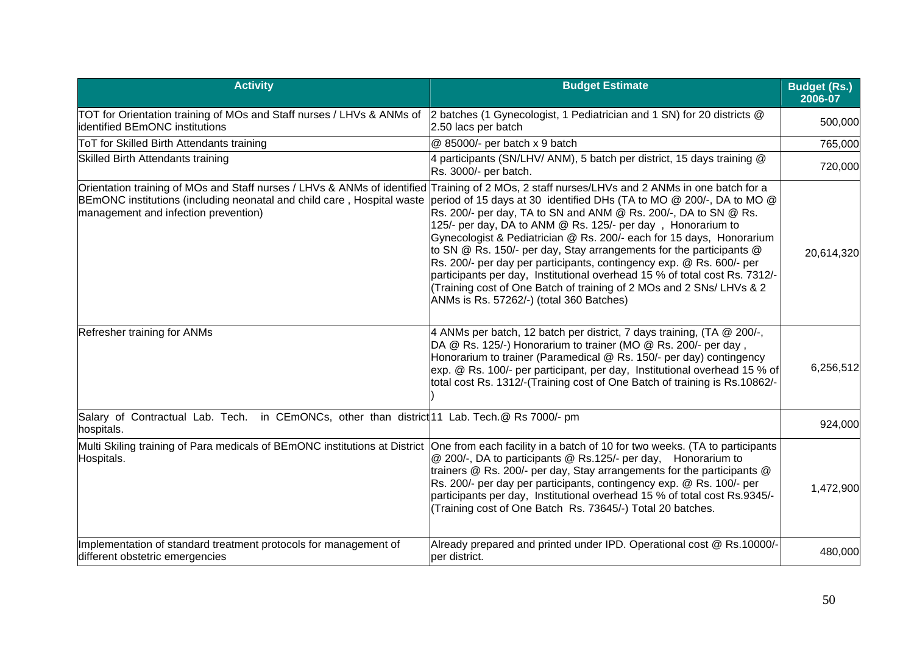| Activity | Budget Estimate | Budget (Rs.) 2006-07 |
|---|---|---|
| TOT for Orientation training of MOs and Staff nurses / LHVs & ANMs of identified BEmONC institutions | 2 batches (1 Gynecologist, 1 Pediatrician and 1 SN) for 20 districts @ 2.50 lacs per batch | 500,000 |
| ToT for Skilled Birth Attendants training | @ 85000/- per batch x 9 batch | 765,000 |
| Skilled Birth Attendants training | 4 participants (SN/LHV/ ANM), 5 batch per district, 15 days training @ Rs. 3000/- per batch. | 720,000 |
| Orientation training of MOs and Staff nurses / LHVs & ANMs of identified BEmONC institutions (including neonatal and child care , Hospital waste management and infection prevention) | Training of 2 MOs, 2 staff nurses/LHVs and 2 ANMs in one batch for a period of 15 days at 30 identified DHs (TA to MO @ 200/-, DA to MO @ Rs. 200/- per day, TA to SN and ANM @ Rs. 200/-, DA to SN @ Rs. 125/- per day, DA to ANM @ Rs. 125/- per day , Honorarium to Gynecologist & Pediatrician @ Rs. 200/- each for 15 days, Honorarium to SN @ Rs. 150/- per day, Stay arrangements for the participants @ Rs. 200/- per day per participants, contingency exp. @ Rs. 600/- per participants per day, Institutional overhead 15 % of total cost Rs. 7312/- (Training cost of One Batch of training of 2 MOs and 2 SNs/ LHVs & 2 ANMs is Rs. 57262/-) (total 360 Batches) | 20,614,320 |
| Refresher training for ANMs | 4 ANMs per batch, 12 batch per district, 7 days training, (TA @ 200/-, DA @ Rs. 125/-) Honorarium to trainer (MO @ Rs. 200/- per day , Honorarium to trainer (Paramedical @ Rs. 150/- per day) contingency exp. @ Rs. 100/- per participant, per day, Institutional overhead 15 % of total cost Rs. 1312/-(Training cost of One Batch of training is Rs.10862/-) | 6,256,512 |
| Salary of Contractual Lab. Tech. in CEmONCs, other than district hospitals. | 11 Lab. Tech.@ Rs 7000/- pm | 924,000 |
| Multi Skiling training of Para medicals of BEmONC institutions at District Hospitals. | One from each facility in a batch of 10 for two weeks. (TA to participants @ 200/-, DA to participants @ Rs.125/- per day, Honorarium to trainers @ Rs. 200/- per day, Stay arrangements for the participants @ Rs. 200/- per day per participants, contingency exp. @ Rs. 100/- per participants per day, Institutional overhead 15 % of total cost Rs.9345/- (Training cost of One Batch Rs. 73645/-) Total 20 batches. | 1,472,900 |
| Implementation of standard treatment protocols for management of different obstetric emergencies | Already prepared and printed under IPD. Operational cost @ Rs.10000/- per district. | 480,000 |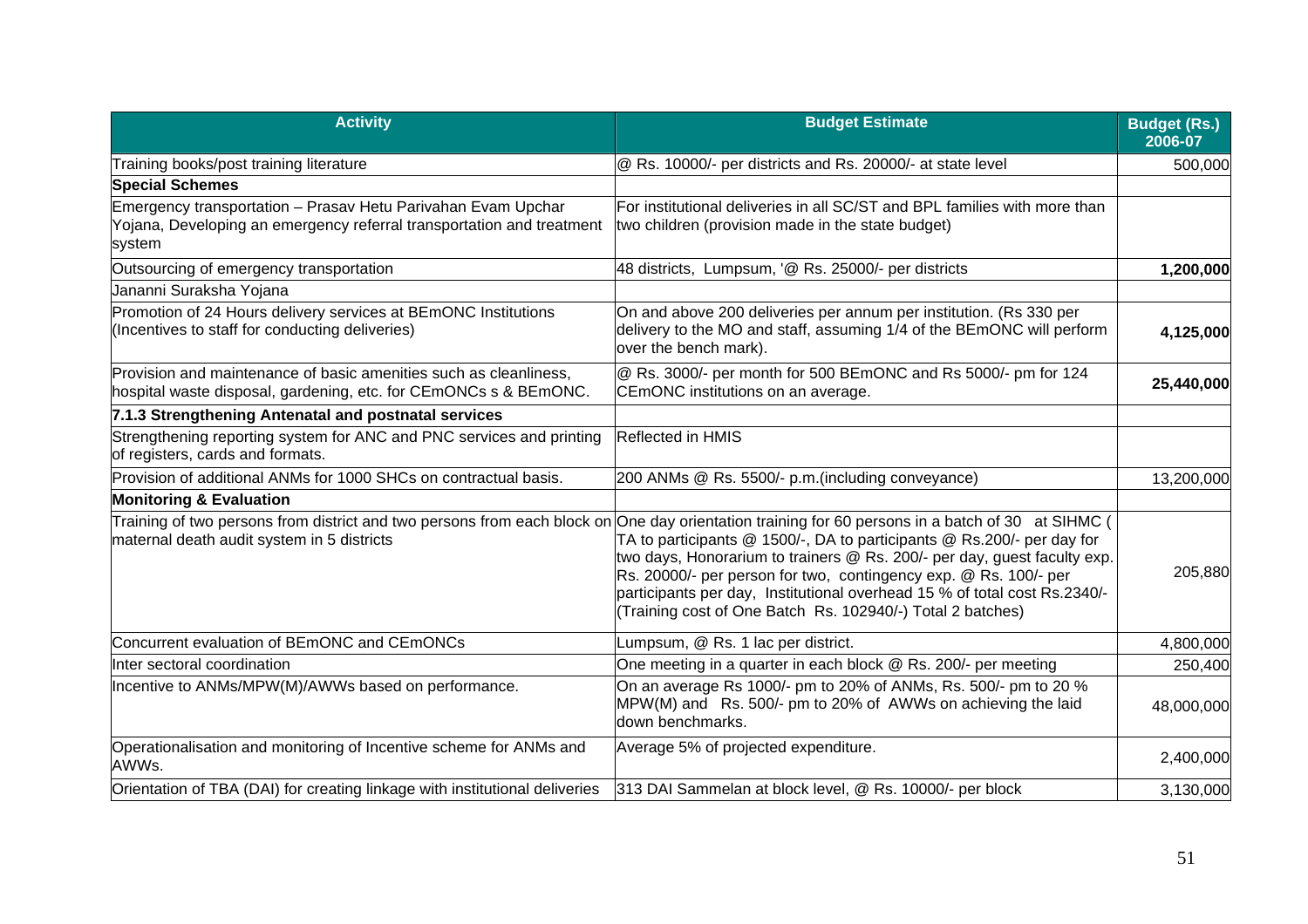| Activity | Budget Estimate | Budget (Rs.) 2006-07 |
|---|---|---|
| Training books/post training literature | @ Rs. 10000/- per districts and Rs. 20000/- at state level | 500,000 |
| **Special Schemes** | | |
| Emergency transportation – Prasav Hetu Parivahan Evam Upchar Yojana, Developing an emergency referral transportation and treatment system | For institutional deliveries in all SC/ST and BPL families with more than two children (provision made in the state budget) | |
| Outsourcing of emergency transportation | 48 districts, Lumpsum, '@ Rs. 25000/- per districts | **1,200,000** |
| Jananni Suraksha Yojana | | |
| Promotion of 24 Hours delivery services at BEmONC Institutions (Incentives to staff for conducting deliveries) | On and above 200 deliveries per annum per institution. (Rs 330 per delivery to the MO and staff, assuming 1/4 of the BEmONC will perform over the bench mark). | **4,125,000** |
| Provision and maintenance of basic amenities such as cleanliness, hospital waste disposal, gardening, etc. for CEmONCs s & BEmONC. | @ Rs. 3000/- per month for 500 BEmONC and Rs 5000/- pm for 124 CEmONC institutions on an average. | **25,440,000** |
| **7.1.3 Strengthening Antenatal and postnatal services** | | |
| Strengthening reporting system for ANC and PNC services and printing of registers, cards and formats. | Reflected in HMIS | |
| Provision of additional ANMs for 1000 SHCs on contractual basis. | 200 ANMs @ Rs. 5500/- p.m.(including conveyance) | 13,200,000 |
| **Monitoring & Evaluation** | | |
| Training of two persons from district and two persons from each block on maternal death audit system in 5 districts | One day orientation training for 60 persons in a batch of 30 at SIHMC ( TA to participants @ 1500/-, DA to participants @ Rs.200/- per day for two days, Honorarium to trainers @ Rs. 200/- per day, guest faculty exp. Rs. 20000/- per person for two, contingency exp. @ Rs. 100/- per participants per day, Institutional overhead 15 % of total cost Rs.2340/- (Training cost of One Batch Rs. 102940/-) Total 2 batches) | 205,880 |
| Concurrent evaluation of BEmONC and CEmONCs | Lumpsum, @ Rs. 1 lac per district. | 4,800,000 |
| Inter sectoral coordination | One meeting in a quarter in each block @ Rs. 200/- per meeting | 250,400 |
| Incentive to ANMs/MPW(M)/AWWs based on performance. | On an average Rs 1000/- pm to 20% of ANMs, Rs. 500/- pm to 20 % MPW(M) and Rs. 500/- pm to 20% of AWWs on achieving the laid down benchmarks. | 48,000,000 |
| Operationalisation and monitoring of Incentive scheme for ANMs and AWWs. | Average 5% of projected expenditure. | 2,400,000 |
| Orientation of TBA (DAI) for creating linkage with institutional deliveries | 313 DAI Sammelan at block level, @ Rs. 10000/- per block | 3,130,000 |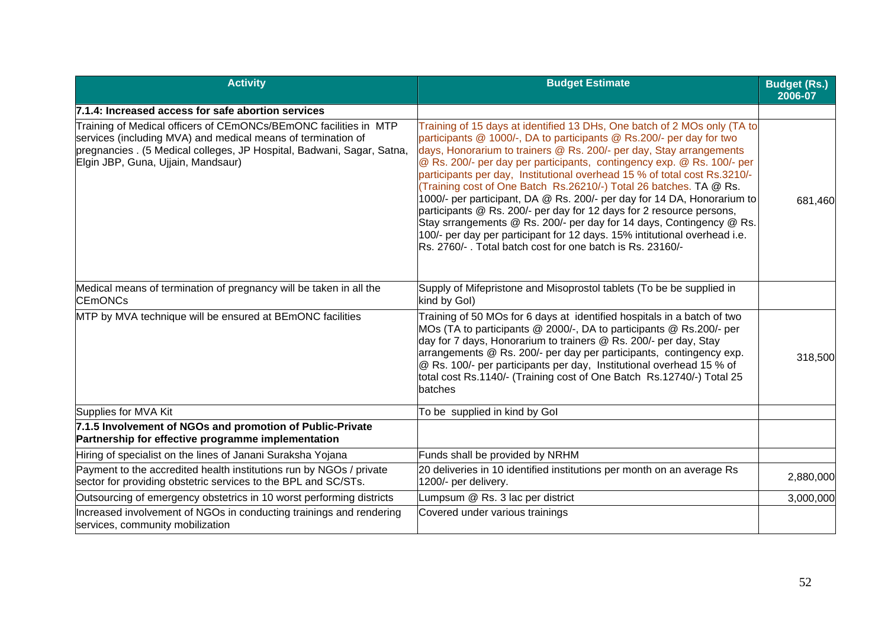| Activity | Budget Estimate | Budget (Rs.) 2006-07 |
|---|---|---|
| **7.1.4: Increased access for safe abortion services** | | |
| Training of Medical officers of CEmONCs/BEmONC facilities in MTP services (including MVA) and medical means of termination of pregnancies . (5 Medical colleges, JP Hospital, Badwani, Sagar, Satna, Elgin JBP, Guna, Ujjain, Mandsaur) | Training of 15 days at identified 13 DHs, One batch of 2 MOs only (TA to participants @ 1000/-, DA to participants @ Rs.200/- per day for two days, Honorarium to trainers @ Rs. 200/- per day, Stay arrangements @ Rs. 200/- per day per participants, contingency exp. @ Rs. 100/- per participants per day, Institutional overhead 15 % of total cost Rs.3210/- (Training cost of One Batch Rs.26210/-) Total 26 batches. TA @ Rs. 1000/- per participant, DA @ Rs. 200/- per day for 14 DA, Honorarium to participants @ Rs. 200/- per day for 12 days for 2 resource persons, Stay srrangements @ Rs. 200/- per day for 14 days, Contingency @ Rs. 100/- per day per participant for 12 days. 15% intitutional overhead i.e. Rs. 2760/- . Total batch cost for one batch is Rs. 23160/- | 681,460 |
| Medical means of termination of pregnancy will be taken in all the CEmONCs | Supply of Mifepristone and Misoprostol tablets (To be supplied in kind by GoI) | |
| MTP by MVA technique will be ensured at BEmONC facilities | Training of 50 MOs for 6 days at identified hospitals in a batch of two MOs (TA to participants @ 2000/-, DA to participants @ Rs.200/- per day for 7 days, Honorarium to trainers @ Rs. 200/- per day, Stay arrangements @ Rs. 200/- per day per participants, contingency exp. @ Rs. 100/- per participants per day, Institutional overhead 15 % of total cost Rs.1140/- (Training cost of One Batch Rs.12740/-) Total 25 batches | 318,500 |
| Supplies for MVA Kit | To be supplied in kind by GoI | |
| **7.1.5 Involvement of NGOs and promotion of Public-Private Partnership for effective programme implementation** | | |
| Hiring of specialist on the lines of Janani Suraksha Yojana | Funds shall be provided by NRHM | |
| Payment to the accredited health institutions run by NGOs / private sector for providing obstetric services to the BPL and SC/STs. | 20 deliveries in 10 identified institutions per month on an average Rs 1200/- per delivery. | 2,880,000 |
| Outsourcing of emergency obstetrics in 10 worst performing districts | Lumpsum @ Rs. 3 lac per district | 3,000,000 |
| Increased involvement of NGOs in conducting trainings and rendering services, community mobilization | Covered under various trainings | |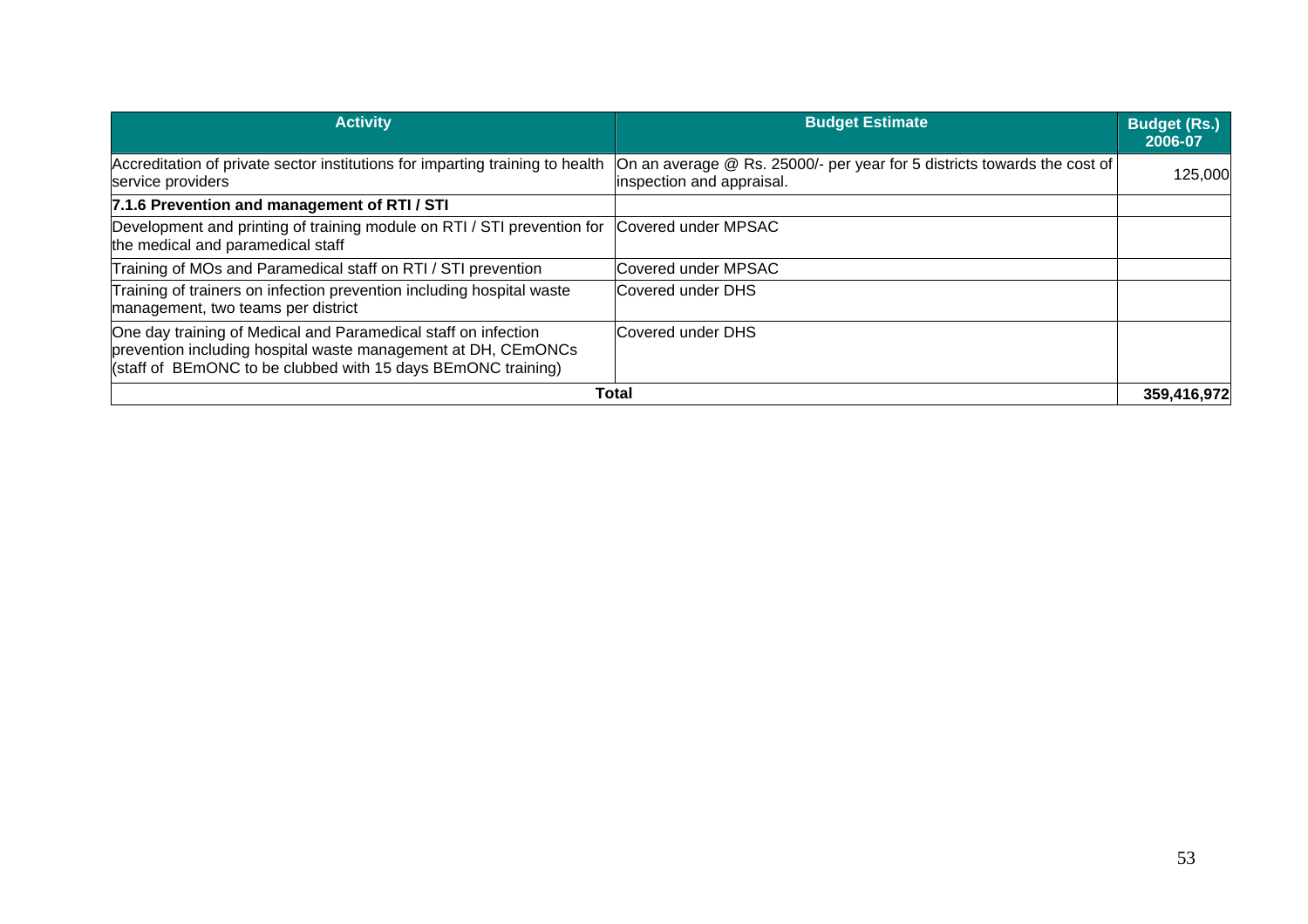| Activity | Budget Estimate | Budget (Rs.) 2006-07 |
|---|---|---|
| Accreditation of private sector institutions for imparting training to health service providers | On an average @ Rs. 25000/- per year for 5 districts towards the cost of inspection and appraisal. | 125,000 |
| **7.1.6 Prevention and management of RTI / STI** | | |
| Development and printing of training module on RTI / STI prevention for the medical and paramedical staff | Covered under MPSAC | |
| Training of MOs and Paramedical staff on RTI / STI prevention | Covered under MPSAC | |
| Training of trainers on infection prevention including hospital waste management, two teams per district | Covered under DHS | |
| One day training of Medical and Paramedical staff on infection prevention including hospital waste management at DH, CEmONCs (staff of BEmONC to be clubbed with 15 days BEmONC training) | Covered under DHS | |
| **Total** | | **359,416,972** |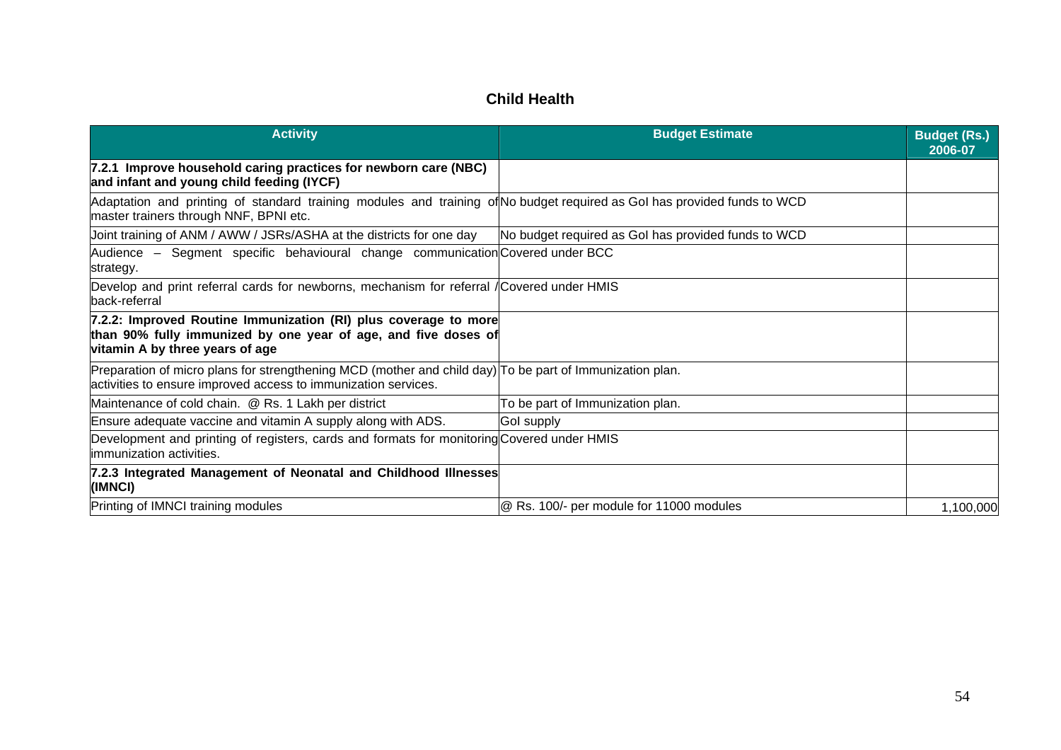## Child Health

| Activity | Budget Estimate | Budget (Rs.) 2006-07 |
|---|---|---|
| **7.2.1 Improve household caring practices for newborn care (NBC) and infant and young child feeding (IYCF)** | | |
| Adaptation and printing of standard training modules and training of master trainers through NNF, BPNI etc. | No budget required as GoI has provided funds to WCD | |
| Joint training of ANM / AWW / JSRs/ASHA at the districts for one day | No budget required as GoI has provided funds to WCD | |
| Audience – Segment specific behavioural change communication strategy. | Covered under BCC | |
| Develop and print referral cards for newborns, mechanism for referral / back-referral | Covered under HMIS | |
| **7.2.2: Improved Routine Immunization (RI) plus coverage to more than 90% fully immunized by one year of age, and five doses of vitamin A by three years of age** | | |
| Preparation of micro plans for strengthening MCD (mother and child day) activities to ensure improved access to immunization services. | To be part of Immunization plan. | |
| Maintenance of cold chain. @ Rs. 1 Lakh per district | To be part of Immunization plan. | |
| Ensure adequate vaccine and vitamin A supply along with ADS. | GoI supply | |
| Development and printing of registers, cards and formats for monitoring immunization activities. | Covered under HMIS | |
| **7.2.3 Integrated Management of Neonatal and Childhood Illnesses (IMNCI)** | | |
| Printing of IMNCI training modules | @ Rs. 100/- per module for 11000 modules | 1,100,000 |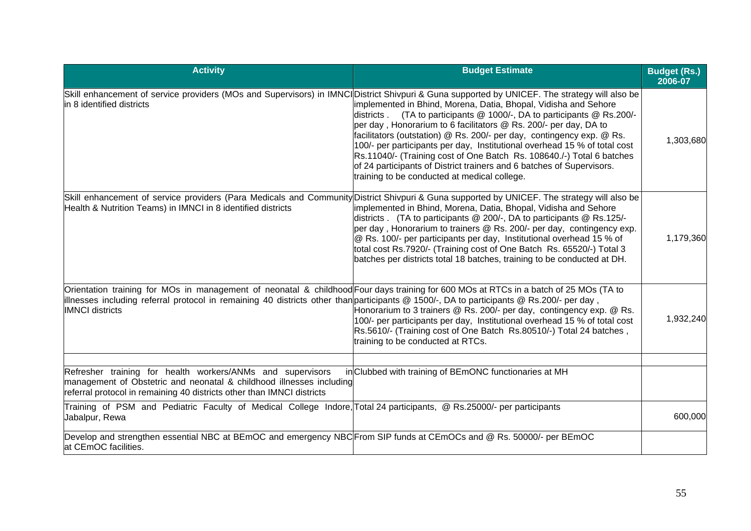| Activity | Budget Estimate | Budget (Rs.) 2006-07 |
|---|---|---|
| Skill enhancement of service providers (MOs and Supervisors) in IMNCI in 8 identified districts | District Shivpuri & Guna supported by UNICEF. The strategy will also be implemented in Bhind, Morena, Datia, Bhopal, Vidisha and Sehore districts . (TA to participants @ 1000/-, DA to participants @ Rs.200/- per day , Honorarium to 6 facilitators @ Rs. 200/- per day, DA to facilitators (outstation) @ Rs. 200/- per day, contingency exp. @ Rs. 100/- per participants per day, Institutional overhead 15 % of total cost Rs.11040/- (Training cost of One Batch Rs. 108640./-) Total 6 batches of 24 participants of District trainers and 6 batches of Supervisors. training to be conducted at medical college. | 1,303,680 |
| Skill enhancement of service providers (Para Medicals and Community Health & Nutrition Teams) in IMNCI in 8 identified districts | District Shivpuri & Guna supported by UNICEF. The strategy will also be implemented in Bhind, Morena, Datia, Bhopal, Vidisha and Sehore districts . (TA to participants @ 200/-, DA to participants @ Rs.125/- per day , Honorarium to trainers @ Rs. 200/- per day, contingency exp. @ Rs. 100/- per participants per day, Institutional overhead 15 % of total cost Rs.7920/- (Training cost of One Batch Rs. 65520/-) Total 3 batches per districts total 18 batches, training to be conducted at DH. | 1,179,360 |
| Orientation training for MOs in management of neonatal & childhood illnesses including referral protocol in remaining 40 districts other than IMNCI districts | Four days training for 600 MOs at RTCs in a batch of 25 MOs (TA to participants @ 1500/-, DA to participants @ Rs.200/- per day , Honorarium to 3 trainers @ Rs. 200/- per day, contingency exp. @ Rs. 100/- per participants per day, Institutional overhead 15 % of total cost Rs.5610/- (Training cost of One Batch Rs.80510/-) Total 24 batches , training to be conducted at RTCs. | 1,932,240 |
| | | |
| Refresher training for health workers/ANMs and supervisors in management of Obstetric and neonatal & childhood illnesses including referral protocol in remaining 40 districts other than IMNCI districts | Clubbed with training of BEmONC functionaries at MH | |
| Training of PSM and Pediatric Faculty of Medical College Indore, Jabalpur, Rewa | Total 24 participants, @ Rs.25000/- per participants | 600,000 |
| Develop and strengthen essential NBC at BEmOC and emergency NBC at CEmOC facilities. | From SIP funds at CEmOCs and @ Rs. 50000/- per BEmOC | |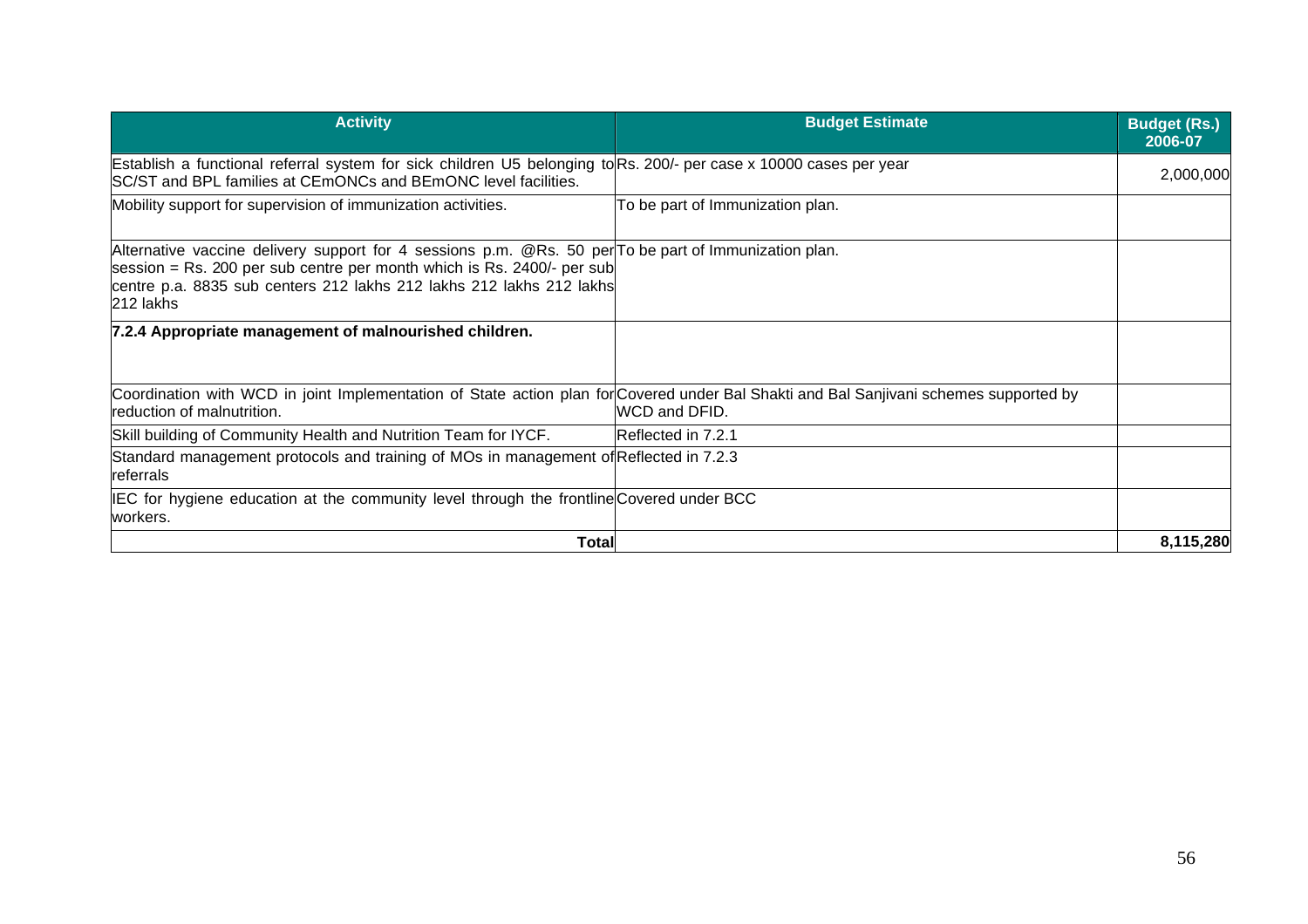| Activity | Budget Estimate | Budget (Rs.) 2006-07 |
|---|---|---|
| Establish a functional referral system for sick children U5 belonging to SC/ST and BPL families at CEmONCs and BEmONC level facilities. | Rs. 200/- per case x 10000 cases per year | 2,000,000 |
| Mobility support for supervision of immunization activities. | To be part of Immunization plan. | |
| Alternative vaccine delivery support for 4 sessions p.m. @Rs. 50 per session = Rs. 200 per sub centre per month which is Rs. 2400/- per sub centre p.a. 8835 sub centers 212 lakhs 212 lakhs 212 lakhs 212 lakhs 212 lakhs | To be part of Immunization plan. | |
| **7.2.4 Appropriate management of malnourished children.** | | |
| Coordination with WCD in joint Implementation of State action plan for reduction of malnutrition. | Covered under Bal Shakti and Bal Sanjivani schemes supported by WCD and DFID. | |
| Skill building of Community Health and Nutrition Team for IYCF. | Reflected in 7.2.1 | |
| Standard management protocols and training of MOs in management of referrals | Reflected in 7.2.3 | |
| IEC for hygiene education at the community level through the frontline workers. | Covered under BCC | |
| **Total** | | **8,115,280** |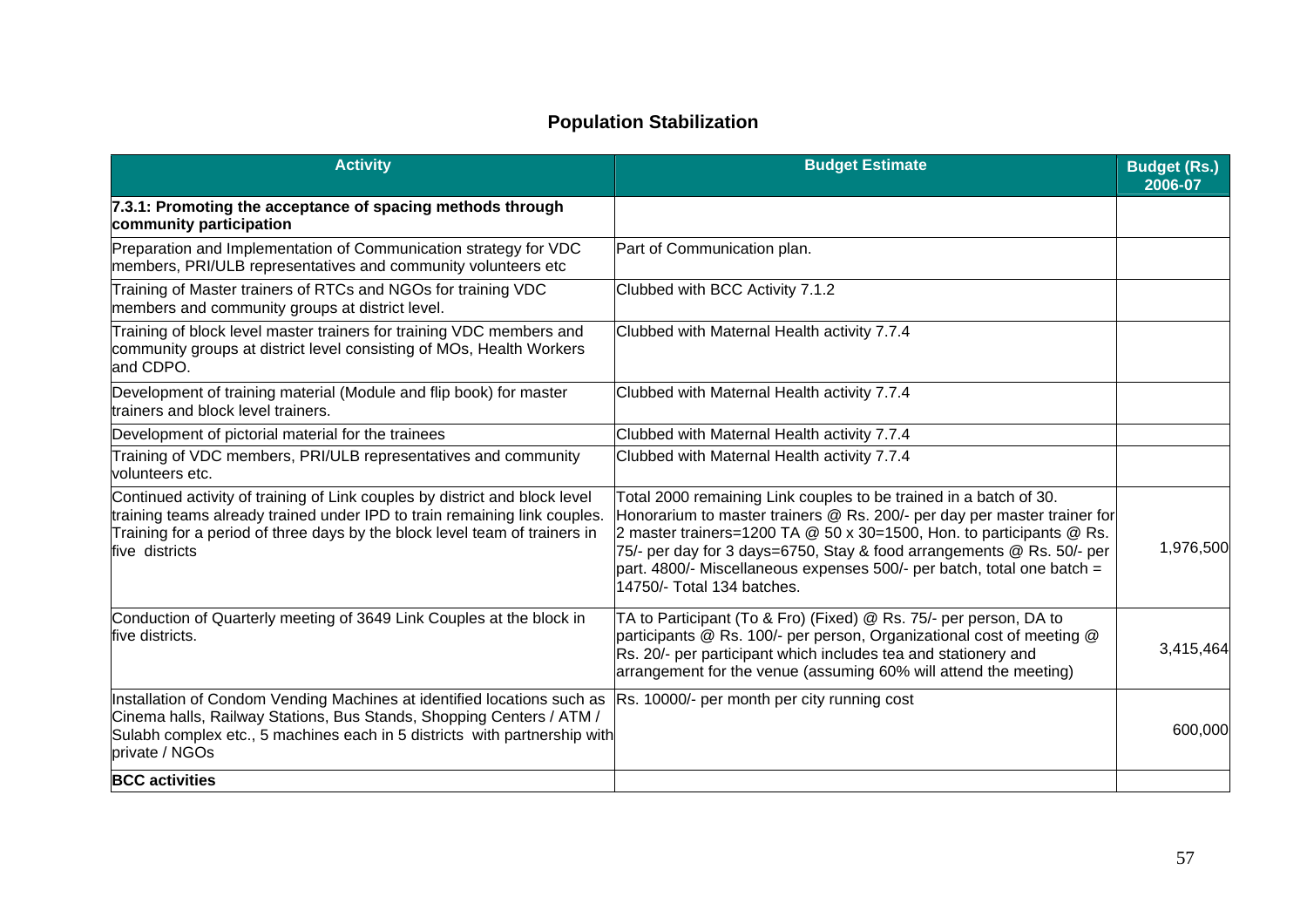# Population Stabilization

| Activity | Budget Estimate | Budget (Rs.) 2006-07 |
|---|---|---|
| **7.3.1: Promoting the acceptance of spacing methods through community participation** | | |
| Preparation and Implementation of Communication strategy for VDC members, PRI/ULB representatives and community volunteers etc | Part of Communication plan. | |
| Training of Master trainers of RTCs and NGOs for training VDC members and community groups at district level. | Clubbed with BCC Activity 7.1.2 | |
| Training of block level master trainers for training VDC members and community groups at district level consisting of MOs, Health Workers and CDPO. | Clubbed with Maternal Health activity 7.7.4 | |
| Development of training material (Module and flip book) for master trainers and block level trainers. | Clubbed with Maternal Health activity 7.7.4 | |
| Development of pictorial material for the trainees | Clubbed with Maternal Health activity 7.7.4 | |
| Training of VDC members, PRI/ULB representatives and community volunteers etc. | Clubbed with Maternal Health activity 7.7.4 | |
| Continued activity of training of Link couples by district and block level training teams already trained under IPD to train remaining link couples. Training for a period of three days by the block level team of trainers in five districts | Total 2000 remaining Link couples to be trained in a batch of 30. Honorarium to master trainers @ Rs. 200/- per day per master trainer for 2 master trainers=1200 TA @ 50 x 30=1500, Hon. to participants @ Rs. 75/- per day for 3 days=6750, Stay & food arrangements @ Rs. 50/- per part. 4800/- Miscellaneous expenses 500/- per batch, total one batch = 14750/- Total 134 batches. | 1,976,500 |
| Conduction of Quarterly meeting of 3649 Link Couples at the block in five districts. | TA to Participant (To & Fro) (Fixed) @ Rs. 75/- per person, DA to participants @ Rs. 100/- per person, Organizational cost of meeting @ Rs. 20/- per participant which includes tea and stationery and arrangement for the venue (assuming 60% will attend the meeting) | 3,415,464 |
| Installation of Condom Vending Machines at identified locations such as Cinema halls, Railway Stations, Bus Stands, Shopping Centers / ATM / Sulabh complex etc., 5 machines each in 5 districts with partnership with private / NGOs | Rs. 10000/- per month per city running cost | 600,000 |
| **BCC activities** | | |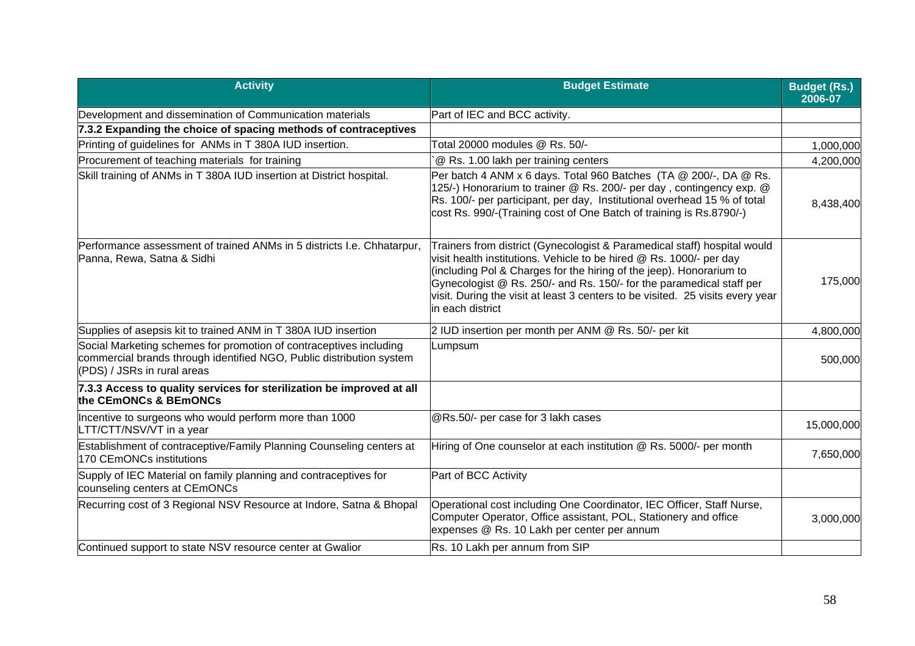| Activity | Budget Estimate | Budget (Rs.) 2006-07 |
|---|---|---|
| Development and dissemination of Communication materials | Part of IEC and BCC activity. | |
| **7.3.2 Expanding the choice of spacing methods of contraceptives** | | |
| Printing of guidelines for ANMs in T 380A IUD insertion. | Total 20000 modules @ Rs. 50/- | 1,000,000 |
| Procurement of teaching materials for training | `@ Rs. 1.00 lakh per training centers | 4,200,000 |
| Skill training of ANMs in T 380A IUD insertion at District hospital. | Per batch 4 ANM x 6 days. Total 960 Batches (TA @ 200/-, DA @ Rs. 125/-) Honorarium to trainer @ Rs. 200/- per day , contingency exp. @ Rs. 100/- per participant, per day, Institutional overhead 15 % of total cost Rs. 990/-(Training cost of One Batch of training is Rs.8790/-) | 8,438,400 |
| Performance assessment of trained ANMs in 5 districts I.e. Chhatarpur, Panna, Rewa, Satna & Sidhi | Trainers from district (Gynecologist & Paramedical staff) hospital would visit health institutions. Vehicle to be hired @ Rs. 1000/- per day (including Pol & Charges for the hiring of the jeep). Honorarium to Gynecologist @ Rs. 250/- and Rs. 150/- for the paramedical staff per visit. During the visit at least 3 centers to be visited. 25 visits every year in each district | 175,000 |
| Supplies of asepsis kit to trained ANM in T 380A IUD insertion | 2 IUD insertion per month per ANM @ Rs. 50/- per kit | 4,800,000 |
| Social Marketing schemes for promotion of contraceptives including commercial brands through identified NGO, Public distribution system (PDS) / JSRs in rural areas | Lumpsum | 500,000 |
| **7.3.3 Access to quality services for sterilization be improved at all the CEmONCs & BEmONCs** | | |
| Incentive to surgeons who would perform more than 1000 LTT/CTT/NSV/VT in a year | @Rs.50/- per case for 3 lakh cases | 15,000,000 |
| Establishment of contraceptive/Family Planning Counseling centers at 170 CEmONCs institutions | Hiring of One counselor at each institution @ Rs. 5000/- per month | 7,650,000 |
| Supply of IEC Material on family planning and contraceptives for counseling centers at CEmONCs | Part of BCC Activity | |
| Recurring cost of 3 Regional NSV Resource at Indore, Satna & Bhopal | Operational cost including One Coordinator, IEC Officer, Staff Nurse, Computer Operator, Office assistant, POL, Stationery and office expenses @ Rs. 10 Lakh per center per annum | 3,000,000 |
| Continued support to state NSV resource center at Gwalior | Rs. 10 Lakh per annum from SIP | |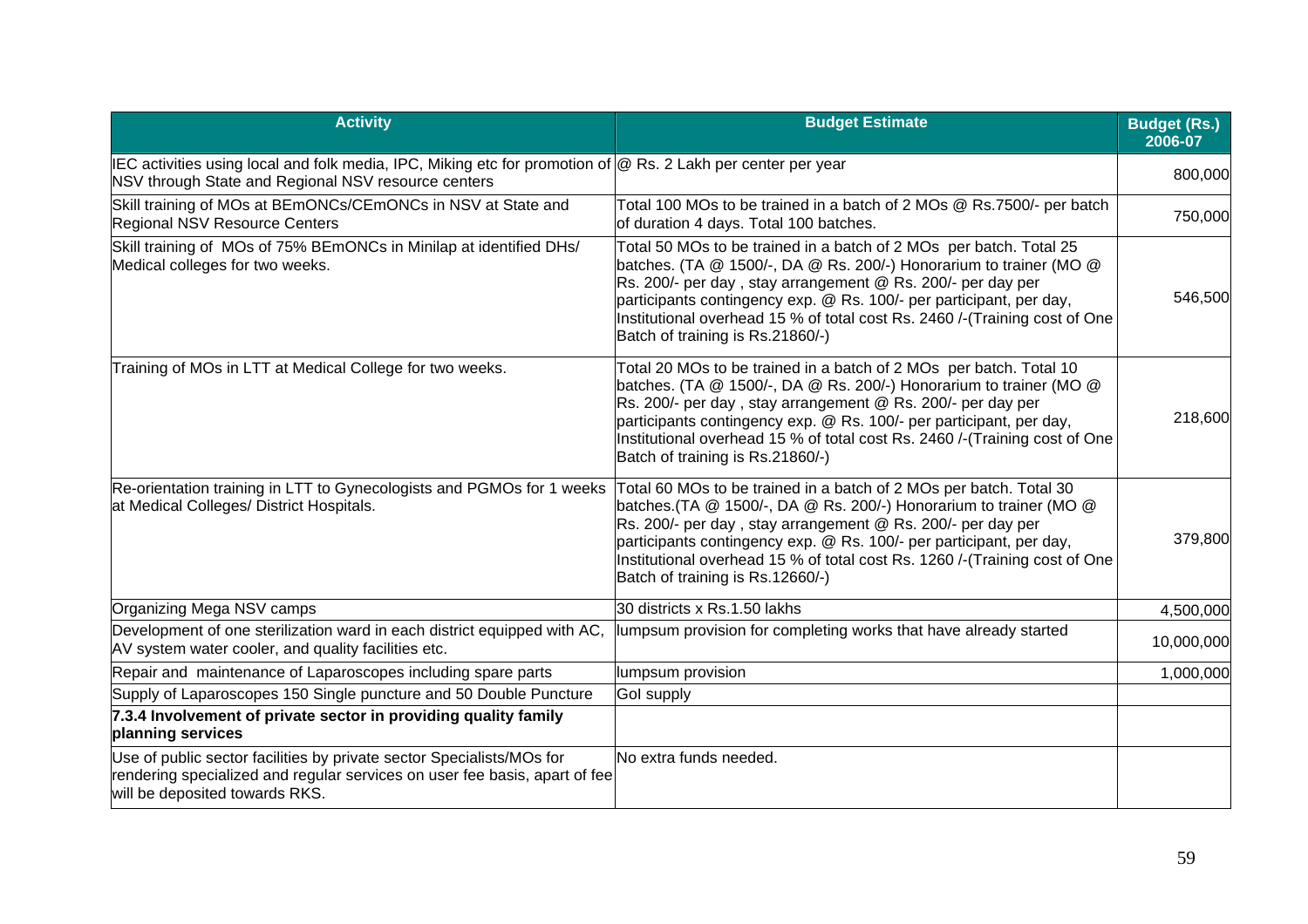| Activity | Budget Estimate | Budget (Rs.) 2006-07 |
|---|---|---|
| IEC activities using local and folk media, IPC, Miking etc for promotion of NSV through State and Regional NSV resource centers | @ Rs. 2 Lakh per center per year | 800,000 |
| Skill training of MOs at BEmONCs/CEmONCs in NSV at State and Regional NSV Resource Centers | Total 100 MOs to be trained in a batch of 2 MOs @ Rs.7500/- per batch of duration 4 days. Total 100 batches. | 750,000 |
| Skill training of MOs of 75% BEmONCs in Minilap at identified DHs/ Medical colleges for two weeks. | Total 50 MOs to be trained in a batch of 2 MOs per batch. Total 25 batches. (TA @ 1500/-, DA @ Rs. 200/-) Honorarium to trainer (MO @ Rs. 200/- per day , stay arrangement @ Rs. 200/- per day per participants contingency exp. @ Rs. 100/- per participant, per day, Institutional overhead 15 % of total cost Rs. 2460 /-(Training cost of One Batch of training is Rs.21860/-) | 546,500 |
| Training of MOs in LTT at Medical College for two weeks. | Total 20 MOs to be trained in a batch of 2 MOs per batch. Total 10 batches. (TA @ 1500/-, DA @ Rs. 200/-) Honorarium to trainer (MO @ Rs. 200/- per day , stay arrangement @ Rs. 200/- per day per participants contingency exp. @ Rs. 100/- per participant, per day, Institutional overhead 15 % of total cost Rs. 2460 /-(Training cost of One Batch of training is Rs.21860/-) | 218,600 |
| Re-orientation training in LTT to Gynecologists and PGMOs for 1 weeks at Medical Colleges/ District Hospitals. | Total 60 MOs to be trained in a batch of 2 MOs per batch. Total 30 batches.(TA @ 1500/-, DA @ Rs. 200/-) Honorarium to trainer (MO @ Rs. 200/- per day , stay arrangement @ Rs. 200/- per day per participants contingency exp. @ Rs. 100/- per participant, per day, Institutional overhead 15 % of total cost Rs. 1260 /-(Training cost of One Batch of training is Rs.12660/-) | 379,800 |
| Organizing Mega NSV camps | 30 districts x Rs.1.50 lakhs | 4,500,000 |
| Development of one sterilization ward in each district equipped with AC, AV system water cooler, and quality facilities etc. | lumpsum provision for completing works that have already started | 10,000,000 |
| Repair and maintenance of Laparoscopes including spare parts | lumpsum provision | 1,000,000 |
| Supply of Laparoscopes 150 Single puncture and 50 Double Puncture | GoI supply | |
| **7.3.4 Involvement of private sector in providing quality family planning services** | | |
| Use of public sector facilities by private sector Specialists/MOs for rendering specialized and regular services on user fee basis, apart of fee will be deposited towards RKS. | No extra funds needed. | |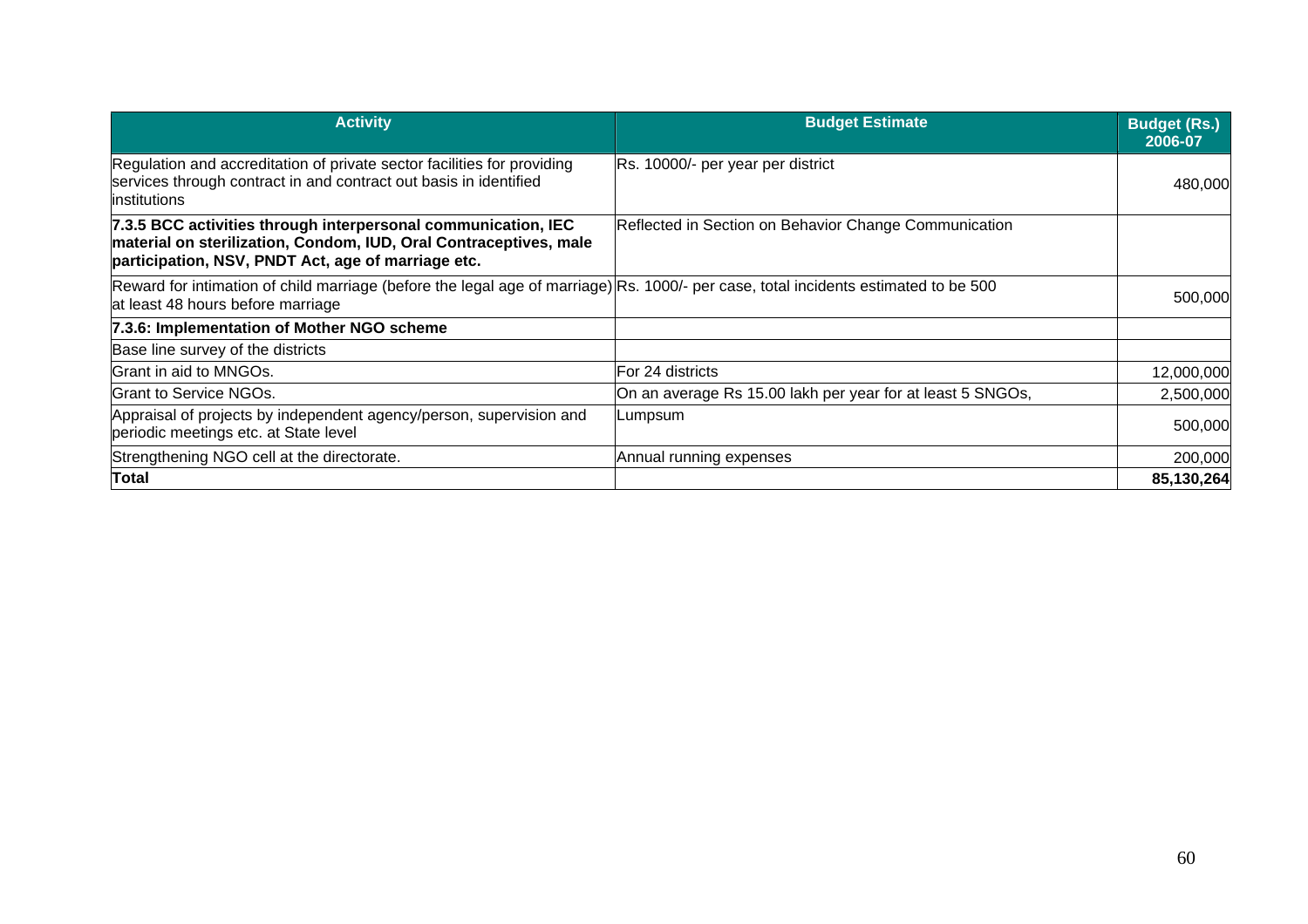| Activity | Budget Estimate | Budget (Rs.) 2006-07 |
|---|---|---|
| Regulation and accreditation of private sector facilities for providing services through contract in and contract out basis in identified institutions | Rs. 10000/- per year per district | 480,000 |
| **7.3.5 BCC activities through interpersonal communication, IEC material on sterilization, Condom, IUD, Oral Contraceptives, male participation, NSV, PNDT Act, age of marriage etc.** | Reflected in Section on Behavior Change Communication | |
| Reward for intimation of child marriage (before the legal age of marriage) at least 48 hours before marriage | Rs. 1000/- per case, total incidents estimated to be 500 | 500,000 |
| **7.3.6: Implementation of Mother NGO scheme** | | |
| Base line survey of the districts | | |
| Grant in aid to MNGOs. | For 24 districts | 12,000,000 |
| Grant to Service NGOs. | On an average Rs 15.00 lakh per year for at least 5 SNGOs, | 2,500,000 |
| Appraisal of projects by independent agency/person, supervision and periodic meetings etc. at State level | Lumpsum | 500,000 |
| Strengthening NGO cell at the directorate. | Annual running expenses | 200,000 |
| **Total** | | **85,130,264** |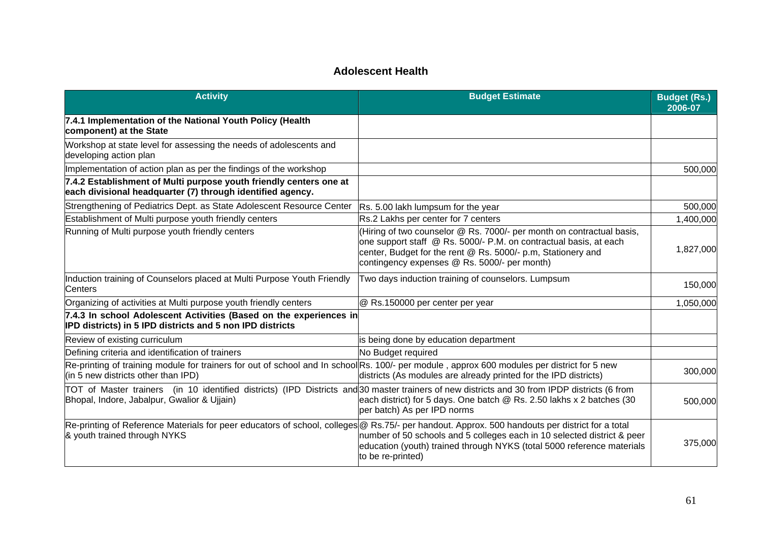## Adolescent Health

| Activity | Budget Estimate | Budget (Rs.) 2006-07 |
|---|---|---|
| **7.4.1 Implementation of the National Youth Policy (Health component) at the State** | | |
| Workshop at state level for assessing the needs of adolescents and developing action plan | | |
| Implementation of action plan as per the findings of the workshop | | 500,000 |
| **7.4.2 Establishment of Multi purpose youth friendly centers one at each divisional headquarter (7) through identified agency.** | | |
| Strengthening of Pediatrics Dept. as State Adolescent Resource Center | Rs. 5.00 lakh lumpsum for the year | 500,000 |
| Establishment of Multi purpose youth friendly centers | Rs.2 Lakhs per center for 7 centers | 1,400,000 |
| Running of Multi purpose youth friendly centers | (Hiring of two counselor @ Rs. 7000/- per month on contractual basis, one support staff @ Rs. 5000/- P.M. on contractual basis, at each center, Budget for the rent @ Rs. 5000/- p.m, Stationery and contingency expenses @ Rs. 5000/- per month) | 1,827,000 |
| Induction training of Counselors placed at Multi Purpose Youth Friendly Centers | Two days induction training of counselors. Lumpsum | 150,000 |
| Organizing of activities at Multi purpose youth friendly centers | @ Rs.150000 per center per year | 1,050,000 |
| **7.4.3 In school Adolescent Activities (Based on the experiences in IPD districts) in 5 IPD districts and 5 non IPD districts** | | |
| Review of existing curriculum | is being done by education department | |
| Defining criteria and identification of trainers | No Budget required | |
| Re-printing of training module for trainers for out of school and In school (in 5 new districts other than IPD) | Rs. 100/- per module , approx 600 modules per district for 5 new districts (As modules are already printed for the IPD districts) | 300,000 |
| TOT of Master trainers (in 10 identified districts) (IPD Districts and Bhopal, Indore, Jabalpur, Gwalior & Ujjain) | 30 master trainers of new districts and 30 from IPDP districts (6 from each district) for 5 days. One batch @ Rs. 2.50 lakhs x 2 batches (30 per batch) As per IPD norms | 500,000 |
| Re-printing of Reference Materials for peer educators of school, colleges & youth trained through NYKS | @ Rs.75/- per handout. Approx. 500 handouts per district for a total number of 50 schools and 5 colleges each in 10 selected district & peer education (youth) trained through NYKS (total 5000 reference materials to be re-printed) | 375,000 |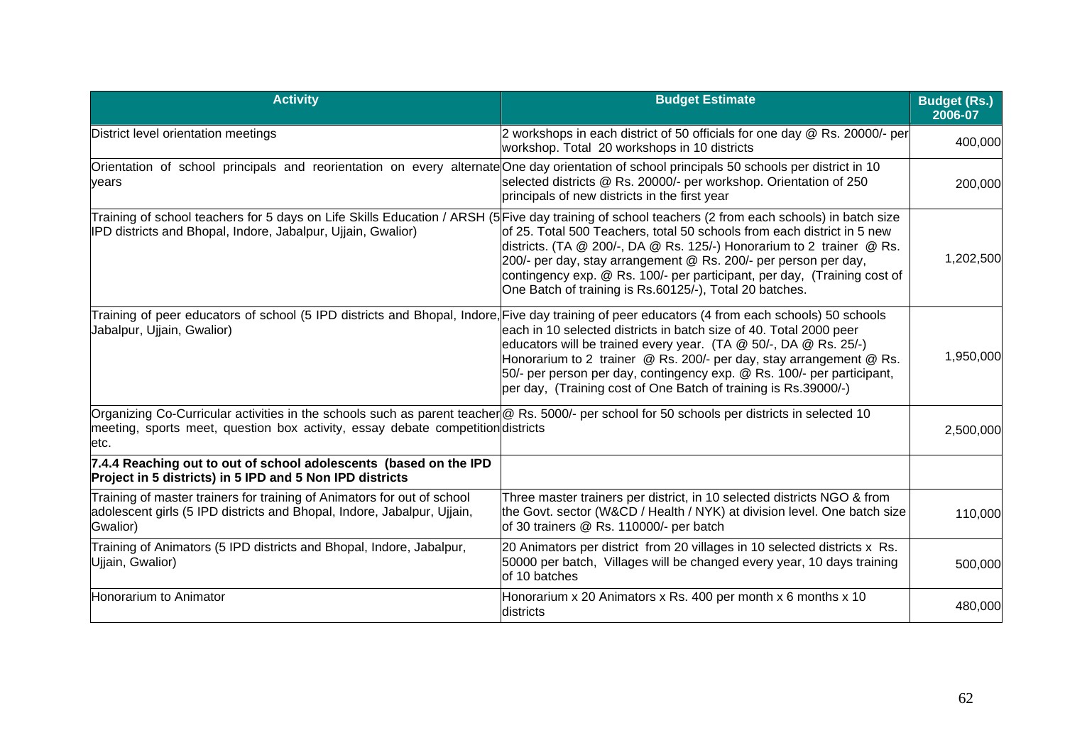| Activity | Budget Estimate | Budget (Rs.) 2006-07 |
|---|---|---|
| District level orientation meetings | 2 workshops in each district of 50 officials for one day @ Rs. 20000/- per workshop. Total 20 workshops in 10 districts | 400,000 |
| Orientation of school principals and reorientation on every alternate years | One day orientation of school principals 50 schools per district in 10 selected districts @ Rs. 20000/- per workshop. Orientation of 250 principals of new districts in the first year | 200,000 |
| Training of school teachers for 5 days on Life Skills Education / ARSH (5 IPD districts and Bhopal, Indore, Jabalpur, Ujjain, Gwalior) | Five day training of school teachers (2 from each schools) in batch size of 25. Total 500 Teachers, total 50 schools from each district in 5 new districts. (TA @ 200/-, DA @ Rs. 125/-) Honorarium to 2 trainer @ Rs. 200/- per day, stay arrangement @ Rs. 200/- per person per day, contingency exp. @ Rs. 100/- per participant, per day, (Training cost of One Batch of training is Rs.60125/-), Total 20 batches. | 1,202,500 |
| Training of peer educators of school (5 IPD districts and Bhopal, Indore, Jabalpur, Ujjain, Gwalior) | Five day training of peer educators (4 from each schools) 50 schools each in 10 selected districts in batch size of 40. Total 2000 peer educators will be trained every year. (TA @ 50/-, DA @ Rs. 25/-) Honorarium to 2 trainer @ Rs. 200/- per day, stay arrangement @ Rs. 50/- per person per day, contingency exp. @ Rs. 100/- per participant, per day, (Training cost of One Batch of training is Rs.39000/-) | 1,950,000 |
| Organizing Co-Curricular activities in the schools such as parent teacher meeting, sports meet, question box activity, essay debate competition etc. | @ Rs. 5000/- per school for 50 schools per districts in selected 10 districts | 2,500,000 |
| **7.4.4 Reaching out to out of school adolescents (based on the IPD Project in 5 districts) in 5 IPD and 5 Non IPD districts** | | |
| Training of master trainers for training of Animators for out of school adolescent girls (5 IPD districts and Bhopal, Indore, Jabalpur, Ujjain, Gwalior) | Three master trainers per district, in 10 selected districts NGO & from the Govt. sector (W&CD / Health / NYK) at division level. One batch size of 30 trainers @ Rs. 110000/- per batch | 110,000 |
| Training of Animators (5 IPD districts and Bhopal, Indore, Jabalpur, Ujjain, Gwalior) | 20 Animators per district from 20 villages in 10 selected districts x Rs. 50000 per batch, Villages will be changed every year, 10 days training of 10 batches | 500,000 |
| Honorarium to Animator | Honorarium x 20 Animators x Rs. 400 per month x 6 months x 10 districts | 480,000 |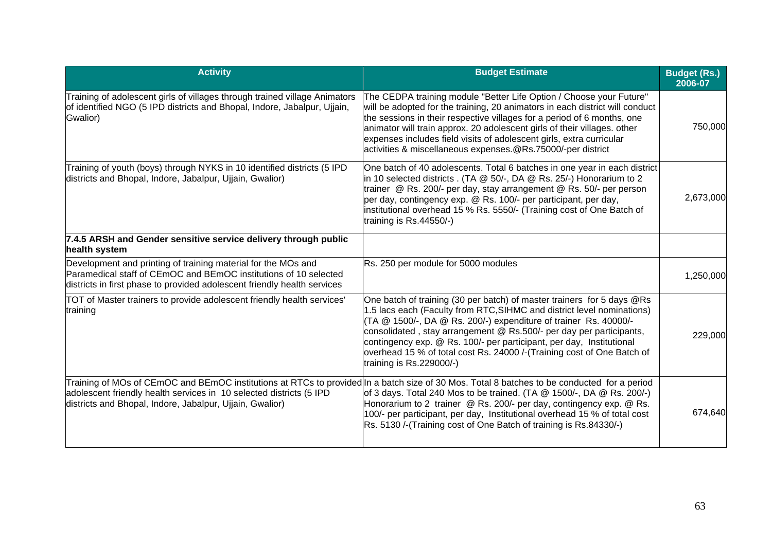| Activity | Budget Estimate | Budget (Rs.) 2006-07 |
|---|---|---|
| Training of adolescent girls of villages through trained village Animators of identified NGO (5 IPD districts and Bhopal, Indore, Jabalpur, Ujjain, Gwalior) | The CEDPA training module "Better Life Option / Choose your Future" will be adopted for the training, 20 animators in each district will conduct the sessions in their respective villages for a period of 6 months, one animator will train approx. 20 adolescent girls of their villages. other expenses includes field visits of adolescent girls, extra curricular activities & miscellaneous expenses.@Rs.75000/-per district | 750,000 |
| Training of youth (boys) through NYKS in 10 identified districts (5 IPD districts and Bhopal, Indore, Jabalpur, Ujjain, Gwalior) | One batch of 40 adolescents. Total 6 batches in one year in each district in 10 selected districts . (TA @ 50/-, DA @ Rs. 25/-) Honorarium to 2 trainer @ Rs. 200/- per day, stay arrangement @ Rs. 50/- per person per day, contingency exp. @ Rs. 100/- per participant, per day, institutional overhead 15 % Rs. 5550/- (Training cost of One Batch of training is Rs.44550/-) | 2,673,000 |
| **7.4.5 ARSH and Gender sensitive service delivery through public health system** | | |
| Development and printing of training material for the MOs and Paramedical staff of CEmOC and BEmOC institutions of 10 selected districts in first phase to provided adolescent friendly health services | Rs. 250 per module for 5000 modules | 1,250,000 |
| TOT of Master trainers to provide adolescent friendly health services' training | One batch of training (30 per batch) of master trainers for 5 days @Rs 1.5 lacs each (Faculty from RTC,SIHMC and district level nominations) (TA @ 1500/-, DA @ Rs. 200/-) expenditure of trainer Rs. 40000/- consolidated , stay arrangement @ Rs.500/- per day per participants, contingency exp. @ Rs. 100/- per participant, per day, Institutional overhead 15 % of total cost Rs. 24000 /-(Training cost of One Batch of training is Rs.229000/-) | 229,000 |
| Training of MOs of CEmOC and BEmOC institutions at RTCs to provided adolescent friendly health services in 10 selected districts (5 IPD districts and Bhopal, Indore, Jabalpur, Ujjain, Gwalior) | In a batch size of 30 Mos. Total 8 batches to be conducted for a period of 3 days. Total 240 Mos to be trained. (TA @ 1500/-, DA @ Rs. 200/-) Honorarium to 2 trainer @ Rs. 200/- per day, contingency exp. @ Rs. 100/- per participant, per day, Institutional overhead 15 % of total cost Rs. 5130 /-(Training cost of One Batch of training is Rs.84330/-) | 674,640 |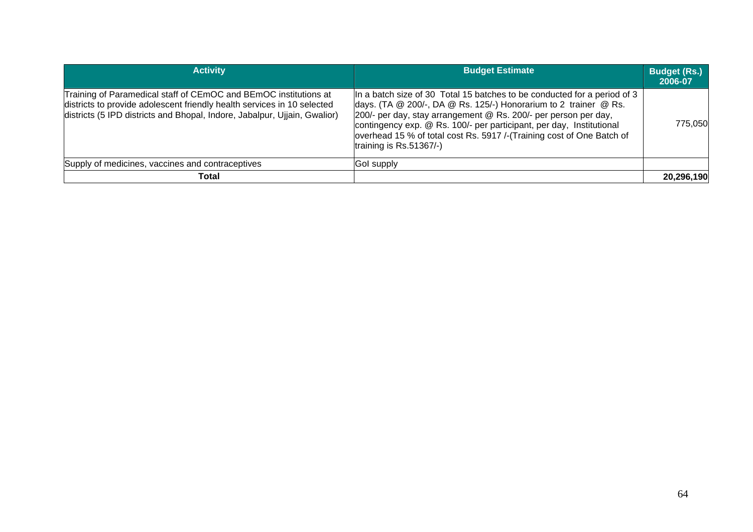| Activity | Budget Estimate | Budget (Rs.) 2006-07 |
|---|---|---|
| Training of Paramedical staff of CEmOC and BEmOC institutions at districts to provide adolescent friendly health services in 10 selected districts (5 IPD districts and Bhopal, Indore, Jabalpur, Ujjain, Gwalior) | In a batch size of 30 Total 15 batches to be conducted for a period of 3 days. (TA @ 200/-, DA @ Rs. 125/-) Honorarium to 2 trainer @ Rs. 200/- per day, stay arrangement @ Rs. 200/- per person per day, contingency exp. @ Rs. 100/- per participant, per day, Institutional overhead 15 % of total cost Rs. 5917 /-(Training cost of One Batch of training is Rs.51367/-) | 775,050 |
| Supply of medicines, vaccines and contraceptives | GoI supply | |
| **Total** | | **20,296,190** |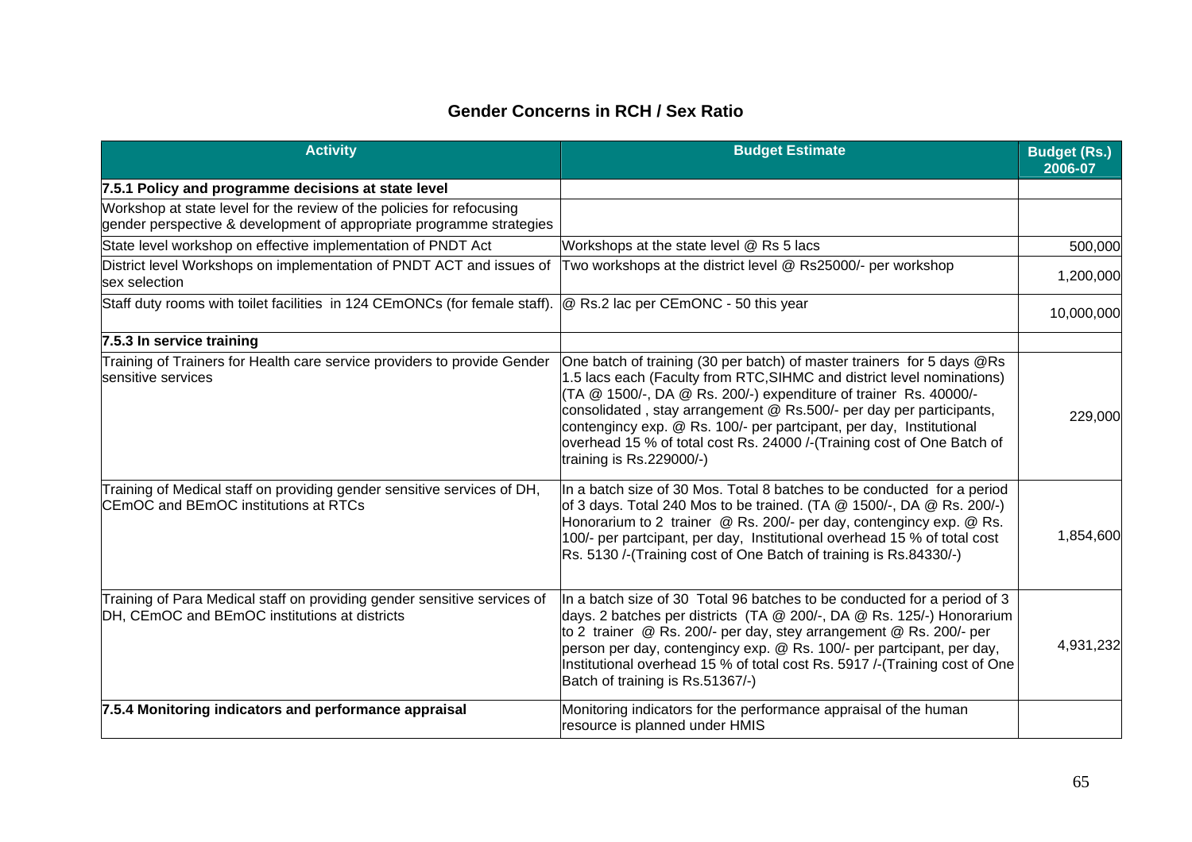## Gender Concerns in RCH / Sex Ratio

| Activity | Budget Estimate | Budget (Rs.) 2006-07 |
|---|---|---|
| **7.5.1 Policy and programme decisions at state level** | | |
| Workshop at state level for the review of the policies for refocusing gender perspective & development of appropriate programme strategies | | |
| State level workshop on effective implementation of PNDT Act | Workshops at the state level @ Rs 5 lacs | 500,000 |
| District level Workshops on implementation of PNDT ACT and issues of sex selection | Two workshops at the district level @ Rs25000/- per workshop | 1,200,000 |
| Staff duty rooms with toilet facilities in 124 CEmONCs (for female staff). | @ Rs.2 lac per CEmONC - 50 this year | 10,000,000 |
| **7.5.3 In service training** | | |
| Training of Trainers for Health care service providers to provide Gender sensitive services | One batch of training (30 per batch) of master trainers for 5 days @Rs 1.5 lacs each (Faculty from RTC,SIHMC and district level nominations) (TA @ 1500/-, DA @ Rs. 200/-) expenditure of trainer Rs. 40000/- consolidated , stay arrangement @ Rs.500/- per day per participants, contengincy exp. @ Rs. 100/- per partcipant, per day, Institutional overhead 15 % of total cost Rs. 24000 /-(Training cost of One Batch of training is Rs.229000/-) | 229,000 |
| Training of Medical staff on providing gender sensitive services of DH, CEmOC and BEmOC institutions at RTCs | In a batch size of 30 Mos. Total 8 batches to be conducted for a period of 3 days. Total 240 Mos to be trained. (TA @ 1500/-, DA @ Rs. 200/-) Honorarium to 2 trainer @ Rs. 200/- per day, contengincy exp. @ Rs. 100/- per partcipant, per day, Institutional overhead 15 % of total cost Rs. 5130 /-(Training cost of One Batch of training is Rs.84330/-) | 1,854,600 |
| Training of Para Medical staff on providing gender sensitive services of DH, CEmOC and BEmOC institutions at districts | In a batch size of 30 Total 96 batches to be conducted for a period of 3 days. 2 batches per districts (TA @ 200/-, DA @ Rs. 125/-) Honorarium to 2 trainer @ Rs. 200/- per day, stey arrangement @ Rs. 200/- per person per day, contengincy exp. @ Rs. 100/- per partcipant, per day, Institutional overhead 15 % of total cost Rs. 5917 /-(Training cost of One Batch of training is Rs.51367/-) | 4,931,232 |
| **7.5.4 Monitoring indicators and performance appraisal** | Monitoring indicators for the performance appraisal of the human resource is planned under HMIS | |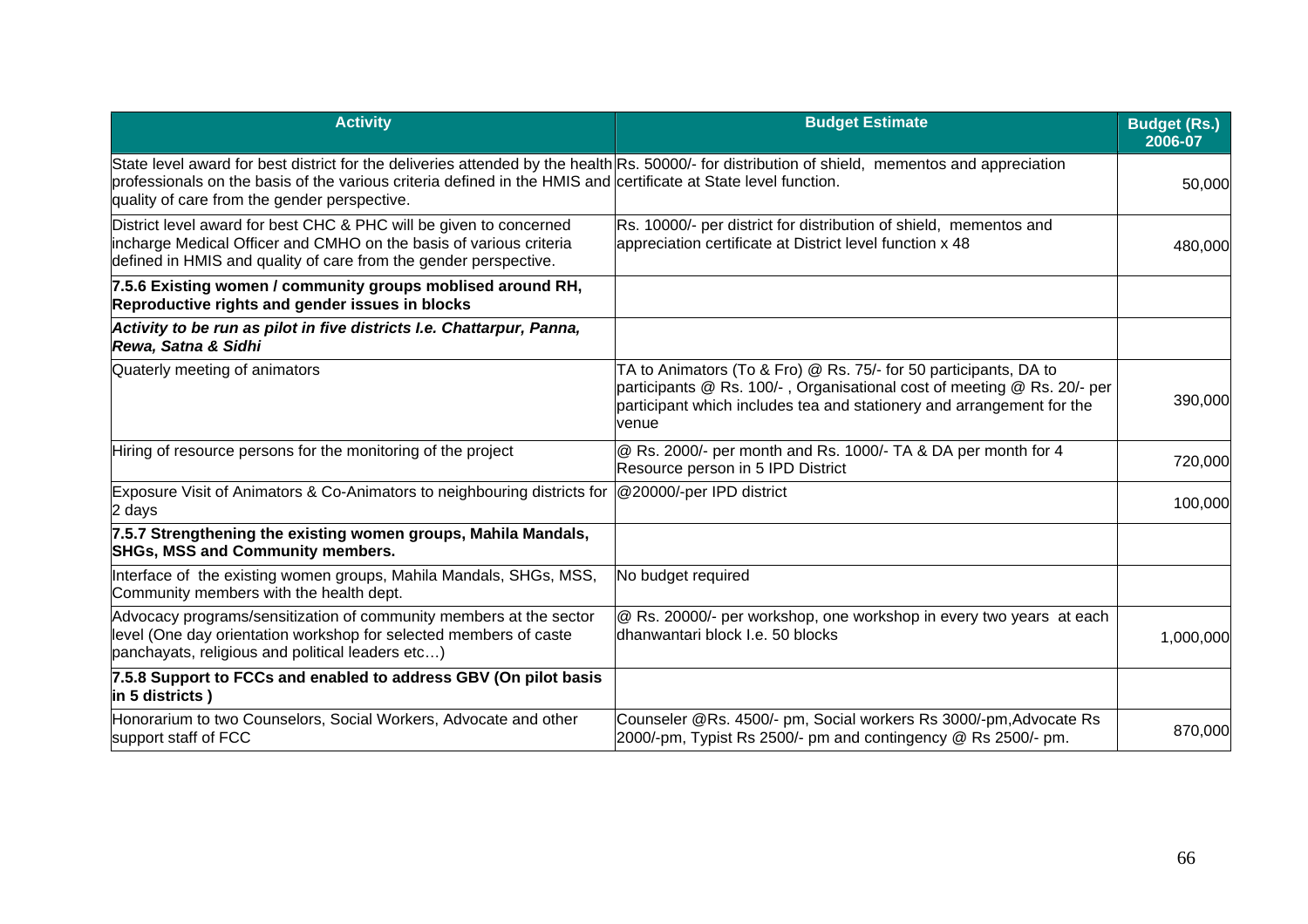| Activity | Budget Estimate | Budget (Rs.) 2006-07 |
|---|---|---|
| State level award for best district for the deliveries attended by the health professionals on the basis of the various criteria defined in the HMIS and quality of care from the gender perspective. | Rs. 50000/- for distribution of shield, mementos and appreciation certificate at State level function. | 50,000 |
| District level award for best CHC & PHC will be given to concerned incharge Medical Officer and CMHO on the basis of various criteria defined in HMIS and quality of care from the gender perspective. | Rs. 10000/- per district for distribution of shield, mementos and appreciation certificate at District level function x 48 | 480,000 |
| **7.5.6 Existing women / community groups moblised around RH, Reproductive rights and gender issues in blocks** | | |
| ***Activity to be run as pilot in five districts I.e. Chattarpur, Panna, Rewa, Satna & Sidhi*** | | |
| Quaterly meeting of animators | TA to Animators (To & Fro) @ Rs. 75/- for 50 participants, DA to participants @ Rs. 100/- , Organisational cost of meeting @ Rs. 20/- per participant which includes tea and stationery and arrangement for the venue | 390,000 |
| Hiring of resource persons for the monitoring of the project | @ Rs. 2000/- per month and Rs. 1000/- TA & DA per month for 4 Resource person in 5 IPD District | 720,000 |
| Exposure Visit of Animators & Co-Animators to neighbouring districts for 2 days | @20000/-per IPD district | 100,000 |
| **7.5.7 Strengthening the existing women groups, Mahila Mandals, SHGs, MSS and Community members.** | | |
| Interface of the existing women groups, Mahila Mandals, SHGs, MSS, Community members with the health dept. | No budget required | |
| Advocacy programs/sensitization of community members at the sector level (One day orientation workshop for selected members of caste panchayats, religious and political leaders etc…) | @ Rs. 20000/- per workshop, one workshop in every two years at each dhanwantari block I.e. 50 blocks | 1,000,000 |
| **7.5.8 Support to FCCs and enabled to address GBV (On pilot basis in 5 districts )** | | |
| Honorarium to two Counselors, Social Workers, Advocate and other support staff of FCC | Counseler @Rs. 4500/- pm, Social workers Rs 3000/-pm,Advocate Rs 2000/-pm, Typist Rs 2500/- pm and contingency @ Rs 2500/- pm. | 870,000 |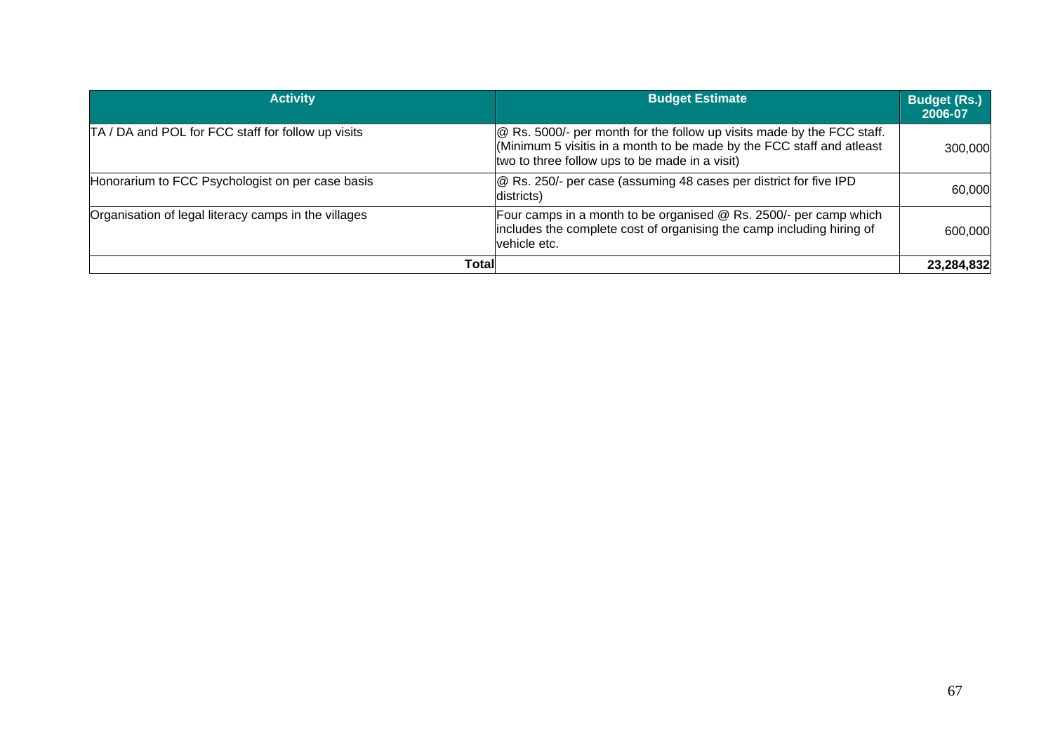| Activity | Budget Estimate | Budget (Rs.) 2006-07 |
|---|---|---|
| TA / DA and POL for FCC staff for follow up visits | @ Rs. 5000/- per month for the follow up visits made by the FCC staff. (Minimum 5 visitis in a month to be made by the FCC staff and atleast two to three follow ups to be made in a visit) | 300,000 |
| Honorarium to FCC Psychologist on per case basis | @ Rs. 250/- per case (assuming 48 cases per district for five IPD districts) | 60,000 |
| Organisation of legal literacy camps in the villages | Four camps in a month to be organised @ Rs. 2500/- per camp which includes the complete cost of organising the camp including hiring of vehicle etc. | 600,000 |
| **Total** | | **23,284,832** |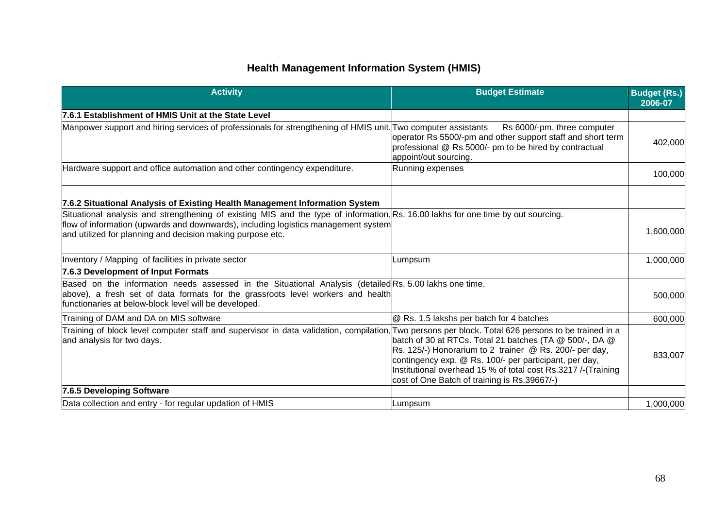## Health Management Information System (HMIS)

| Activity | Budget Estimate | Budget (Rs.) 2006-07 |
|---|---|---|
| **7.6.1 Establishment of HMIS Unit at the State Level** | | |
| Manpower support and hiring services of professionals for strengthening of HMIS unit. | Two computer assistants Rs 6000/-pm, three computer operator Rs 5500/-pm and other support staff and short term professional @ Rs 5000/- pm to be hired by contractual appoint/out sourcing. | 402,000 |
| Hardware support and office automation and other contingency expenditure. | Running expenses | 100,000 |
| **7.6.2 Situational Analysis of Existing Health Management Information System** | | |
| Situational analysis and strengthening of existing MIS and the type of information, flow of information (upwards and downwards), including logistics management system and utilized for planning and decision making purpose etc. | Rs. 16.00 lakhs for one time by out sourcing. | 1,600,000 |
| Inventory / Mapping of facilities in private sector | Lumpsum | 1,000,000 |
| **7.6.3 Development of Input Formats** | | |
| Based on the information needs assessed in the Situational Analysis (detailed above), a fresh set of data formats for the grassroots level workers and health functionaries at below-block level will be developed. | Rs. 5.00 lakhs one time. | 500,000 |
| Training of DAM and DA on MIS software | @ Rs. 1.5 lakshs per batch for 4 batches | 600,000 |
| Training of block level computer staff and supervisor in data validation, compilation, and analysis for two days. | Two persons per block. Total 626 persons to be trained in a batch of 30 at RTCs. Total 21 batches (TA @ 500/-, DA @ Rs. 125/-) Honorarium to 2 trainer @ Rs. 200/- per day, contingency exp. @ Rs. 100/- per participant, per day, Institutional overhead 15 % of total cost Rs.3217 /-(Training cost of One Batch of training is Rs.39667/-) | 833,007 |
| **7.6.5 Developing Software** | | |
| Data collection and entry - for regular updation of HMIS | Lumpsum | 1,000,000 |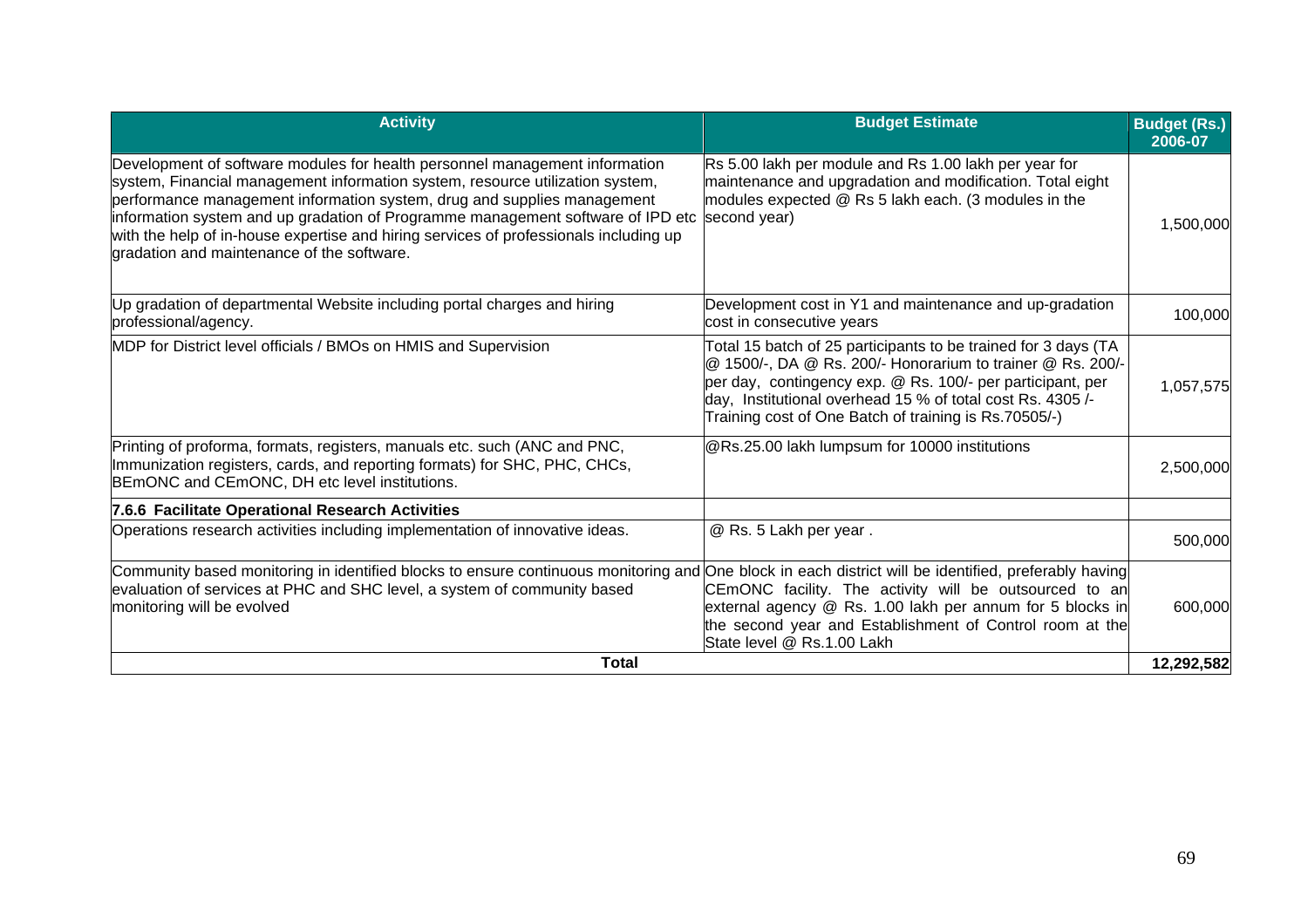| Activity | Budget Estimate | Budget (Rs.) 2006-07 |
|---|---|---|
| Development of software modules for health personnel management information system, Financial management information system, resource utilization system, performance management information system, drug and supplies management information system and up gradation of Programme management software of IPD etc with the help of in-house expertise and hiring services of professionals including up gradation and maintenance of the software. | Rs 5.00 lakh per module and Rs 1.00 lakh per year for maintenance and upgradation and modification. Total eight modules expected @ Rs 5 lakh each. (3 modules in the second year) | 1,500,000 |
| Up gradation of departmental Website including portal charges and hiring professional/agency. | Development cost in Y1 and maintenance and up-gradation cost in consecutive years | 100,000 |
| MDP for District level officials / BMOs on HMIS and Supervision | Total 15 batch of 25 participants to be trained for 3 days (TA @ 1500/-, DA @ Rs. 200/- Honorarium to trainer @ Rs. 200/- per day, contingency exp. @ Rs. 100/- per participant, per day, Institutional overhead 15 % of total cost Rs. 4305 /- Training cost of One Batch of training is Rs.70505/-) | 1,057,575 |
| Printing of proforma, formats, registers, manuals etc. such (ANC and PNC, Immunization registers, cards, and reporting formats) for SHC, PHC, CHCs, BEmONC and CEmONC, DH etc level institutions. | @Rs.25.00 lakh lumpsum for 10000 institutions | 2,500,000 |
| **7.6.6 Facilitate Operational Research Activities** | | |
| Operations research activities including implementation of innovative ideas. | @ Rs. 5 Lakh per year . | 500,000 |
| Community based monitoring in identified blocks to ensure continuous monitoring and evaluation of services at PHC and SHC level, a system of community based monitoring will be evolved | One block in each district will be identified, preferably having CEmONC facility. The activity will be outsourced to an external agency @ Rs. 1.00 lakh per annum for 5 blocks in the second year and Establishment of Control room at the State level @ Rs.1.00 Lakh | 600,000 |
| **Total** | | **12,292,582** |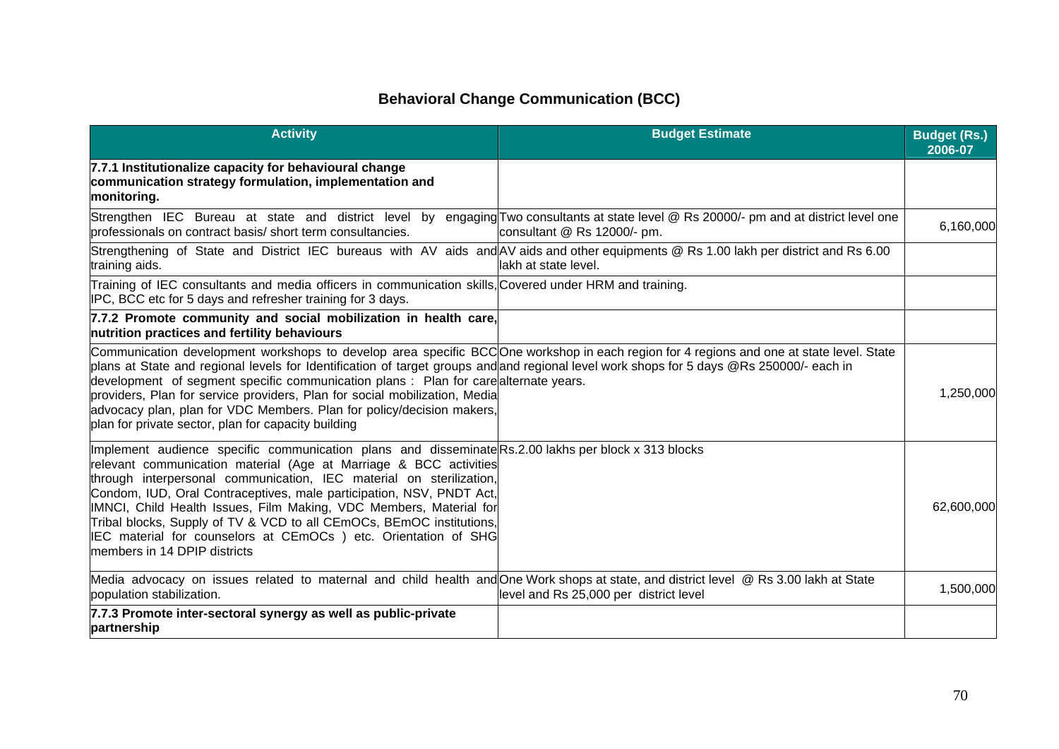# Behavioral Change Communication (BCC)

| Activity | Budget Estimate | Budget (Rs.) 2006-07 |
|---|---|---|
| **7.7.1 Institutionalize capacity for behavioural change communication strategy formulation, implementation and monitoring.** | | |
| Strengthen IEC Bureau at state and district level by engaging professionals on contract basis/ short term consultancies. | Two consultants at state level @ Rs 20000/- pm and at district level one consultant @ Rs 12000/- pm. | 6,160,000 |
| Strengthening of State and District IEC bureaus with AV aids and training aids. | AV aids and other equipments @ Rs 1.00 lakh per district and Rs 6.00 lakh at state level. | |
| Training of IEC consultants and media officers in communication skills, IPC, BCC etc for 5 days and refresher training for 3 days. | Covered under HRM and training. | |
| **7.7.2 Promote community and social mobilization in health care, nutrition practices and fertility behaviours** | | |
| Communication development workshops to develop area specific BCC plans at State and regional levels for Identification of target groups and development of segment specific communication plans : Plan for care providers, Plan for service providers, Plan for social mobilization, Media advocacy plan, plan for VDC Members. Plan for policy/decision makers, plan for private sector, plan for capacity building | One workshop in each region for 4 regions and one at state level. State and regional level work shops for 5 days @Rs 250000/- each in alternate years. | 1,250,000 |
| Implement audience specific communication plans and disseminate relevant communication material (Age at Marriage & BCC activities through interpersonal communication, IEC material on sterilization, Condom, IUD, Oral Contraceptives, male participation, NSV, PNDT Act, IMNCI, Child Health Issues, Film Making, VDC Members, Material for Tribal blocks, Supply of TV & VCD to all CEmOCs, BEmOC institutions, IEC material for counselors at CEmOCs ) etc. Orientation of SHG members in 14 DPIP districts | Rs.2.00 lakhs per block x 313 blocks | 62,600,000 |
| Media advocacy on issues related to maternal and child health and population stabilization. | One Work shops at state, and district level @ Rs 3.00 lakh at State level and Rs 25,000 per district level | 1,500,000 |
| **7.7.3 Promote inter-sectoral synergy as well as public-private partnership** | | |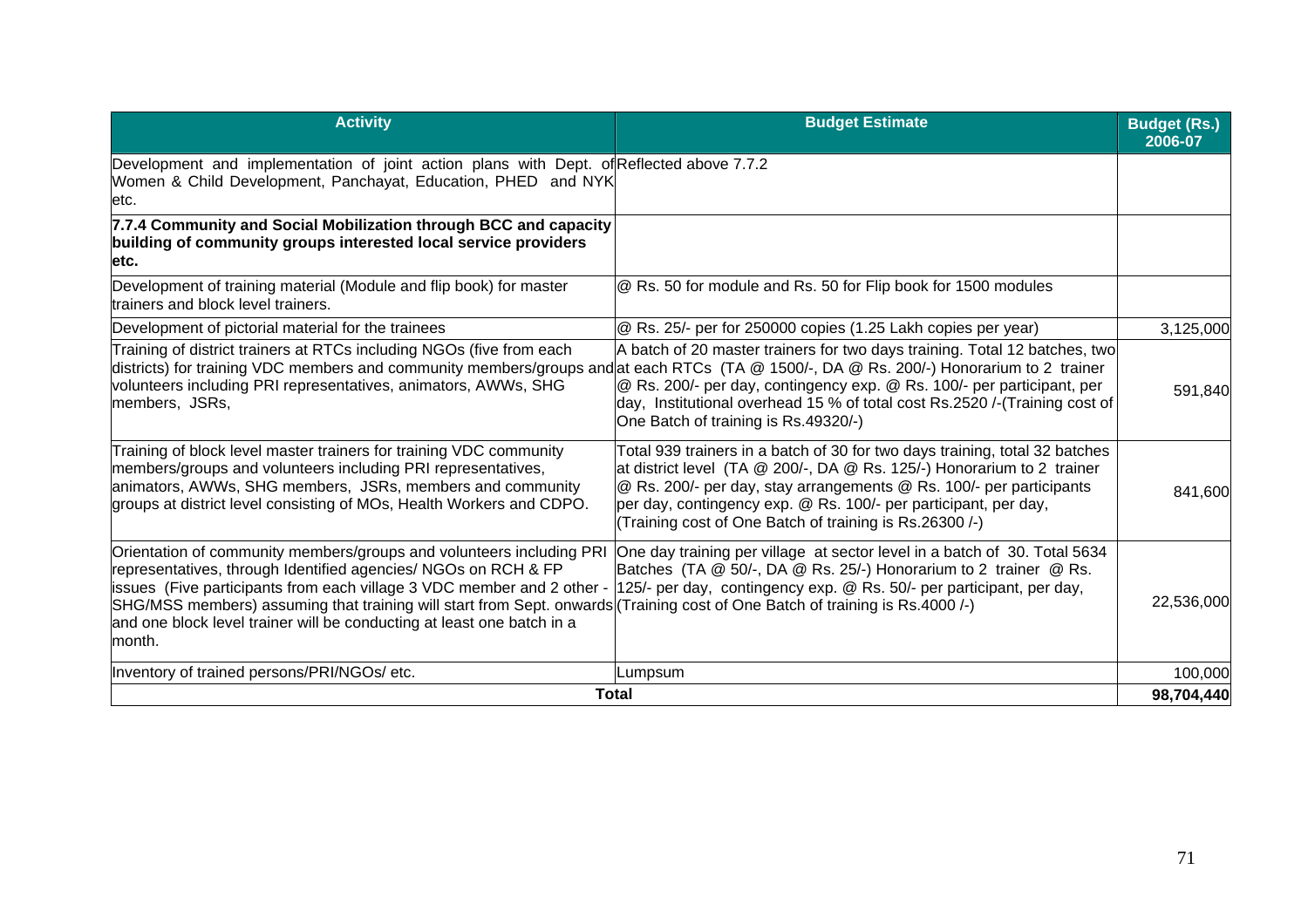| Activity | Budget Estimate | Budget (Rs.) 2006-07 |
|---|---|---|
| Development and implementation of joint action plans with Dept. of Women & Child Development, Panchayat, Education, PHED and NYK etc. | Reflected above 7.7.2 | |
| **7.7.4 Community and Social Mobilization through BCC and capacity building of community groups interested local service providers etc.** | | |
| Development of training material (Module and flip book) for master trainers and block level trainers. | @ Rs. 50 for module and Rs. 50 for Flip book for 1500 modules | |
| Development of pictorial material for the trainees | @ Rs. 25/- per for 250000 copies (1.25 Lakh copies per year) | 3,125,000 |
| Training of district trainers at RTCs including NGOs (five from each districts) for training VDC members and community members/groups and volunteers including PRI representatives, animators, AWWs, SHG members, JSRs, | A batch of 20 master trainers for two days training. Total 12 batches, two at each RTCs (TA @ 1500/-, DA @ Rs. 200/-) Honorarium to 2 trainer @ Rs. 200/- per day, contingency exp. @ Rs. 100/- per participant, per day, Institutional overhead 15 % of total cost Rs.2520 /-(Training cost of One Batch of training is Rs.49320/-) | 591,840 |
| Training of block level master trainers for training VDC community members/groups and volunteers including PRI representatives, animators, AWWs, SHG members, JSRs, members and community groups at district level consisting of MOs, Health Workers and CDPO. | Total 939 trainers in a batch of 30 for two days training, total 32 batches at district level (TA @ 200/-, DA @ Rs. 125/-) Honorarium to 2 trainer @ Rs. 200/- per day, stay arrangements @ Rs. 100/- per participants per day, contingency exp. @ Rs. 100/- per participant, per day, (Training cost of One Batch of training is Rs.26300 /-) | 841,600 |
| Orientation of community members/groups and volunteers including PRI representatives, through Identified agencies/ NGOs on RCH & FP issues (Five participants from each village 3 VDC member and 2 other - SHG/MSS members) assuming that training will start from Sept. onwards and one block level trainer will be conducting at least one batch in a month. | One day training per village at sector level in a batch of 30. Total 5634 Batches (TA @ 50/-, DA @ Rs. 25/-) Honorarium to 2 trainer @ Rs. 125/- per day, contingency exp. @ Rs. 50/- per participant, per day, (Training cost of One Batch of training is Rs.4000 /-) | 22,536,000 |
| Inventory of trained persons/PRI/NGOs/ etc. | Lumpsum | 100,000 |
| **Total** | | **98,704,440** |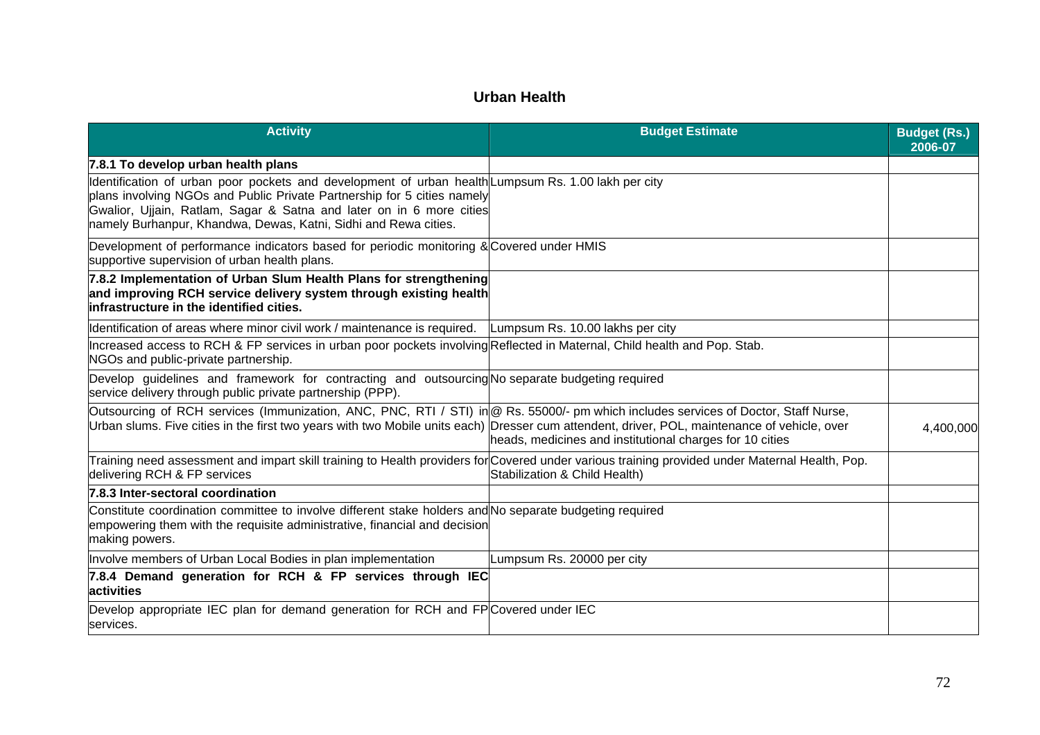## Urban Health

| Activity | Budget Estimate | Budget (Rs.) 2006-07 |
|---|---|---|
| **7.8.1 To develop urban health plans** | | |
| Identification of urban poor pockets and development of urban health plans involving NGOs and Public Private Partnership for 5 cities namely Gwalior, Ujjain, Ratlam, Sagar & Satna and later on in 6 more cities namely Burhanpur, Khandwa, Dewas, Katni, Sidhi and Rewa cities. | Lumpsum Rs. 1.00 lakh per city | |
| Development of performance indicators based for periodic monitoring & supportive supervision of urban health plans. | Covered under HMIS | |
| **7.8.2 Implementation of Urban Slum Health Plans for strengthening and improving RCH service delivery system through existing health infrastructure in the identified cities.** | | |
| Identification of areas where minor civil work / maintenance is required. | Lumpsum Rs. 10.00 lakhs per city | |
| Increased access to RCH & FP services in urban poor pockets involving NGOs and public-private partnership. | Reflected in Maternal, Child health and Pop. Stab. | |
| Develop guidelines and framework for contracting and outsourcing service delivery through public private partnership (PPP). | No separate budgeting required | |
| Outsourcing of RCH services (Immunization, ANC, PNC, RTI / STI) in Urban slums. Five cities in the first two years with two Mobile units each) | @ Rs. 55000/- pm which includes services of Doctor, Staff Nurse, Dresser cum attendent, driver, POL, maintenance of vehicle, over heads, medicines and institutional charges for 10 cities | 4,400,000 |
| Training need assessment and impart skill training to Health providers for delivering RCH & FP services | Covered under various training provided under Maternal Health, Pop. Stabilization & Child Health) | |
| **7.8.3 Inter-sectoral coordination** | | |
| Constitute coordination committee to involve different stake holders and empowering them with the requisite administrative, financial and decision making powers. | No separate budgeting required | |
| Involve members of Urban Local Bodies in plan implementation | Lumpsum Rs. 20000 per city | |
| **7.8.4 Demand generation for RCH & FP services through IEC activities** | | |
| Develop appropriate IEC plan for demand generation for RCH and FP services. | Covered under IEC | |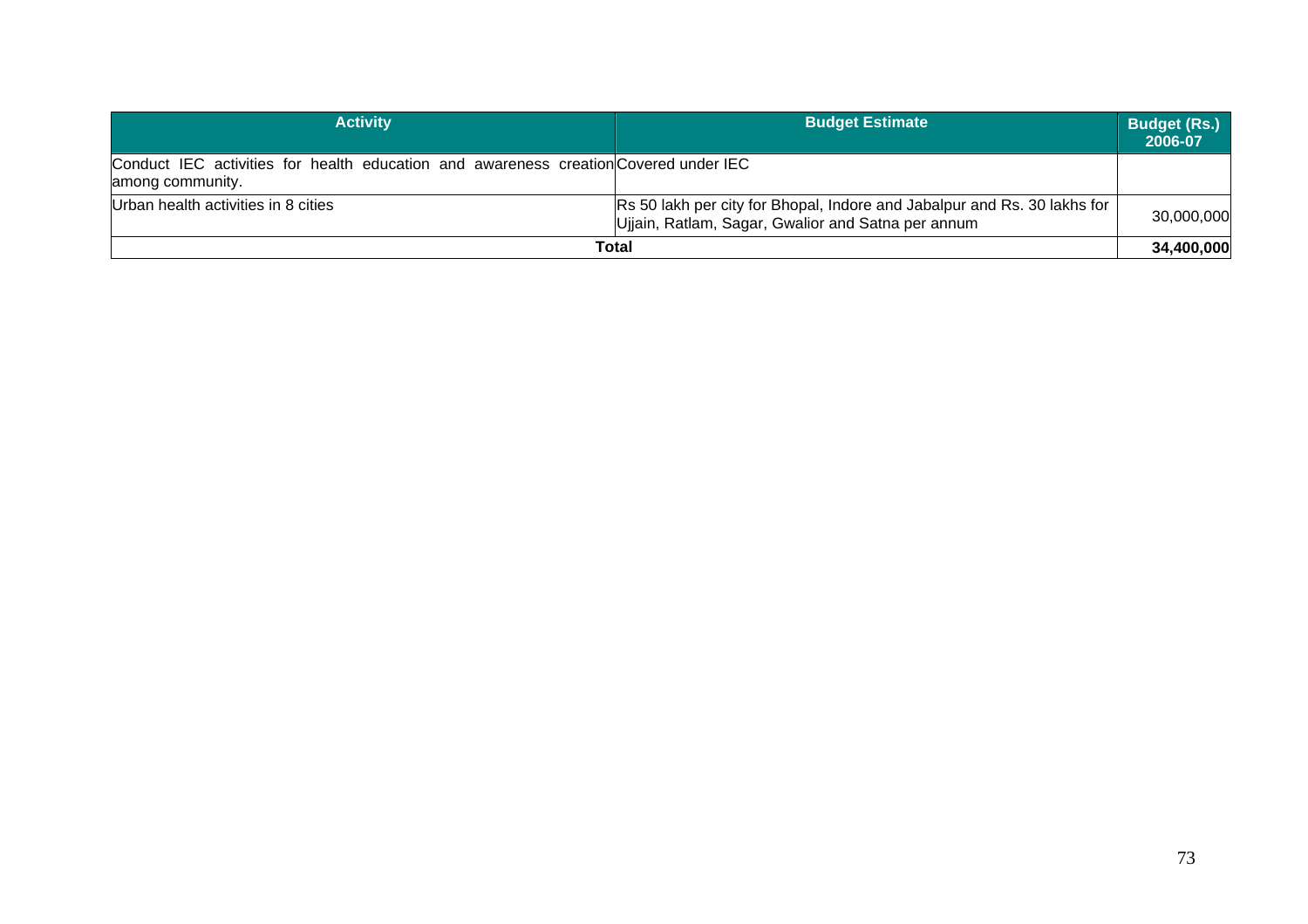| Activity | Budget Estimate | Budget (Rs.) 2006-07 |
|---|---|---|
| Conduct IEC activities for health education and awareness creation among community. | Covered under IEC | |
| Urban health activities in 8 cities | Rs 50 lakh per city for Bhopal, Indore and Jabalpur and Rs. 30 lakhs for Ujjain, Ratlam, Sagar, Gwalior and Satna per annum | 30,000,000 |
| **Total** | | **34,400,000** |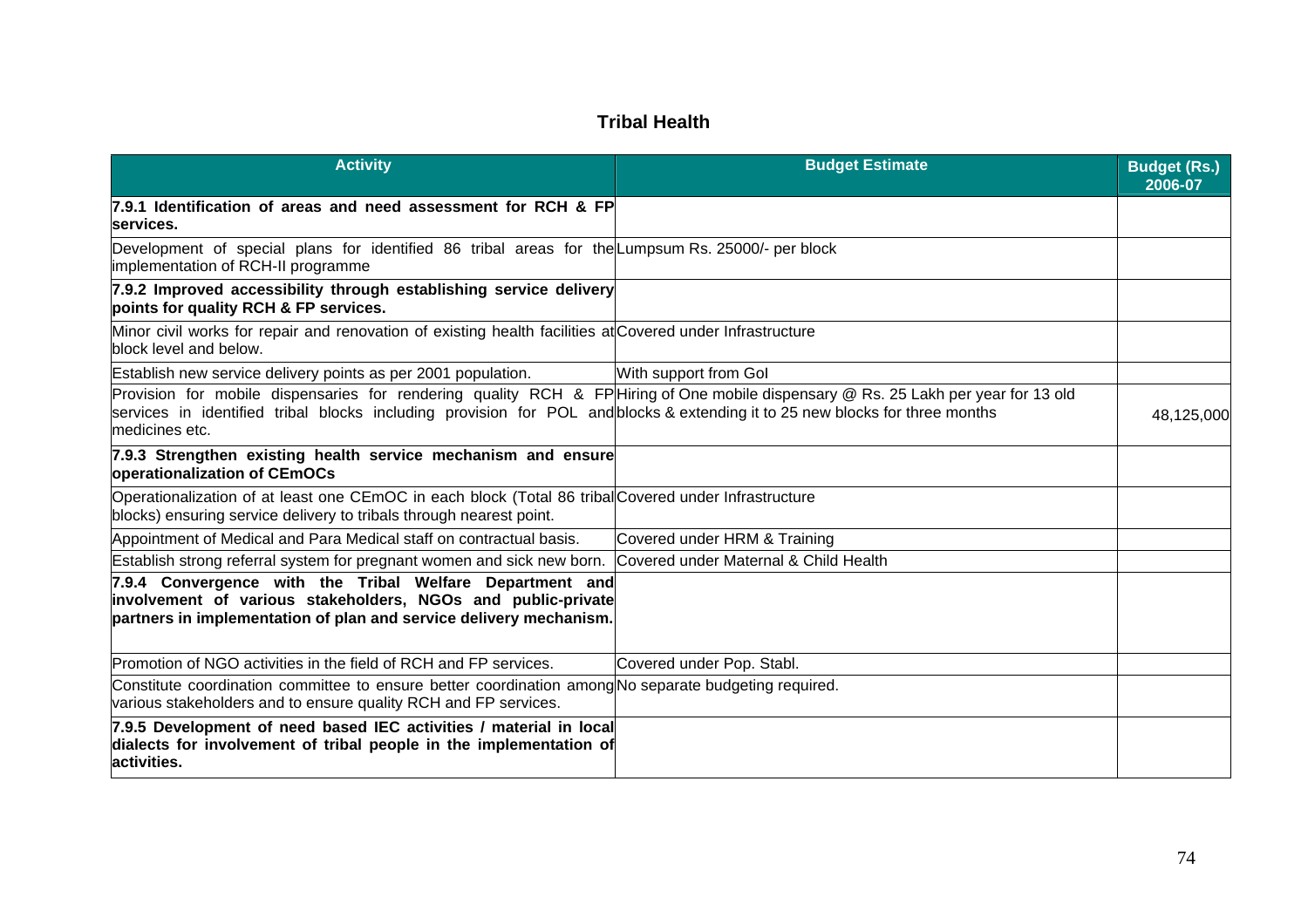## Tribal Health

| Activity | Budget Estimate | Budget (Rs.) 2006-07 |
|---|---|---|
| **7.9.1 Identification of areas and need assessment for RCH & FP services.** | | |
| Development of special plans for identified 86 tribal areas for the implementation of RCH-II programme | Lumpsum Rs. 25000/- per block | |
| **7.9.2 Improved accessibility through establishing service delivery points for quality RCH & FP services.** | | |
| Minor civil works for repair and renovation of existing health facilities at block level and below. | Covered under Infrastructure | |
| Establish new service delivery points as per 2001 population. | With support from GoI | |
| Provision for mobile dispensaries for rendering quality RCH & FP services in identified tribal blocks including provision for POL and medicines etc. | Hiring of One mobile dispensary @ Rs. 25 Lakh per year for 13 old blocks & extending it to 25 new blocks for three months | 48,125,000 |
| **7.9.3 Strengthen existing health service mechanism and ensure operationalization of CEmOCs** | | |
| Operationalization of at least one CEmOC in each block (Total 86 tribal blocks) ensuring service delivery to tribals through nearest point. | Covered under Infrastructure | |
| Appointment of Medical and Para Medical staff on contractual basis. | Covered under HRM & Training | |
| Establish strong referral system for pregnant women and sick new born. | Covered under Maternal & Child Health | |
| **7.9.4 Convergence with the Tribal Welfare Department and involvement of various stakeholders, NGOs and public-private partners in implementation of plan and service delivery mechanism.** | | |
| Promotion of NGO activities in the field of RCH and FP services. | Covered under Pop. Stabl. | |
| Constitute coordination committee to ensure better coordination among various stakeholders and to ensure quality RCH and FP services. | No separate budgeting required. | |
| **7.9.5 Development of need based IEC activities / material in local dialects for involvement of tribal people in the implementation of activities.** | | |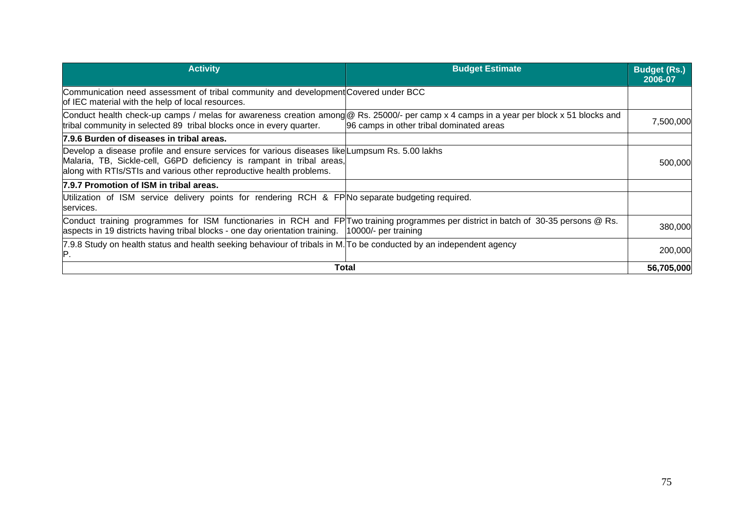| Activity | Budget Estimate | Budget (Rs.) 2006-07 |
|---|---|---|
| Communication need assessment of tribal community and development of IEC material with the help of local resources. | Covered under BCC | |
| Conduct health check-up camps / melas for awareness creation among tribal community in selected 89 tribal blocks once in every quarter. | @ Rs. 25000/- per camp x 4 camps in a year per block x 51 blocks and 96 camps in other tribal dominated areas | 7,500,000 |
| **7.9.6 Burden of diseases in tribal areas.** | | |
| Develop a disease profile and ensure services for various diseases like Malaria, TB, Sickle-cell, G6PD deficiency is rampant in tribal areas, along with RTIs/STIs and various other reproductive health problems. | Lumpsum Rs. 5.00 lakhs | 500,000 |
| **7.9.7 Promotion of ISM in tribal areas.** | | |
| Utilization of ISM service delivery points for rendering RCH & FP services. | No separate budgeting required. | |
| Conduct training programmes for ISM functionaries in RCH and FP aspects in 19 districts having tribal blocks - one day orientation training. | Two training programmes per district in batch of 30-35 persons @ Rs. 10000/- per training | 380,000 |
| 7.9.8 Study on health status and health seeking behaviour of tribals in M.P. | To be conducted by an independent agency | 200,000 |
| **Total** | | **56,705,000** |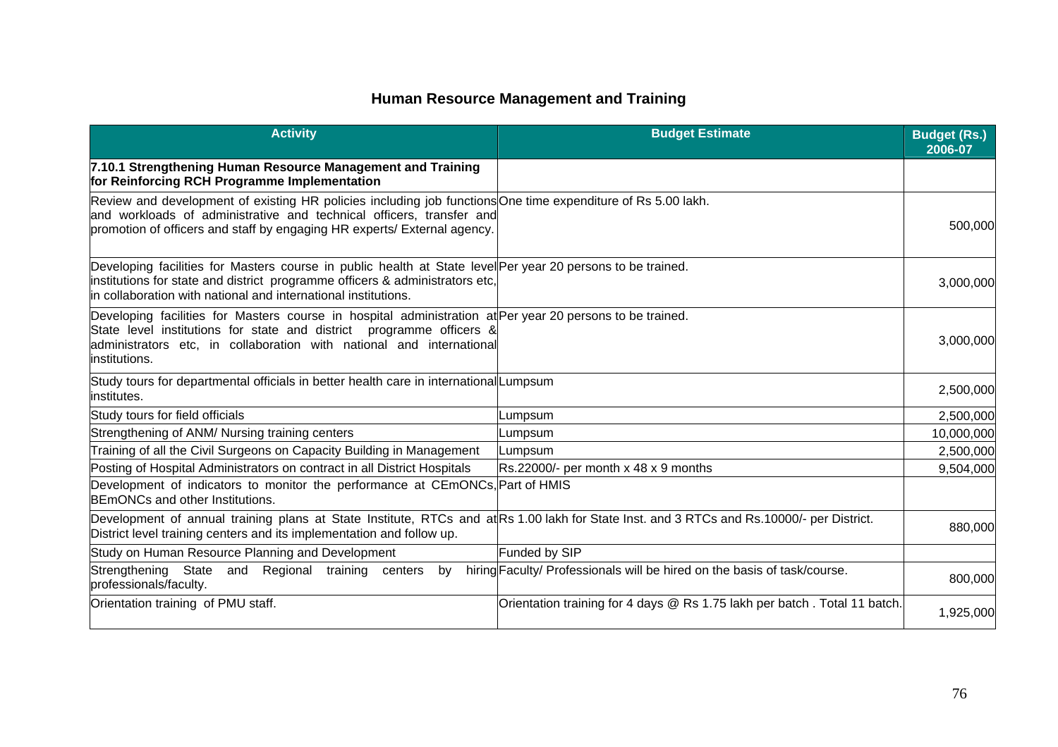## Human Resource Management and Training

| Activity | Budget Estimate | Budget (Rs.) 2006-07 |
|---|---|---|
| **7.10.1 Strengthening Human Resource Management and Training for Reinforcing RCH Programme Implementation** | | |
| Review and development of existing HR policies including job functions and workloads of administrative and technical officers, transfer and promotion of officers and staff by engaging HR experts/ External agency. | One time expenditure of Rs 5.00 lakh. | 500,000 |
| Developing facilities for Masters course in public health at State level institutions for state and district programme officers & administrators etc, in collaboration with national and international institutions. | Per year 20 persons to be trained. | 3,000,000 |
| Developing facilities for Masters course in hospital administration at State level institutions for state and district programme officers & administrators etc, in collaboration with national and international institutions. | Per year 20 persons to be trained. | 3,000,000 |
| Study tours for departmental officials in better health care in international institutes. | Lumpsum | 2,500,000 |
| Study tours for field officials | Lumpsum | 2,500,000 |
| Strengthening of ANM/ Nursing training centers | Lumpsum | 10,000,000 |
| Training of all the Civil Surgeons on Capacity Building in Management | Lumpsum | 2,500,000 |
| Posting of Hospital Administrators on contract in all District Hospitals | Rs.22000/- per month x 48 x 9 months | 9,504,000 |
| Development of indicators to monitor the performance at CEmONCs, BEmONCs and other Institutions. | Part of HMIS | |
| Development of annual training plans at State Institute, RTCs and at District level training centers and its implementation and follow up. | Rs 1.00 lakh for State Inst. and 3 RTCs and Rs.10000/- per District. | 880,000 |
| Study on Human Resource Planning and Development | Funded by SIP | |
| Strengthening State and Regional training centers by hiring professionals/faculty. | Faculty/ Professionals will be hired on the basis of task/course. | 800,000 |
| Orientation training of PMU staff. | Orientation training for 4 days @ Rs 1.75 lakh per batch . Total 11 batch. | 1,925,000 |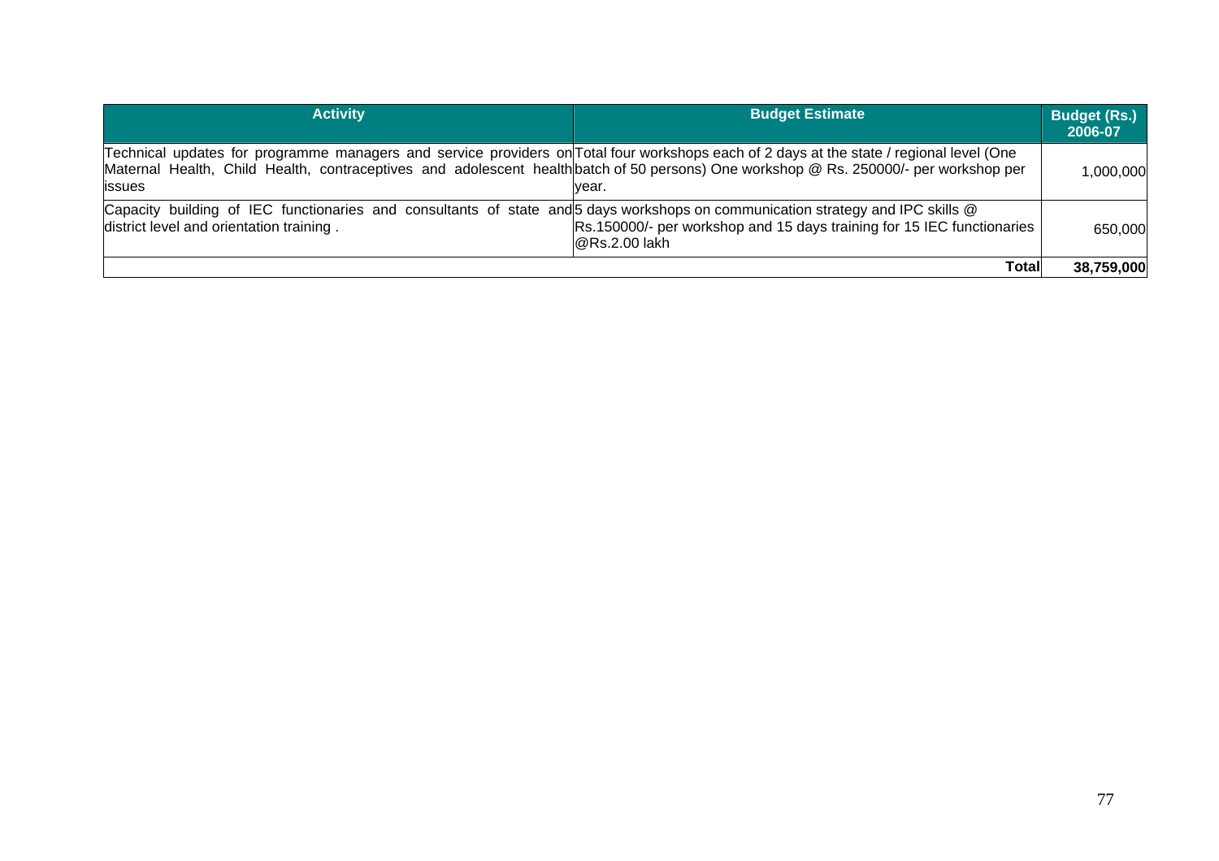| Activity | Budget Estimate | Budget (Rs.) 2006-07 |
|---|---|---|
| Technical updates for programme managers and service providers on Maternal Health, Child Health, contraceptives and adolescent health issues | Total four workshops each of 2 days at the state / regional level (One batch of 50 persons) One workshop @ Rs. 250000/- per workshop per year. | 1,000,000 |
| Capacity building of IEC functionaries and consultants of state and district level and orientation training . | 5 days workshops on communication strategy and IPC skills @ Rs.150000/- per workshop and 15 days training for 15 IEC functionaries @Rs.2.00 lakh | 650,000 |
| | **Total** | **38,759,000** |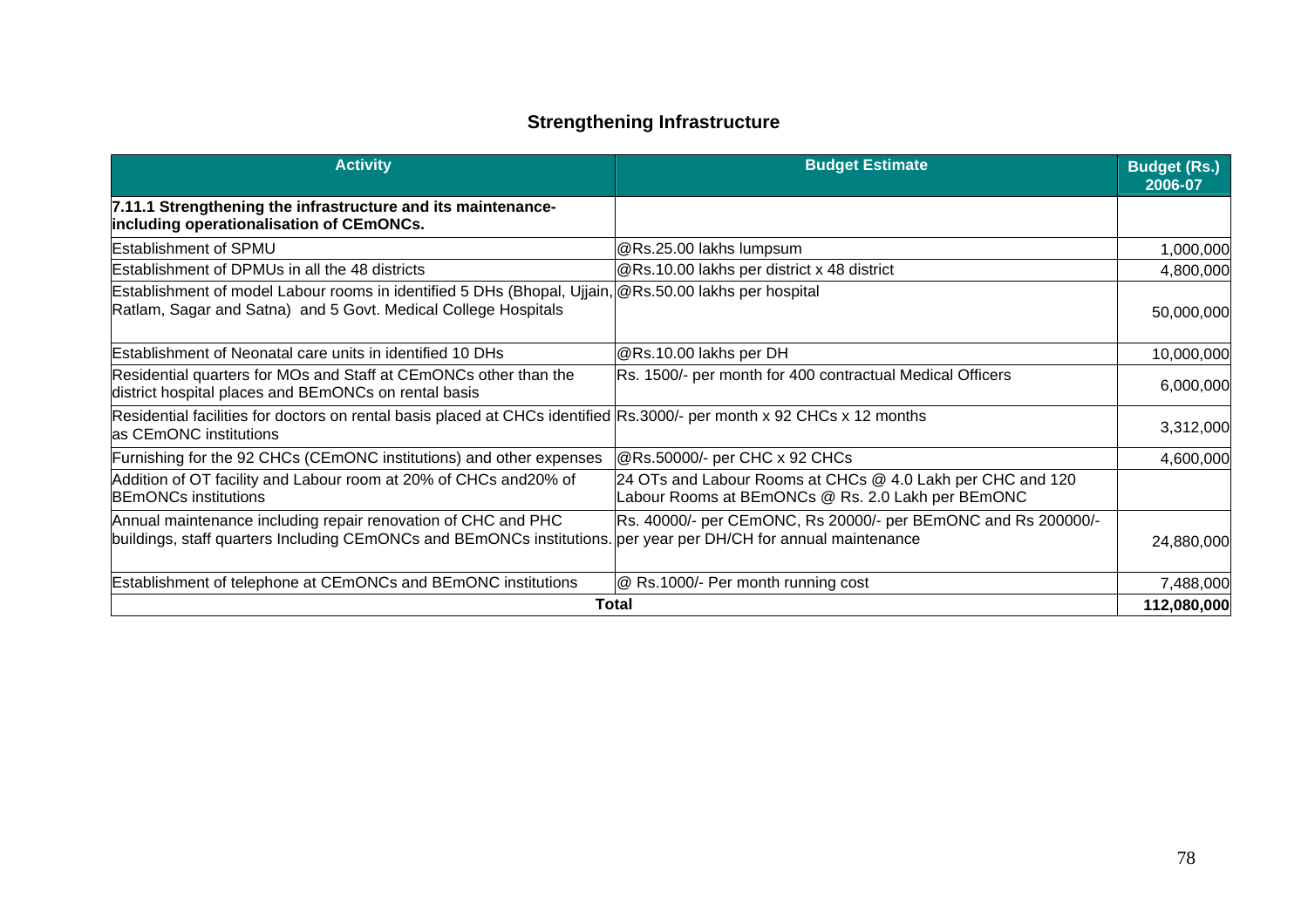## Strengthening Infrastructure

| Activity | Budget Estimate | Budget (Rs.) 2006-07 |
|---|---|---|
| **7.11.1 Strengthening the infrastructure and its maintenance- including operationalisation of CEmONCs.** | | |
| Establishment of SPMU | @Rs.25.00 lakhs lumpsum | 1,000,000 |
| Establishment of DPMUs in all the 48 districts | @Rs.10.00 lakhs per district x 48 district | 4,800,000 |
| Establishment of model Labour rooms in identified 5 DHs (Bhopal, Ujjain, Ratlam, Sagar and Satna) and 5 Govt. Medical College Hospitals | @Rs.50.00 lakhs per hospital | 50,000,000 |
| Establishment of Neonatal care units in identified 10 DHs | @Rs.10.00 lakhs per DH | 10,000,000 |
| Residential quarters for MOs and Staff at CEmONCs other than the district hospital places and BEmONCs on rental basis | Rs. 1500/- per month for 400 contractual Medical Officers | 6,000,000 |
| Residential facilities for doctors on rental basis placed at CHCs identified as CEmONC institutions | Rs.3000/- per month x 92 CHCs x 12 months | 3,312,000 |
| Furnishing for the 92 CHCs (CEmONC institutions) and other expenses | @Rs.50000/- per CHC x 92 CHCs | 4,600,000 |
| Addition of OT facility and Labour room at 20% of CHCs and20% of BEmONCs institutions | 24 OTs and Labour Rooms at CHCs @ 4.0 Lakh per CHC and 120 Labour Rooms at BEmONCs @ Rs. 2.0 Lakh per BEmONC | |
| Annual maintenance including repair renovation of CHC and PHC buildings, staff quarters Including CEmONCs and BEmONCs institutions. | Rs. 40000/- per CEmONC, Rs 20000/- per BEmONC and Rs 200000/- per year per DH/CH for annual maintenance | 24,880,000 |
| Establishment of telephone at CEmONCs and BEmONC institutions | @ Rs.1000/- Per month running cost | 7,488,000 |
| **Total** | | **112,080,000** |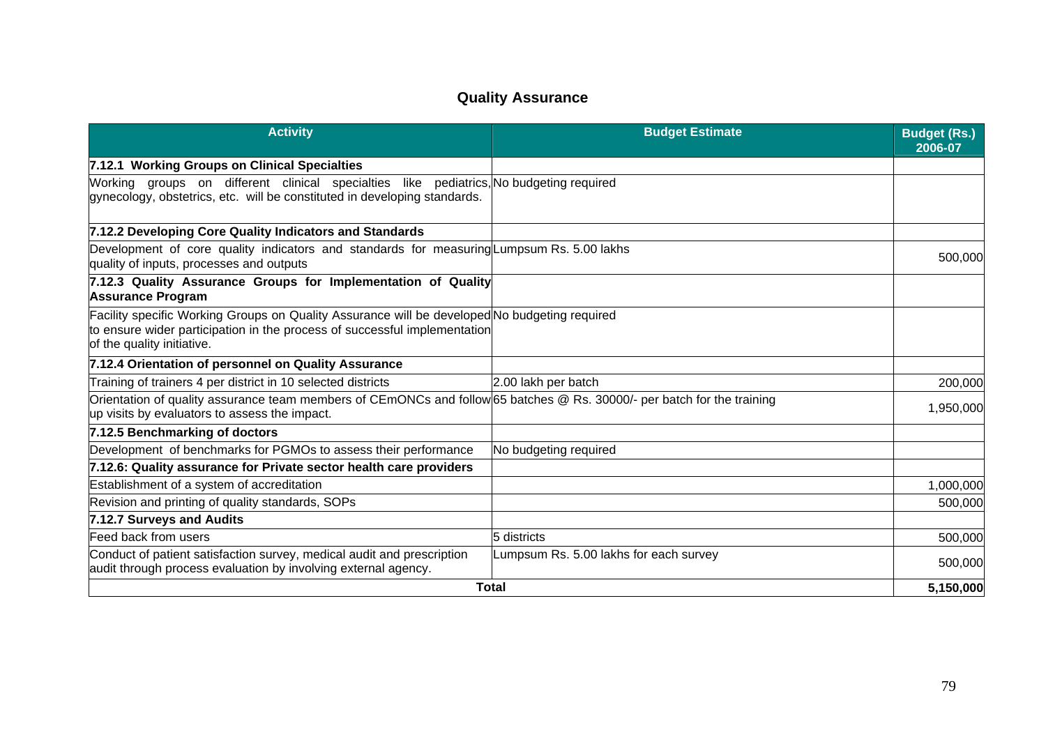## Quality Assurance

| Activity | Budget Estimate | Budget (Rs.) 2006-07 |
|---|---|---|
| **7.12.1 Working Groups on Clinical Specialties** | | |
| Working groups on different clinical specialties like pediatrics, gynecology, obstetrics, etc. will be constituted in developing standards. | No budgeting required | |
| **7.12.2 Developing Core Quality Indicators and Standards** | | |
| Development of core quality indicators and standards for measuring quality of inputs, processes and outputs | Lumpsum Rs. 5.00 lakhs | 500,000 |
| **7.12.3 Quality Assurance Groups for Implementation of Quality Assurance Program** | | |
| Facility specific Working Groups on Quality Assurance will be developed to ensure wider participation in the process of successful implementation of the quality initiative. | No budgeting required | |
| **7.12.4 Orientation of personnel on Quality Assurance** | | |
| Training of trainers 4 per district in 10 selected districts | 2.00 lakh per batch | 200,000 |
| Orientation of quality assurance team members of CEmONCs and follow up visits by evaluators to assess the impact. | 65 batches @ Rs. 30000/- per batch for the training | 1,950,000 |
| **7.12.5 Benchmarking of doctors** | | |
| Development of benchmarks for PGMOs to assess their performance | No budgeting required | |
| **7.12.6: Quality assurance for Private sector health care providers** | | |
| Establishment of a system of accreditation | | 1,000,000 |
| Revision and printing of quality standards, SOPs | | 500,000 |
| **7.12.7 Surveys and Audits** | | |
| Feed back from users | 5 districts | 500,000 |
| Conduct of patient satisfaction survey, medical audit and prescription audit through process evaluation by involving external agency. | Lumpsum Rs. 5.00 lakhs for each survey | 500,000 |
| **Total** | | **5,150,000** |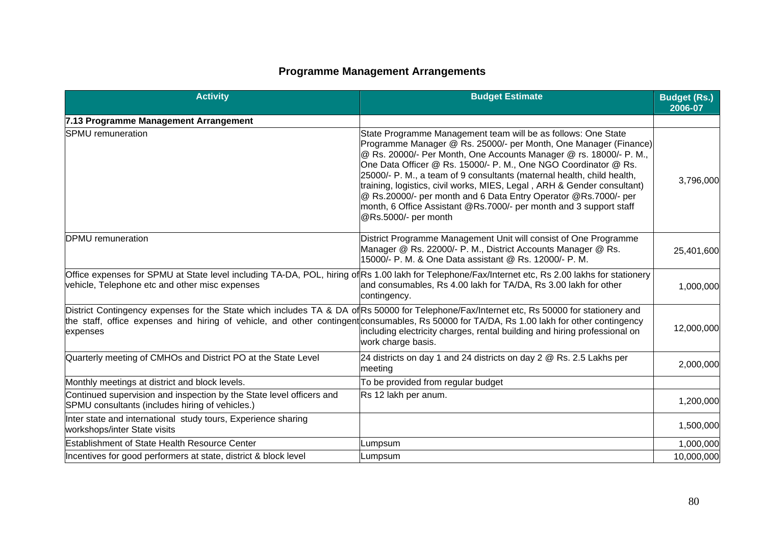## Programme Management Arrangements

| Activity | Budget Estimate | Budget (Rs.) 2006-07 |
|---|---|---|
| **7.13 Programme Management Arrangement** | | |
| SPMU remuneration | State Programme Management team will be as follows: One State Programme Manager @ Rs. 25000/- per Month, One Manager (Finance) @ Rs. 20000/- Per Month, One Accounts Manager @ rs. 18000/- P. M., One Data Officer @ Rs. 15000/- P. M., One NGO Coordinator @ Rs. 25000/- P. M., a team of 9 consultants (maternal health, child health, training, logistics, civil works, MIES, Legal , ARH & Gender consultant) @ Rs.20000/- per month and 6 Data Entry Operator @Rs.7000/- per month, 6 Office Assistant @Rs.7000/- per month and 3 support staff @Rs.5000/- per month | 3,796,000 |
| DPMU remuneration | District Programme Management Unit will consist of One Programme Manager @ Rs. 22000/- P. M., District Accounts Manager @ Rs. 15000/- P. M. & One Data assistant @ Rs. 12000/- P. M. | 25,401,600 |
| Office expenses for SPMU at State level including TA-DA, POL, hiring of vehicle, Telephone etc and other misc expenses | Rs 1.00 lakh for Telephone/Fax/Internet etc, Rs 2.00 lakhs for stationery and consumables, Rs 4.00 lakh for TA/DA, Rs 3.00 lakh for other contingency. | 1,000,000 |
| District Contingency expenses for the State which includes TA & DA of the staff, office expenses and hiring of vehicle, and other contingent expenses | Rs 50000 for Telephone/Fax/Internet etc, Rs 50000 for stationery and consumables, Rs 50000 for TA/DA, Rs 1.00 lakh for other contingency including electricity charges, rental building and hiring professional on work charge basis. | 12,000,000 |
| Quarterly meeting of CMHOs and District PO at the State Level | 24 districts on day 1 and 24 districts on day 2 @ Rs. 2.5 Lakhs per meeting | 2,000,000 |
| Monthly meetings at district and block levels. | To be provided from regular budget | |
| Continued supervision and inspection by the State level officers and SPMU consultants (includes hiring of vehicles.) | Rs 12 lakh per anum. | 1,200,000 |
| Inter state and international study tours, Experience sharing workshops/inter State visits | | 1,500,000 |
| Establishment of State Health Resource Center | Lumpsum | 1,000,000 |
| Incentives for good performers at state, district & block level | Lumpsum | 10,000,000 |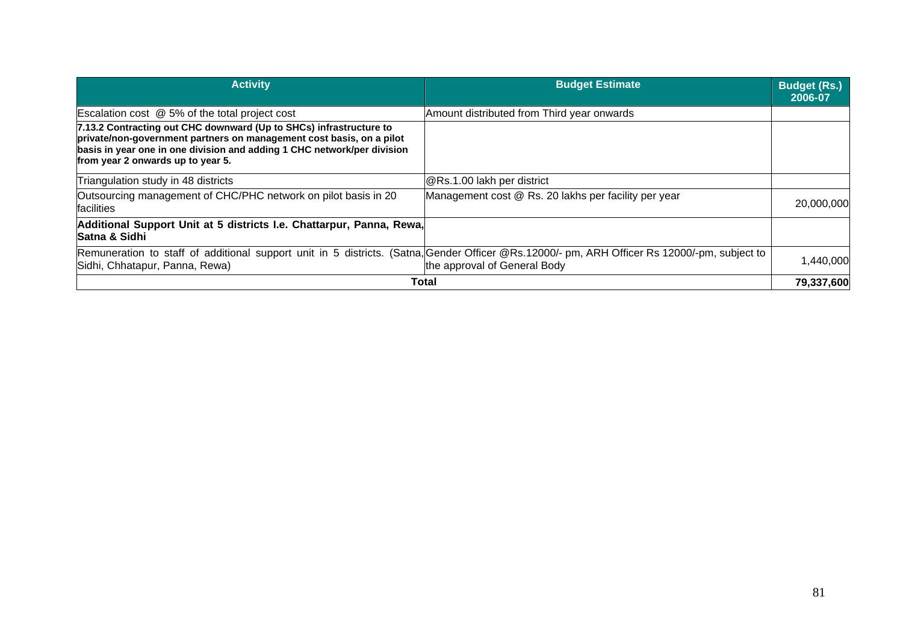| Activity | Budget Estimate | Budget (Rs.) 2006-07 |
|---|---|---|
| Escalation cost @ 5% of the total project cost | Amount distributed from Third year onwards | |
| **7.13.2 Contracting out CHC downward (Up to SHCs) infrastructure to private/non-government partners on management cost basis, on a pilot basis in year one in one division and adding 1 CHC network/per division from year 2 onwards up to year 5.** | | |
| Triangulation study in 48 districts | @Rs.1.00 lakh per district | |
| Outsourcing management of CHC/PHC network on pilot basis in 20 facilities | Management cost @ Rs. 20 lakhs per facility per year | 20,000,000 |
| **Additional Support Unit at 5 districts I.e. Chattarpur, Panna, Rewa, Satna & Sidhi** | | |
| Remuneration to staff of additional support unit in 5 districts. (Satna, Sidhi, Chhatapur, Panna, Rewa) | Gender Officer @Rs.12000/- pm, ARH Officer Rs 12000/-pm, subject to the approval of General Body | 1,440,000 |
| **Total** | | **79,337,600** |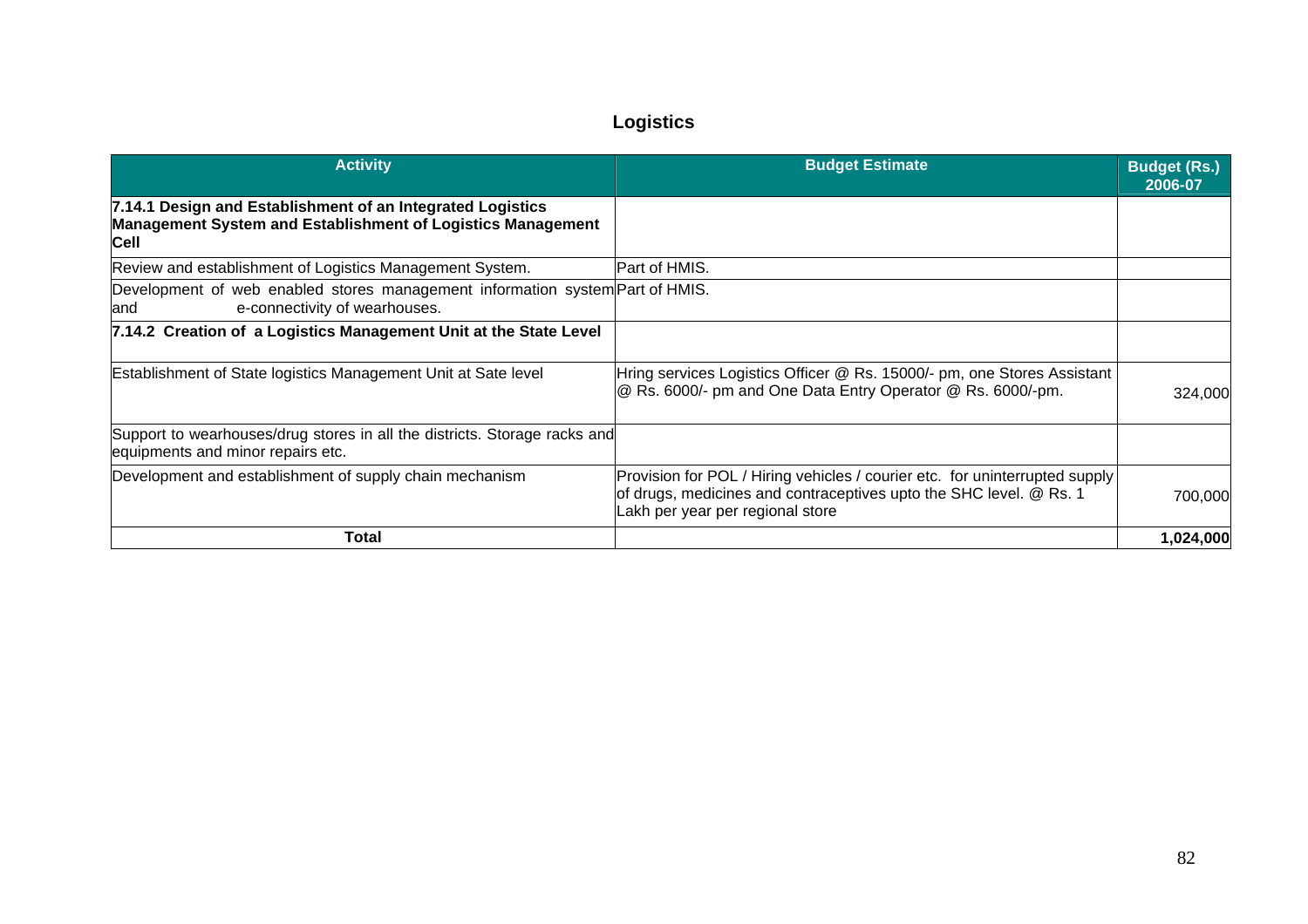# Logistics

| Activity | Budget Estimate | Budget (Rs.) 2006-07 |
|---|---|---|
| **7.14.1 Design and Establishment of an Integrated Logistics Management System and Establishment of Logistics Management Cell** | | |
| Review and establishment of Logistics Management System. | Part of HMIS. | |
| Development of web enabled stores management information system and e-connectivity of wearhouses. | Part of HMIS. | |
| **7.14.2 Creation of a Logistics Management Unit at the State Level** | | |
| Establishment of State logistics Management Unit at Sate level | Hring services Logistics Officer @ Rs. 15000/- pm, one Stores Assistant @ Rs. 6000/- pm and One Data Entry Operator @ Rs. 6000/-pm. | 324,000 |
| Support to wearhouses/drug stores in all the districts. Storage racks and equipments and minor repairs etc. | | |
| Development and establishment of supply chain mechanism | Provision for POL / Hiring vehicles / courier etc. for uninterrupted supply of drugs, medicines and contraceptives upto the SHC level. @ Rs. 1 Lakh per year per regional store | 700,000 |
| **Total** | | **1,024,000** |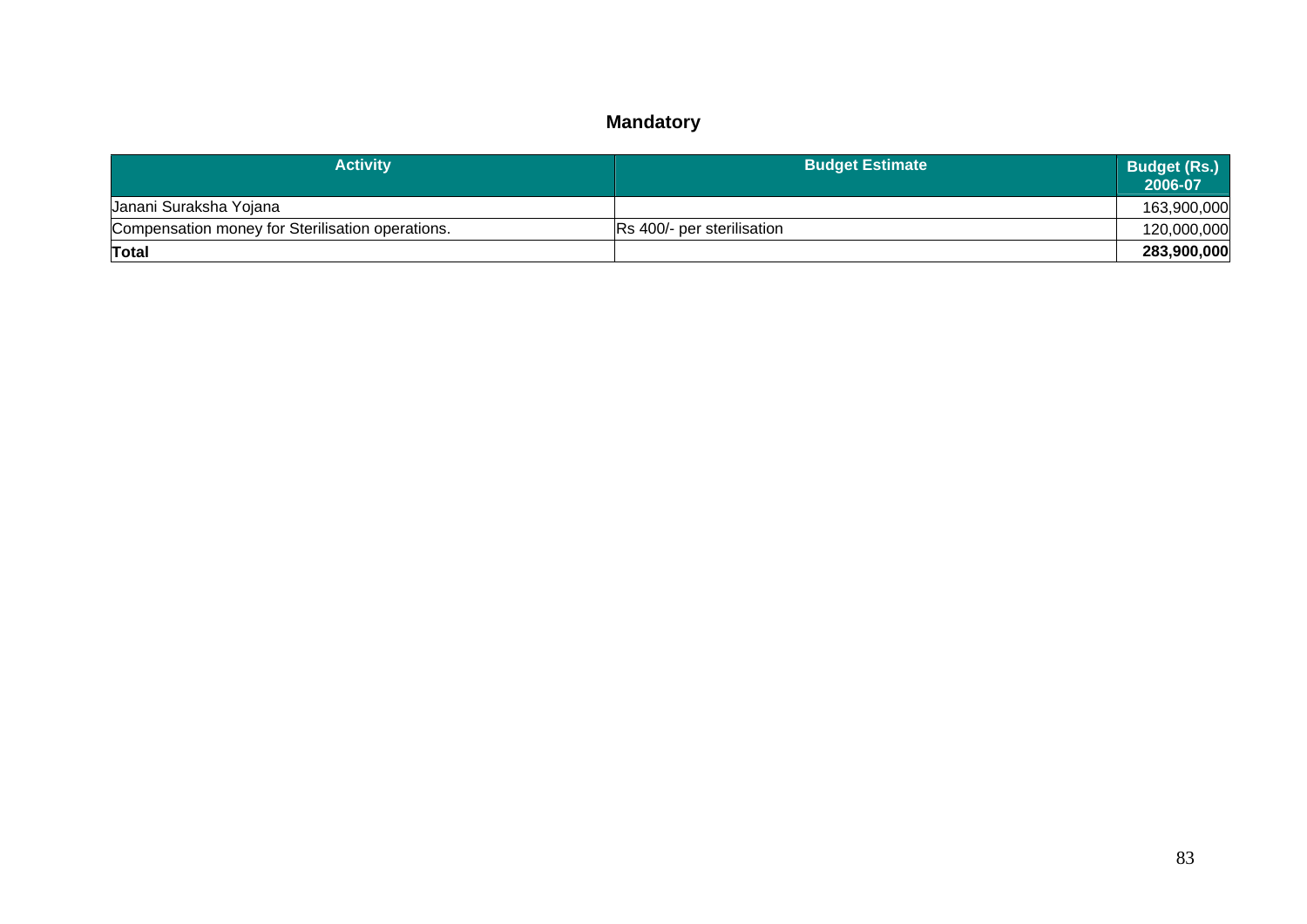## Mandatory

| Activity | Budget Estimate | Budget (Rs.) 2006-07 |
|---|---|---|
| Janani Suraksha Yojana | | 163,900,000 |
| Compensation money for Sterilisation operations. | Rs 400/- per sterilisation | 120,000,000 |
| **Total** | | **283,900,000** |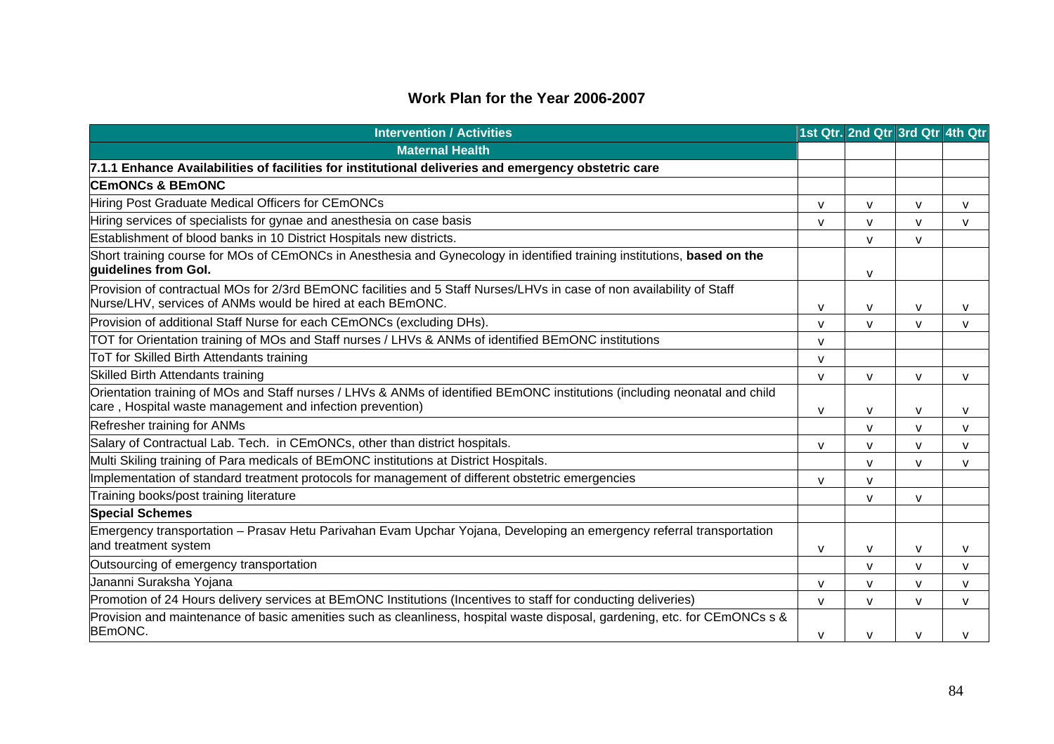## Work Plan for the Year 2006-2007

| Intervention / Activities | 1st Qtr. | 2nd Qtr | 3rd Qtr | 4th Qtr |
|---|---|---|---|---|
| **Maternal Health** | | | | |
| **7.1.1 Enhance Availabilities of facilities for institutional deliveries and emergency obstetric care** | | | | |
| **CEmONCs & BEmONC** | | | | |
| Hiring Post Graduate Medical Officers for CEmONCs | v | v | v | v |
| Hiring services of specialists for gynae and anesthesia on case basis | v | v | v | v |
| Establishment of blood banks in 10 District Hospitals new districts. | | v | v | |
| Short training course for MOs of CEmONCs in Anesthesia and Gynecology in identified training institutions, **based on the guidelines from GoI.** | | v | | |
| Provision of contractual MOs for 2/3rd BEmONC facilities and 5 Staff Nurses/LHVs in case of non availability of Staff Nurse/LHV, services of ANMs would be hired at each BEmONC. | v | v | v | v |
| Provision of additional Staff Nurse for each CEmONCs (excluding DHs). | v | v | v | v |
| TOT for Orientation training of MOs and Staff nurses / LHVs & ANMs of identified BEmONC institutions | v | | | |
| ToT for Skilled Birth Attendants training | v | | | |
| Skilled Birth Attendants training | v | v | v | v |
| Orientation training of MOs and Staff nurses / LHVs & ANMs of identified BEmONC institutions (including neonatal and child care , Hospital waste management and infection prevention) | v | v | v | v |
| Refresher training for ANMs | | v | v | v |
| Salary of Contractual Lab. Tech. in CEmONCs, other than district hospitals. | v | v | v | v |
| Multi Skiling training of Para medicals of BEmONC institutions at District Hospitals. | | v | v | v |
| Implementation of standard treatment protocols for management of different obstetric emergencies | v | v | | |
| Training books/post training literature | | v | v | |
| **Special Schemes** | | | | |
| Emergency transportation – Prasav Hetu Parivahan Evam Upchar Yojana, Developing an emergency referral transportation and treatment system | v | v | v | v |
| Outsourcing of emergency transportation | | v | v | v |
| Janani Suraksha Yojana | v | v | v | v |
| Promotion of 24 Hours delivery services at BEmONC Institutions (Incentives to staff for conducting deliveries) | v | v | v | v |
| Provision and maintenance of basic amenities such as cleanliness, hospital waste disposal, gardening, etc. for CEmONCs s & BEmONC. | v | v | v | v |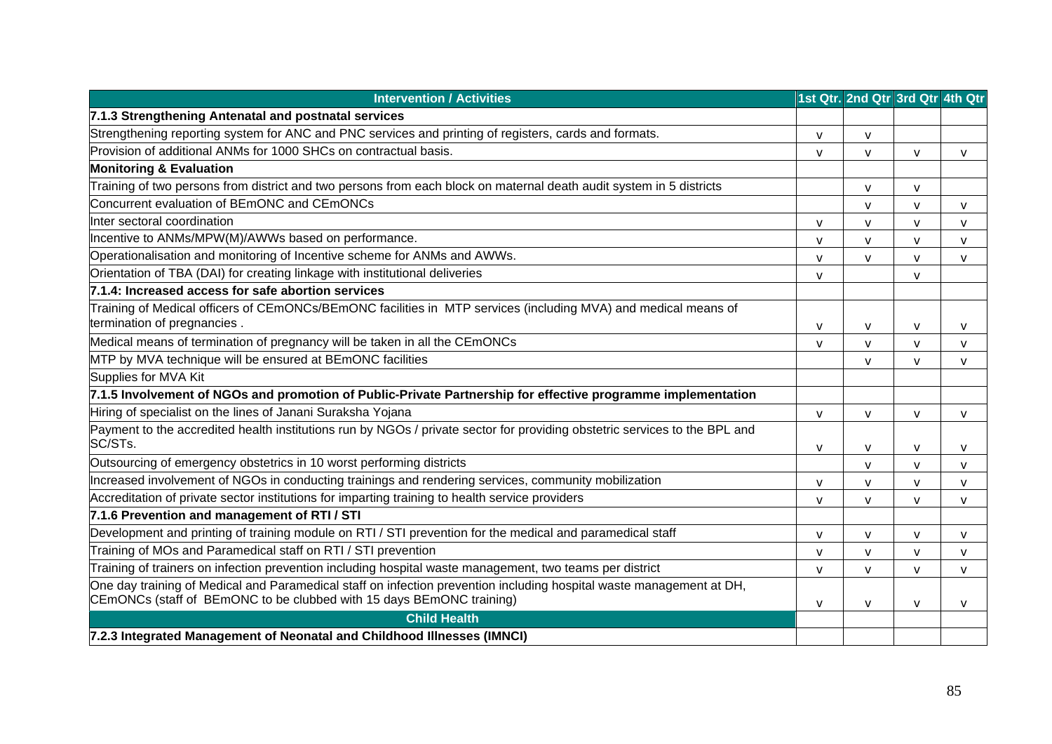| Intervention / Activities | 1st Qtr. | 2nd Qtr | 3rd Qtr | 4th Qtr |
|---|---|---|---|---|
| **7.1.3 Strengthening Antenatal and postnatal services** | | | | |
| Strengthening reporting system for ANC and PNC services and printing of registers, cards and formats. | v | v | | |
| Provision of additional ANMs for 1000 SHCs on contractual basis. | v | v | v | v |
| **Monitoring & Evaluation** | | | | |
| Training of two persons from district and two persons from each block on maternal death audit system in 5 districts | | v | v | |
| Concurrent evaluation of BEmONC and CEmONCs | | v | v | v |
| Inter sectoral coordination | v | v | v | v |
| Incentive to ANMs/MPW(M)/AWWs based on performance. | v | v | v | v |
| Operationalisation and monitoring of Incentive scheme for ANMs and AWWs. | v | v | v | v |
| Orientation of TBA (DAI) for creating linkage with institutional deliveries | v | | v | |
| **7.1.4: Increased access for safe abortion services** | | | | |
| Training of Medical officers of CEmONCs/BEmONC facilities in MTP services (including MVA) and medical means of termination of pregnancies . | v | v | v | v |
| Medical means of termination of pregnancy will be taken in all the CEmONCs | v | v | v | v |
| MTP by MVA technique will be ensured at BEmONC facilities | | v | v | v |
| Supplies for MVA Kit | | | | |
| **7.1.5 Involvement of NGOs and promotion of Public-Private Partnership for effective programme implementation** | | | | |
| Hiring of specialist on the lines of Janani Suraksha Yojana | v | v | v | v |
| Payment to the accredited health institutions run by NGOs / private sector for providing obstetric services to the BPL and SC/STs. | v | v | v | v |
| Outsourcing of emergency obstetrics in 10 worst performing districts | | v | v | v |
| Increased involvement of NGOs in conducting trainings and rendering services, community mobilization | v | v | v | v |
| Accreditation of private sector institutions for imparting training to health service providers | v | v | v | v |
| **7.1.6 Prevention and management of RTI / STI** | | | | |
| Development and printing of training module on RTI / STI prevention for the medical and paramedical staff | v | v | v | v |
| Training of MOs and Paramedical staff on RTI / STI prevention | v | v | v | v |
| Training of trainers on infection prevention including hospital waste management, two teams per district | v | v | v | v |
| One day training of Medical and Paramedical staff on infection prevention including hospital waste management at DH, CEmONCs (staff of BEmONC to be clubbed with 15 days BEmONC training) | v | v | v | v |
| **Child Health** | | | | |
| **7.2.3 Integrated Management of Neonatal and Childhood Illnesses (IMNCI)** | | | | |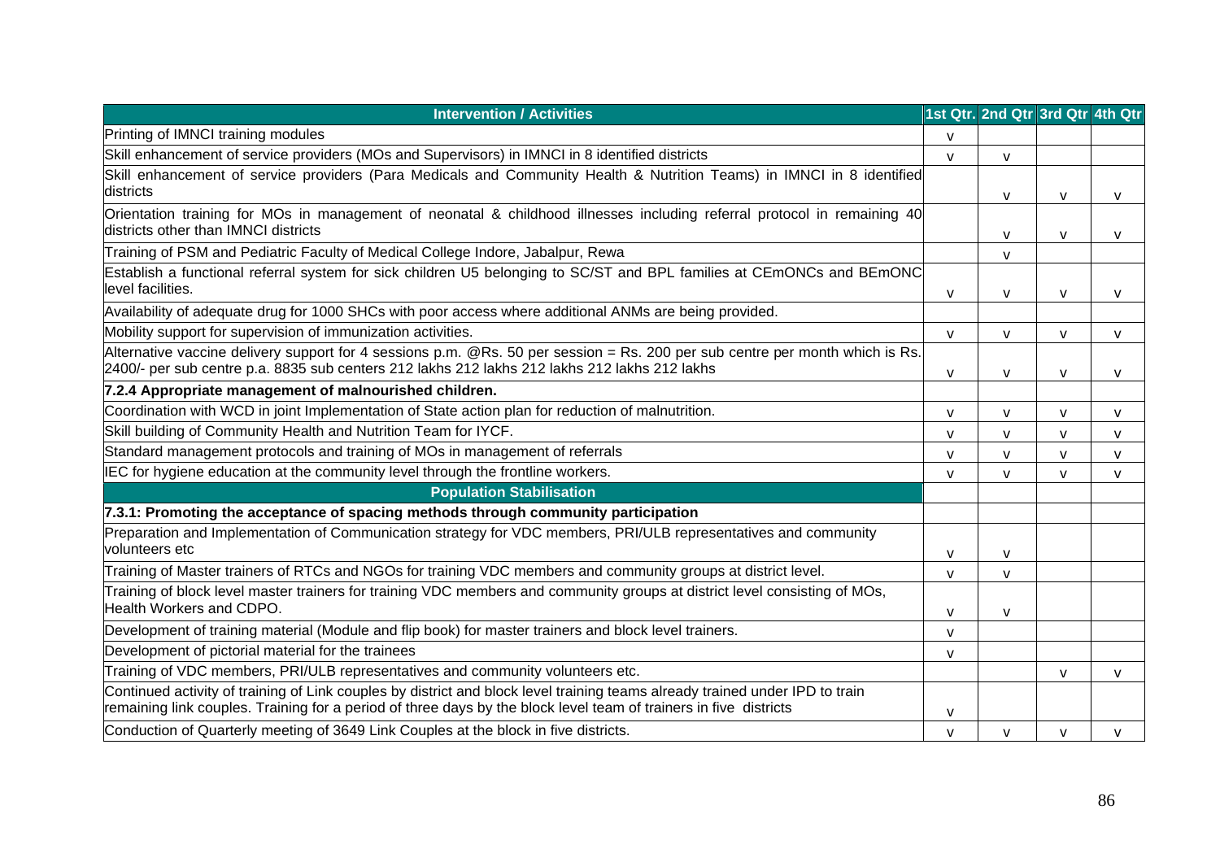| Intervention / Activities | 1st Qtr. | 2nd Qtr | 3rd Qtr | 4th Qtr |
|---|---|---|---|---|
| Printing of IMNCI training modules | v | | | |
| Skill enhancement of service providers (MOs and Supervisors) in IMNCI in 8 identified districts | v | v | | |
| Skill enhancement of service providers (Para Medicals and Community Health & Nutrition Teams) in IMNCI in 8 identified districts | | v | v | v |
| Orientation training for MOs in management of neonatal & childhood illnesses including referral protocol in remaining 40 districts other than IMNCI districts | | v | v | v |
| Training of PSM and Pediatric Faculty of Medical College Indore, Jabalpur, Rewa | | v | | |
| Establish a functional referral system for sick children U5 belonging to SC/ST and BPL families at CEmONCs and BEmONC level facilities. | v | v | v | v |
| Availability of adequate drug for 1000 SHCs with poor access where additional ANMs are being provided. | | | | |
| Mobility support for supervision of immunization activities. | v | v | v | v |
| Alternative vaccine delivery support for 4 sessions p.m. @Rs. 50 per session = Rs. 200 per sub centre per month which is Rs. 2400/- per sub centre p.a. 8835 sub centers 212 lakhs 212 lakhs 212 lakhs 212 lakhs 212 lakhs | v | v | v | v |
| **7.2.4 Appropriate management of malnourished children.** | | | | |
| Coordination with WCD in joint Implementation of State action plan for reduction of malnutrition. | v | v | v | v |
| Skill building of Community Health and Nutrition Team for IYCF. | v | v | v | v |
| Standard management protocols and training of MOs in management of referrals | v | v | v | v |
| IEC for hygiene education at the community level through the frontline workers. | v | v | v | v |
| **Population Stabilisation** | | | | |
| **7.3.1: Promoting the acceptance of spacing methods through community participation** | | | | |
| Preparation and Implementation of Communication strategy for VDC members, PRI/ULB representatives and community volunteers etc | v | v | | |
| Training of Master trainers of RTCs and NGOs for training VDC members and community groups at district level. | v | v | | |
| Training of block level master trainers for training VDC members and community groups at district level consisting of MOs, Health Workers and CDPO. | v | v | | |
| Development of training material (Module and flip book) for master trainers and block level trainers. | v | | | |
| Development of pictorial material for the trainees | v | | | |
| Training of VDC members, PRI/ULB representatives and community volunteers etc. | | | v | v |
| Continued activity of training of Link couples by district and block level training teams already trained under IPD to train remaining link couples. Training for a period of three days by the block level team of trainers in five districts | v | | | |
| Conduction of Quarterly meeting of 3649 Link Couples at the block in five districts. | v | v | v | v |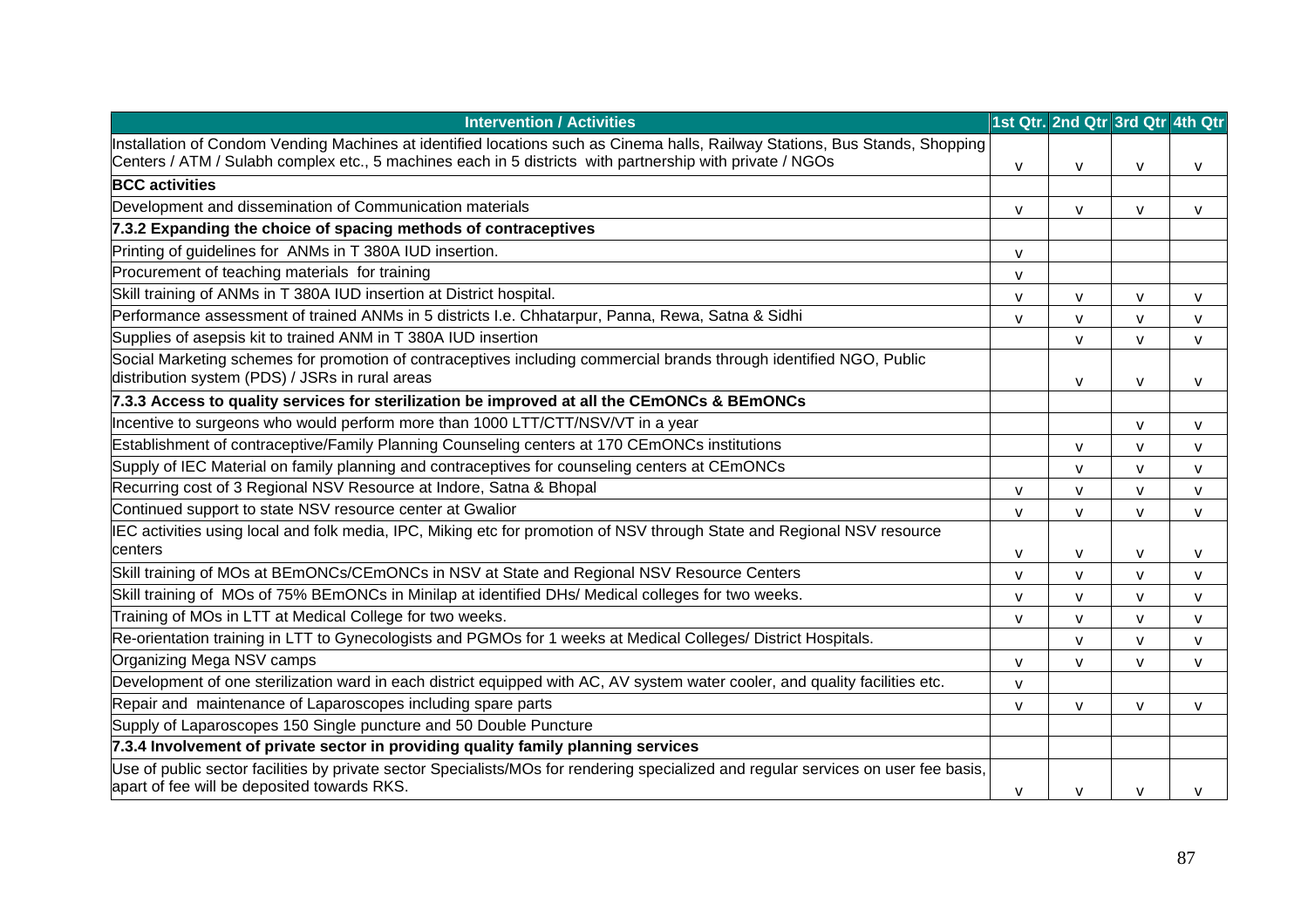| Intervention / Activities | 1st Qtr. | 2nd Qtr | 3rd Qtr | 4th Qtr |
|---|---|---|---|---|
| Installation of Condom Vending Machines at identified locations such as Cinema halls, Railway Stations, Bus Stands, Shopping Centers / ATM / Sulabh complex etc., 5 machines each in 5 districts with partnership with private / NGOs | v | v | v | v |
| **BCC activities** | | | | |
| Development and dissemination of Communication materials | v | v | v | v |
| **7.3.2 Expanding the choice of spacing methods of contraceptives** | | | | |
| Printing of guidelines for ANMs in T 380A IUD insertion. | v | | | |
| Procurement of teaching materials for training | v | | | |
| Skill training of ANMs in T 380A IUD insertion at District hospital. | v | v | v | v |
| Performance assessment of trained ANMs in 5 districts I.e. Chhatarpur, Panna, Rewa, Satna & Sidhi | v | v | v | v |
| Supplies of asepsis kit to trained ANM in T 380A IUD insertion | | v | v | v |
| Social Marketing schemes for promotion of contraceptives including commercial brands through identified NGO, Public distribution system (PDS) / JSRs in rural areas | | v | v | v |
| **7.3.3 Access to quality services for sterilization be improved at all the CEmONCs & BEmONCs** | | | | |
| Incentive to surgeons who would perform more than 1000 LTT/CTT/NSV/VT in a year | | | v | v |
| Establishment of contraceptive/Family Planning Counseling centers at 170 CEmONCs institutions | | v | v | v |
| Supply of IEC Material on family planning and contraceptives for counseling centers at CEmONCs | | v | v | v |
| Recurring cost of 3 Regional NSV Resource at Indore, Satna & Bhopal | v | v | v | v |
| Continued support to state NSV resource center at Gwalior | v | v | v | v |
| IEC activities using local and folk media, IPC, Miking etc for promotion of NSV through State and Regional NSV resource centers | v | v | v | v |
| Skill training of MOs at BEmONCs/CEmONCs in NSV at State and Regional NSV Resource Centers | v | v | v | v |
| Skill training of MOs of 75% BEmONCs in Minilap at identified DHs/ Medical colleges for two weeks. | v | v | v | v |
| Training of MOs in LTT at Medical College for two weeks. | v | v | v | v |
| Re-orientation training in LTT to Gynecologists and PGMOs for 1 weeks at Medical Colleges/ District Hospitals. | | v | v | v |
| Organizing Mega NSV camps | v | v | v | v |
| Development of one sterilization ward in each district equipped with AC, AV system water cooler, and quality facilities etc. | v | | | |
| Repair and maintenance of Laparoscopes including spare parts | v | v | v | v |
| Supply of Laparoscopes 150 Single puncture and 50 Double Puncture | | | | |
| **7.3.4 Involvement of private sector in providing quality family planning services** | | | | |
| Use of public sector facilities by private sector Specialists/MOs for rendering specialized and regular services on user fee basis, apart of fee will be deposited towards RKS. | v | v | v | v |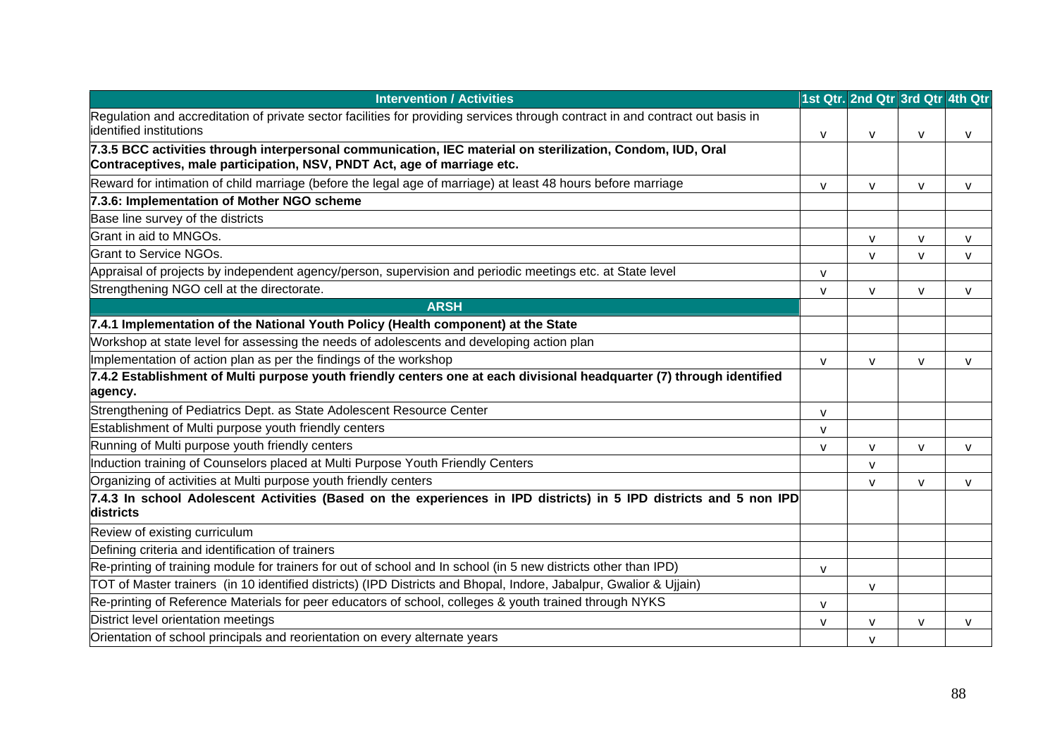| Intervention / Activities | 1st Qtr. | 2nd Qtr | 3rd Qtr | 4th Qtr |
|---|---|---|---|---|
| Regulation and accreditation of private sector facilities for providing services through contract in and contract out basis in identified institutions | v | v | v | v |
| **7.3.5 BCC activities through interpersonal communication, IEC material on sterilization, Condom, IUD, Oral Contraceptives, male participation, NSV, PNDT Act, age of marriage etc.** | | | | |
| Reward for intimation of child marriage (before the legal age of marriage) at least 48 hours before marriage | v | v | v | v |
| **7.3.6: Implementation of Mother NGO scheme** | | | | |
| Base line survey of the districts | | | | |
| Grant in aid to MNGOs. | | v | v | v |
| Grant to Service NGOs. | | v | v | v |
| Appraisal of projects by independent agency/person, supervision and periodic meetings etc. at State level | v | | | |
| Strengthening NGO cell at the directorate. | v | v | v | v |
| **ARSH** | | | | |
| **7.4.1 Implementation of the National Youth Policy (Health component) at the State** | | | | |
| Workshop at state level for assessing the needs of adolescents and developing action plan | | | | |
| Implementation of action plan as per the findings of the workshop | v | v | v | v |
| **7.4.2 Establishment of Multi purpose youth friendly centers one at each divisional headquarter (7) through identified agency.** | | | | |
| Strengthening of Pediatrics Dept. as State Adolescent Resource Center | v | | | |
| Establishment of Multi purpose youth friendly centers | v | | | |
| Running of Multi purpose youth friendly centers | v | v | v | v |
| Induction training of Counselors placed at Multi Purpose Youth Friendly Centers | | v | | |
| Organizing of activities at Multi purpose youth friendly centers | | v | v | v |
| **7.4.3 In school Adolescent Activities (Based on the experiences in IPD districts) in 5 IPD districts and 5 non IPD districts** | | | | |
| Review of existing curriculum | | | | |
| Defining criteria and identification of trainers | | | | |
| Re-printing of training module for trainers for out of school and In school (in 5 new districts other than IPD) | v | | | |
| TOT of Master trainers (in 10 identified districts) (IPD Districts and Bhopal, Indore, Jabalpur, Gwalior & Ujjain) | | v | | |
| Re-printing of Reference Materials for peer educators of school, colleges & youth trained through NYKS | v | | | |
| District level orientation meetings | v | v | v | v |
| Orientation of school principals and reorientation on every alternate years | | v | | |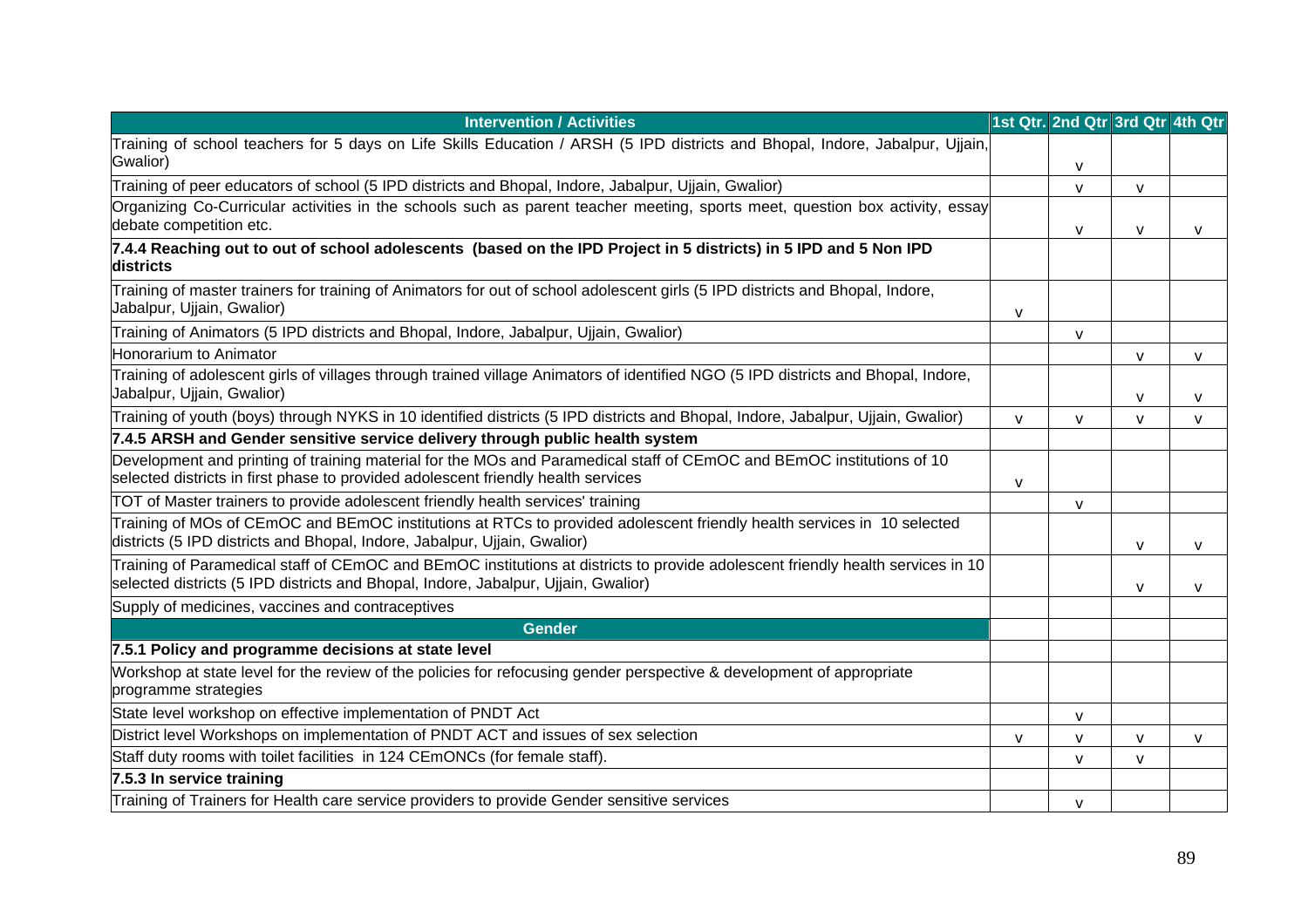| Intervention / Activities | 1st Qtr. | 2nd Qtr | 3rd Qtr | 4th Qtr |
|---|---|---|---|---|
| Training of school teachers for 5 days on Life Skills Education / ARSH (5 IPD districts and Bhopal, Indore, Jabalpur, Ujjain, Gwalior) | | v | | |
| Training of peer educators of school (5 IPD districts and Bhopal, Indore, Jabalpur, Ujjain, Gwalior) | | v | v | |
| Organizing Co-Curricular activities in the schools such as parent teacher meeting, sports meet, question box activity, essay debate competition etc. | | v | v | v |
| **7.4.4 Reaching out to out of school adolescents (based on the IPD Project in 5 districts) in 5 IPD and 5 Non IPD districts** | | | | |
| Training of master trainers for training of Animators for out of school adolescent girls (5 IPD districts and Bhopal, Indore, Jabalpur, Ujjain, Gwalior) | v | | | |
| Training of Animators (5 IPD districts and Bhopal, Indore, Jabalpur, Ujjain, Gwalior) | | v | | |
| Honorarium to Animator | | | v | v |
| Training of adolescent girls of villages through trained village Animators of identified NGO (5 IPD districts and Bhopal, Indore, Jabalpur, Ujjain, Gwalior) | | | v | v |
| Training of youth (boys) through NYKS in 10 identified districts (5 IPD districts and Bhopal, Indore, Jabalpur, Ujjain, Gwalior) | v | v | v | v |
| **7.4.5 ARSH and Gender sensitive service delivery through public health system** | | | | |
| Development and printing of training material for the MOs and Paramedical staff of CEmOC and BEmOC institutions of 10 selected districts in first phase to provided adolescent friendly health services | v | | | |
| TOT of Master trainers to provide adolescent friendly health services' training | | v | | |
| Training of MOs of CEmOC and BEmOC institutions at RTCs to provided adolescent friendly health services in 10 selected districts (5 IPD districts and Bhopal, Indore, Jabalpur, Ujjain, Gwalior) | | | v | v |
| Training of Paramedical staff of CEmOC and BEmOC institutions at districts to provide adolescent friendly health services in 10 selected districts (5 IPD districts and Bhopal, Indore, Jabalpur, Ujjain, Gwalior) | | | v | v |
| Supply of medicines, vaccines and contraceptives | | | | |
| **Gender** | | | | |
| **7.5.1 Policy and programme decisions at state level** | | | | |
| Workshop at state level for the review of the policies for refocusing gender perspective & development of appropriate programme strategies | | | | |
| State level workshop on effective implementation of PNDT Act | | v | | |
| District level Workshops on implementation of PNDT ACT and issues of sex selection | v | v | v | v |
| Staff duty rooms with toilet facilities in 124 CEmONCs (for female staff). | | v | v | |
| **7.5.3 In service training** | | | | |
| Training of Trainers for Health care service providers to provide Gender sensitive services | | v | | |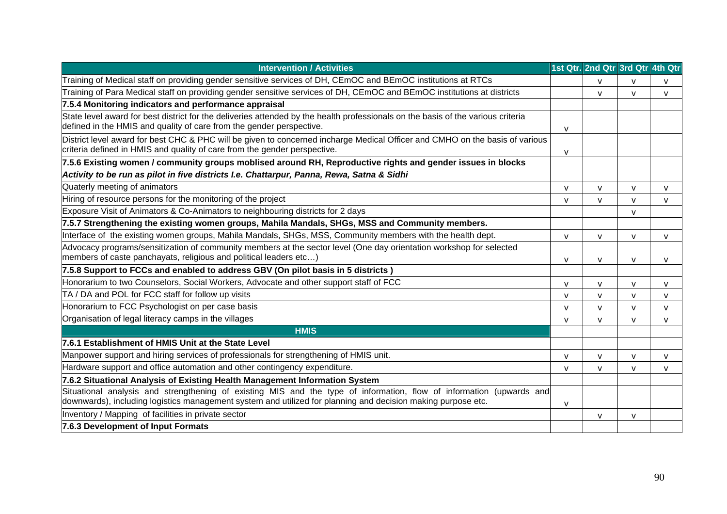| Intervention / Activities | 1st Qtr. | 2nd Qtr | 3rd Qtr | 4th Qtr |
|---|---|---|---|---|
| Training of Medical staff on providing gender sensitive services of DH, CEmOC and BEmOC institutions at RTCs | | v | v | v |
| Training of Para Medical staff on providing gender sensitive services of DH, CEmOC and BEmOC institutions at districts | | v | v | v |
| **7.5.4 Monitoring indicators and performance appraisal** | | | | |
| State level award for best district for the deliveries attended by the health professionals on the basis of the various criteria defined in the HMIS and quality of care from the gender perspective. | v | | | |
| District level award for best CHC & PHC will be given to concerned incharge Medical Officer and CMHO on the basis of various criteria defined in HMIS and quality of care from the gender perspective. | v | | | |
| **7.5.6 Existing women / community groups moblised around RH, Reproductive rights and gender issues in blocks** | | | | |
| ***Activity to be run as pilot in five districts I.e. Chattarpur, Panna, Rewa, Satna & Sidhi*** | | | | |
| Quaterly meeting of animators | v | v | v | v |
| Hiring of resource persons for the monitoring of the project | v | v | v | v |
| Exposure Visit of Animators & Co-Animators to neighbouring districts for 2 days | | | v | |
| **7.5.7 Strengthening the existing women groups, Mahila Mandals, SHGs, MSS and Community members.** | | | | |
| Interface of the existing women groups, Mahila Mandals, SHGs, MSS, Community members with the health dept. | v | v | v | v |
| Advocacy programs/sensitization of community members at the sector level (One day orientation workshop for selected members of caste panchayats, religious and political leaders etc…) | v | v | v | v |
| **7.5.8 Support to FCCs and enabled to address GBV (On pilot basis in 5 districts )** | | | | |
| Honorarium to two Counselors, Social Workers, Advocate and other support staff of FCC | v | v | v | v |
| TA / DA and POL for FCC staff for follow up visits | v | v | v | v |
| Honorarium to FCC Psychologist on per case basis | v | v | v | v |
| Organisation of legal literacy camps in the villages | v | v | v | v |
| **HMIS** | | | | |
| **7.6.1 Establishment of HMIS Unit at the State Level** | | | | |
| Manpower support and hiring services of professionals for strengthening of HMIS unit. | v | v | v | v |
| Hardware support and office automation and other contingency expenditure. | v | v | v | v |
| **7.6.2 Situational Analysis of Existing Health Management Information System** | | | | |
| Situational analysis and strengthening of existing MIS and the type of information, flow of information (upwards and downwards), including logistics management system and utilized for planning and decision making purpose etc. | v | | | |
| Inventory / Mapping of facilities in private sector | | v | v | |
| **7.6.3 Development of Input Formats** | | | | |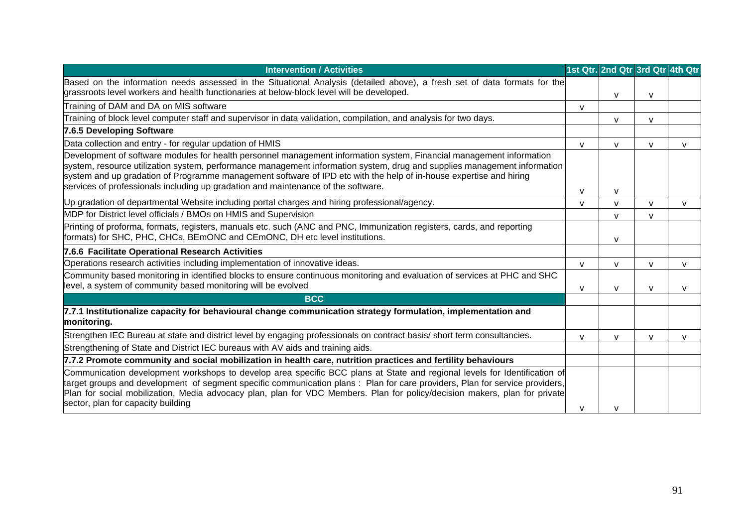| Intervention / Activities | 1st Qtr. | 2nd Qtr | 3rd Qtr | 4th Qtr |
|---|---|---|---|---|
| Based on the information needs assessed in the Situational Analysis (detailed above), a fresh set of data formats for the grassroots level workers and health functionaries at below-block level will be developed. | | v | v | |
| Training of DAM and DA on MIS software | v | | | |
| Training of block level computer staff and supervisor in data validation, compilation, and analysis for two days. | | v | v | |
| **7.6.5 Developing Software** | | | | |
| Data collection and entry - for regular updation of HMIS | v | v | v | v |
| Development of software modules for health personnel management information system, Financial management information system, resource utilization system, performance management information system, drug and supplies management information system and up gradation of Programme management software of IPD etc with the help of in-house expertise and hiring services of professionals including up gradation and maintenance of the software. | v | v | | |
| Up gradation of departmental Website including portal charges and hiring professional/agency. | v | v | v | v |
| MDP for District level officials / BMOs on HMIS and Supervision | | v | v | |
| Printing of proforma, formats, registers, manuals etc. such (ANC and PNC, Immunization registers, cards, and reporting formats) for SHC, PHC, CHCs, BEmONC and CEmONC, DH etc level institutions. | | v | | |
| **7.6.6 Facilitate Operational Research Activities** | | | | |
| Operations research activities including implementation of innovative ideas. | v | v | v | v |
| Community based monitoring in identified blocks to ensure continuous monitoring and evaluation of services at PHC and SHC level, a system of community based monitoring will be evolved | v | v | v | v |
| **BCC** | | | | |
| **7.7.1 Institutionalize capacity for behavioural change communication strategy formulation, implementation and monitoring.** | | | | |
| Strengthen IEC Bureau at state and district level by engaging professionals on contract basis/ short term consultancies. | v | v | v | v |
| Strengthening of State and District IEC bureaus with AV aids and training aids. | | | | |
| **7.7.2 Promote community and social mobilization in health care, nutrition practices and fertility behaviours** | | | | |
| Communication development workshops to develop area specific BCC plans at State and regional levels for Identification of target groups and development of segment specific communication plans : Plan for care providers, Plan for service providers, Plan for social mobilization, Media advocacy plan, plan for VDC Members. Plan for policy/decision makers, plan for private sector, plan for capacity building | v | v | | |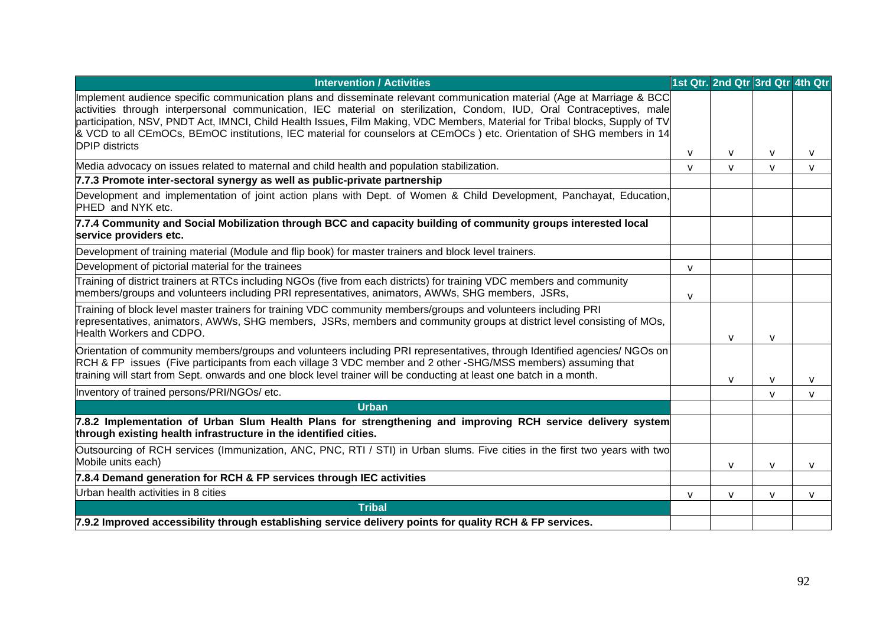| Intervention / Activities | 1st Qtr. | 2nd Qtr | 3rd Qtr | 4th Qtr |
|---|---|---|---|---|
| Implement audience specific communication plans and disseminate relevant communication material (Age at Marriage & BCC activities through interpersonal communication, IEC material on sterilization, Condom, IUD, Oral Contraceptives, male participation, NSV, PNDT Act, IMNCI, Child Health Issues, Film Making, VDC Members, Material for Tribal blocks, Supply of TV & VCD to all CEmOCs, BEmOC institutions, IEC material for counselors at CEmOCs ) etc. Orientation of SHG members in 14 DPIP districts | v | v | v | v |
| Media advocacy on issues related to maternal and child health and population stabilization. | v | v | v | v |
| **7.7.3 Promote inter-sectoral synergy as well as public-private partnership** | | | | |
| Development and implementation of joint action plans with Dept. of Women & Child Development, Panchayat, Education, PHED and NYK etc. | | | | |
| **7.7.4 Community and Social Mobilization through BCC and capacity building of community groups interested local service providers etc.** | | | | |
| Development of training material (Module and flip book) for master trainers and block level trainers. | | | | |
| Development of pictorial material for the trainees | v | | | |
| Training of district trainers at RTCs including NGOs (five from each districts) for training VDC members and community members/groups and volunteers including PRI representatives, animators, AWWs, SHG members, JSRs, | v | | | |
| Training of block level master trainers for training VDC community members/groups and volunteers including PRI representatives, animators, AWWs, SHG members, JSRs, members and community groups at district level consisting of MOs, Health Workers and CDPO. | | v | v | |
| Orientation of community members/groups and volunteers including PRI representatives, through Identified agencies/ NGOs on RCH & FP issues (Five participants from each village 3 VDC member and 2 other -SHG/MSS members) assuming that training will start from Sept. onwards and one block level trainer will be conducting at least one batch in a month. | | v | v | v |
| Inventory of trained persons/PRI/NGOs/ etc. | | | v | v |
| **Urban** | | | | |
| **7.8.2 Implementation of Urban Slum Health Plans for strengthening and improving RCH service delivery system through existing health infrastructure in the identified cities.** | | | | |
| Outsourcing of RCH services (Immunization, ANC, PNC, RTI / STI) in Urban slums. Five cities in the first two years with two Mobile units each) | | v | v | v |
| **7.8.4 Demand generation for RCH & FP services through IEC activities** | | | | |
| Urban health activities in 8 cities | v | v | v | v |
| **Tribal** | | | | |
| **7.9.2 Improved accessibility through establishing service delivery points for quality RCH & FP services.** | | | | |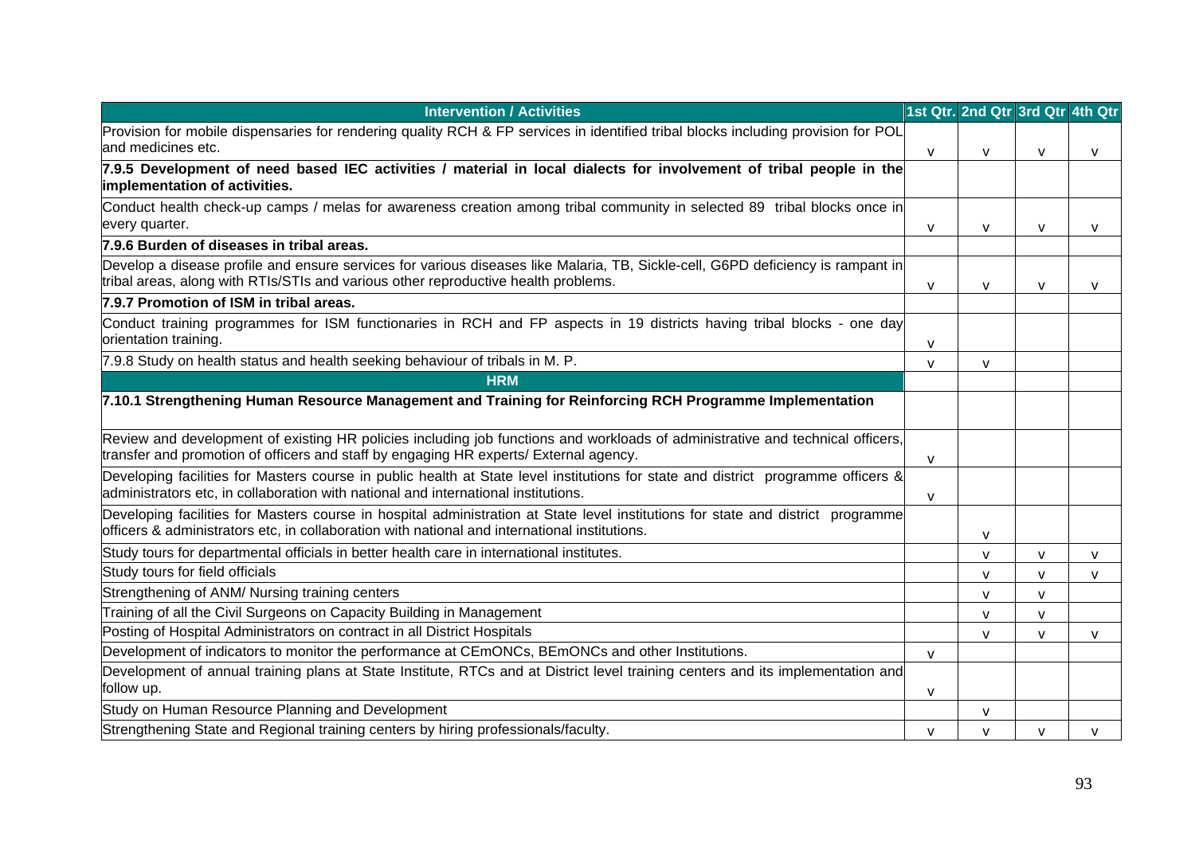| Intervention / Activities | 1st Qtr. | 2nd Qtr | 3rd Qtr | 4th Qtr |
|---|---|---|---|---|
| Provision for mobile dispensaries for rendering quality RCH & FP services in identified tribal blocks including provision for POL and medicines etc. | v | v | v | v |
| **7.9.5 Development of need based IEC activities / material in local dialects for involvement of tribal people in the implementation of activities.** | | | | |
| Conduct health check-up camps / melas for awareness creation among tribal community in selected 89 tribal blocks once in every quarter. | v | v | v | v |
| **7.9.6 Burden of diseases in tribal areas.** | | | | |
| Develop a disease profile and ensure services for various diseases like Malaria, TB, Sickle-cell, G6PD deficiency is rampant in tribal areas, along with RTIs/STIs and various other reproductive health problems. | v | v | v | v |
| **7.9.7 Promotion of ISM in tribal areas.** | | | | |
| Conduct training programmes for ISM functionaries in RCH and FP aspects in 19 districts having tribal blocks - one day orientation training. | v | | | |
| 7.9.8 Study on health status and health seeking behaviour of tribals in M. P. | v | v | | |
| **HRM** | | | | |
| **7.10.1 Strengthening Human Resource Management and Training for Reinforcing RCH Programme Implementation** | | | | |
| Review and development of existing HR policies including job functions and workloads of administrative and technical officers, transfer and promotion of officers and staff by engaging HR experts/ External agency. | v | | | |
| Developing facilities for Masters course in public health at State level institutions for state and district programme officers & administrators etc, in collaboration with national and international institutions. | v | | | |
| Developing facilities for Masters course in hospital administration at State level institutions for state and district programme officers & administrators etc, in collaboration with national and international institutions. | | v | | |
| Study tours for departmental officials in better health care in international institutes. | | v | v | v |
| Study tours for field officials | | v | v | v |
| Strengthening of ANM/ Nursing training centers | | v | v | |
| Training of all the Civil Surgeons on Capacity Building in Management | | v | v | |
| Posting of Hospital Administrators on contract in all District Hospitals | | v | v | v |
| Development of indicators to monitor the performance at CEmONCs, BEmONCs and other Institutions. | v | | | |
| Development of annual training plans at State Institute, RTCs and at District level training centers and its implementation and follow up. | v | | | |
| Study on Human Resource Planning and Development | | v | | |
| Strengthening State and Regional training centers by hiring professionals/faculty. | v | v | v | v |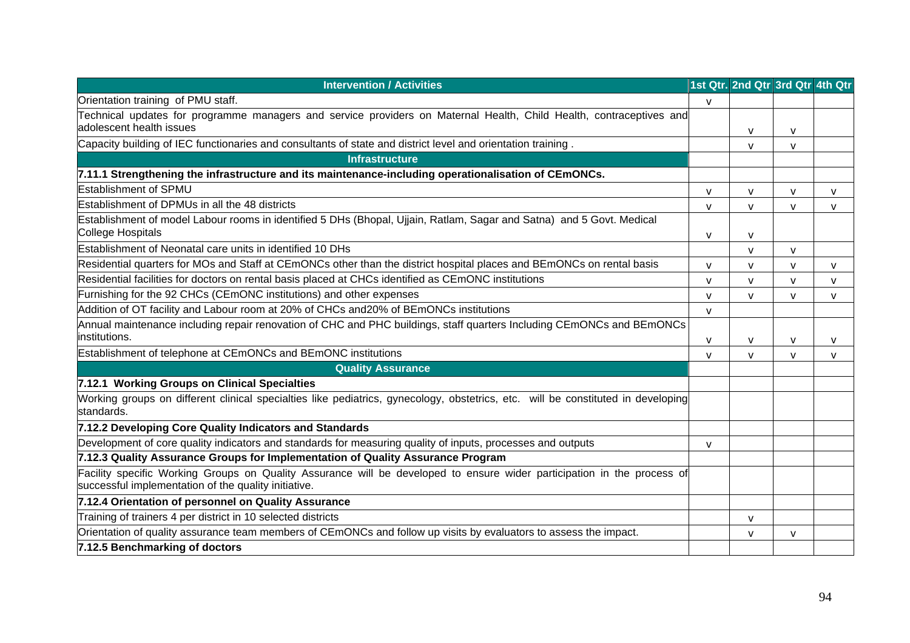| Intervention / Activities | 1st Qtr. | 2nd Qtr | 3rd Qtr | 4th Qtr |
|---|---|---|---|---|
| Orientation training of PMU staff. | v | | | |
| Technical updates for programme managers and service providers on Maternal Health, Child Health, contraceptives and adolescent health issues | | v | v | |
| Capacity building of IEC functionaries and consultants of state and district level and orientation training . | | v | v | |
| **Infrastructure** | | | | |
| **7.11.1 Strengthening the infrastructure and its maintenance-including operationalisation of CEmONCs.** | | | | |
| Establishment of SPMU | v | v | v | v |
| Establishment of DPMUs in all the 48 districts | v | v | v | v |
| Establishment of model Labour rooms in identified 5 DHs (Bhopal, Ujjain, Ratlam, Sagar and Satna) and 5 Govt. Medical College Hospitals | v | v | | |
| Establishment of Neonatal care units in identified 10 DHs | | v | v | |
| Residential quarters for MOs and Staff at CEmONCs other than the district hospital places and BEmONCs on rental basis | v | v | v | v |
| Residential facilities for doctors on rental basis placed at CHCs identified as CEmONC institutions | v | v | v | v |
| Furnishing for the 92 CHCs (CEmONC institutions) and other expenses | v | v | v | v |
| Addition of OT facility and Labour room at 20% of CHCs and20% of BEmONCs institutions | v | | | |
| Annual maintenance including repair renovation of CHC and PHC buildings, staff quarters Including CEmONCs and BEmONCs institutions. | v | v | v | v |
| Establishment of telephone at CEmONCs and BEmONC institutions | v | v | v | v |
| **Quality Assurance** | | | | |
| **7.12.1 Working Groups on Clinical Specialties** | | | | |
| Working groups on different clinical specialties like pediatrics, gynecology, obstetrics, etc. will be constituted in developing standards. | | | | |
| **7.12.2 Developing Core Quality Indicators and Standards** | | | | |
| Development of core quality indicators and standards for measuring quality of inputs, processes and outputs | v | | | |
| **7.12.3 Quality Assurance Groups for Implementation of Quality Assurance Program** | | | | |
| Facility specific Working Groups on Quality Assurance will be developed to ensure wider participation in the process of successful implementation of the quality initiative. | | | | |
| **7.12.4 Orientation of personnel on Quality Assurance** | | | | |
| Training of trainers 4 per district in 10 selected districts | | v | | |
| Orientation of quality assurance team members of CEmONCs and follow up visits by evaluators to assess the impact. | | v | v | |
| **7.12.5 Benchmarking of doctors** | | | | |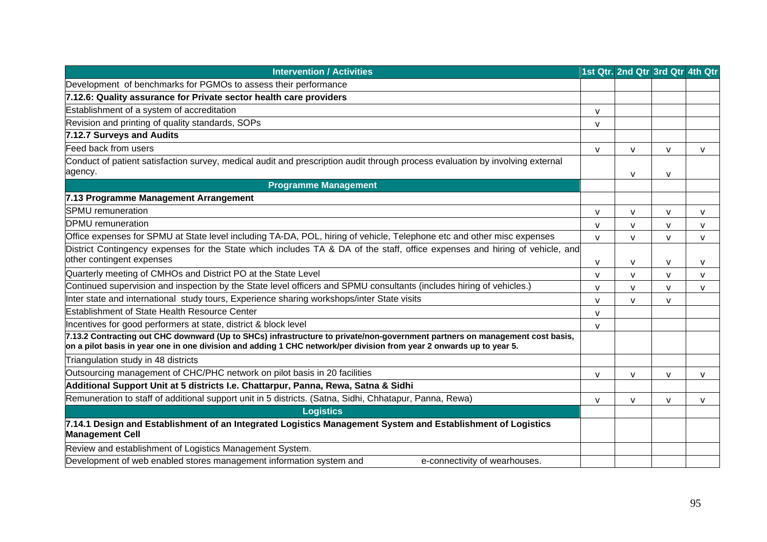| Intervention / Activities | 1st Qtr. | 2nd Qtr | 3rd Qtr | 4th Qtr |
|---|---|---|---|---|
| Development of benchmarks for PGMOs to assess their performance | | | | |
| **7.12.6: Quality assurance for Private sector health care providers** | | | | |
| Establishment of a system of accreditation | v | | | |
| Revision and printing of quality standards, SOPs | v | | | |
| **7.12.7 Surveys and Audits** | | | | |
| Feed back from users | v | v | v | v |
| Conduct of patient satisfaction survey, medical audit and prescription audit through process evaluation by involving external agency. | | v | v | |
| **Programme Management** | | | | |
| **7.13 Programme Management Arrangement** | | | | |
| SPMU remuneration | v | v | v | v |
| DPMU remuneration | v | v | v | v |
| Office expenses for SPMU at State level including TA-DA, POL, hiring of vehicle, Telephone etc and other misc expenses | v | v | v | v |
| District Contingency expenses for the State which includes TA & DA of the staff, office expenses and hiring of vehicle, and other contingent expenses | v | v | v | v |
| Quarterly meeting of CMHOs and District PO at the State Level | v | v | v | v |
| Continued supervision and inspection by the State level officers and SPMU consultants (includes hiring of vehicles.) | v | v | v | v |
| Inter state and international study tours, Experience sharing workshops/inter State visits | v | v | v | |
| Establishment of State Health Resource Center | v | | | |
| Incentives for good performers at state, district & block level | v | | | |
| **7.13.2 Contracting out CHC downward (Up to SHCs) infrastructure to private/non-government partners on management cost basis, on a pilot basis in year one in one division and adding 1 CHC network/per division from year 2 onwards up to year 5.** | | | | |
| Triangulation study in 48 districts | | | | |
| Outsourcing management of CHC/PHC network on pilot basis in 20 facilities | v | v | v | v |
| **Additional Support Unit at 5 districts I.e. Chattarpur, Panna, Rewa, Satna & Sidhi** | | | | |
| Remuneration to staff of additional support unit in 5 districts. (Satna, Sidhi, Chhatapur, Panna, Rewa) | v | v | v | v |
| **Logistics** | | | | |
| **7.14.1 Design and Establishment of an Integrated Logistics Management System and Establishment of Logistics Management Cell** | | | | |
| Review and establishment of Logistics Management System. | | | | |
| Development of web enabled stores management information system and e-connectivity of wearhouses. | | | | |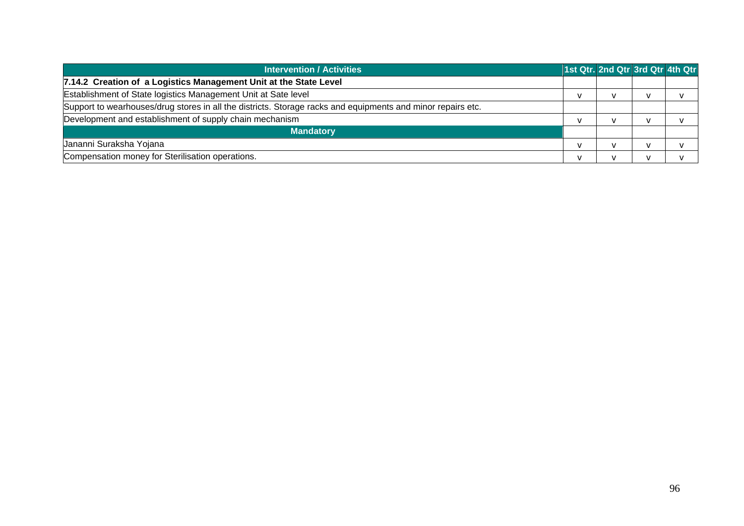| Intervention / Activities | 1st Qtr. | 2nd Qtr | 3rd Qtr | 4th Qtr |
|---|---|---|---|---|
| **7.14.2 Creation of a Logistics Management Unit at the State Level** | | | | |
| Establishment of State logistics Management Unit at Sate level | v | v | v | v |
| Support to wearhouses/drug stores in all the districts. Storage racks and equipments and minor repairs etc. | | | | |
| Development and establishment of supply chain mechanism | v | v | v | v |
| **Mandatory** | | | | |
| Jananni Suraksha Yojana | v | v | v | v |
| Compensation money for Sterilisation operations. | v | v | v | v |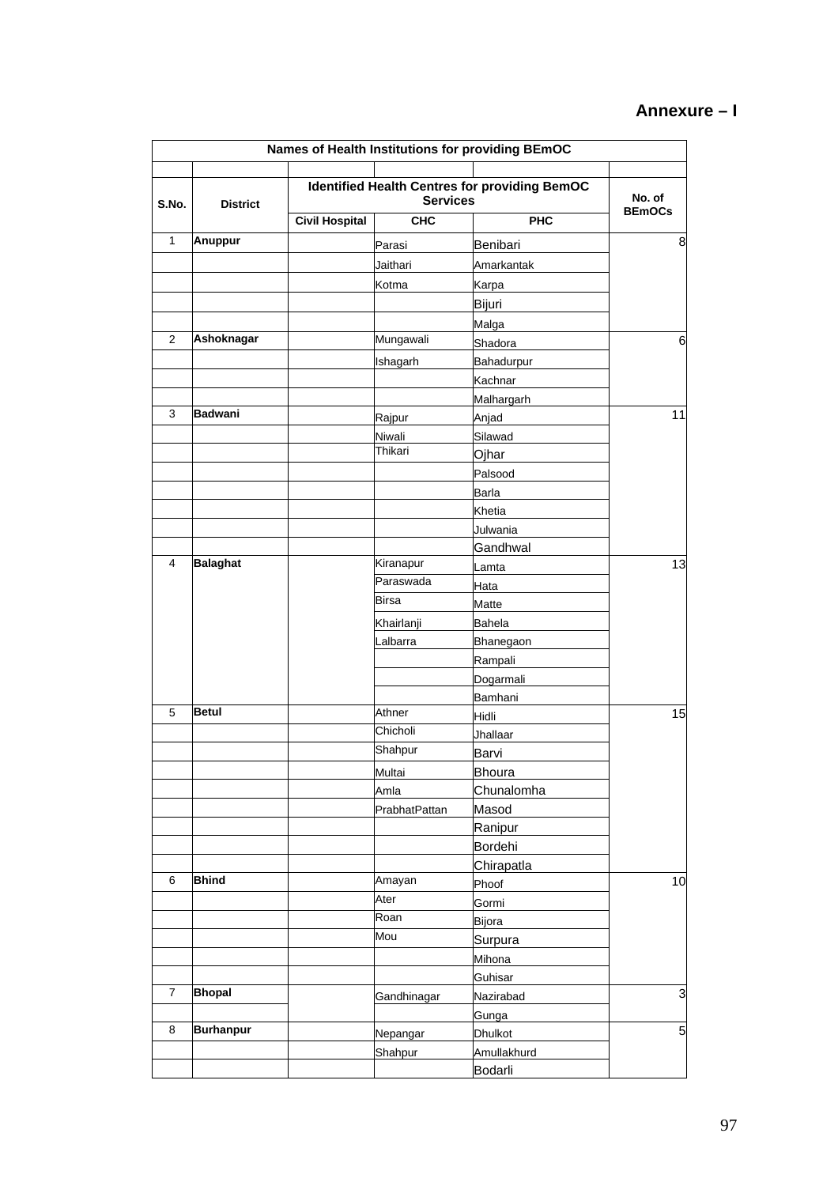**Annexure – I**

| Names of Health Institutions for providing BEmOC | | | | | |
|---|---|---|---|---|---|
| | | | | | |
| S.No. | District | Identified Health Centres for providing BemOC Services | | | No. of BEmOCs |
| | | Civil Hospital | CHC | PHC | |
| 1 | **Anuppur** | | Parasi | Benibari | 8 |
| | | | Jaithari | Amarkantak | |
| | | | Kotma | Karpa | |
| | | | | Bijuri | |
| | | | | Malga | |
| 2 | **Ashoknagar** | | Mungawali | Shadora | 6 |
| | | | Ishagarh | Bahadurpur | |
| | | | | Kachnar | |
| | | | | Malhargarh | |
| 3 | **Badwani** | | Rajpur | Anjad | 11 |
| | | | Niwali | Silawad | |
| | | | Thikari | Ojhar | |
| | | | | Palsood | |
| | | | | Barla | |
| | | | | Khetia | |
| | | | | Julwania | |
| | | | | Gandhwal | |
| 4 | **Balaghat** | | Kiranapur | Lamta | 13 |
| | | | Paraswada | Hata | |
| | | | Birsa | Matte | |
| | | | Khairlanji | Bahela | |
| | | | Lalbarra | Bhanegaon | |
| | | | | Rampali | |
| | | | | Dogarmali | |
| | | | | Bamhani | |
| 5 | **Betul** | | Athner | Hidli | 15 |
| | | | Chicholi | Jhallaar | |
| | | | Shahpur | Barvi | |
| | | | Multai | Bhoura | |
| | | | Amla | Chunalomha | |
| | | | PrabhatPattan | Masod | |
| | | | | Ranipur | |
| | | | | Bordehi | |
| | | | | Chirapatla | |
| 6 | **Bhind** | | Amayan | Phoof | 10 |
| | | | Ater | Gormi | |
| | | | Roan | Bijora | |
| | | | Mou | Surpura | |
| | | | | Mihona | |
| | | | | Guhisar | |
| 7 | **Bhopal** | | Gandhinagar | Nazirabad | 3 |
| | | | | Gunga | |
| 8 | **Burhanpur** | | Nepangar | Dhulkot | 5 |
| | | | Shahpur | Amullakhurd | |
| | | | | Bodarli | |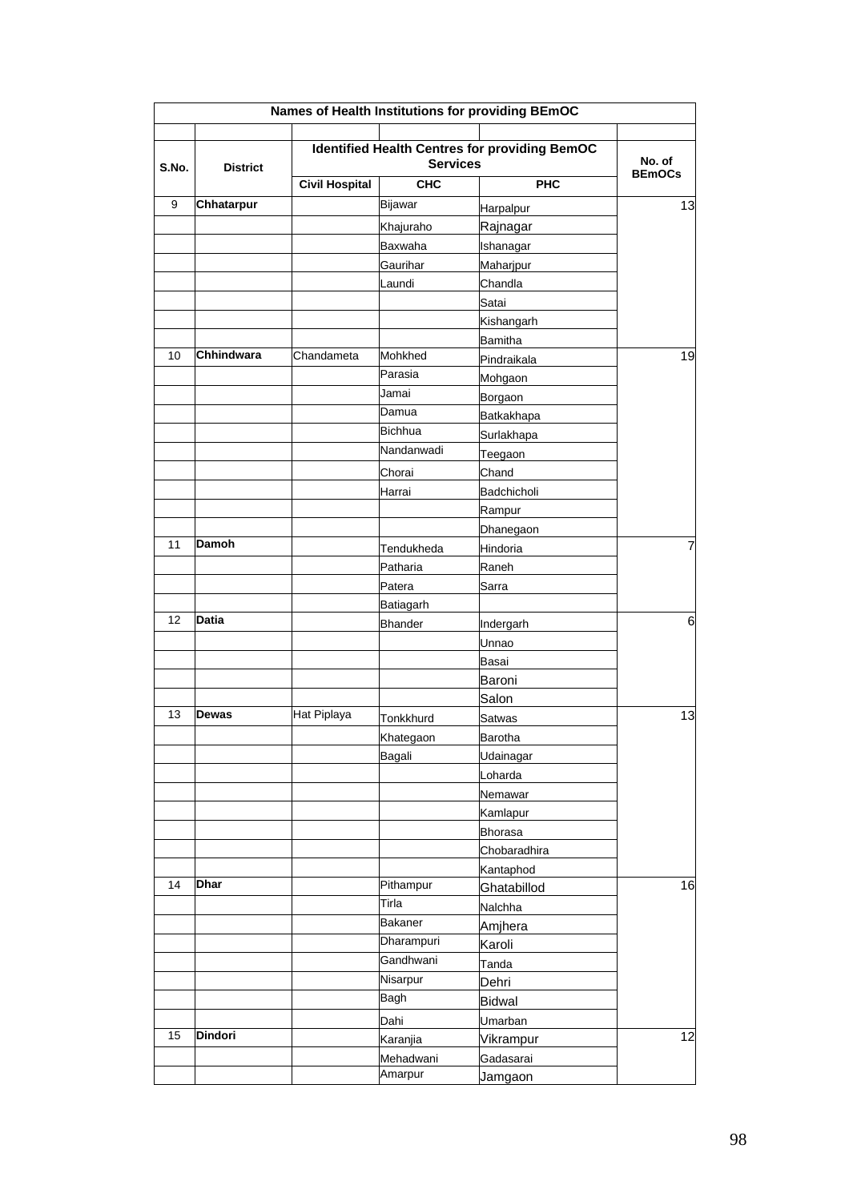| Names of Health Institutions for providing BEmOC | | | | | |
|---|---|---|---|---|---|
| | | | | | |
| S.No. | District | Identified Health Centres for providing BemOC Services | | | No. of BEmOCs |
| | | Civil Hospital | CHC | PHC | |
| 9 | **Chhatarpur** | | Bijawar | Harpalpur | 13 |
| | | | Khajuraho | Rajnagar | |
| | | | Baxwaha | Ishanagar | |
| | | | Gaurihar | Maharjpur | |
| | | | Laundi | Chandla | |
| | | | | Satai | |
| | | | | Kishangarh | |
| | | | | Bamitha | |
| 10 | **Chhindwara** | Chandameta | Mohkhed | Pindraikala | 19 |
| | | | Parasia | Mohgaon | |
| | | | Jamai | Borgaon | |
| | | | Damua | Batkakhapa | |
| | | | Bichhua | Surlakhapa | |
| | | | Nandanwadi | Teegaon | |
| | | | Chorai | Chand | |
| | | | Harrai | Badchicholi | |
| | | | | Rampur | |
| | | | | Dhanegaon | |
| 11 | **Damoh** | | Tendukheda | Hindoria | 7 |
| | | | Patharia | Raneh | |
| | | | Patera | Sarra | |
| | | | Batiagarh | | |
| 12 | **Datia** | | Bhander | Indergarh | 6 |
| | | | | Unnao | |
| | | | | Basai | |
| | | | | Baroni | |
| | | | | Salon | |
| 13 | **Dewas** | Hat Piplaya | Tonkkhurd | Satwas | 13 |
| | | | Khategaon | Barotha | |
| | | | Bagali | Udainagar | |
| | | | | Loharda | |
| | | | | Nemawar | |
| | | | | Kamlapur | |
| | | | | Bhorasa | |
| | | | | Chobaradhira | |
| | | | | Kantaphod | |
| 14 | **Dhar** | | Pithampur | Ghatabillod | 16 |
| | | | Tirla | Nalchha | |
| | | | Bakaner | Amjhera | |
| | | | Dharampuri | Karoli | |
| | | | Gandhwani | Tanda | |
| | | | Nisarpur | Dehri | |
| | | | Bagh | Bidwal | |
| | | | Dahi | Umarban | |
| 15 | **Dindori** | | Karanjia | Vikrampur | 12 |
| | | | Mehadwani | Gadasarai | |
| | | | Amarpur | Jamgaon | |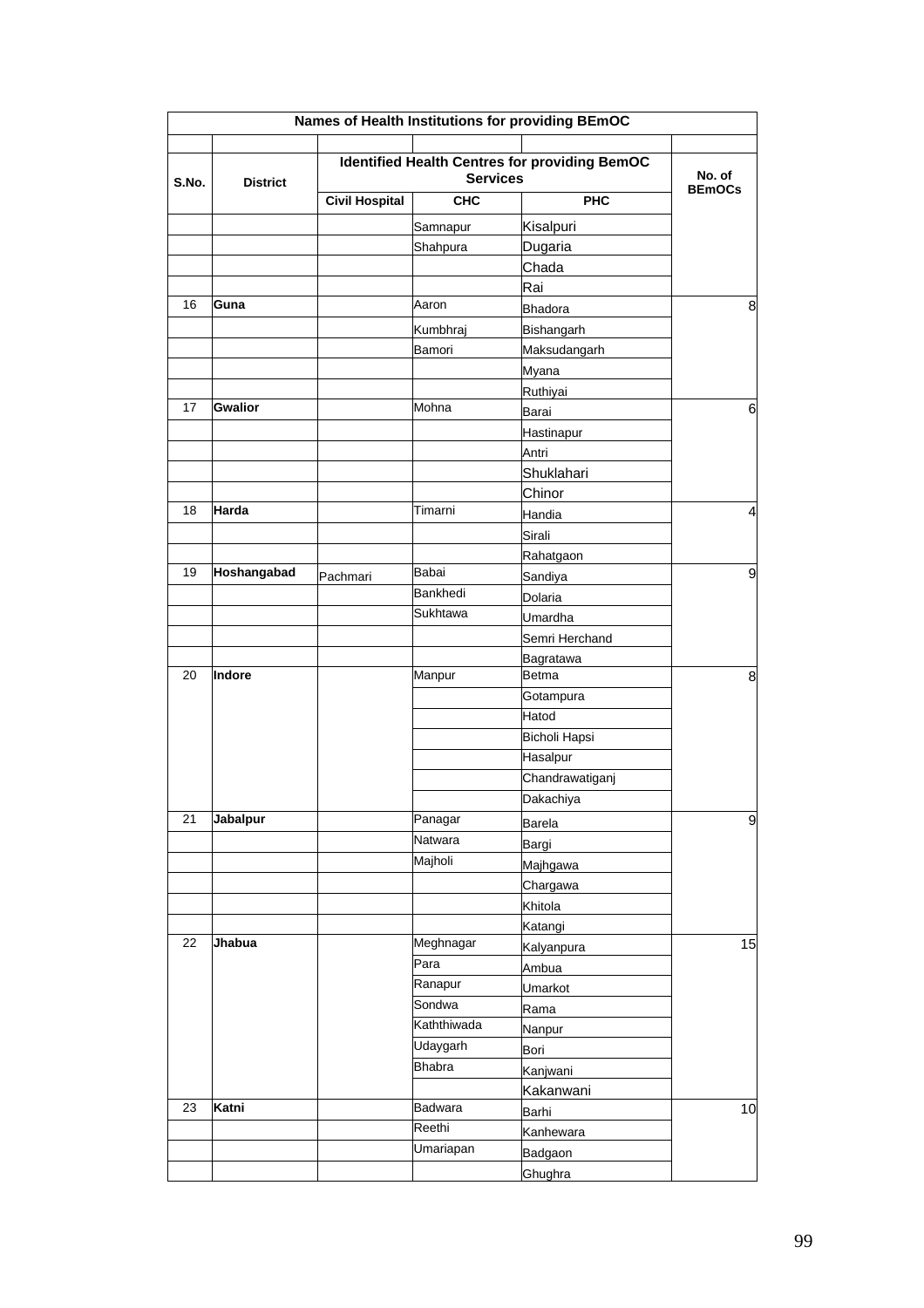| Names of Health Institutions for providing BEmOC | | | | | |
|---|---|---|---|---|---|
| S.No. | District | Identified Health Centres for providing BemOC Services | | | No. of BEmOCs |
| | | Civil Hospital | CHC | PHC | |
| | | | Samnapur | Kisalpuri | |
| | | | Shahpura | Dugaria | |
| | | | | Chada | |
| | | | | Rai | |
| 16 | Guna | | Aaron | Bhadora | 8 |
| | | | Kumbhraj | Bishangarh | |
| | | | Bamori | Maksudangarh | |
| | | | | Myana | |
| | | | | Ruthiyai | |
| 17 | Gwalior | | Mohna | Barai | 6 |
| | | | | Hastinapur | |
| | | | | Antri | |
| | | | | Shuklahari | |
| | | | | Chinor | |
| 18 | Harda | | Timarni | Handia | 4 |
| | | | | Sirali | |
| | | | | Rahatgaon | |
| 19 | Hoshangabad | Pachmari | Babai | Sandiya | 9 |
| | | | Bankhedi | Dolaria | |
| | | | Sukhtawa | Umardha | |
| | | | | Semri Herchand | |
| | | | | Bagratawa | |
| 20 | Indore | | Manpur | Betma | 8 |
| | | | | Gotampura | |
| | | | | Hatod | |
| | | | | Bicholi Hapsi | |
| | | | | Hasalpur | |
| | | | | Chandrawatiganj | |
| | | | | Dakachiya | |
| 21 | Jabalpur | | Panagar | Barela | 9 |
| | | | Natwara | Bargi | |
| | | | Majholi | Majhgawa | |
| | | | | Chargawa | |
| | | | | Khitola | |
| | | | | Katangi | |
| 22 | Jhabua | | Meghnagar | Kalyanpura | 15 |
| | | | Para | Ambua | |
| | | | Ranapur | Umarkot | |
| | | | Sondwa | Rama | |
| | | | Kaththiwada | Nanpur | |
| | | | Udaygarh | Bori | |
| | | | Bhabra | Kanjwani | |
| | | | | Kakanwani | |
| 23 | Katni | | Badwara | Barhi | 10 |
| | | | Reethi | Kanhewara | |
| | | | Umariapan | Badgaon | |
| | | | | Ghughra | |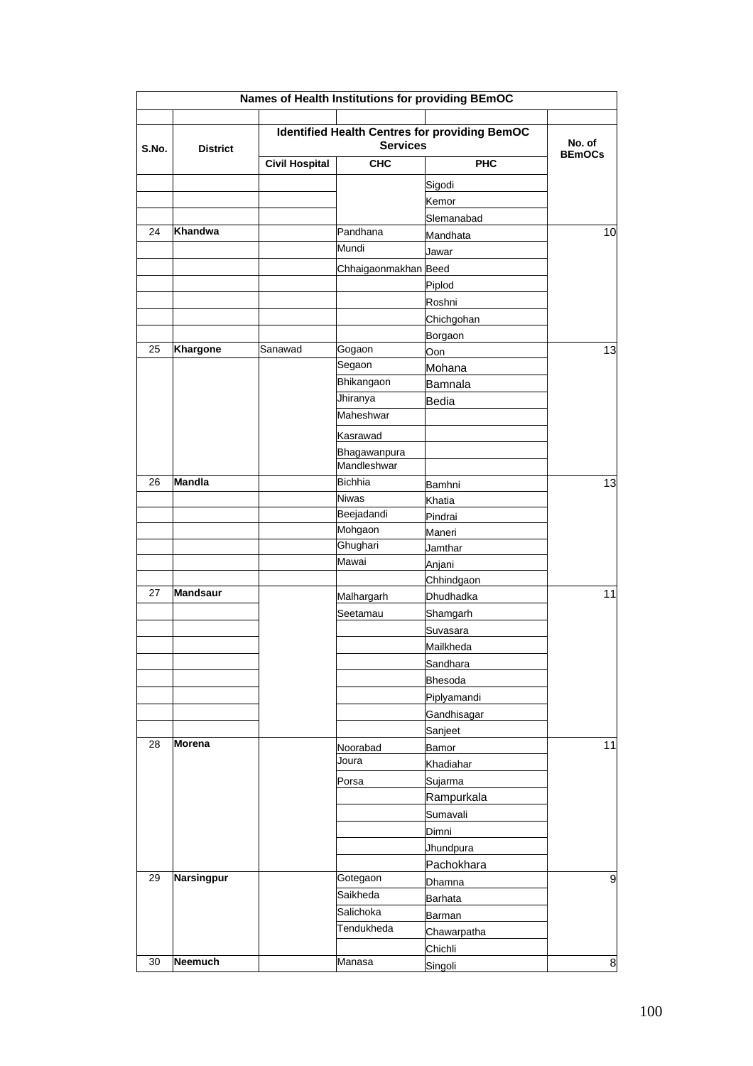| Names of Health Institutions for providing BEmOC | | | | | |
|---|---|---|---|---|---|
| | | | | | |
| S.No. | District | Identified Health Centres for providing BemOC Services | | | No. of BEmOCs |
| | | Civil Hospital | CHC | PHC | |
| | | | | Sigodi | |
| | | | | Kemor | |
| | | | | Slemanabad | |
| 24 | **Khandwa** | | Pandhana | Mandhata | 10 |
| | | | Mundi | Jawar | |
| | | | Chhaigaonmakhan | Beed | |
| | | | | Piplod | |
| | | | | Roshni | |
| | | | | Chichgohan | |
| | | | | Borgaon | |
| 25 | **Khargone** | Sanawad | Gogaon | Oon | 13 |
| | | | Segaon | Mohana | |
| | | | Bhikangaon | Bamnala | |
| | | | Jhiranya | Bedia | |
| | | | Maheshwar | | |
| | | | Kasrawad | | |
| | | | Bhagawanpura | | |
| | | | Mandleshwar | | |
| 26 | **Mandla** | | Bichhia | Bamhni | 13 |
| | | | Niwas | Khatia | |
| | | | Beejadandi | Pindrai | |
| | | | Mohgaon | Maneri | |
| | | | Ghughari | Jamthar | |
| | | | Mawai | Anjani | |
| | | | | Chhindgaon | |
| 27 | **Mandsaur** | | Malhargarh | Dhudhadka | 11 |
| | | | Seetamau | Shamgarh | |
| | | | | Suvasara | |
| | | | | Mailkheda | |
| | | | | Sandhara | |
| | | | | Bhesoda | |
| | | | | Piplyamandi | |
| | | | | Gandhisagar | |
| | | | | Sanjeet | |
| 28 | **Morena** | | Noorabad | Bamor | 11 |
| | | | Joura | Khadiahar | |
| | | | Porsa | Sujarma | |
| | | | | Rampurkala | |
| | | | | Sumavali | |
| | | | | Dimni | |
| | | | | Jhundpura | |
| | | | | Pachokhara | |
| 29 | **Narsingpur** | | Gotegaon | Dhamna | 9 |
| | | | Saikheda | Barhata | |
| | | | Salichoka | Barman | |
| | | | Tendukheda | Chawarpatha | |
| | | | | Chichli | |
| 30 | **Neemuch** | | Manasa | Singoli | 8 |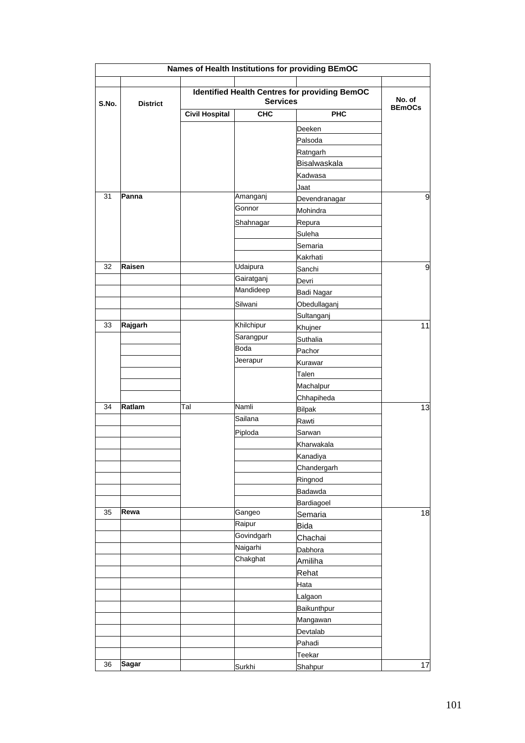| Names of Health Institutions for providing BEmOC | | | | | |
|---|---|---|---|---|---|
| S.No. | District | Identified Health Centres for providing BemOC Services | | | No. of BEmOCs |
| | | Civil Hospital | CHC | PHC | |
| | | | | Deeken | |
| | | | | Palsoda | |
| | | | | Ratngarh | |
| | | | | Bisalwaskala | |
| | | | | Kadwasa | |
| | | | | Jaat | |
| 31 | Panna | | Amanganj | Devendranagar | 9 |
| | | | Gonnor | Mohindra | |
| | | | Shahnagar | Repura | |
| | | | | Suleha | |
| | | | | Semaria | |
| | | | | Kakrhati | |
| 32 | Raisen | | Udaipura | Sanchi | 9 |
| | | | Gairatganj | Devri | |
| | | | Mandideep | Badi Nagar | |
| | | | Silwani | Obedullaganj | |
| | | | | Sultanganj | |
| 33 | Rajgarh | | Khilchipur | Khujner | 11 |
| | | | Sarangpur | Suthalia | |
| | | | Boda | Pachor | |
| | | | Jeerapur | Kurawar | |
| | | | | Talen | |
| | | | | Machalpur | |
| | | | | Chhapiheda | |
| 34 | Ratlam | Tal | Namli | Bilpak | 13 |
| | | | Sailana | Rawti | |
| | | | Piploda | Sarwan | |
| | | | | Kharwakala | |
| | | | | Kanadiya | |
| | | | | Chandergarh | |
| | | | | Ringnod | |
| | | | | Badawda | |
| | | | | Bardiagoel | |
| 35 | Rewa | | Gangeo | Semaria | 18 |
| | | | Raipur | Bida | |
| | | | Govindgarh | Chachai | |
| | | | Naigarhi | Dabhora | |
| | | | Chakghat | Amiliha | |
| | | | | Rehat | |
| | | | | Hata | |
| | | | | Lalgaon | |
| | | | | Baikunthpur | |
| | | | | Mangawan | |
| | | | | Devtalab | |
| | | | | Pahadi | |
| | | | | Teekar | |
| 36 | Sagar | | Surkhi | Shahpur | 17 |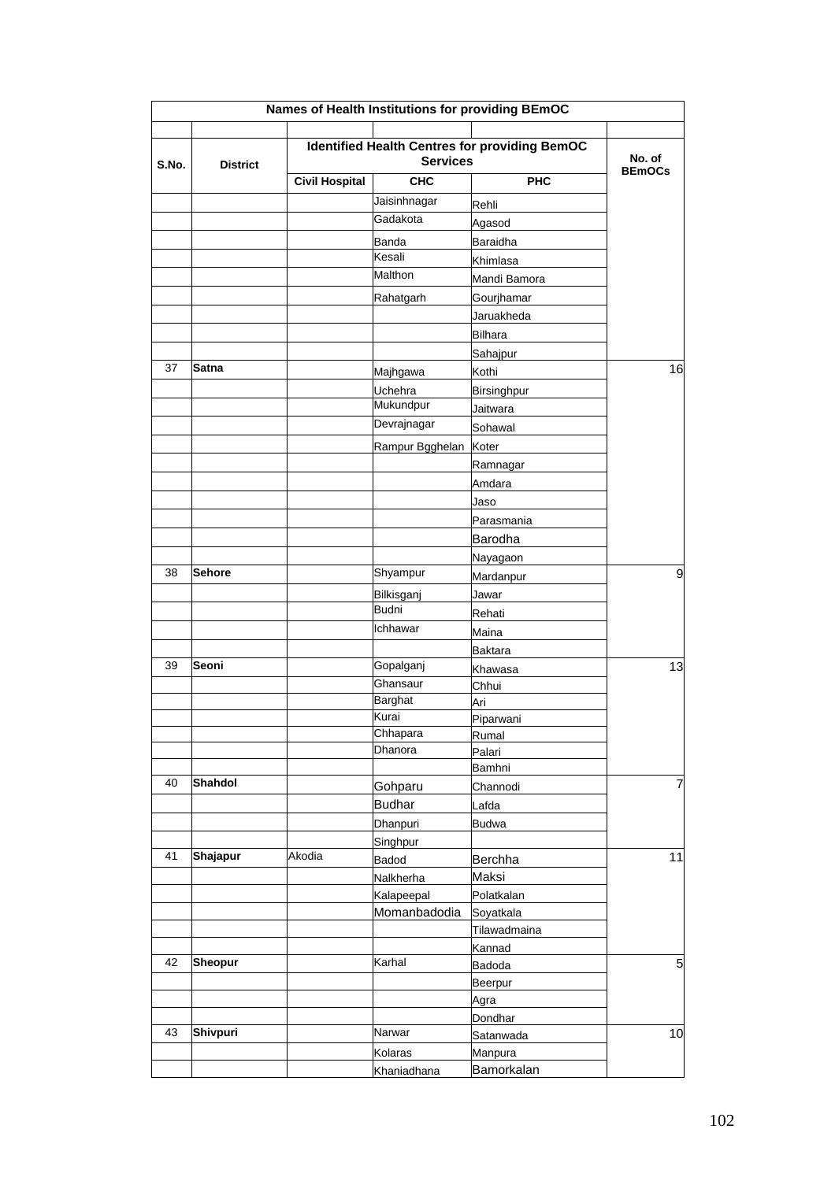| Names of Health Institutions for providing BEmOC | | | | | |
|---|---|---|---|---|---|
| | | | | | |
| S.No. | District | Identified Health Centres for providing BemOC Services | | | No. of BEmOCs |
| | | Civil Hospital | CHC | PHC | |
| | | | Jaisinhnagar | Rehli | |
| | | | Gadakota | Agasod | |
| | | | Banda | Baraidha | |
| | | | Kesali | Khimlasa | |
| | | | Malthon | Mandi Bamora | |
| | | | Rahatgarh | Gourjhamar | |
| | | | | Jaruakheda | |
| | | | | Bilhara | |
| | | | | Sahajpur | |
| 37 | **Satna** | | Majhgawa | Kothi | 16 |
| | | | Uchehra | Birsinghpur | |
| | | | Mukundpur | Jaitwara | |
| | | | Devrajnagar | Sohawal | |
| | | | Rampur Bgghelan | Koter | |
| | | | | Ramnagar | |
| | | | | Amdara | |
| | | | | Jaso | |
| | | | | Parasmania | |
| | | | | Barodha | |
| | | | | Nayagaon | |
| 38 | **Sehore** | | Shyampur | Mardanpur | 9 |
| | | | Bilkisganj | Jawar | |
| | | | Budni | Rehati | |
| | | | Ichhawar | Maina | |
| | | | | Baktara | |
| 39 | **Seoni** | | Gopalganj | Khawasa | 13 |
| | | | Ghansaur | Chhui | |
| | | | Barghat | Ari | |
| | | | Kurai | Piparwani | |
| | | | Chhapara | Rumal | |
| | | | Dhanora | Palari | |
| | | | | Bamhni | |
| 40 | **Shahdol** | | Gohparu | Channodi | 7 |
| | | | Budhar | Lafda | |
| | | | Dhanpuri | Budwa | |
| | | | Singhpur | | |
| 41 | **Shajapur** | Akodia | Badod | Berchha | 11 |
| | | | Nalkherha | Maksi | |
| | | | Kalapeepal | Polatkalan | |
| | | | Momanbadodia | Soyatkala | |
| | | | | Tilawadmaina | |
| | | | | Kannad | |
| 42 | **Sheopur** | | Karhal | Badoda | 5 |
| | | | | Beerpur | |
| | | | | Agra | |
| | | | | Dondhar | |
| 43 | **Shivpuri** | | Narwar | Satanwada | 10 |
| | | | Kolaras | Manpura | |
| | | | Khaniadhana | Bamorkalan | |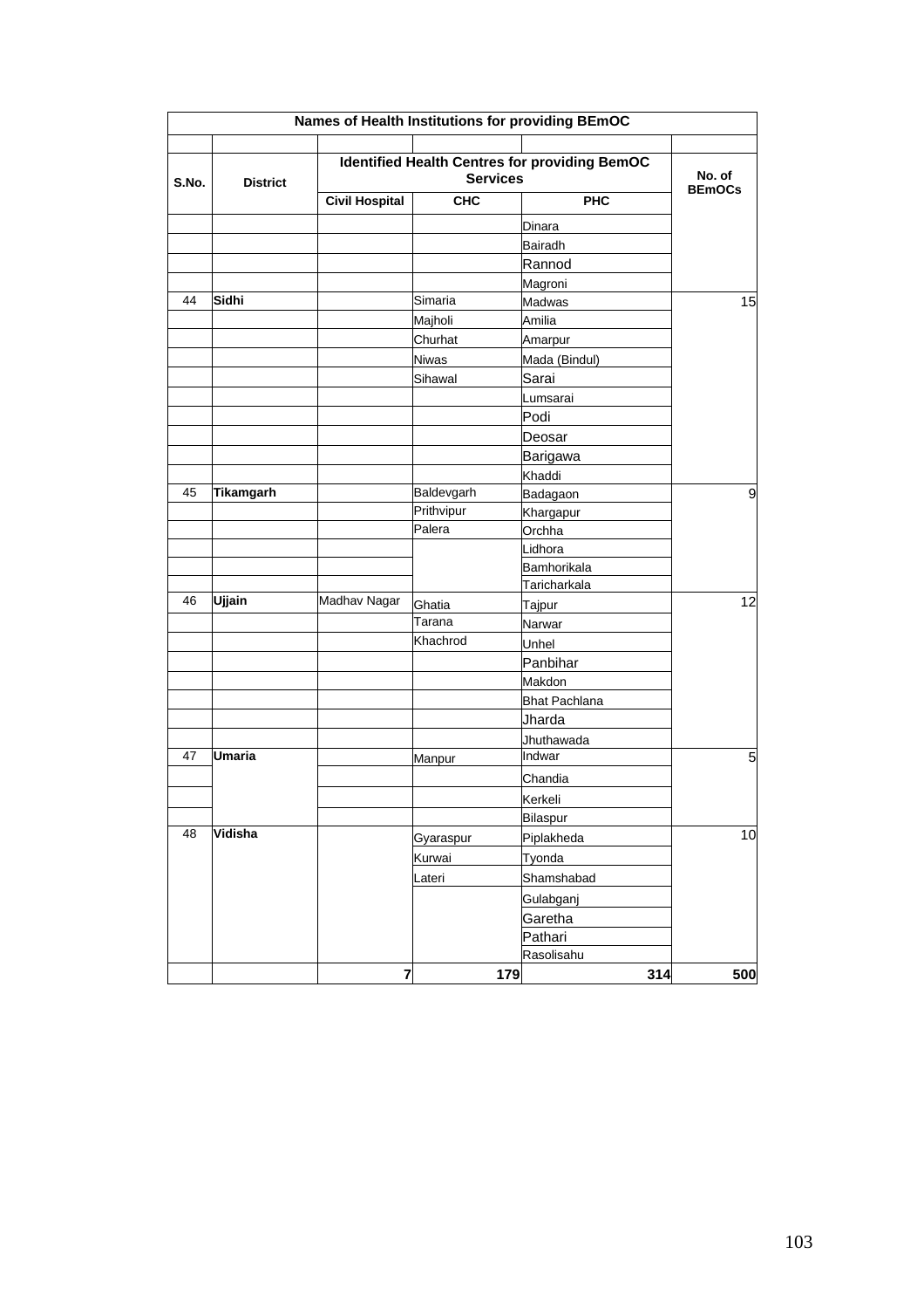| Names of Health Institutions for providing BEmOC | | | | | |
|---|---|---|---|---|---|
| S.No. | District | Identified Health Centres for providing BemOC Services | | | No. of BEmOCs |
| | | Civil Hospital | CHC | PHC | |
| | | | | Dinara | |
| | | | | Bairadh | |
| | | | | Rannod | |
| | | | | Magroni | |
| 44 | **Sidhi** | | Simaria | Madwas | 15 |
| | | | Majholi | Amilia | |
| | | | Churhat | Amarpur | |
| | | | Niwas | Mada (Bindul) | |
| | | | Sihawal | Sarai | |
| | | | | Lumsarai | |
| | | | | Podi | |
| | | | | Deosar | |
| | | | | Barigawa | |
| | | | | Khaddi | |
| 45 | **Tikamgarh** | | Baldevgarh | Badagaon | 9 |
| | | | Prithvipur | Khargapur | |
| | | | Palera | Orchha | |
| | | | | Lidhora | |
| | | | | Bamhorikala | |
| | | | | Taricharkala | |
| 46 | **Ujjain** | Madhav Nagar | Ghatia | Tajpur | 12 |
| | | | Tarana | Narwar | |
| | | | Khachrod | Unhel | |
| | | | | Panbihar | |
| | | | | Makdon | |
| | | | | Bhat Pachlana | |
| | | | | Jharda | |
| | | | | Jhuthawada | |
| 47 | **Umaria** | | Manpur | Indwar | 5 |
| | | | | Chandia | |
| | | | | Kerkeli | |
| | | | | Bilaspur | |
| 48 | **Vidisha** | | Gyaraspur | Piplakheda | 10 |
| | | | Kurwai | Tyonda | |
| | | | Lateri | Shamshabad | |
| | | | | Gulabganj | |
| | | | | Garetha | |
| | | | | Pathari | |
| | | | | Rasolisahu | |
| | | **7** | **179** | **314** | **500** |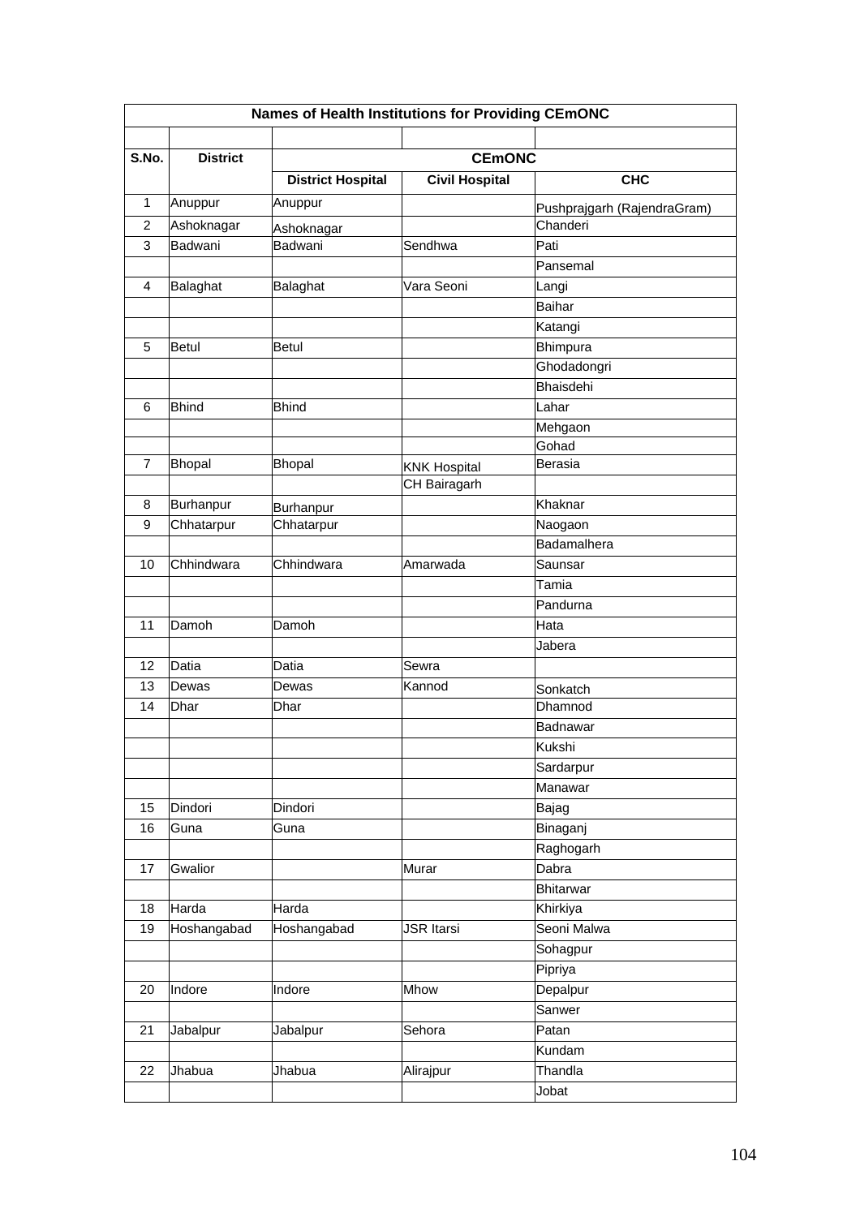| Names of Health Institutions for Providing CEmONC | | | | |
|---|---|---|---|---|
| | | | | |
| S.No. | District | CEmONC | | |
| | | District Hospital | Civil Hospital | CHC |
| 1 | Anuppur | Anuppur | | Pushprajgarh (RajendraGram) |
| 2 | Ashoknagar | Ashoknagar | | Chanderi |
| 3 | Badwani | Badwani | Sendhwa | Pati |
| | | | | Pansemal |
| 4 | Balaghat | Balaghat | Vara Seoni | Langi |
| | | | | Baihar |
| | | | | Katangi |
| 5 | Betul | Betul | | Bhimpura |
| | | | | Ghodadongri |
| | | | | Bhaisdehi |
| 6 | Bhind | Bhind | | Lahar |
| | | | | Mehgaon |
| | | | | Gohad |
| 7 | Bhopal | Bhopal | KNK Hospital | Berasia |
| | | | CH Bairagarh | |
| 8 | Burhanpur | Burhanpur | | Khaknar |
| 9 | Chhatarpur | Chhatarpur | | Naogaon |
| | | | | Badamalhera |
| 10 | Chhindwara | Chhindwara | Amarwada | Saunsar |
| | | | | Tamia |
| | | | | Pandurna |
| 11 | Damoh | Damoh | | Hata |
| | | | | Jabera |
| 12 | Datia | Datia | Sewra | |
| 13 | Dewas | Dewas | Kannod | Sonkatch |
| 14 | Dhar | Dhar | | Dhamnod |
| | | | | Badnawar |
| | | | | Kukshi |
| | | | | Sardarpur |
| | | | | Manawar |
| 15 | Dindori | Dindori | | Bajag |
| 16 | Guna | Guna | | Binaganj |
| | | | | Raghogarh |
| 17 | Gwalior | | Murar | Dabra |
| | | | | Bhitarwar |
| 18 | Harda | Harda | | Khirkiya |
| 19 | Hoshangabad | Hoshangabad | JSR Itarsi | Seoni Malwa |
| | | | | Sohagpur |
| | | | | Pipriya |
| 20 | Indore | Indore | Mhow | Depalpur |
| | | | | Sanwer |
| 21 | Jabalpur | Jabalpur | Sehora | Patan |
| | | | | Kundam |
| 22 | Jhabua | Jhabua | Alirajpur | Thandla |
| | | | | Jobat |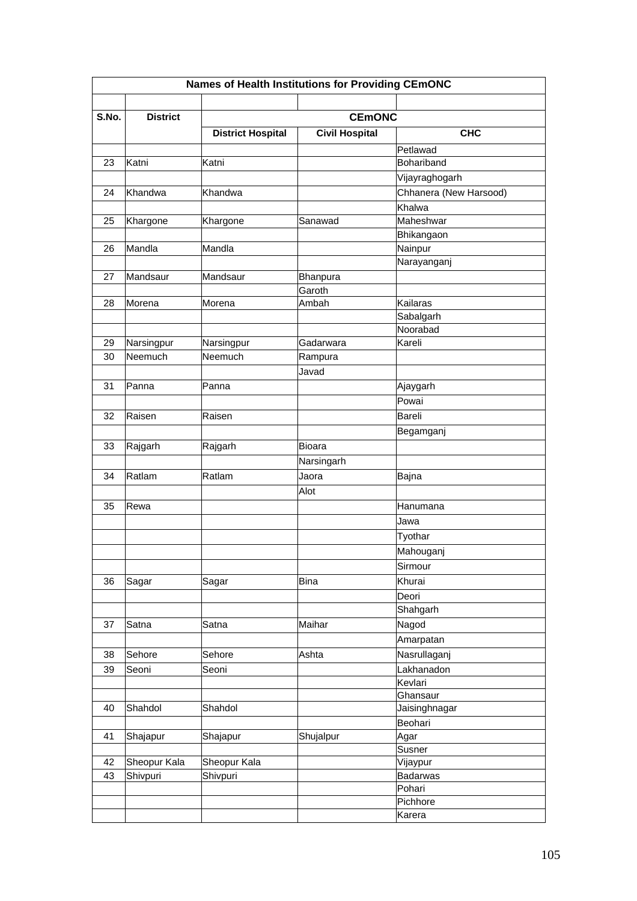| Names of Health Institutions for Providing CEmONC | | | | |
|---|---|---|---|---|
| | | | | |
| S.No. | District | CEmONC | | |
| | | District Hospital | Civil Hospital | CHC |
| | | | | Petlawad |
| 23 | Katni | Katni | | Bohariband |
| | | | | Vijayraghogarh |
| 24 | Khandwa | Khandwa | | Chhanera (New Harsood) |
| | | | | Khalwa |
| 25 | Khargone | Khargone | Sanawad | Maheshwar |
| | | | | Bhikangaon |
| 26 | Mandla | Mandla | | Nainpur |
| | | | | Narayanganj |
| 27 | Mandsaur | Mandsaur | Bhanpura | |
| | | | Garoth | |
| 28 | Morena | Morena | Ambah | Kailaras |
| | | | | Sabalgarh |
| | | | | Noorabad |
| 29 | Narsingpur | Narsingpur | Gadarwara | Kareli |
| 30 | Neemuch | Neemuch | Rampura | |
| | | | Javad | |
| 31 | Panna | Panna | | Ajaygarh |
| | | | | Powai |
| 32 | Raisen | Raisen | | Bareli |
| | | | | Begamganj |
| 33 | Rajgarh | Rajgarh | Bioara | |
| | | | Narsingarh | |
| 34 | Ratlam | Ratlam | Jaora | Bajna |
| | | | Alot | |
| 35 | Rewa | | | Hanumana |
| | | | | Jawa |
| | | | | Tyothar |
| | | | | Mahouganj |
| | | | | Sirmour |
| 36 | Sagar | Sagar | Bina | Khurai |
| | | | | Deori |
| | | | | Shahgarh |
| 37 | Satna | Satna | Maihar | Nagod |
| | | | | Amarpatan |
| 38 | Sehore | Sehore | Ashta | Nasrullaganj |
| 39 | Seoni | Seoni | | Lakhanadon |
| | | | | Kevlari |
| | | | | Ghansaur |
| 40 | Shahdol | Shahdol | | Jaisinghnagar |
| | | | | Beohari |
| 41 | Shajapur | Shajapur | Shujalpur | Agar |
| | | | | Susner |
| 42 | Sheopur Kala | Sheopur Kala | | Vijaypur |
| 43 | Shivpuri | Shivpuri | | Badarwas |
| | | | | Pohari |
| | | | | Pichhore |
| | | | | Karera |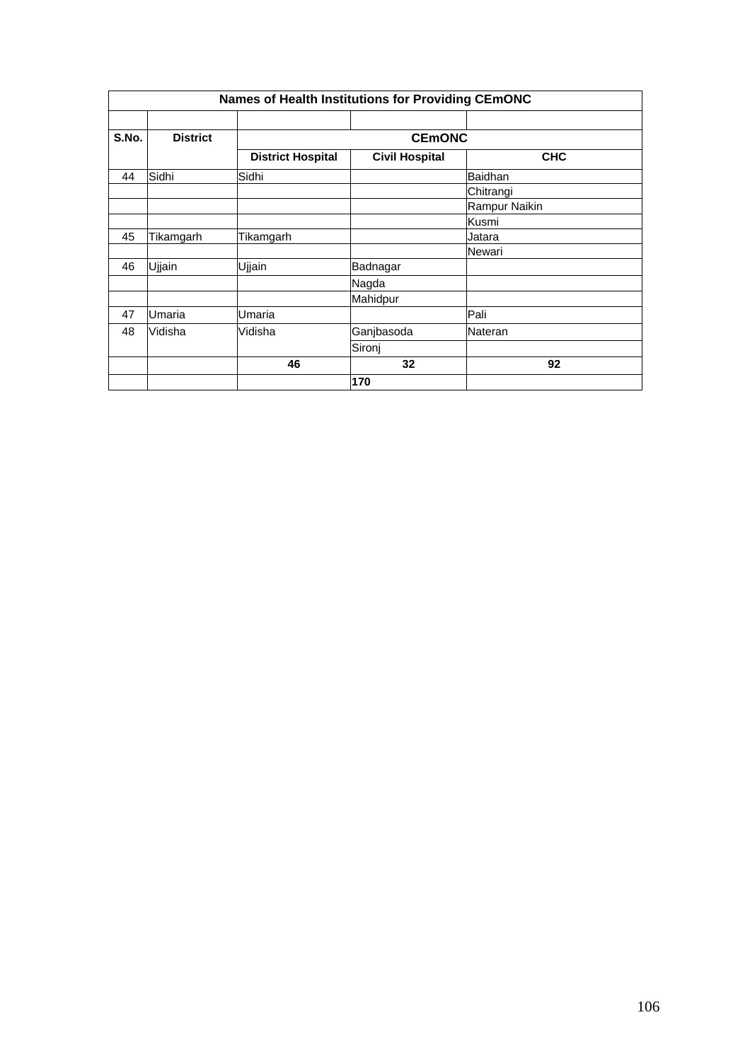| Names of Health Institutions for Providing CEmONC | | | | |
|---|---|---|---|---|
| | | | | |
| S.No. | District | CEmONC | | |
| | | District Hospital | Civil Hospital | CHC |
| 44 | Sidhi | Sidhi | | Baidhan |
| | | | | Chitrangi |
| | | | | Rampur Naikin |
| | | | | Kusmi |
| 45 | Tikamgarh | Tikamgarh | | Jatara |
| | | | | Newari |
| 46 | Ujjain | Ujjain | Badnagar | |
| | | | Nagda | |
| | | | Mahidpur | |
| 47 | Umaria | Umaria | | Pali |
| 48 | Vidisha | Vidisha | Ganjbasoda | Nateran |
| | | | Sironj | |
| | | **46** | **32** | **92** |
| | | | **170** | |